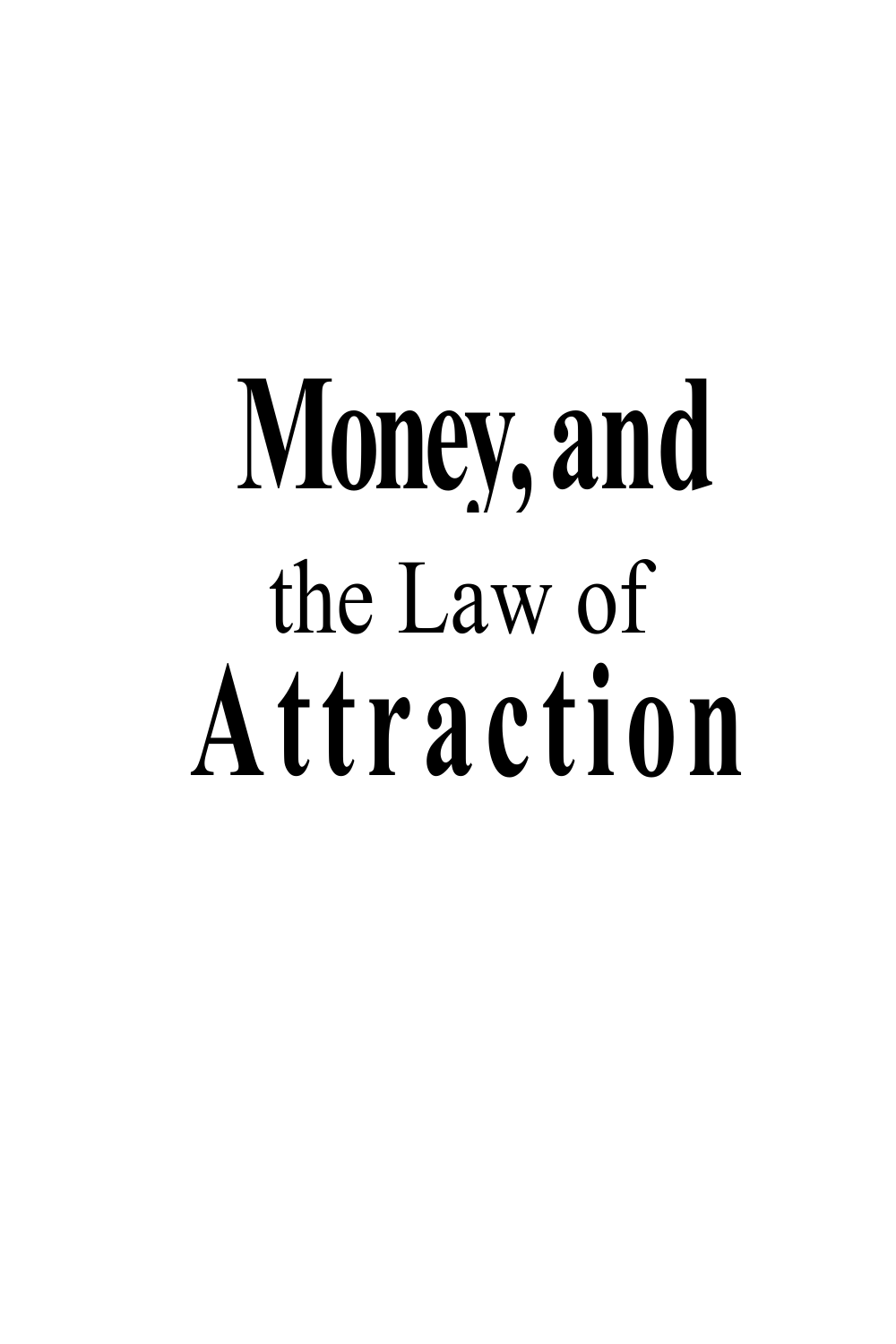# Money, and the Law of Attraction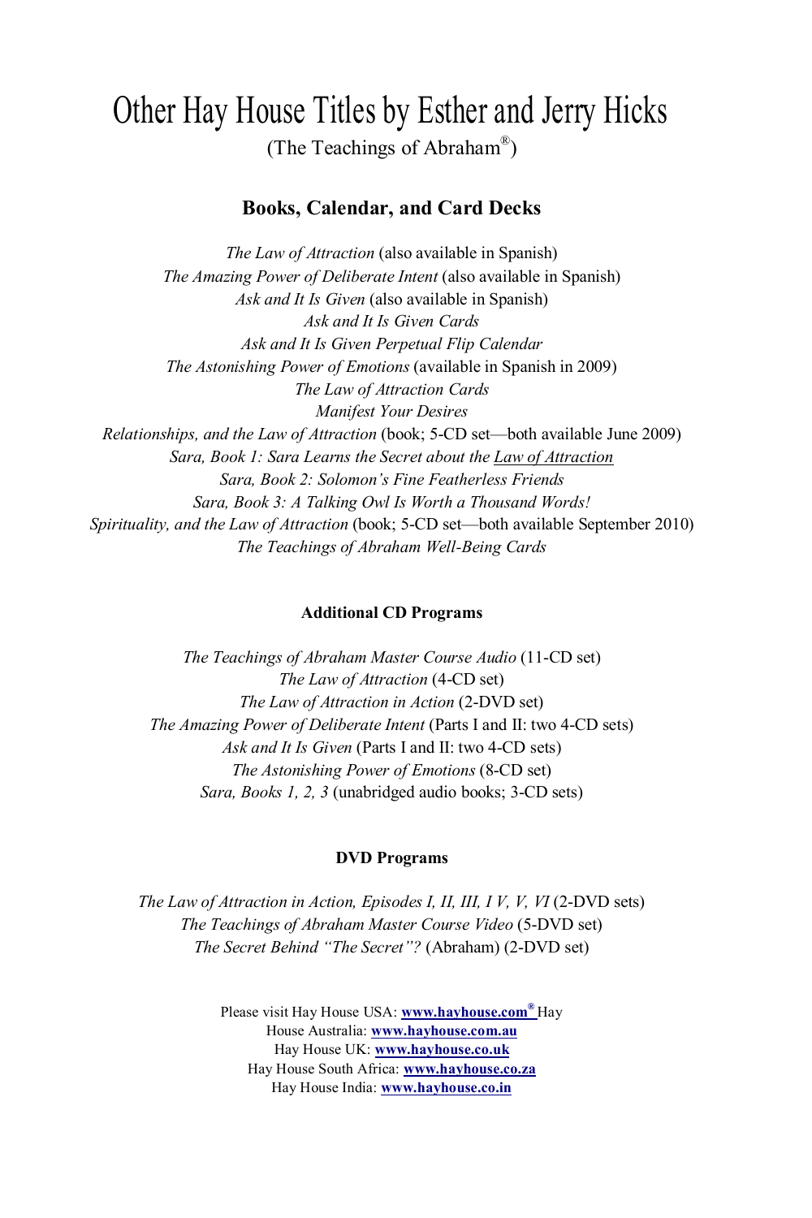# Other Hay House Titles by Esther and Jerry Hicks

(The Teachings of Abraham®)

## Books, Calendar, and Card Decks

*The Law of Attraction* (also available in Spanish)
*The Amazing Power of Deliberate Intent* (also available in Spanish)
*Ask and It Is Given* (also available in Spanish)
*Ask and It Is Given Cards*
*Ask and It Is Given Perpetual Flip Calendar*
*The Astonishing Power of Emotions* (available in Spanish in 2009)
*The Law of Attraction Cards*
*Manifest Your Desires*
*Relationships, and the Law of Attraction* (book; 5-CD set—both available June 2009)
*Sara, Book 1: Sara Learns the Secret about the Law of Attraction*
*Sara, Book 2: Solomon's Fine Featherless Friends*
*Sara, Book 3: A Talking Owl Is Worth a Thousand Words!*
*Spirituality, and the Law of Attraction* (book; 5-CD set—both available September 2010)
*The Teachings of Abraham Well-Being Cards*

### Additional CD Programs

*The Teachings of Abraham Master Course Audio* (11-CD set)
*The Law of Attraction* (4-CD set)
*The Law of Attraction in Action* (2-DVD set)
*The Amazing Power of Deliberate Intent* (Parts I and II: two 4-CD sets)
*Ask and It Is Given* (Parts I and II: two 4-CD sets)
*The Astonishing Power of Emotions* (8-CD set)
*Sara, Books 1, 2, 3* (unabridged audio books; 3-CD sets)

### DVD Programs

*The Law of Attraction in Action, Episodes I, II, III, I V, V, VI* (2-DVD sets)
*The Teachings of Abraham Master Course Video* (5-DVD set)
*The Secret Behind "The Secret"?* (Abraham) (2-DVD set)

Please visit Hay House USA: **www.hayhouse.com®** Hay House Australia: **www.hayhouse.com.au**
Hay House UK: **www.hayhouse.co.uk**
Hay House South Africa: **www.hayhouse.co.za**
Hay House India: **www.hayhouse.co.in**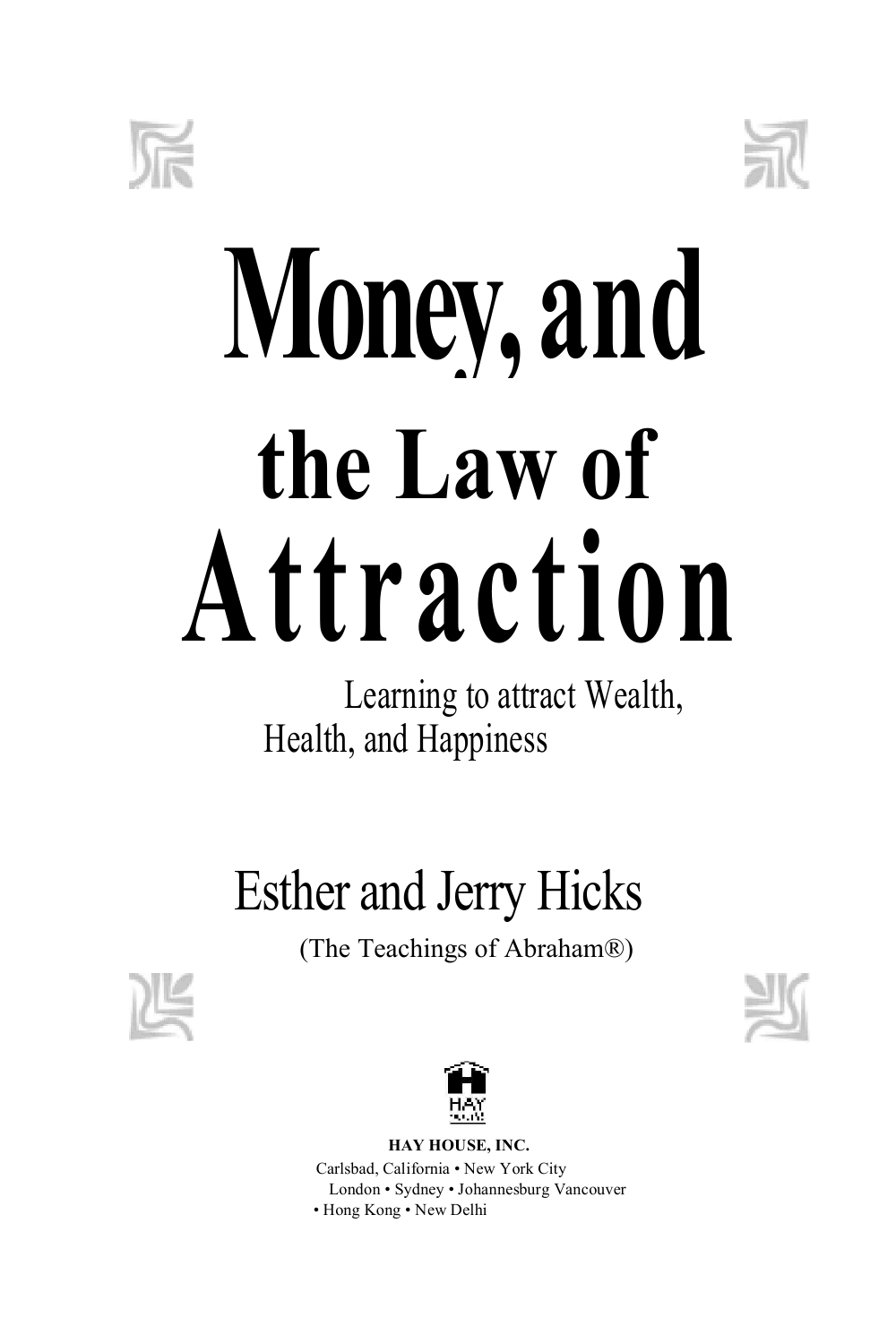# Money, and the Law of Attraction

Learning to attract Wealth, Health, and Happiness

## Esther and Jerry Hicks

(The Teachings of Abraham®)

**HAY HOUSE, INC.**

Carlsbad, California • New York City
London • Sydney • Johannesburg Vancouver
• Hong Kong • New Delhi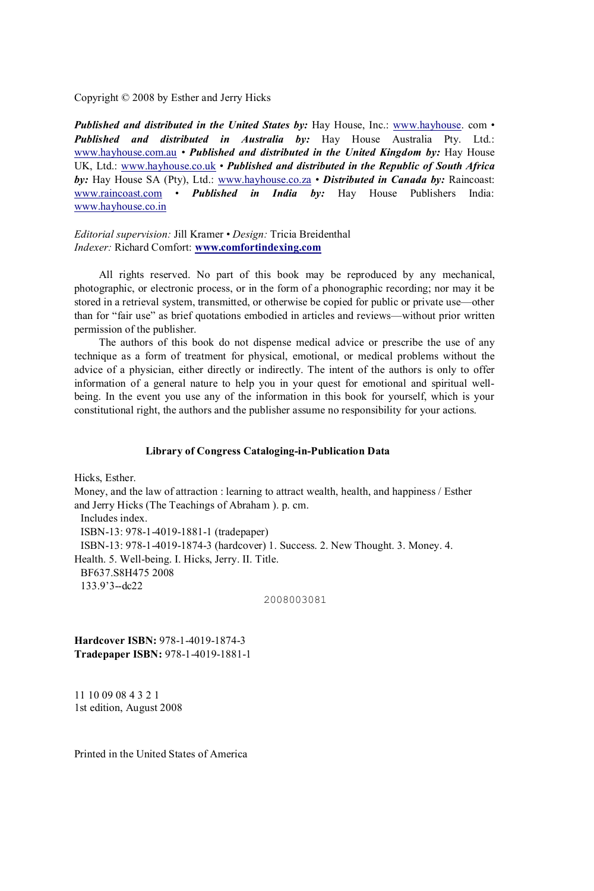Copyright © 2008 by Esther and Jerry Hicks

***Published and distributed in the United States by:*** Hay House, Inc.: www.hayhouse. com • ***Published and distributed in Australia by:*** Hay House Australia Pty. Ltd.: www.hayhouse.com.au • ***Published and distributed in the United Kingdom by:*** Hay House UK, Ltd.: www.hayhouse.co.uk • ***Published and distributed in the Republic of South Africa by:*** Hay House SA (Pty), Ltd.: www.hayhouse.co.za • ***Distributed in Canada by:*** Raincoast: www.raincoast.com • ***Published in India by:*** Hay House Publishers India: www.hayhouse.co.in

*Editorial supervision:* Jill Kramer • *Design:* Tricia Breidenthal
*Indexer:* Richard Comfort: **www.comfortindexing.com**

All rights reserved. No part of this book may be reproduced by any mechanical, photographic, or electronic process, or in the form of a phonographic recording; nor may it be stored in a retrieval system, transmitted, or otherwise be copied for public or private use—other than for "fair use" as brief quotations embodied in articles and reviews—without prior written permission of the publisher.

The authors of this book do not dispense medical advice or prescribe the use of any technique as a form of treatment for physical, emotional, or medical problems without the advice of a physician, either directly or indirectly. The intent of the authors is only to offer information of a general nature to help you in your quest for emotional and spiritual well-being. In the event you use any of the information in this book for yourself, which is your constitutional right, the authors and the publisher assume no responsibility for your actions.

**Library of Congress Cataloging-in-Publication Data**

Hicks, Esther.
Money, and the law of attraction : learning to attract wealth, health, and happiness / Esther and Jerry Hicks (The Teachings of Abraham ). p. cm.
Includes index.
ISBN-13: 978-1-4019-1881-1 (tradepaper)
ISBN-13: 978-1-4019-1874-3 (hardcover) 1. Success. 2. New Thought. 3. Money. 4. Health. 5. Well-being. I. Hicks, Jerry. II. Title.
BF637.S8H475 2008
133.9'3--dc22

2008003081

**Hardcover ISBN:** 978-1-4019-1874-3
**Tradepaper ISBN:** 978-1-4019-1881-1

11 10 09 08 4 3 2 1
1st edition, August 2008

Printed in the United States of America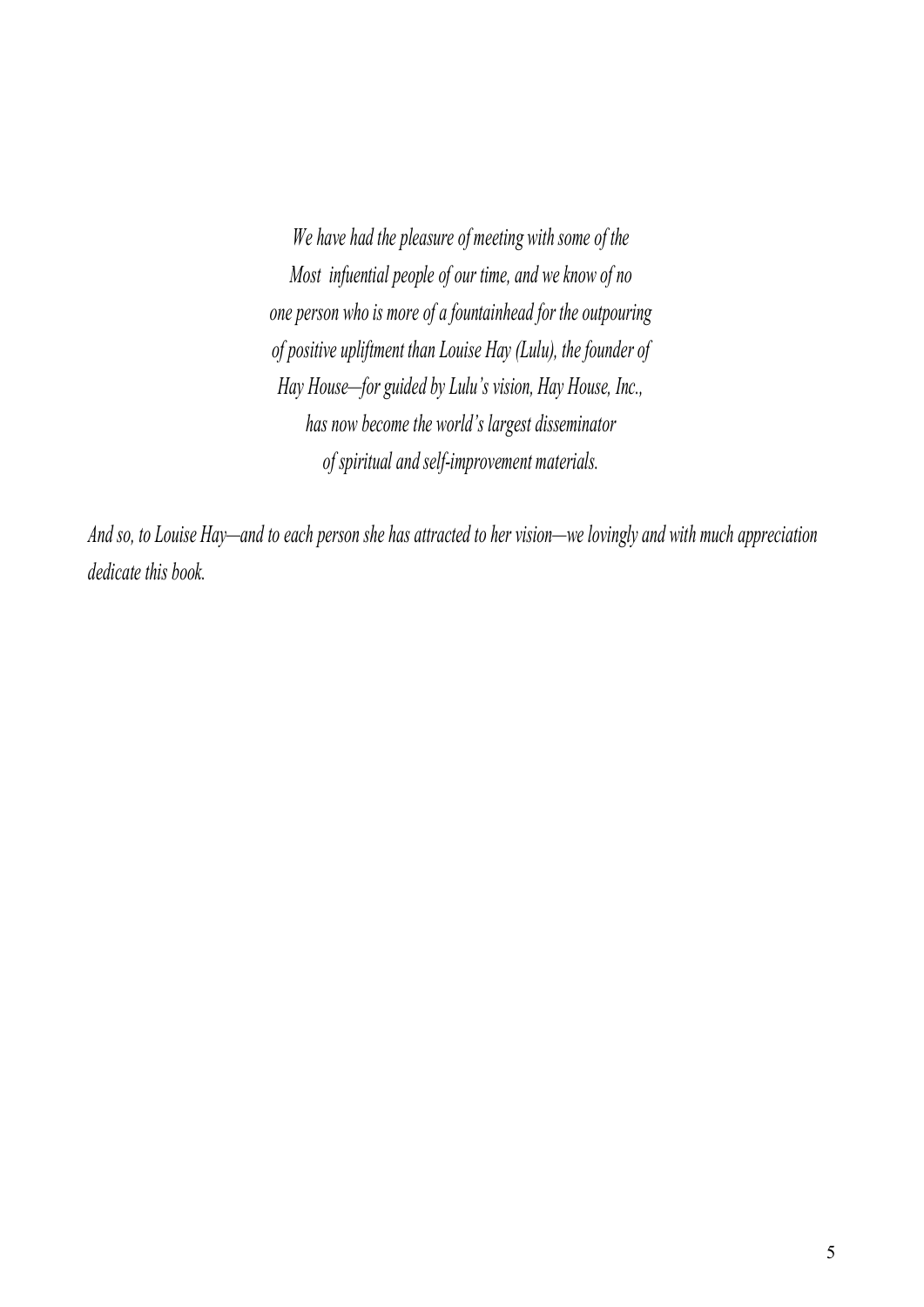*We have had the pleasure of meeting with some of the Most infuential people of our time, and we know of no one person who is more of a fountainhead for the outpouring of positive upliftment than Louise Hay (Lulu), the founder of Hay House—for guided by Lulu's vision, Hay House, Inc., has now become the world's largest disseminator of spiritual and self-improvement materials.*

*And so, to Louise Hay—and to each person she has attracted to her vision—we lovingly and with much appreciation dedicate this book.*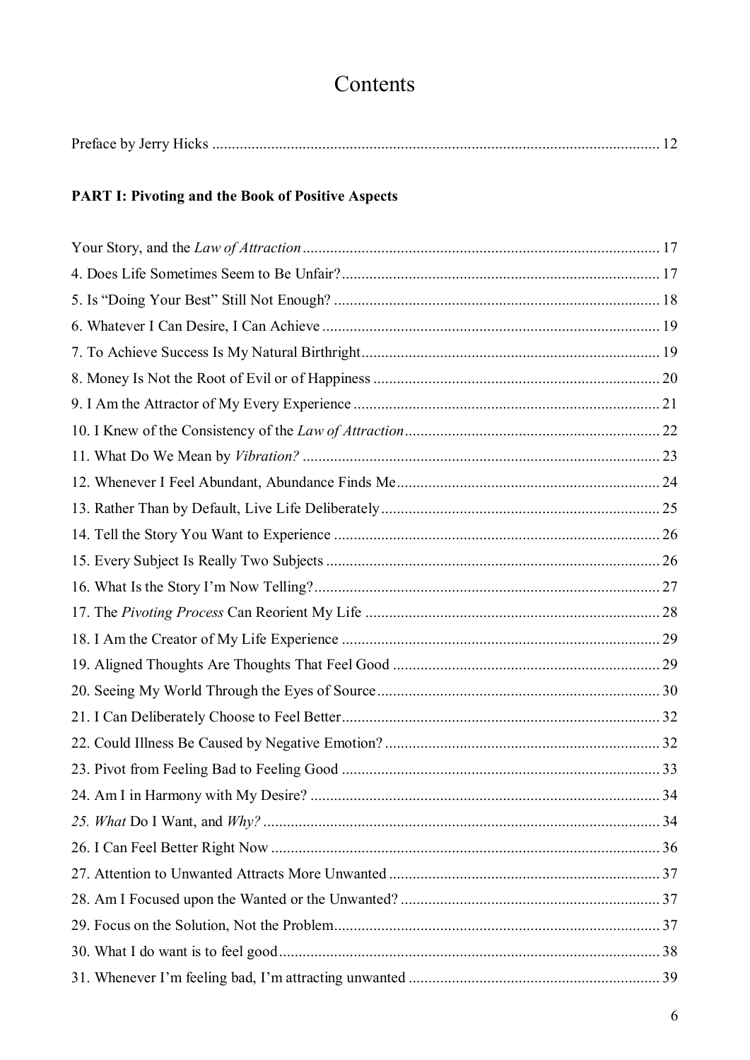# Contents

Preface by Jerry Hicks ........................................................................................................ 12

**PART I: Pivoting and the Book of Positive Aspects**

Your Story, and the *Law of Attraction* ........................................................................ 17

4. Does Life Sometimes Seem to Be Unfair? ................................................................ 17
5. Is "Doing Your Best" Still Not Enough? ................................................................... 18
6. Whatever I Can Desire, I Can Achieve ..................................................................... 19
7. To Achieve Success Is My Natural Birthright ........................................................... 19
8. Money Is Not the Root of Evil or of Happiness ........................................................ 20
9. I Am the Attractor of My Every Experience ............................................................. 21
10. I Knew of the Consistency of the *Law of Attraction* ............................................... 22
11. What Do We Mean by *Vibration?* .......................................................................... 23
12. Whenever I Feel Abundant, Abundance Finds Me .................................................. 24
13. Rather Than by Default, Live Life Deliberately ....................................................... 25
14. Tell the Story You Want to Experience ................................................................... 26
15. Every Subject Is Really Two Subjects ..................................................................... 26
16. What Is the Story I'm Now Telling? ........................................................................ 27
17. The *Pivoting Process* Can Reorient My Life .......................................................... 28
18. I Am the Creator of My Life Experience ................................................................. 29
19. Aligned Thoughts Are Thoughts That Feel Good .................................................... 29
20. Seeing My World Through the Eyes of Source ....................................................... 30
21. I Can Deliberately Choose to Feel Better ................................................................ 32
22. Could Illness Be Caused by Negative Emotion? ..................................................... 32
23. Pivot from Feeling Bad to Feeling Good ................................................................. 33
24. Am I in Harmony with My Desire? ......................................................................... 34
*25. What* Do I Want, and *Why?* .................................................................................... 34
26. I Can Feel Better Right Now ................................................................................... 36
27. Attention to Unwanted Attracts More Unwanted .................................................... 37
28. Am I Focused upon the Wanted or the Unwanted? ................................................. 37
29. Focus on the Solution, Not the Problem .................................................................. 37
30. What I do want is to feel good ................................................................................ 38
31. Whenever I'm feeling bad, I'm attracting unwanted ............................................... 39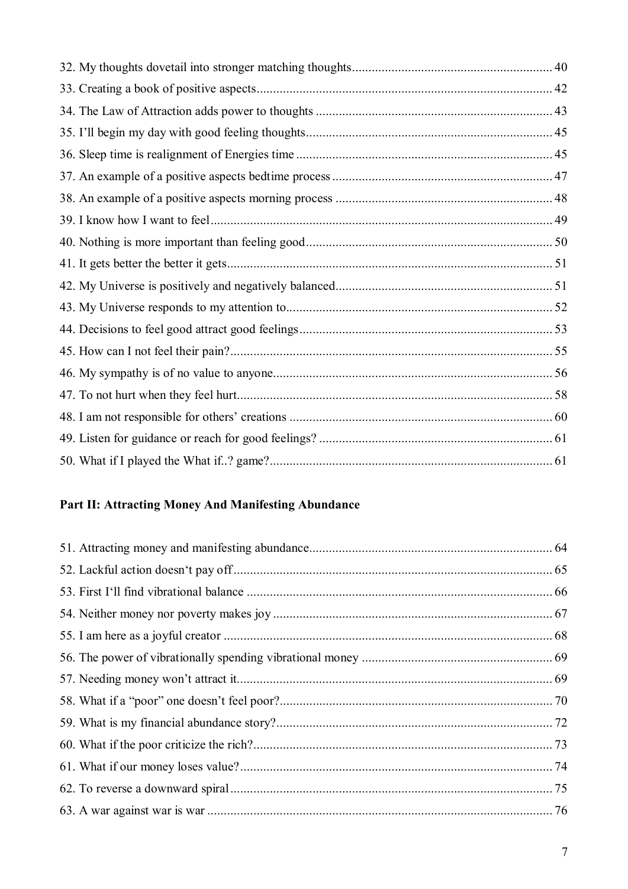32. My thoughts dovetail into stronger matching thoughts............................................................ 40
33. Creating a book of positive aspects......................................................................................... 42
34. The Law of Attraction adds power to thoughts ....................................................................... 43
35. I'll begin my day with good feeling thoughts.......................................................................... 45
36. Sleep time is realignment of Energies time ............................................................................. 45
37. An example of a positive aspects bedtime process .................................................................. 47
38. An example of a positive aspects morning process ................................................................. 48
39. I know how I want to feel....................................................................................................... 49
40. Nothing is more important than feeling good.......................................................................... 50
41. It gets better the better it gets.................................................................................................. 51
42. My Universe is positively and negatively balanced................................................................. 51
43. My Universe responds to my attention to................................................................................ 52
44. Decisions to feel good attract good feelings............................................................................ 53
45. How can I not feel their pain?................................................................................................. 55
46. My sympathy is of no value to anyone.................................................................................... 56
47. To not hurt when they feel hurt............................................................................................... 58
48. I am not responsible for others' creations ............................................................................... 60
49. Listen for guidance or reach for good feelings? ...................................................................... 61
50. What if I played the What if..? game?..................................................................................... 61

**Part II: Attracting Money And Manifesting Abundance**

51. Attracting money and manifesting abundance......................................................................... 64
52. Lackful action doesn't pay off................................................................................................ 65
53. First I'll find vibrational balance ............................................................................................ 66
54. Neither money nor poverty makes joy .................................................................................... 67
55. I am here as a joyful creator ................................................................................................... 68
56. The power of vibrationally spending vibrational money ......................................................... 69
57. Needing money won't attract it............................................................................................... 69
58. What if a "poor" one doesn't feel poor?.................................................................................. 70
59. What is my financial abundance story?................................................................................... 72
60. What if the poor criticize the rich?.......................................................................................... 73
61. What if our money loses value?.............................................................................................. 74
62. To reverse a downward spiral................................................................................................. 75
63. A war against war is war ........................................................................................................ 76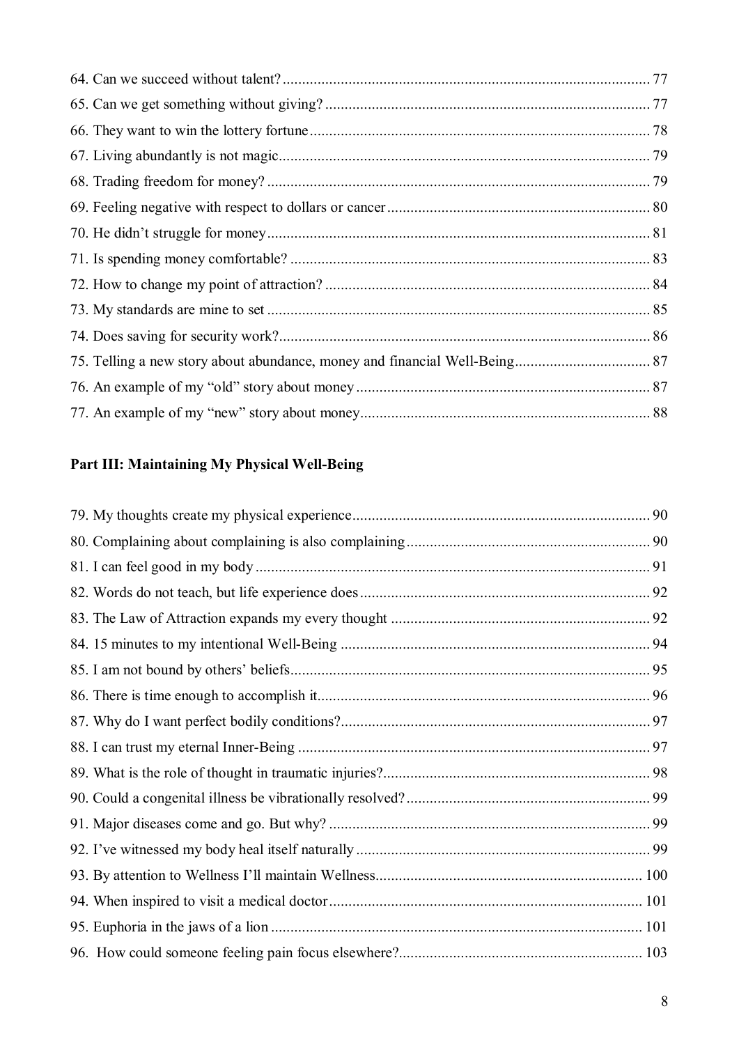64. Can we succeed without talent? ..... 77
65. Can we get something without giving? ..... 77
66. They want to win the lottery fortune ..... 78
67. Living abundantly is not magic ..... 79
68. Trading freedom for money? ..... 79
69. Feeling negative with respect to dollars or cancer ..... 80
70. He didn't struggle for money ..... 81
71. Is spending money comfortable? ..... 83
72. How to change my point of attraction? ..... 84
73. My standards are mine to set ..... 85
74. Does saving for security work? ..... 86
75. Telling a new story about abundance, money and financial Well-Being ..... 87
76. An example of my "old" story about money ..... 87
77. An example of my "new" story about money ..... 88

**Part III: Maintaining My Physical Well-Being**

79. My thoughts create my physical experience ..... 90
80. Complaining about complaining is also complaining ..... 90
81. I can feel good in my body ..... 91
82. Words do not teach, but life experience does ..... 92
83. The Law of Attraction expands my every thought ..... 92
84. 15 minutes to my intentional Well-Being ..... 94
85. I am not bound by others' beliefs ..... 95
86. There is time enough to accomplish it ..... 96
87. Why do I want perfect bodily conditions? ..... 97
88. I can trust my eternal Inner-Being ..... 97
89. What is the role of thought in traumatic injuries? ..... 98
90. Could a congenital illness be vibrationally resolved? ..... 99
91. Major diseases come and go. But why? ..... 99
92. I've witnessed my body heal itself naturally ..... 99
93. By attention to Wellness I'll maintain Wellness ..... 100
94. When inspired to visit a medical doctor ..... 101
95. Euphoria in the jaws of a lion ..... 101
96. How could someone feeling pain focus elsewhere? ..... 103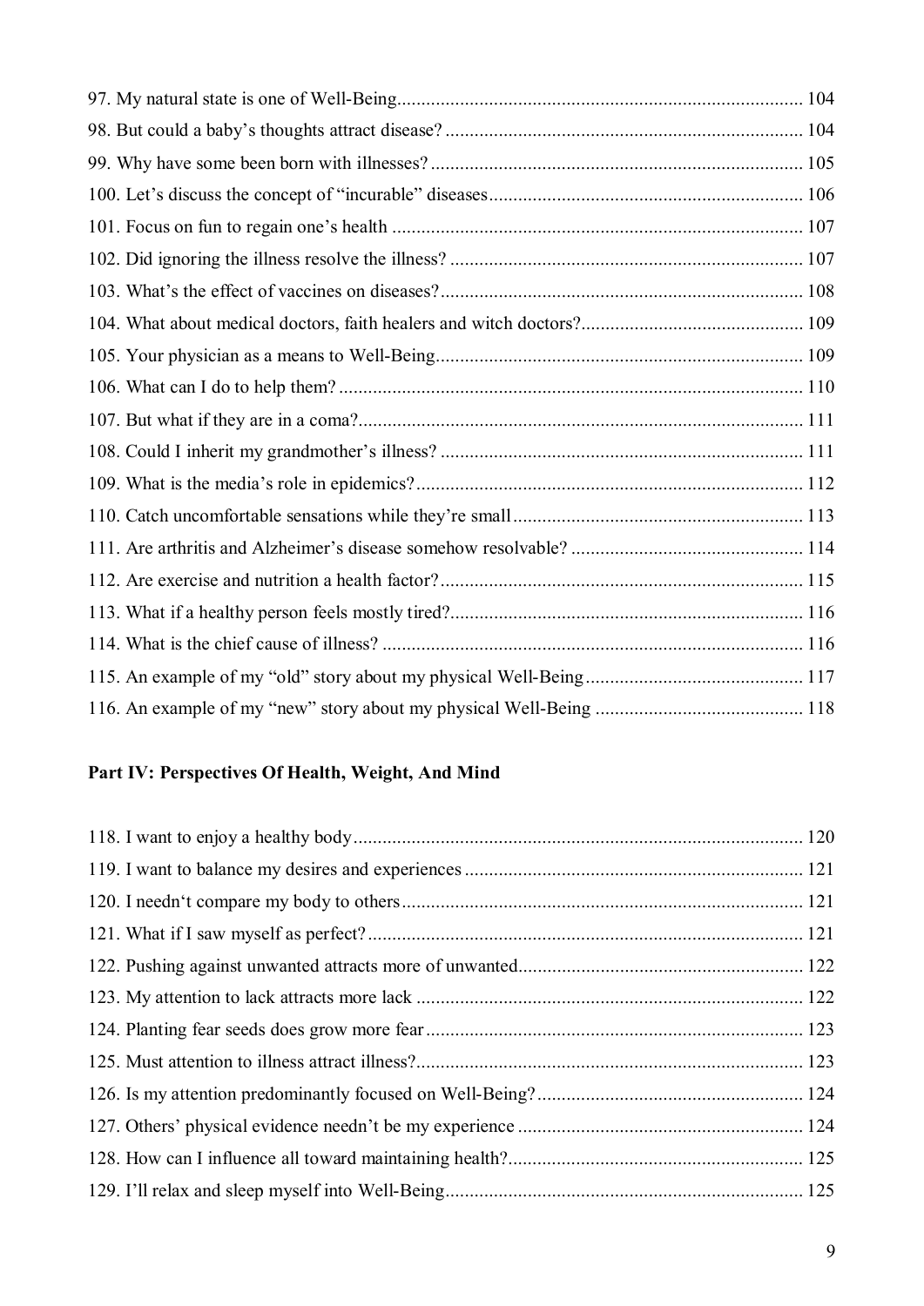97. My natural state is one of Well-Being .......... 104
98. But could a baby's thoughts attract disease? .......... 104
99. Why have some been born with illnesses? .......... 105
100. Let's discuss the concept of "incurable" diseases .......... 106
101. Focus on fun to regain one's health .......... 107
102. Did ignoring the illness resolve the illness? .......... 107
103. What's the effect of vaccines on diseases? .......... 108
104. What about medical doctors, faith healers and witch doctors? .......... 109
105. Your physician as a means to Well-Being .......... 109
106. What can I do to help them? .......... 110
107. But what if they are in a coma? .......... 111
108. Could I inherit my grandmother's illness? .......... 111
109. What is the media's role in epidemics? .......... 112
110. Catch uncomfortable sensations while they're small .......... 113
111. Are arthritis and Alzheimer's disease somehow resolvable? .......... 114
112. Are exercise and nutrition a health factor? .......... 115
113. What if a healthy person feels mostly tired? .......... 116
114. What is the chief cause of illness? .......... 116
115. An example of my "old" story about my physical Well-Being .......... 117
116. An example of my "new" story about my physical Well-Being .......... 118

**Part IV: Perspectives Of Health, Weight, And Mind**

118. I want to enjoy a healthy body .......... 120
119. I want to balance my desires and experiences .......... 121
120. I needn't compare my body to others .......... 121
121. What if I saw myself as perfect? .......... 121
122. Pushing against unwanted attracts more of unwanted .......... 122
123. My attention to lack attracts more lack .......... 122
124. Planting fear seeds does grow more fear .......... 123
125. Must attention to illness attract illness? .......... 123
126. Is my attention predominantly focused on Well-Being? .......... 124
127. Others' physical evidence needn't be my experience .......... 124
128. How can I influence all toward maintaining health? .......... 125
129. I'll relax and sleep myself into Well-Being .......... 125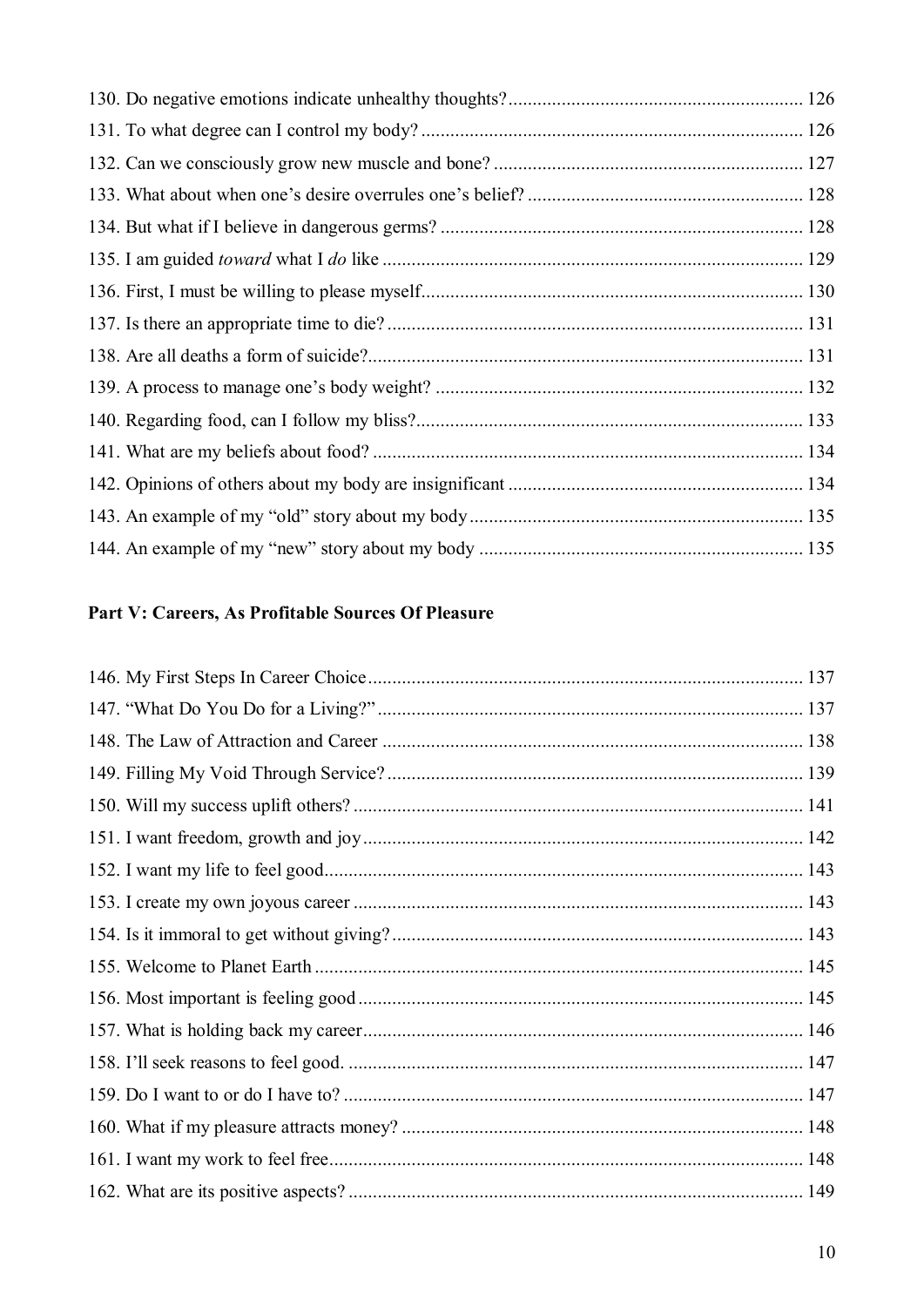130. Do negative emotions indicate unhealthy thoughts? ............ 126
131. To what degree can I control my body? ............ 126
132. Can we consciously grow new muscle and bone? ............ 127
133. What about when one's desire overrules one's belief? ............ 128
134. But what if I believe in dangerous germs? ............ 128
135. I am guided *toward* what I *do* like ............ 129
136. First, I must be willing to please myself ............ 130
137. Is there an appropriate time to die? ............ 131
138. Are all deaths a form of suicide? ............ 131
139. A process to manage one's body weight? ............ 132
140. Regarding food, can I follow my bliss? ............ 133
141. What are my beliefs about food? ............ 134
142. Opinions of others about my body are insignificant ............ 134
143. An example of my "old" story about my body ............ 135
144. An example of my "new" story about my body ............ 135

**Part V: Careers, As Profitable Sources Of Pleasure**

146. My First Steps In Career Choice ............ 137
147. "What Do You Do for a Living?" ............ 137
148. The Law of Attraction and Career ............ 138
149. Filling My Void Through Service? ............ 139
150. Will my success uplift others? ............ 141
151. I want freedom, growth and joy ............ 142
152. I want my life to feel good ............ 143
153. I create my own joyous career ............ 143
154. Is it immoral to get without giving? ............ 143
155. Welcome to Planet Earth ............ 145
156. Most important is feeling good ............ 145
157. What is holding back my career ............ 146
158. I'll seek reasons to feel good. ............ 147
159. Do I want to or do I have to? ............ 147
160. What if my pleasure attracts money? ............ 148
161. I want my work to feel free ............ 148
162. What are its positive aspects? ............ 149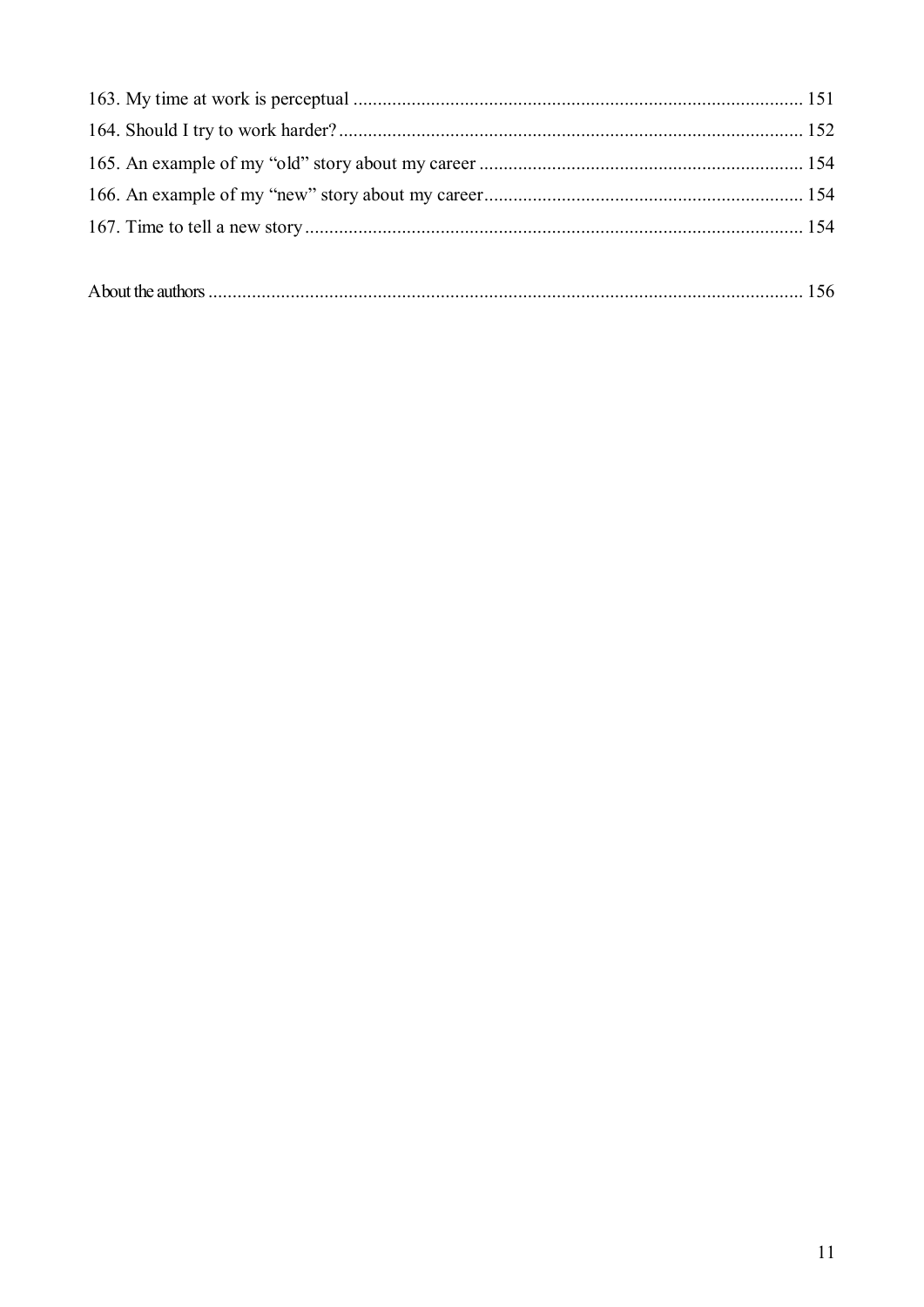163. My time at work is perceptual ............................................................................................ 151
164. Should I try to work harder? ............................................................................................... 152
165. An example of my "old" story about my career ................................................................... 154
166. An example of my "new" story about my career .................................................................. 154
167. Time to tell a new story ....................................................................................................... 154

About the authors ........................................................................................................................ 156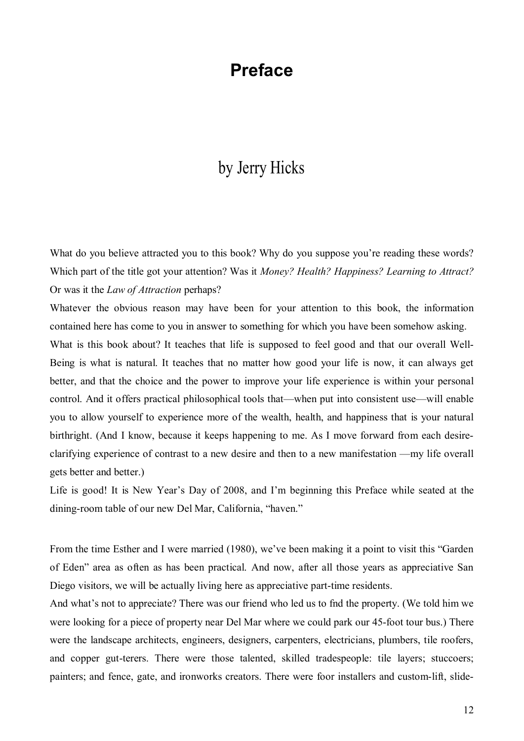# Preface

## by Jerry Hicks

What do you believe attracted you to this book? Why do you suppose you're reading these words? Which part of the title got your attention? Was it *Money? Health? Happiness? Learning to Attract?* Or was it the *Law of Attraction* perhaps?

Whatever the obvious reason may have been for your attention to this book, the information contained here has come to you in answer to something for which you have been somehow asking.

What is this book about? It teaches that life is supposed to feel good and that our overall Well-Being is what is natural. It teaches that no matter how good your life is now, it can always get better, and that the choice and the power to improve your life experience is within your personal control. And it offers practical philosophical tools that—when put into consistent use—will enable you to allow yourself to experience more of the wealth, health, and happiness that is your natural birthright. (And I know, because it keeps happening to me. As I move forward from each desire-clarifying experience of contrast to a new desire and then to a new manifestation —my life overall gets better and better.)

Life is good! It is New Year's Day of 2008, and I'm beginning this Preface while seated at the dining-room table of our new Del Mar, California, "haven."

From the time Esther and I were married (1980), we've been making it a point to visit this "Garden of Eden" area as often as has been practical. And now, after all those years as appreciative San Diego visitors, we will be actually living here as appreciative part-time residents.

And what's not to appreciate? There was our friend who led us to fnd the property. (We told him we were looking for a piece of property near Del Mar where we could park our 45-foot tour bus.) There were the landscape architects, engineers, designers, carpenters, electricians, plumbers, tile roofers, and copper gut-terers. There were those talented, skilled tradespeople: tile layers; stuccoers; painters; and fence, gate, and ironworks creators. There were foor installers and custom-lift, slide-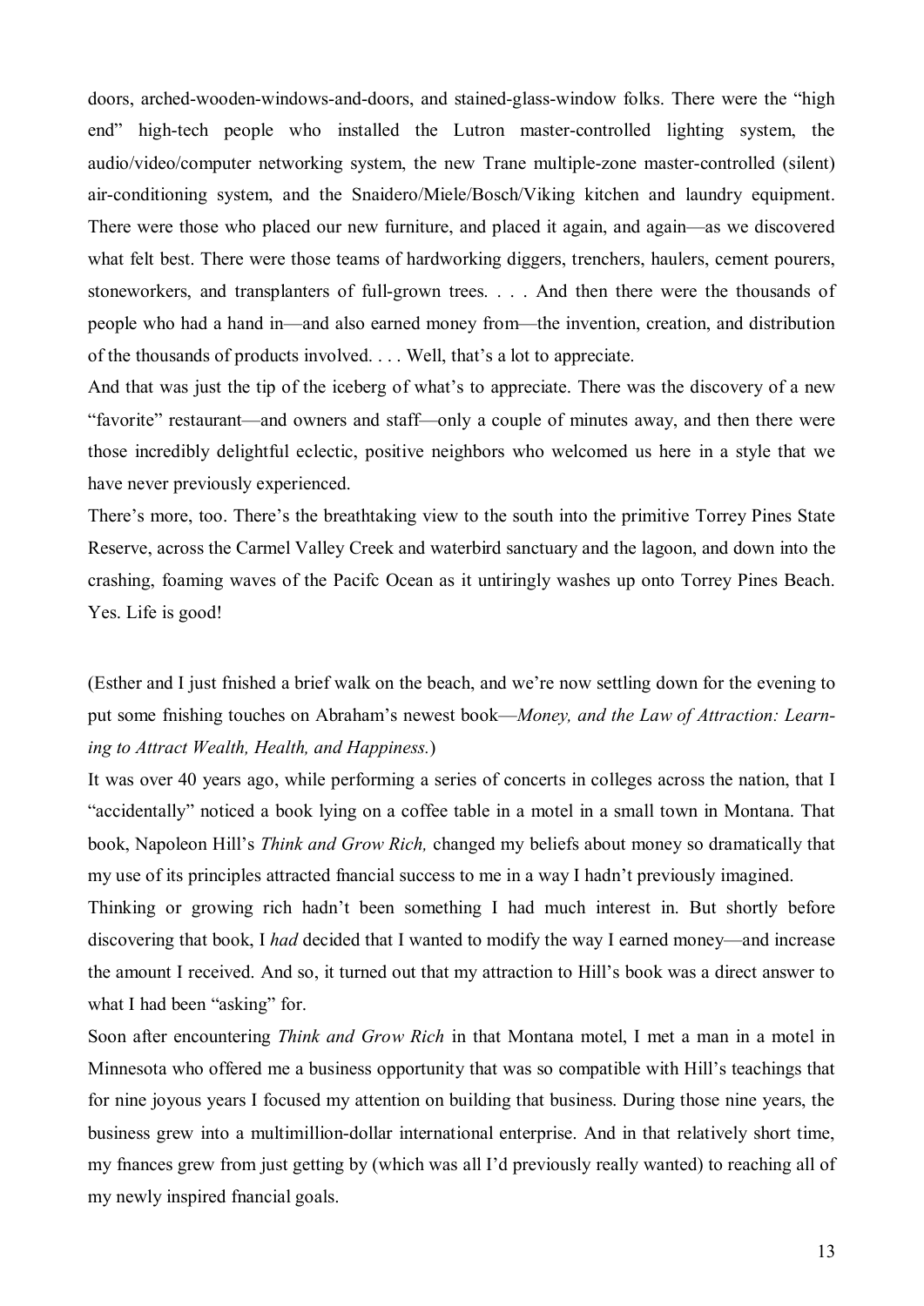doors, arched-wooden-windows-and-doors, and stained-glass-window folks. There were the "high end" high-tech people who installed the Lutron master-controlled lighting system, the audio/video/computer networking system, the new Trane multiple-zone master-controlled (silent) air-conditioning system, and the Snaidero/Miele/Bosch/Viking kitchen and laundry equipment. There were those who placed our new furniture, and placed it again, and again—as we discovered what felt best. There were those teams of hardworking diggers, trenchers, haulers, cement pourers, stoneworkers, and transplanters of full-grown trees. . . . And then there were the thousands of people who had a hand in—and also earned money from—the invention, creation, and distribution of the thousands of products involved. . . . Well, that's a lot to appreciate.

And that was just the tip of the iceberg of what's to appreciate. There was the discovery of a new "favorite" restaurant—and owners and staff—only a couple of minutes away, and then there were those incredibly delightful eclectic, positive neighbors who welcomed us here in a style that we have never previously experienced.

There's more, too. There's the breathtaking view to the south into the primitive Torrey Pines State Reserve, across the Carmel Valley Creek and waterbird sanctuary and the lagoon, and down into the crashing, foaming waves of the Pacifc Ocean as it untiringly washes up onto Torrey Pines Beach. Yes. Life is good!

(Esther and I just fnished a brief walk on the beach, and we're now settling down for the evening to put some fnishing touches on Abraham's newest book—*Money, and the Law of Attraction: Learning to Attract Wealth, Health, and Happiness.*)

It was over 40 years ago, while performing a series of concerts in colleges across the nation, that I "accidentally" noticed a book lying on a coffee table in a motel in a small town in Montana. That book, Napoleon Hill's *Think and Grow Rich,* changed my beliefs about money so dramatically that my use of its principles attracted fnancial success to me in a way I hadn't previously imagined.

Thinking or growing rich hadn't been something I had much interest in. But shortly before discovering that book, I *had* decided that I wanted to modify the way I earned money—and increase the amount I received. And so, it turned out that my attraction to Hill's book was a direct answer to what I had been "asking" for.

Soon after encountering *Think and Grow Rich* in that Montana motel, I met a man in a motel in Minnesota who offered me a business opportunity that was so compatible with Hill's teachings that for nine joyous years I focused my attention on building that business. During those nine years, the business grew into a multimillion-dollar international enterprise. And in that relatively short time, my fnances grew from just getting by (which was all I'd previously really wanted) to reaching all of my newly inspired fnancial goals.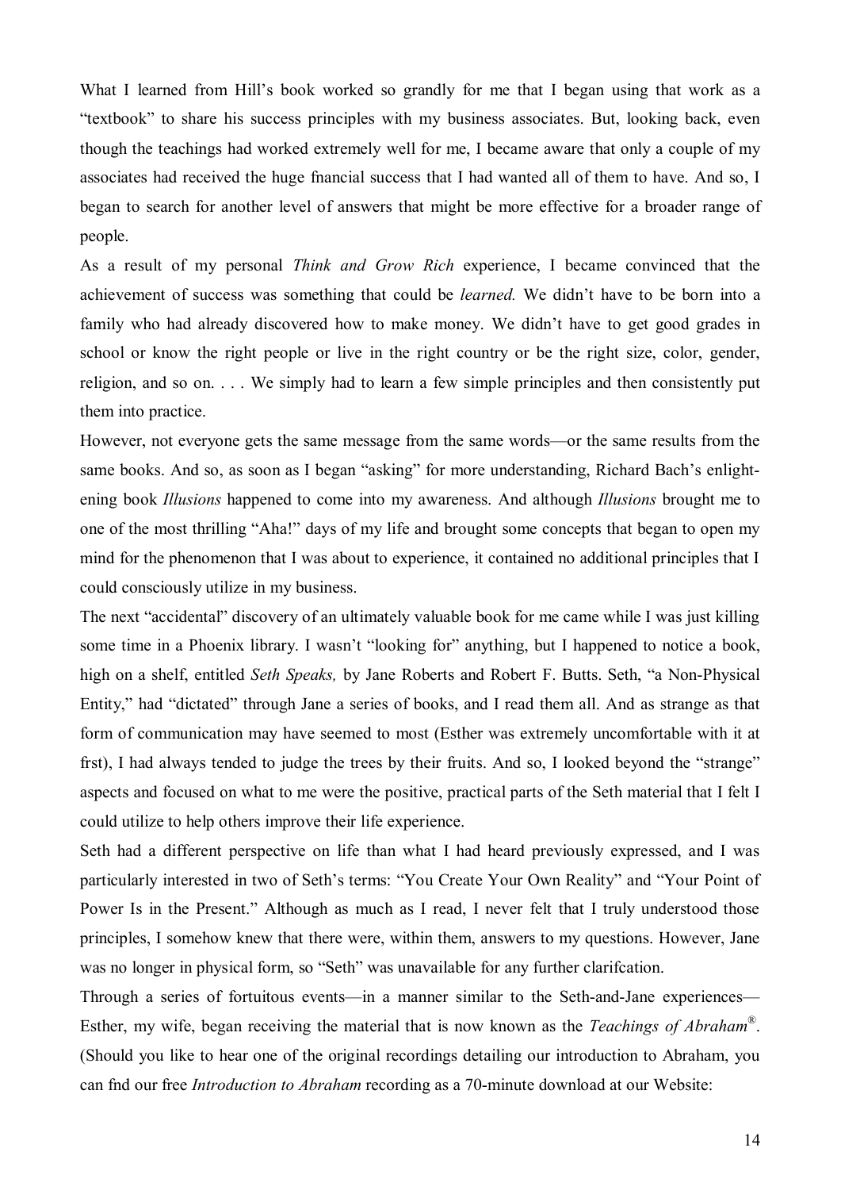What I learned from Hill's book worked so grandly for me that I began using that work as a "textbook" to share his success principles with my business associates. But, looking back, even though the teachings had worked extremely well for me, I became aware that only a couple of my associates had received the huge fnancial success that I had wanted all of them to have. And so, I began to search for another level of answers that might be more effective for a broader range of people.

As a result of my personal *Think and Grow Rich* experience, I became convinced that the achievement of success was something that could be *learned.* We didn't have to be born into a family who had already discovered how to make money. We didn't have to get good grades in school or know the right people or live in the right country or be the right size, color, gender, religion, and so on. . . . We simply had to learn a few simple principles and then consistently put them into practice.

However, not everyone gets the same message from the same words—or the same results from the same books. And so, as soon as I began "asking" for more understanding, Richard Bach's enlightening book *Illusions* happened to come into my awareness. And although *Illusions* brought me to one of the most thrilling "Aha!" days of my life and brought some concepts that began to open my mind for the phenomenon that I was about to experience, it contained no additional principles that I could consciously utilize in my business.

The next "accidental" discovery of an ultimately valuable book for me came while I was just killing some time in a Phoenix library. I wasn't "looking for" anything, but I happened to notice a book, high on a shelf, entitled *Seth Speaks,* by Jane Roberts and Robert F. Butts. Seth, "a Non-Physical Entity," had "dictated" through Jane a series of books, and I read them all. And as strange as that form of communication may have seemed to most (Esther was extremely uncomfortable with it at frst), I had always tended to judge the trees by their fruits. And so, I looked beyond the "strange" aspects and focused on what to me were the positive, practical parts of the Seth material that I felt I could utilize to help others improve their life experience.

Seth had a different perspective on life than what I had heard previously expressed, and I was particularly interested in two of Seth's terms: "You Create Your Own Reality" and "Your Point of Power Is in the Present." Although as much as I read, I never felt that I truly understood those principles, I somehow knew that there were, within them, answers to my questions. However, Jane was no longer in physical form, so "Seth" was unavailable for any further clarifcation.

Through a series of fortuitous events—in a manner similar to the Seth-and-Jane experiences—Esther, my wife, began receiving the material that is now known as the *Teachings of Abraham*®. (Should you like to hear one of the original recordings detailing our introduction to Abraham, you can fnd our free *Introduction to Abraham* recording as a 70-minute download at our Website: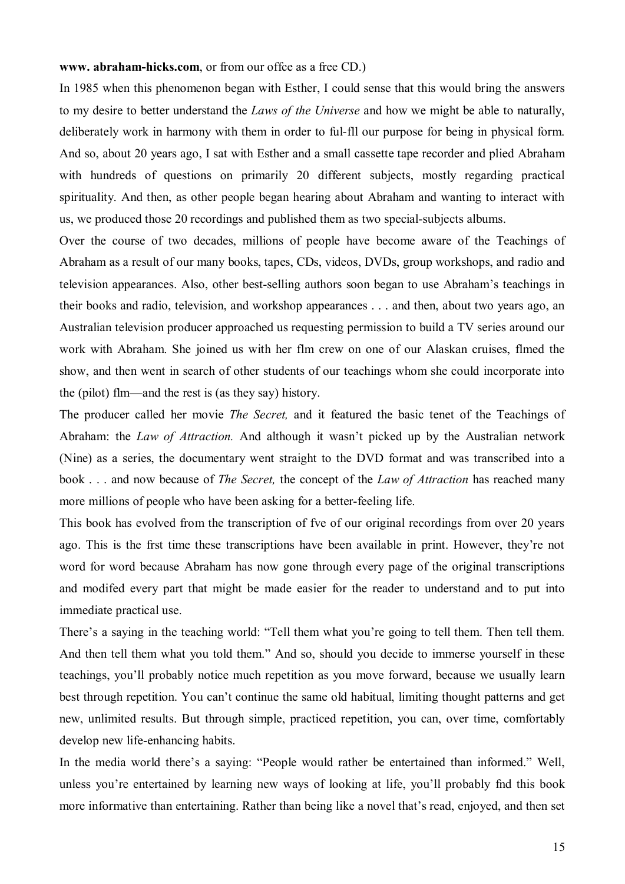**www. abraham-hicks.com**, or from our offce as a free CD.)

In 1985 when this phenomenon began with Esther, I could sense that this would bring the answers to my desire to better understand the *Laws of the Universe* and how we might be able to naturally, deliberately work in harmony with them in order to ful-fll our purpose for being in physical form. And so, about 20 years ago, I sat with Esther and a small cassette tape recorder and plied Abraham with hundreds of questions on primarily 20 different subjects, mostly regarding practical spirituality. And then, as other people began hearing about Abraham and wanting to interact with us, we produced those 20 recordings and published them as two special-subjects albums.

Over the course of two decades, millions of people have become aware of the Teachings of Abraham as a result of our many books, tapes, CDs, videos, DVDs, group workshops, and radio and television appearances. Also, other best-selling authors soon began to use Abraham's teachings in their books and radio, television, and workshop appearances . . . and then, about two years ago, an Australian television producer approached us requesting permission to build a TV series around our work with Abraham. She joined us with her flm crew on one of our Alaskan cruises, flmed the show, and then went in search of other students of our teachings whom she could incorporate into the (pilot) flm—and the rest is (as they say) history.

The producer called her movie *The Secret,* and it featured the basic tenet of the Teachings of Abraham: the *Law of Attraction.* And although it wasn't picked up by the Australian network (Nine) as a series, the documentary went straight to the DVD format and was transcribed into a book . . . and now because of *The Secret,* the concept of the *Law of Attraction* has reached many more millions of people who have been asking for a better-feeling life.

This book has evolved from the transcription of fve of our original recordings from over 20 years ago. This is the frst time these transcriptions have been available in print. However, they're not word for word because Abraham has now gone through every page of the original transcriptions and modifed every part that might be made easier for the reader to understand and to put into immediate practical use.

There's a saying in the teaching world: "Tell them what you're going to tell them. Then tell them. And then tell them what you told them." And so, should you decide to immerse yourself in these teachings, you'll probably notice much repetition as you move forward, because we usually learn best through repetition. You can't continue the same old habitual, limiting thought patterns and get new, unlimited results. But through simple, practiced repetition, you can, over time, comfortably develop new life-enhancing habits.

In the media world there's a saying: "People would rather be entertained than informed." Well, unless you're entertained by learning new ways of looking at life, you'll probably fnd this book more informative than entertaining. Rather than being like a novel that's read, enjoyed, and then set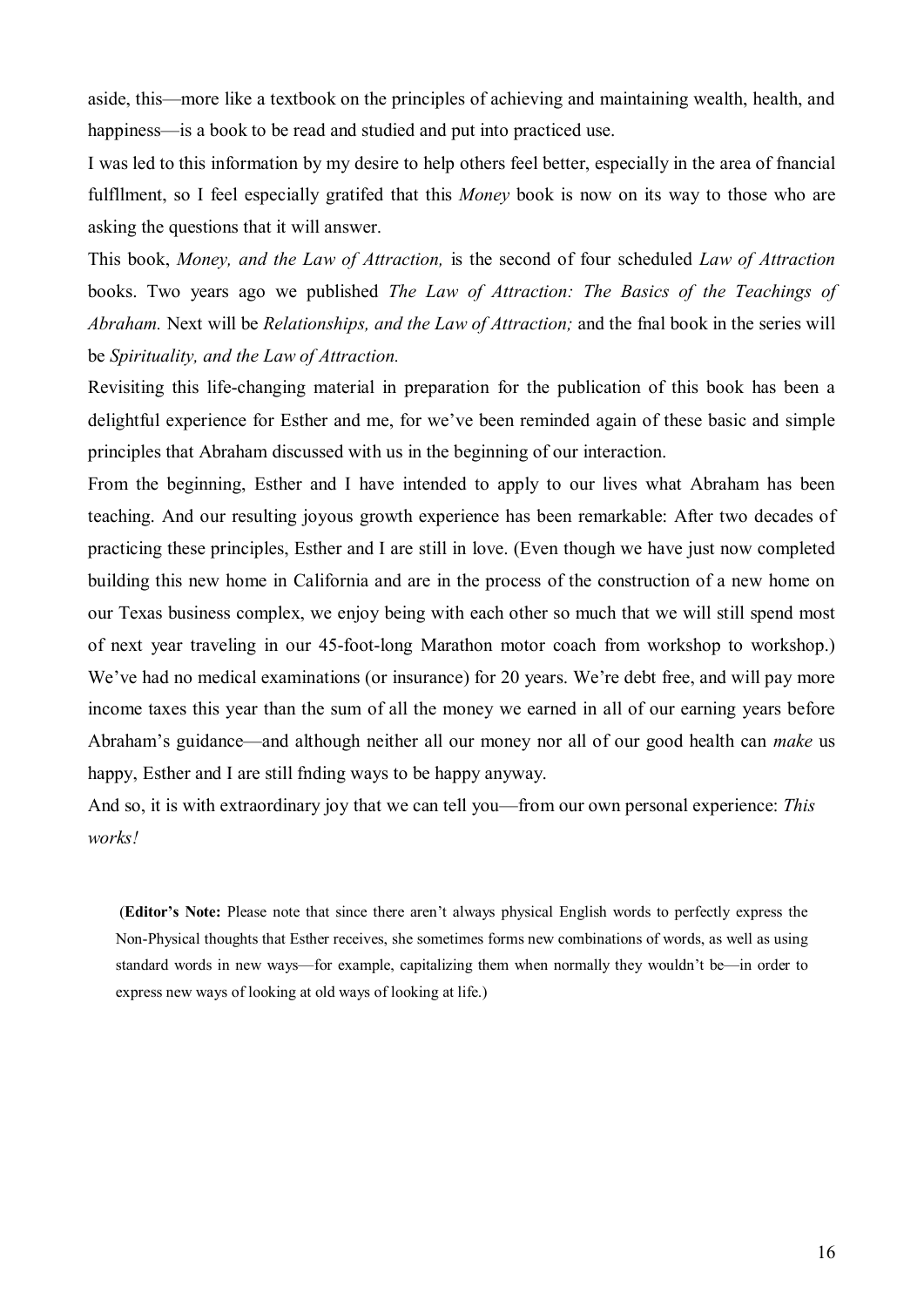aside, this—more like a textbook on the principles of achieving and maintaining wealth, health, and happiness—is a book to be read and studied and put into practiced use.

I was led to this information by my desire to help others feel better, especially in the area of fnancial fulfllment, so I feel especially gratifed that this *Money* book is now on its way to those who are asking the questions that it will answer.

This book, *Money, and the Law of Attraction,* is the second of four scheduled *Law of Attraction* books. Two years ago we published *The Law of Attraction: The Basics of the Teachings of Abraham.* Next will be *Relationships, and the Law of Attraction;* and the fnal book in the series will be *Spirituality, and the Law of Attraction.*

Revisiting this life-changing material in preparation for the publication of this book has been a delightful experience for Esther and me, for we've been reminded again of these basic and simple principles that Abraham discussed with us in the beginning of our interaction.

From the beginning, Esther and I have intended to apply to our lives what Abraham has been teaching. And our resulting joyous growth experience has been remarkable: After two decades of practicing these principles, Esther and I are still in love. (Even though we have just now completed building this new home in California and are in the process of the construction of a new home on our Texas business complex, we enjoy being with each other so much that we will still spend most of next year traveling in our 45-foot-long Marathon motor coach from workshop to workshop.) We've had no medical examinations (or insurance) for 20 years. We're debt free, and will pay more income taxes this year than the sum of all the money we earned in all of our earning years before Abraham's guidance—and although neither all our money nor all of our good health can *make* us happy, Esther and I are still fnding ways to be happy anyway.

And so, it is with extraordinary joy that we can tell you—from our own personal experience: *This works!*

(**Editor's Note:** Please note that since there aren't always physical English words to perfectly express the Non-Physical thoughts that Esther receives, she sometimes forms new combinations of words, as well as using standard words in new ways—for example, capitalizing them when normally they wouldn't be—in order to express new ways of looking at old ways of looking at life.)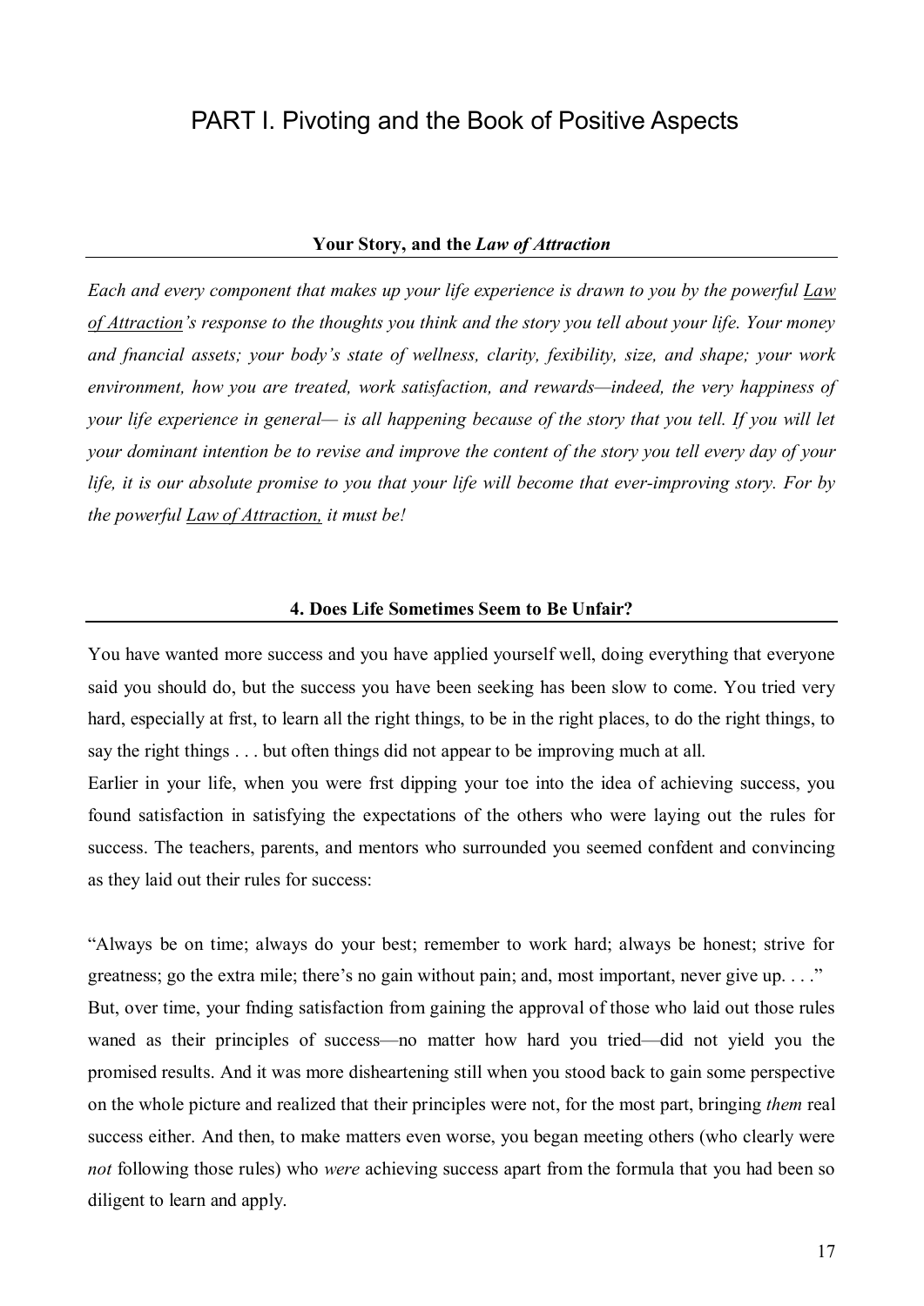# PART I. Pivoting and the Book of Positive Aspects

### **Your Story, and the *Law of Attraction***

*Each and every component that makes up your life experience is drawn to you by the powerful Law of Attraction's response to the thoughts you think and the story you tell about your life. Your money and fnancial assets; your body's state of wellness, clarity, fexibility, size, and shape; your work environment, how you are treated, work satisfaction, and rewards—indeed, the very happiness of your life experience in general— is all happening because of the story that you tell. If you will let your dominant intention be to revise and improve the content of the story you tell every day of your life, it is our absolute promise to you that your life will become that ever-improving story. For by the powerful Law of Attraction, it must be!*

### **4. Does Life Sometimes Seem to Be Unfair?**

You have wanted more success and you have applied yourself well, doing everything that everyone said you should do, but the success you have been seeking has been slow to come. You tried very hard, especially at frst, to learn all the right things, to be in the right places, to do the right things, to say the right things . . . but often things did not appear to be improving much at all.

Earlier in your life, when you were frst dipping your toe into the idea of achieving success, you found satisfaction in satisfying the expectations of the others who were laying out the rules for success. The teachers, parents, and mentors who surrounded you seemed confdent and convincing as they laid out their rules for success:

"Always be on time; always do your best; remember to work hard; always be honest; strive for greatness; go the extra mile; there's no gain without pain; and, most important, never give up. . . ."

But, over time, your fnding satisfaction from gaining the approval of those who laid out those rules waned as their principles of success—no matter how hard you tried—did not yield you the promised results. And it was more disheartening still when you stood back to gain some perspective on the whole picture and realized that their principles were not, for the most part, bringing *them* real success either. And then, to make matters even worse, you began meeting others (who clearly were *not* following those rules) who *were* achieving success apart from the formula that you had been so diligent to learn and apply.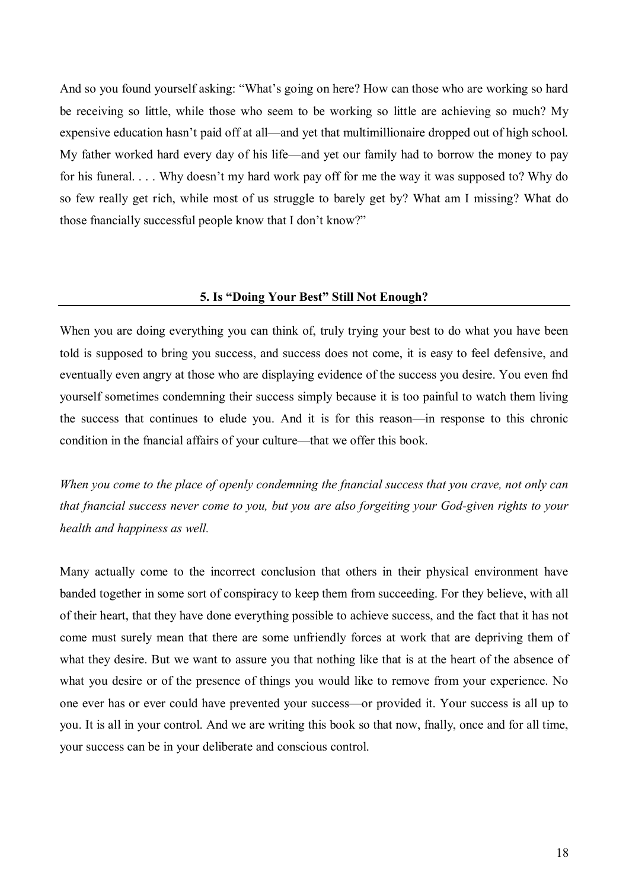And so you found yourself asking: "What's going on here? How can those who are working so hard be receiving so little, while those who seem to be working so little are achieving so much? My expensive education hasn't paid off at all—and yet that multimillionaire dropped out of high school. My father worked hard every day of his life—and yet our family had to borrow the money to pay for his funeral. . . . Why doesn't my hard work pay off for me the way it was supposed to? Why do so few really get rich, while most of us struggle to barely get by? What am I missing? What do those fnancially successful people know that I don't know?"

## 5. Is "Doing Your Best" Still Not Enough?

When you are doing everything you can think of, truly trying your best to do what you have been told is supposed to bring you success, and success does not come, it is easy to feel defensive, and eventually even angry at those who are displaying evidence of the success you desire. You even fnd yourself sometimes condemning their success simply because it is too painful to watch them living the success that continues to elude you. And it is for this reason—in response to this chronic condition in the fnancial affairs of your culture—that we offer this book.

*When you come to the place of openly condemning the fnancial success that you crave, not only can that fnancial success never come to you, but you are also forgeiting your God-given rights to your health and happiness as well.*

Many actually come to the incorrect conclusion that others in their physical environment have banded together in some sort of conspiracy to keep them from succeeding. For they believe, with all of their heart, that they have done everything possible to achieve success, and the fact that it has not come must surely mean that there are some unfriendly forces at work that are depriving them of what they desire. But we want to assure you that nothing like that is at the heart of the absence of what you desire or of the presence of things you would like to remove from your experience. No one ever has or ever could have prevented your success—or provided it. Your success is all up to you. It is all in your control. And we are writing this book so that now, fnally, once and for all time, your success can be in your deliberate and conscious control.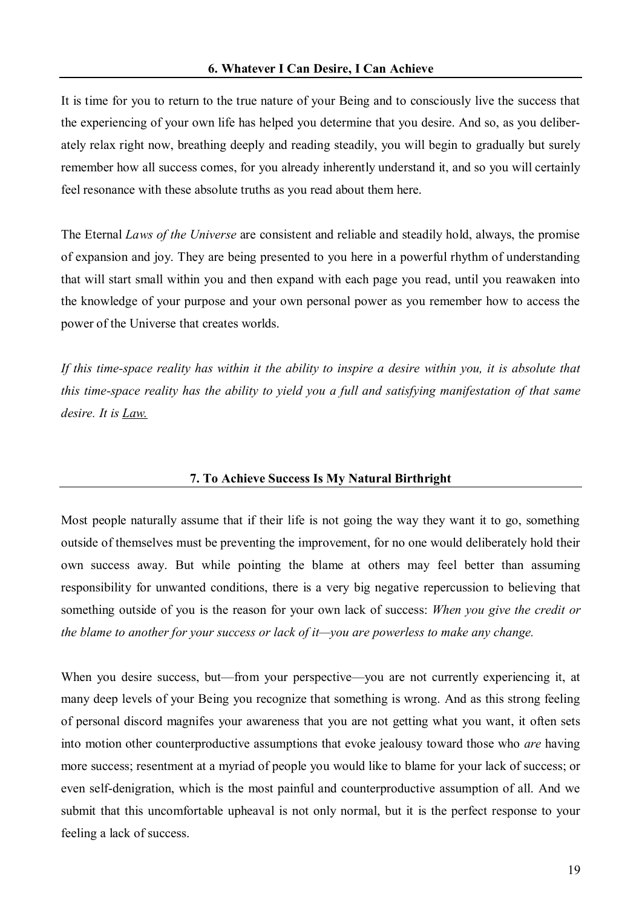### 6. Whatever I Can Desire, I Can Achieve

It is time for you to return to the true nature of your Being and to consciously live the success that the experiencing of your own life has helped you determine that you desire. And so, as you deliberately relax right now, breathing deeply and reading steadily, you will begin to gradually but surely remember how all success comes, for you already inherently understand it, and so you will certainly feel resonance with these absolute truths as you read about them here.

The Eternal *Laws of the Universe* are consistent and reliable and steadily hold, always, the promise of expansion and joy. They are being presented to you here in a powerful rhythm of understanding that will start small within you and then expand with each page you read, until you reawaken into the knowledge of your purpose and your own personal power as you remember how to access the power of the Universe that creates worlds.

*If this time-space reality has within it the ability to inspire a desire within you, it is absolute that this time-space reality has the ability to yield you a full and satisfying manifestation of that same desire. It is Law.*

### 7. To Achieve Success Is My Natural Birthright

Most people naturally assume that if their life is not going the way they want it to go, something outside of themselves must be preventing the improvement, for no one would deliberately hold their own success away. But while pointing the blame at others may feel better than assuming responsibility for unwanted conditions, there is a very big negative repercussion to believing that something outside of you is the reason for your own lack of success: *When you give the credit or the blame to another for your success or lack of it—you are powerless to make any change.*

When you desire success, but—from your perspective—you are not currently experiencing it, at many deep levels of your Being you recognize that something is wrong. And as this strong feeling of personal discord magnifes your awareness that you are not getting what you want, it often sets into motion other counterproductive assumptions that evoke jealousy toward those who *are* having more success; resentment at a myriad of people you would like to blame for your lack of success; or even self-denigration, which is the most painful and counterproductive assumption of all. And we submit that this uncomfortable upheaval is not only normal, but it is the perfect response to your feeling a lack of success.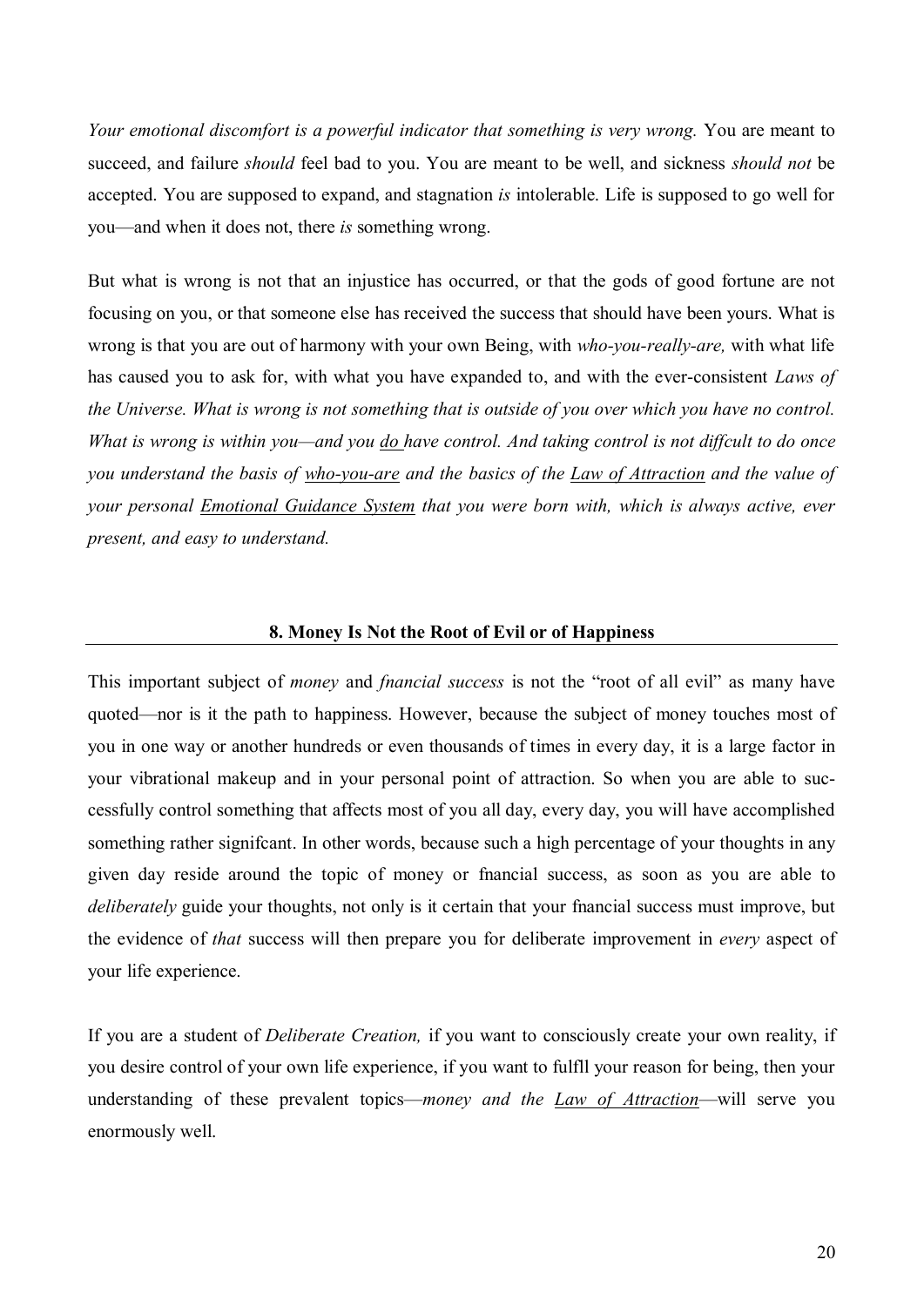*Your emotional discomfort is a powerful indicator that something is very wrong.* You are meant to succeed, and failure *should* feel bad to you. You are meant to be well, and sickness *should not* be accepted. You are supposed to expand, and stagnation *is* intolerable. Life is supposed to go well for you—and when it does not, there *is* something wrong.

But what is wrong is not that an injustice has occurred, or that the gods of good fortune are not focusing on you, or that someone else has received the success that should have been yours. What is wrong is that you are out of harmony with your own Being, with *who-you-really-are,* with what life has caused you to ask for, with what you have expanded to, and with the ever-consistent *Laws of the Universe. What is wrong is not something that is outside of you over which you have no control. What is wrong is within you—and you do have control. And taking control is not diffcult to do once you understand the basis of who-you-are and the basics of the Law of Attraction and the value of your personal Emotional Guidance System that you were born with, which is always active, ever present, and easy to understand.*

## 8. Money Is Not the Root of Evil or of Happiness

This important subject of *money* and *fnancial success* is not the "root of all evil" as many have quoted—nor is it the path to happiness. However, because the subject of money touches most of you in one way or another hundreds or even thousands of times in every day, it is a large factor in your vibrational makeup and in your personal point of attraction. So when you are able to successfully control something that affects most of you all day, every day, you will have accomplished something rather signifcant. In other words, because such a high percentage of your thoughts in any given day reside around the topic of money or fnancial success, as soon as you are able to *deliberately* guide your thoughts, not only is it certain that your fnancial success must improve, but the evidence of *that* success will then prepare you for deliberate improvement in *every* aspect of your life experience.

If you are a student of *Deliberate Creation,* if you want to consciously create your own reality, if you desire control of your own life experience, if you want to fulfll your reason for being, then your understanding of these prevalent topics—*money and the Law of Attraction*—will serve you enormously well.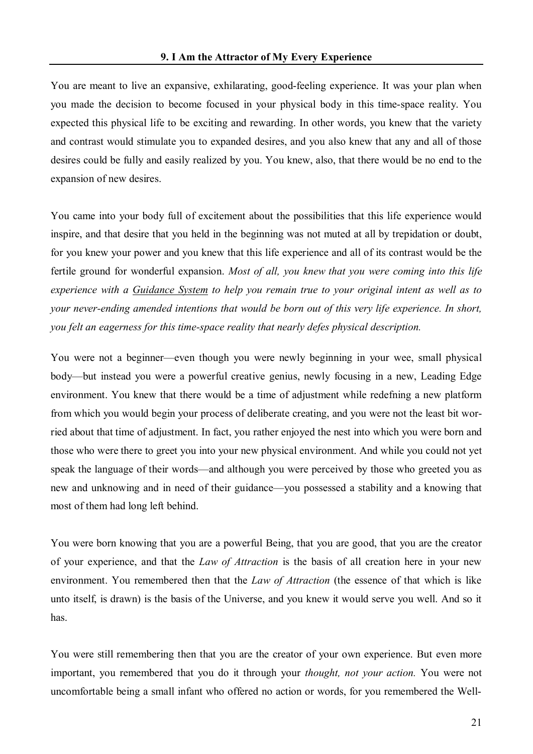## 9. I Am the Attractor of My Every Experience

You are meant to live an expansive, exhilarating, good-feeling experience. It was your plan when you made the decision to become focused in your physical body in this time-space reality. You expected this physical life to be exciting and rewarding. In other words, you knew that the variety and contrast would stimulate you to expanded desires, and you also knew that any and all of those desires could be fully and easily realized by you. You knew, also, that there would be no end to the expansion of new desires.

You came into your body full of excitement about the possibilities that this life experience would inspire, and that desire that you held in the beginning was not muted at all by trepidation or doubt, for you knew your power and you knew that this life experience and all of its contrast would be the fertile ground for wonderful expansion. *Most of all, you knew that you were coming into this life experience with a* <u>*Guidance System*</u> *to help you remain true to your original intent as well as to your never-ending amended intentions that would be born out of this very life experience. In short, you felt an eagerness for this time-space reality that nearly defes physical description.*

You were not a beginner—even though you were newly beginning in your wee, small physical body—but instead you were a powerful creative genius, newly focusing in a new, Leading Edge environment. You knew that there would be a time of adjustment while redefning a new platform from which you would begin your process of deliberate creating, and you were not the least bit worried about that time of adjustment. In fact, you rather enjoyed the nest into which you were born and those who were there to greet you into your new physical environment. And while you could not yet speak the language of their words—and although you were perceived by those who greeted you as new and unknowing and in need of their guidance—you possessed a stability and a knowing that most of them had long left behind.

You were born knowing that you are a powerful Being, that you are good, that you are the creator of your experience, and that the *Law of Attraction* is the basis of all creation here in your new environment. You remembered then that the *Law of Attraction* (the essence of that which is like unto itself, is drawn) is the basis of the Universe, and you knew it would serve you well. And so it has.

You were still remembering then that you are the creator of your own experience. But even more important, you remembered that you do it through your *thought, not your action.* You were not uncomfortable being a small infant who offered no action or words, for you remembered the Well-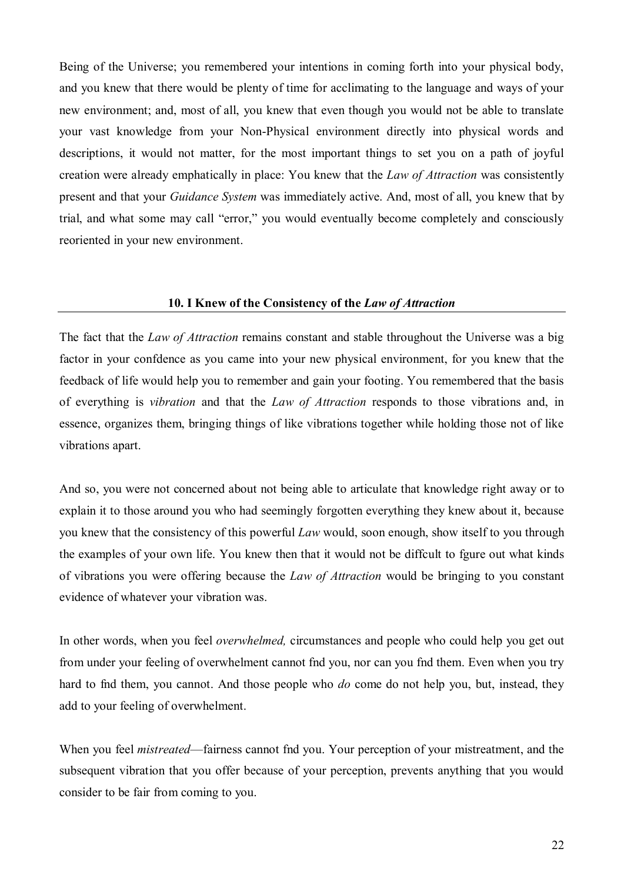Being of the Universe; you remembered your intentions in coming forth into your physical body, and you knew that there would be plenty of time for acclimating to the language and ways of your new environment; and, most of all, you knew that even though you would not be able to translate your vast knowledge from your Non-Physical environment directly into physical words and descriptions, it would not matter, for the most important things to set you on a path of joyful creation were already emphatically in place: You knew that the *Law of Attraction* was consistently present and that your *Guidance System* was immediately active. And, most of all, you knew that by trial, and what some may call "error," you would eventually become completely and consciously reoriented in your new environment.

## 10. I Knew of the Consistency of the *Law of Attraction*

The fact that the *Law of Attraction* remains constant and stable throughout the Universe was a big factor in your confdence as you came into your new physical environment, for you knew that the feedback of life would help you to remember and gain your footing. You remembered that the basis of everything is *vibration* and that the *Law of Attraction* responds to those vibrations and, in essence, organizes them, bringing things of like vibrations together while holding those not of like vibrations apart.

And so, you were not concerned about not being able to articulate that knowledge right away or to explain it to those around you who had seemingly forgotten everything they knew about it, because you knew that the consistency of this powerful *Law* would, soon enough, show itself to you through the examples of your own life. You knew then that it would not be diffcult to fgure out what kinds of vibrations you were offering because the *Law of Attraction* would be bringing to you constant evidence of whatever your vibration was.

In other words, when you feel *overwhelmed,* circumstances and people who could help you get out from under your feeling of overwhelment cannot fnd you, nor can you fnd them. Even when you try hard to fnd them, you cannot. And those people who *do* come do not help you, but, instead, they add to your feeling of overwhelment.

When you feel *mistreated*—fairness cannot fnd you. Your perception of your mistreatment, and the subsequent vibration that you offer because of your perception, prevents anything that you would consider to be fair from coming to you.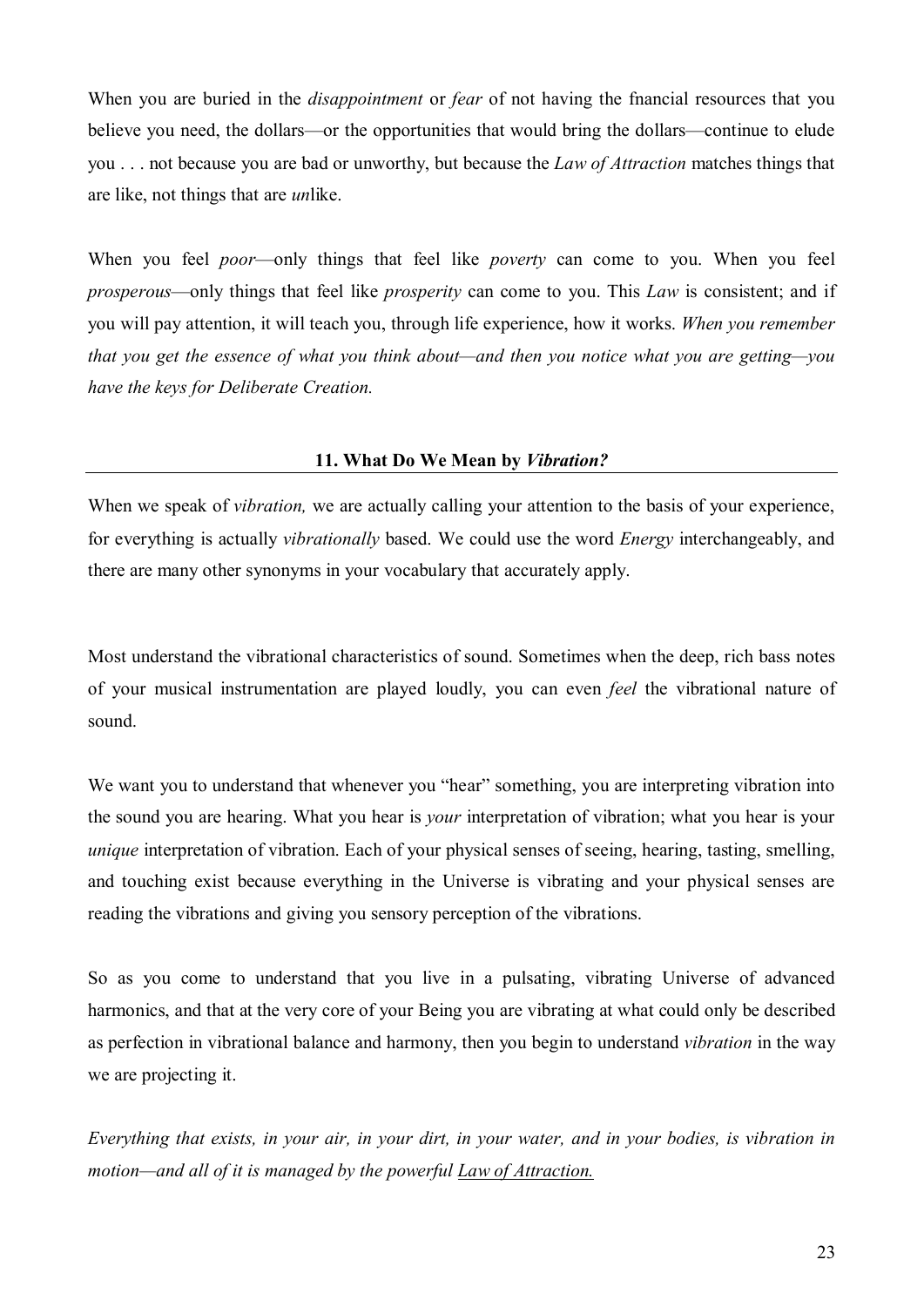When you are buried in the *disappointment* or *fear* of not having the fnancial resources that you believe you need, the dollars—or the opportunities that would bring the dollars—continue to elude you . . . not because you are bad or unworthy, but because the *Law of Attraction* matches things that are like, not things that are *un*like.

When you feel *poor*—only things that feel like *poverty* can come to you. When you feel *prosperous*—only things that feel like *prosperity* can come to you. This *Law* is consistent; and if you will pay attention, it will teach you, through life experience, how it works. *When you remember that you get the essence of what you think about—and then you notice what you are getting—you have the keys for Deliberate Creation.*

## 11. What Do We Mean by *Vibration?*

When we speak of *vibration,* we are actually calling your attention to the basis of your experience, for everything is actually *vibrationally* based. We could use the word *Energy* interchangeably, and there are many other synonyms in your vocabulary that accurately apply.

Most understand the vibrational characteristics of sound. Sometimes when the deep, rich bass notes of your musical instrumentation are played loudly, you can even *feel* the vibrational nature of sound.

We want you to understand that whenever you "hear" something, you are interpreting vibration into the sound you are hearing. What you hear is *your* interpretation of vibration; what you hear is your *unique* interpretation of vibration. Each of your physical senses of seeing, hearing, tasting, smelling, and touching exist because everything in the Universe is vibrating and your physical senses are reading the vibrations and giving you sensory perception of the vibrations.

So as you come to understand that you live in a pulsating, vibrating Universe of advanced harmonics, and that at the very core of your Being you are vibrating at what could only be described as perfection in vibrational balance and harmony, then you begin to understand *vibration* in the way we are projecting it.

*Everything that exists, in your air, in your dirt, in your water, and in your bodies, is vibration in motion—and all of it is managed by the powerful Law of Attraction.*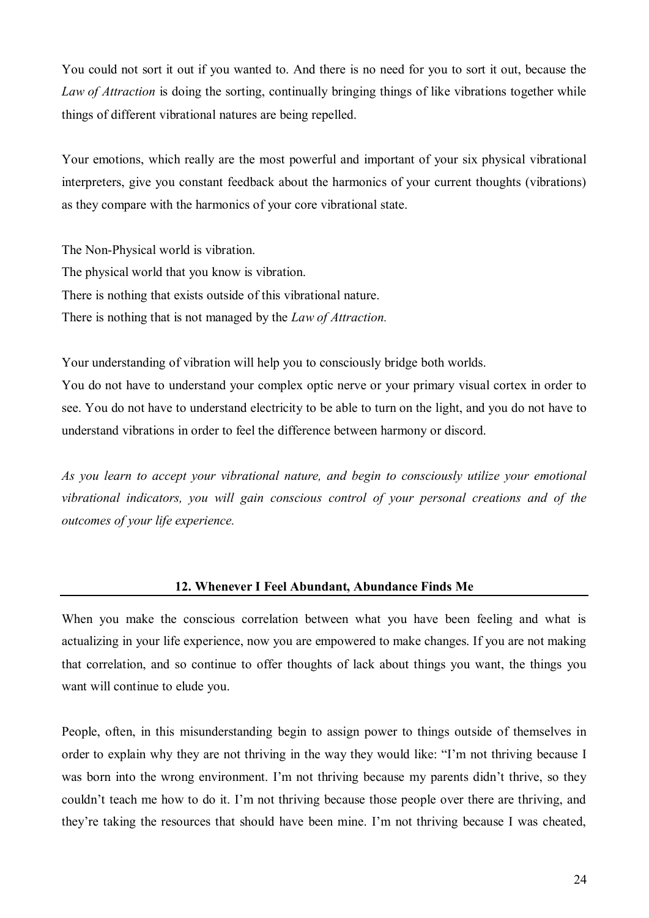You could not sort it out if you wanted to. And there is no need for you to sort it out, because the *Law of Attraction* is doing the sorting, continually bringing things of like vibrations together while things of different vibrational natures are being repelled.

Your emotions, which really are the most powerful and important of your six physical vibrational interpreters, give you constant feedback about the harmonics of your current thoughts (vibrations) as they compare with the harmonics of your core vibrational state.

The Non-Physical world is vibration.
The physical world that you know is vibration.
There is nothing that exists outside of this vibrational nature.
There is nothing that is not managed by the *Law of Attraction.*

Your understanding of vibration will help you to consciously bridge both worlds.
You do not have to understand your complex optic nerve or your primary visual cortex in order to see. You do not have to understand electricity to be able to turn on the light, and you do not have to understand vibrations in order to feel the difference between harmony or discord.

*As you learn to accept your vibrational nature, and begin to consciously utilize your emotional vibrational indicators, you will gain conscious control of your personal creations and of the outcomes of your life experience.*

## 12. Whenever I Feel Abundant, Abundance Finds Me

When you make the conscious correlation between what you have been feeling and what is actualizing in your life experience, now you are empowered to make changes. If you are not making that correlation, and so continue to offer thoughts of lack about things you want, the things you want will continue to elude you.

People, often, in this misunderstanding begin to assign power to things outside of themselves in order to explain why they are not thriving in the way they would like: "I'm not thriving because I was born into the wrong environment. I'm not thriving because my parents didn't thrive, so they couldn't teach me how to do it. I'm not thriving because those people over there are thriving, and they're taking the resources that should have been mine. I'm not thriving because I was cheated,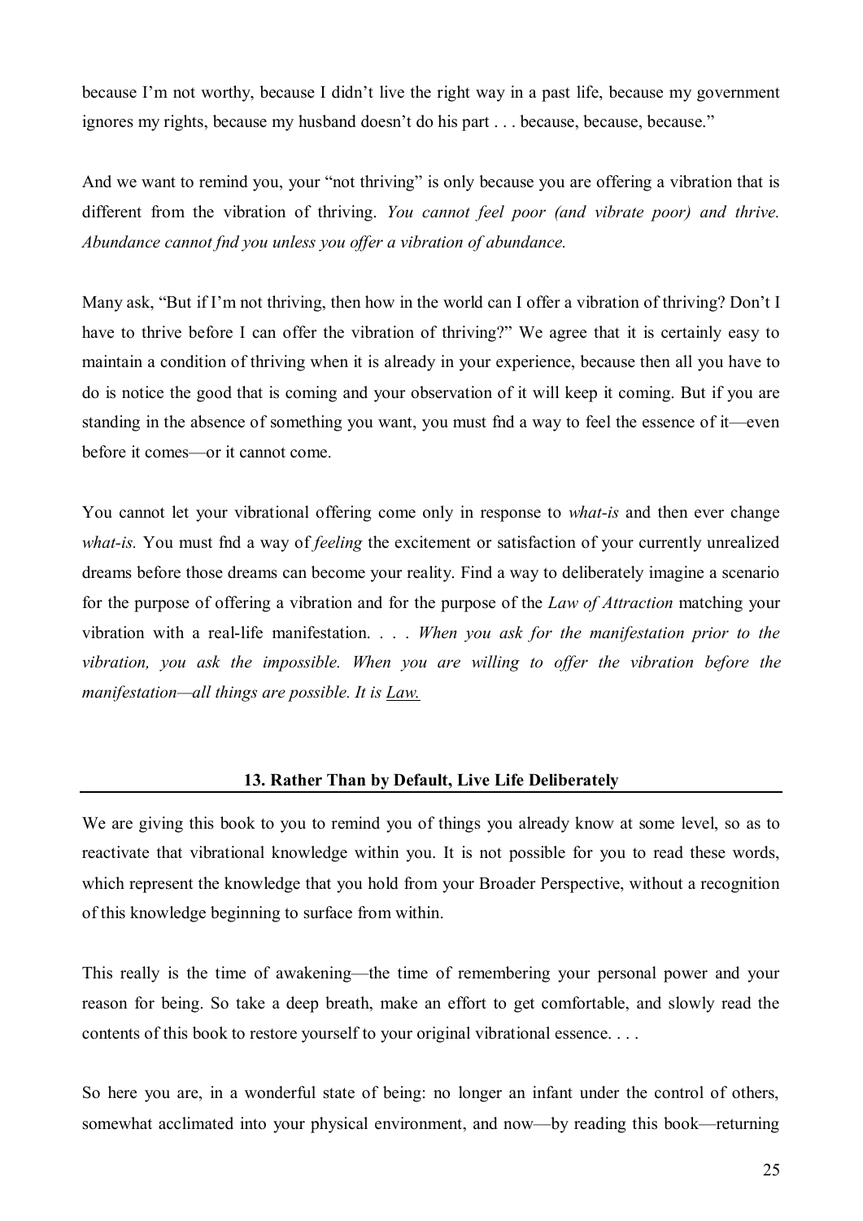because I'm not worthy, because I didn't live the right way in a past life, because my government ignores my rights, because my husband doesn't do his part . . . because, because, because."

And we want to remind you, your "not thriving" is only because you are offering a vibration that is different from the vibration of thriving. *You cannot feel poor (and vibrate poor) and thrive. Abundance cannot fnd you unless you offer a vibration of abundance.*

Many ask, "But if I'm not thriving, then how in the world can I offer a vibration of thriving? Don't I have to thrive before I can offer the vibration of thriving?" We agree that it is certainly easy to maintain a condition of thriving when it is already in your experience, because then all you have to do is notice the good that is coming and your observation of it will keep it coming. But if you are standing in the absence of something you want, you must fnd a way to feel the essence of it—even before it comes—or it cannot come.

You cannot let your vibrational offering come only in response to *what-is* and then ever change *what-is.* You must fnd a way of *feeling* the excitement or satisfaction of your currently unrealized dreams before those dreams can become your reality. Find a way to deliberately imagine a scenario for the purpose of offering a vibration and for the purpose of the *Law of Attraction* matching your vibration with a real-life manifestation. . . . *When you ask for the manifestation prior to the vibration, you ask the impossible. When you are willing to offer the vibration before the manifestation—all things are possible. It is* *<u>Law.</u>*

## 13. Rather Than by Default, Live Life Deliberately

We are giving this book to you to remind you of things you already know at some level, so as to reactivate that vibrational knowledge within you. It is not possible for you to read these words, which represent the knowledge that you hold from your Broader Perspective, without a recognition of this knowledge beginning to surface from within.

This really is the time of awakening—the time of remembering your personal power and your reason for being. So take a deep breath, make an effort to get comfortable, and slowly read the contents of this book to restore yourself to your original vibrational essence. . . .

So here you are, in a wonderful state of being: no longer an infant under the control of others, somewhat acclimated into your physical environment, and now—by reading this book—returning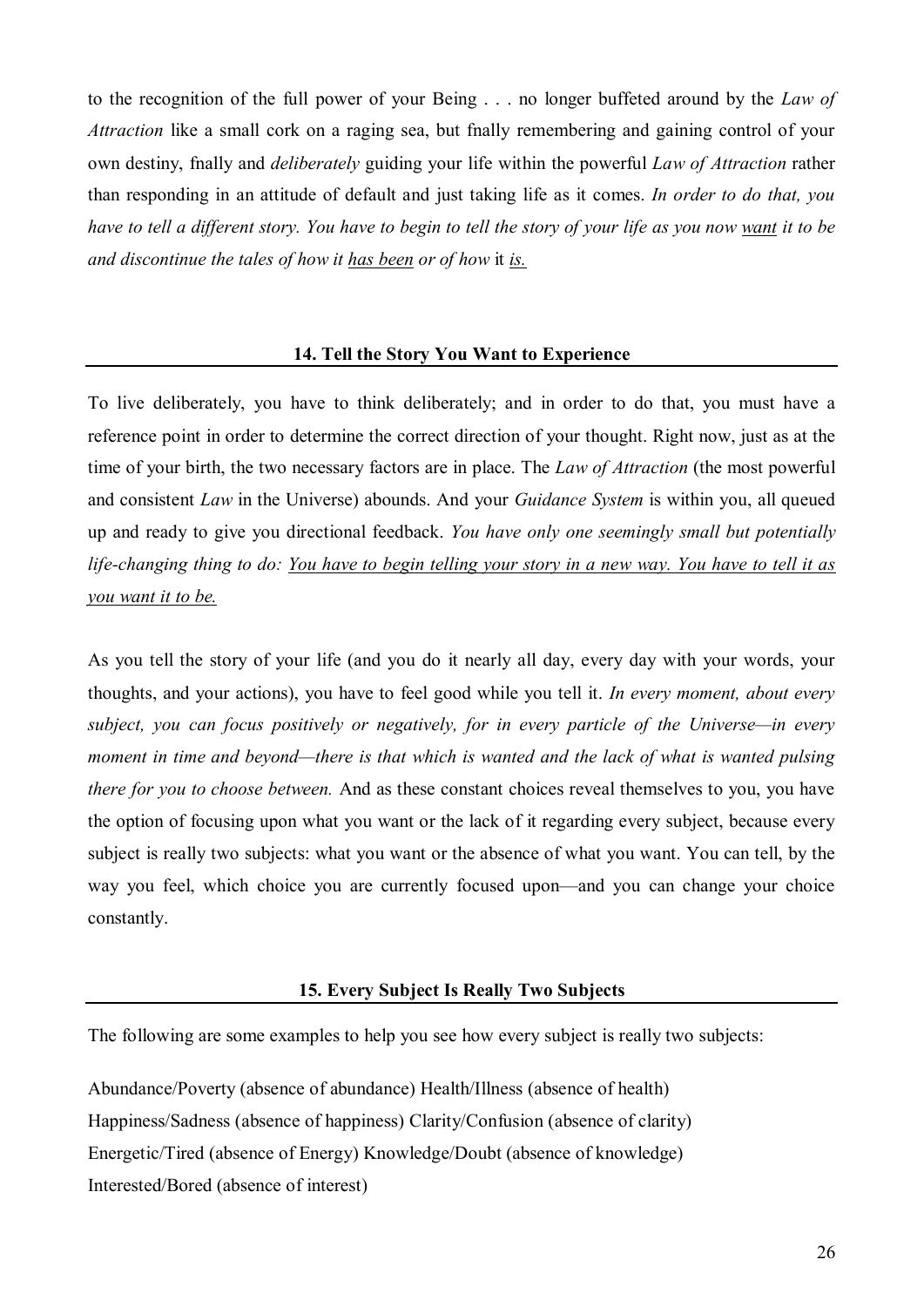to the recognition of the full power of your Being . . . no longer buffeted around by the *Law of Attraction* like a small cork on a raging sea, but fnally remembering and gaining control of your own destiny, fnally and *deliberately* guiding your life within the powerful *Law of Attraction* rather than responding in an attitude of default and just taking life as it comes. *In order to do that, you have to tell a different story. You have to begin to tell the story of your life as you now <u>want</u> it to be and discontinue the tales of how it <u>has been</u> or of how* it <u>*is.*</u>

## 14. Tell the Story You Want to Experience

To live deliberately, you have to think deliberately; and in order to do that, you must have a reference point in order to determine the correct direction of your thought. Right now, just as at the time of your birth, the two necessary factors are in place. The *Law of Attraction* (the most powerful and consistent *Law* in the Universe) abounds. And your *Guidance System* is within you, all queued up and ready to give you directional feedback. *You have only one seemingly small but potentially life-changing thing to do: <u>You have to begin telling your story in a new way. You have to tell it as you want it to be.</u>*

As you tell the story of your life (and you do it nearly all day, every day with your words, your thoughts, and your actions), you have to feel good while you tell it. *In every moment, about every subject, you can focus positively or negatively, for in every particle of the Universe—in every moment in time and beyond—there is that which is wanted and the lack of what is wanted pulsing there for you to choose between.* And as these constant choices reveal themselves to you, you have the option of focusing upon what you want or the lack of it regarding every subject, because every subject is really two subjects: what you want or the absence of what you want. You can tell, by the way you feel, which choice you are currently focused upon—and you can change your choice constantly.

## 15. Every Subject Is Really Two Subjects

The following are some examples to help you see how every subject is really two subjects:

Abundance/Poverty (absence of abundance) Health/Illness (absence of health)
Happiness/Sadness (absence of happiness) Clarity/Confusion (absence of clarity)
Energetic/Tired (absence of Energy) Knowledge/Doubt (absence of knowledge)
Interested/Bored (absence of interest)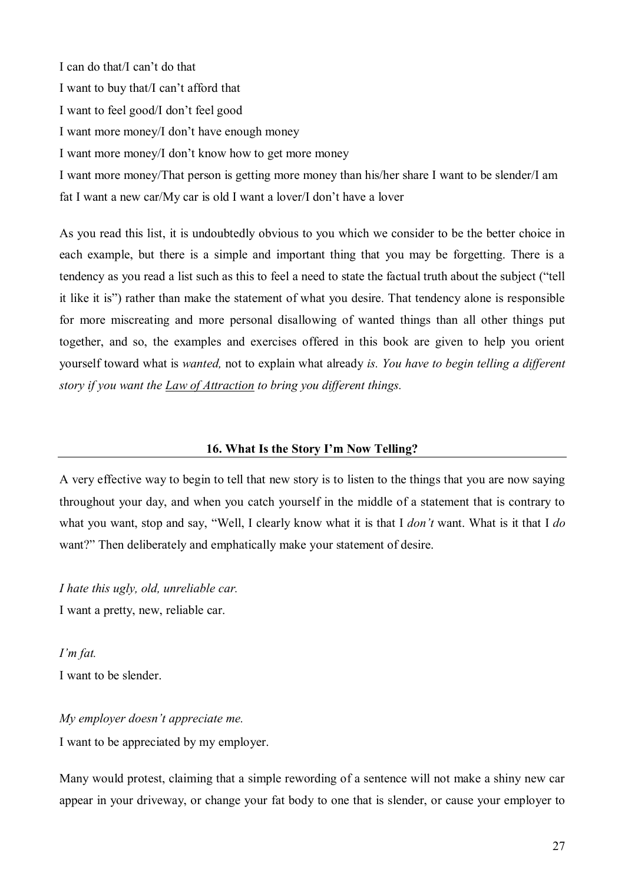I can do that/I can't do that

I want to buy that/I can't afford that

I want to feel good/I don't feel good

I want more money/I don't have enough money

I want more money/I don't know how to get more money

I want more money/That person is getting more money than his/her share I want to be slender/I am fat I want a new car/My car is old I want a lover/I don't have a lover

As you read this list, it is undoubtedly obvious to you which we consider to be the better choice in each example, but there is a simple and important thing that you may be forgetting. There is a tendency as you read a list such as this to feel a need to state the factual truth about the subject ("tell it like it is") rather than make the statement of what you desire. That tendency alone is responsible for more miscreating and more personal disallowing of wanted things than all other things put together, and so, the examples and exercises offered in this book are given to help you orient yourself toward what is *wanted,* not to explain what already *is. You have to begin telling a different story if you want the Law of Attraction to bring you different things.*

## 16. What Is the Story I'm Now Telling?

A very effective way to begin to tell that new story is to listen to the things that you are now saying throughout your day, and when you catch yourself in the middle of a statement that is contrary to what you want, stop and say, "Well, I clearly know what it is that I *don't* want. What is it that I *do* want?" Then deliberately and emphatically make your statement of desire.

*I hate this ugly, old, unreliable car.*

I want a pretty, new, reliable car.

*I'm fat.*

I want to be slender.

*My employer doesn't appreciate me.*

I want to be appreciated by my employer.

Many would protest, claiming that a simple rewording of a sentence will not make a shiny new car appear in your driveway, or change your fat body to one that is slender, or cause your employer to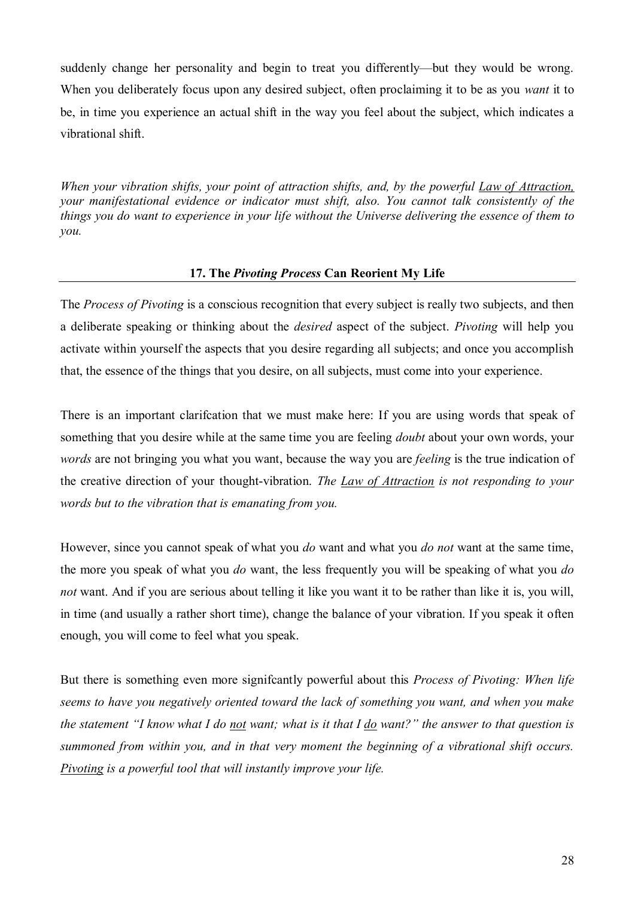suddenly change her personality and begin to treat you differently—but they would be wrong. When you deliberately focus upon any desired subject, often proclaiming it to be as you *want* it to be, in time you experience an actual shift in the way you feel about the subject, which indicates a vibrational shift.

*When your vibration shifts, your point of attraction shifts, and, by the powerful <u>Law of Attraction,</u> your manifestational evidence or indicator must shift, also. You cannot talk consistently of the things you do want to experience in your life without the Universe delivering the essence of them to you.*

## 17. The *Pivoting Process* Can Reorient My Life

The *Process of Pivoting* is a conscious recognition that every subject is really two subjects, and then a deliberate speaking or thinking about the *desired* aspect of the subject. *Pivoting* will help you activate within yourself the aspects that you desire regarding all subjects; and once you accomplish that, the essence of the things that you desire, on all subjects, must come into your experience.

There is an important clarifcation that we must make here: If you are using words that speak of something that you desire while at the same time you are feeling *doubt* about your own words, your *words* are not bringing you what you want, because the way you are *feeling* is the true indication of the creative direction of your thought-vibration. *The <u>Law of Attraction</u> is not responding to your words but to the vibration that is emanating from you.*

However, since you cannot speak of what you *do* want and what you *do not* want at the same time, the more you speak of what you *do* want, the less frequently you will be speaking of what you *do not* want. And if you are serious about telling it like you want it to be rather than like it is, you will, in time (and usually a rather short time), change the balance of your vibration. If you speak it often enough, you will come to feel what you speak.

But there is something even more signifcantly powerful about this *Process of Pivoting: When life seems to have you negatively oriented toward the lack of something you want, and when you make the statement "I know what I do <u>not</u> want; what is it that I <u>do</u> want?" the answer to that question is summoned from within you, and in that very moment the beginning of a vibrational shift occurs. <u>Pivoting</u> is a powerful tool that will instantly improve your life.*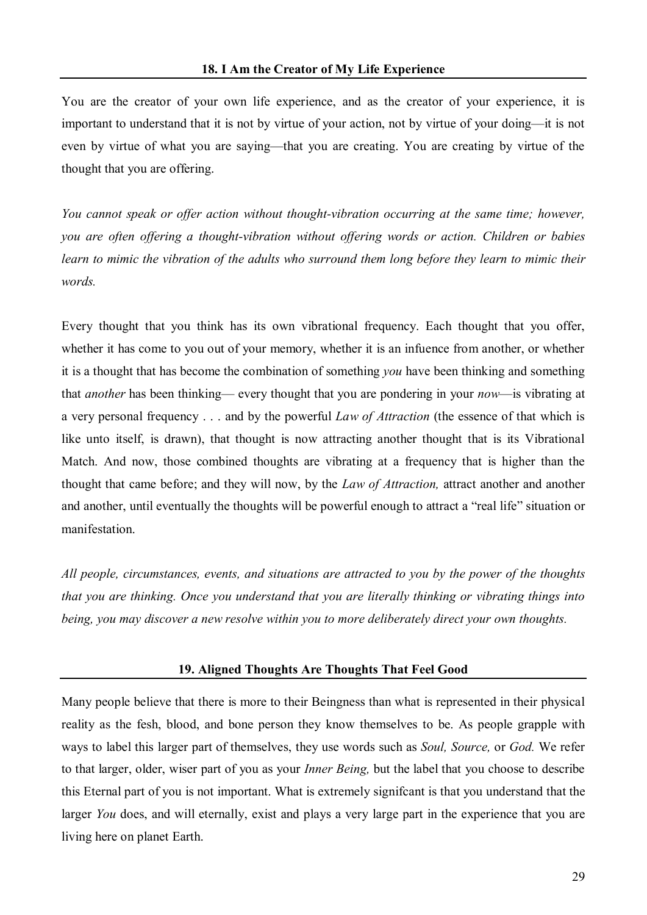## 18. I Am the Creator of My Life Experience

You are the creator of your own life experience, and as the creator of your experience, it is important to understand that it is not by virtue of your action, not by virtue of your doing—it is not even by virtue of what you are saying—that you are creating. You are creating by virtue of the thought that you are offering.

*You cannot speak or offer action without thought-vibration occurring at the same time; however, you are often offering a thought-vibration without offering words or action. Children or babies learn to mimic the vibration of the adults who surround them long before they learn to mimic their words.*

Every thought that you think has its own vibrational frequency. Each thought that you offer, whether it has come to you out of your memory, whether it is an infuence from another, or whether it is a thought that has become the combination of something *you* have been thinking and something that *another* has been thinking— every thought that you are pondering in your *now*—is vibrating at a very personal frequency . . . and by the powerful *Law of Attraction* (the essence of that which is like unto itself, is drawn), that thought is now attracting another thought that is its Vibrational Match. And now, those combined thoughts are vibrating at a frequency that is higher than the thought that came before; and they will now, by the *Law of Attraction,* attract another and another and another, until eventually the thoughts will be powerful enough to attract a "real life" situation or manifestation.

*All people, circumstances, events, and situations are attracted to you by the power of the thoughts that you are thinking. Once you understand that you are literally thinking or vibrating things into being, you may discover a new resolve within you to more deliberately direct your own thoughts.*

## 19. Aligned Thoughts Are Thoughts That Feel Good

Many people believe that there is more to their Beingness than what is represented in their physical reality as the fesh, blood, and bone person they know themselves to be. As people grapple with ways to label this larger part of themselves, they use words such as *Soul, Source,* or *God.* We refer to that larger, older, wiser part of you as your *Inner Being,* but the label that you choose to describe this Eternal part of you is not important. What is extremely signifcant is that you understand that the larger *You* does, and will eternally, exist and plays a very large part in the experience that you are living here on planet Earth.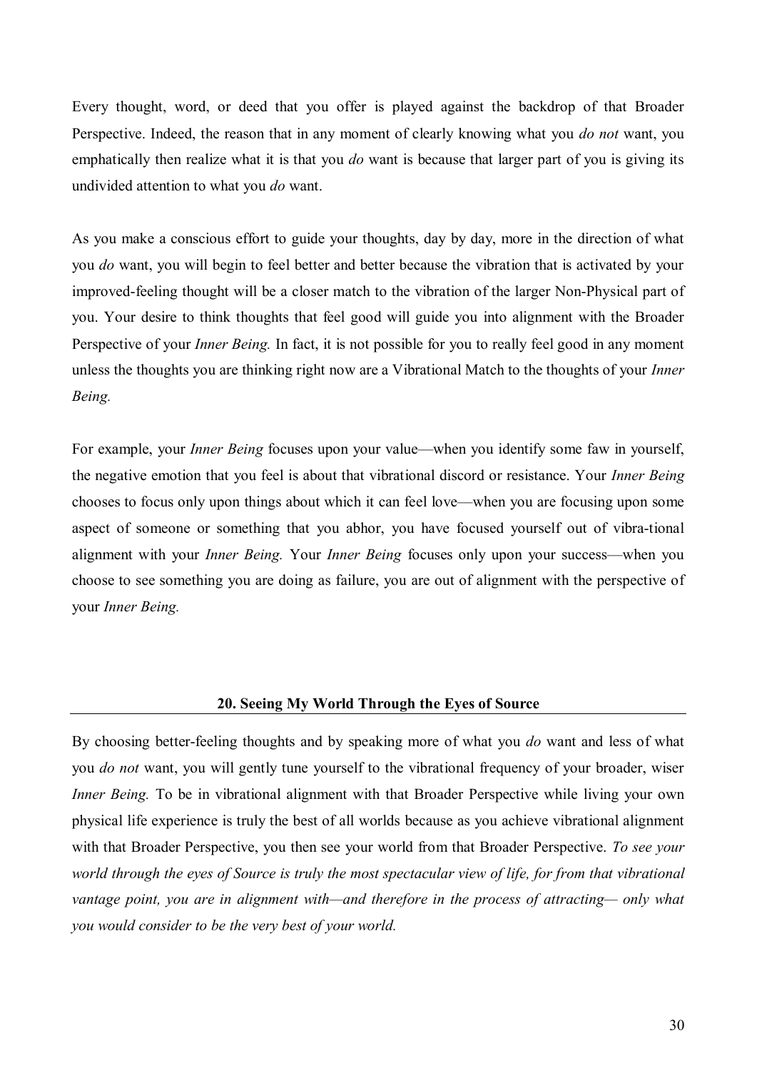Every thought, word, or deed that you offer is played against the backdrop of that Broader Perspective. Indeed, the reason that in any moment of clearly knowing what you *do not* want, you emphatically then realize what it is that you *do* want is because that larger part of you is giving its undivided attention to what you *do* want.

As you make a conscious effort to guide your thoughts, day by day, more in the direction of what you *do* want, you will begin to feel better and better because the vibration that is activated by your improved-feeling thought will be a closer match to the vibration of the larger Non-Physical part of you. Your desire to think thoughts that feel good will guide you into alignment with the Broader Perspective of your *Inner Being.* In fact, it is not possible for you to really feel good in any moment unless the thoughts you are thinking right now are a Vibrational Match to the thoughts of your *Inner Being.*

For example, your *Inner Being* focuses upon your value—when you identify some faw in yourself, the negative emotion that you feel is about that vibrational discord or resistance. Your *Inner Being* chooses to focus only upon things about which it can feel love—when you are focusing upon some aspect of someone or something that you abhor, you have focused yourself out of vibra-tional alignment with your *Inner Being.* Your *Inner Being* focuses only upon your success—when you choose to see something you are doing as failure, you are out of alignment with the perspective of your *Inner Being.*

## 20. Seeing My World Through the Eyes of Source

By choosing better-feeling thoughts and by speaking more of what you *do* want and less of what you *do not* want, you will gently tune yourself to the vibrational frequency of your broader, wiser *Inner Being.* To be in vibrational alignment with that Broader Perspective while living your own physical life experience is truly the best of all worlds because as you achieve vibrational alignment with that Broader Perspective, you then see your world from that Broader Perspective. *To see your world through the eyes of Source is truly the most spectacular view of life, for from that vibrational vantage point, you are in alignment with—and therefore in the process of attracting— only what you would consider to be the very best of your world.*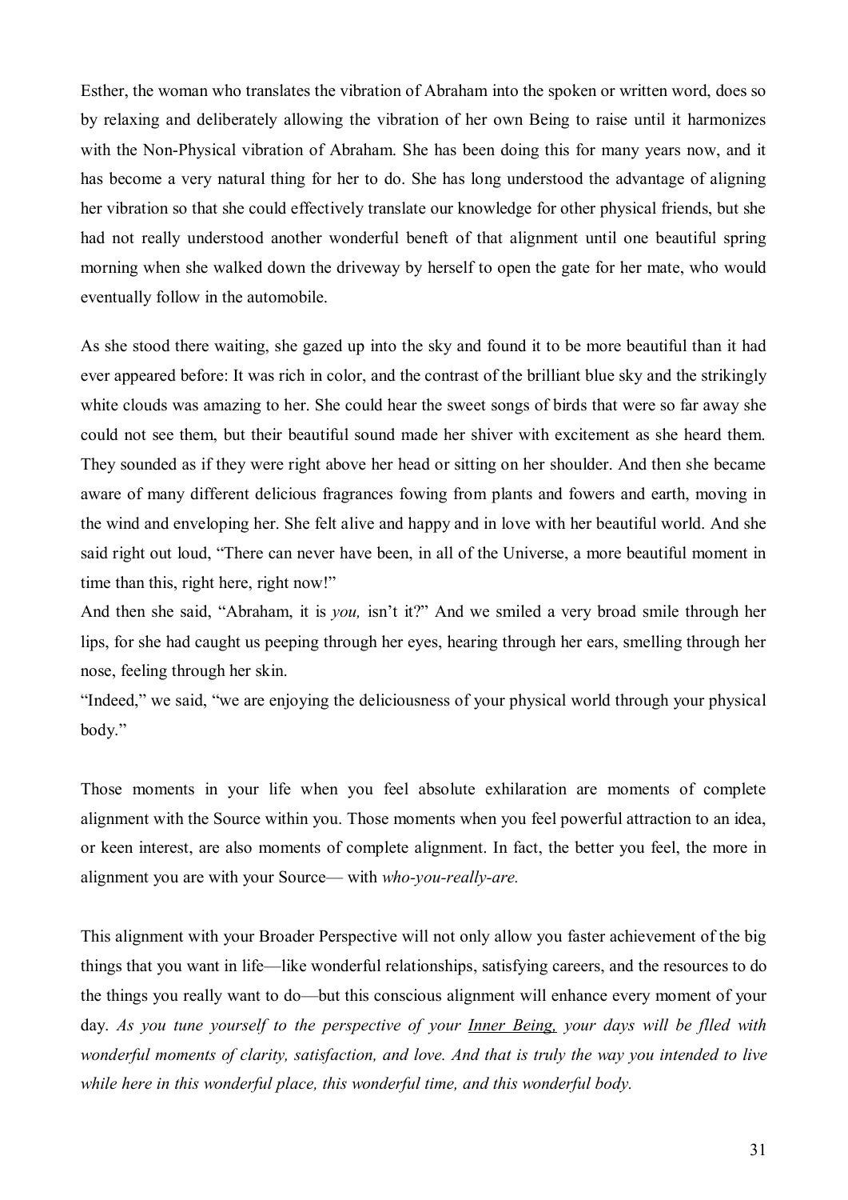Esther, the woman who translates the vibration of Abraham into the spoken or written word, does so by relaxing and deliberately allowing the vibration of her own Being to raise until it harmonizes with the Non-Physical vibration of Abraham. She has been doing this for many years now, and it has become a very natural thing for her to do. She has long understood the advantage of aligning her vibration so that she could effectively translate our knowledge for other physical friends, but she had not really understood another wonderful beneft of that alignment until one beautiful spring morning when she walked down the driveway by herself to open the gate for her mate, who would eventually follow in the automobile.

As she stood there waiting, she gazed up into the sky and found it to be more beautiful than it had ever appeared before: It was rich in color, and the contrast of the brilliant blue sky and the strikingly white clouds was amazing to her. She could hear the sweet songs of birds that were so far away she could not see them, but their beautiful sound made her shiver with excitement as she heard them. They sounded as if they were right above her head or sitting on her shoulder. And then she became aware of many different delicious fragrances fowing from plants and fowers and earth, moving in the wind and enveloping her. She felt alive and happy and in love with her beautiful world. And she said right out loud, "There can never have been, in all of the Universe, a more beautiful moment in time than this, right here, right now!"

And then she said, "Abraham, it is *you,* isn't it?" And we smiled a very broad smile through her lips, for she had caught us peeping through her eyes, hearing through her ears, smelling through her nose, feeling through her skin.

"Indeed," we said, "we are enjoying the deliciousness of your physical world through your physical body."

Those moments in your life when you feel absolute exhilaration are moments of complete alignment with the Source within you. Those moments when you feel powerful attraction to an idea, or keen interest, are also moments of complete alignment. In fact, the better you feel, the more in alignment you are with your Source— with *who-you-really-are.*

This alignment with your Broader Perspective will not only allow you faster achievement of the big things that you want in life—like wonderful relationships, satisfying careers, and the resources to do the things you really want to do—but this conscious alignment will enhance every moment of your day. *As you tune yourself to the perspective of your <u>Inner Being,</u> your days will be flled with wonderful moments of clarity, satisfaction, and love. And that is truly the way you intended to live while here in this wonderful place, this wonderful time, and this wonderful body.*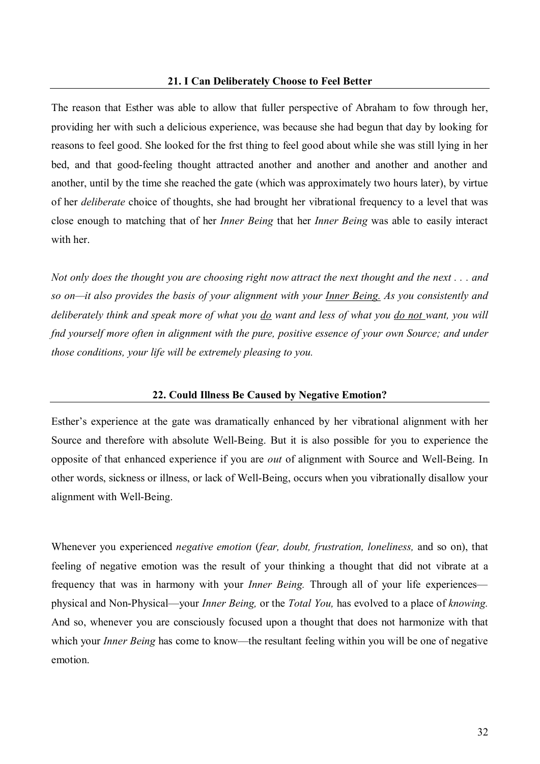## 21. I Can Deliberately Choose to Feel Better

The reason that Esther was able to allow that fuller perspective of Abraham to fow through her, providing her with such a delicious experience, was because she had begun that day by looking for reasons to feel good. She looked for the frst thing to feel good about while she was still lying in her bed, and that good-feeling thought attracted another and another and another and another and another, until by the time she reached the gate (which was approximately two hours later), by virtue of her *deliberate* choice of thoughts, she had brought her vibrational frequency to a level that was close enough to matching that of her *Inner Being* that her *Inner Being* was able to easily interact with her.

*Not only does the thought you are choosing right now attract the next thought and the next . . . and so on—it also provides the basis of your alignment with your <u>Inner Being.</u> As you consistently and deliberately think and speak more of what you <u>do</u> want and less of what you <u>do not</u> want, you will fnd yourself more often in alignment with the pure, positive essence of your own Source; and under those conditions, your life will be extremely pleasing to you.*

## 22. Could Illness Be Caused by Negative Emotion?

Esther's experience at the gate was dramatically enhanced by her vibrational alignment with her Source and therefore with absolute Well-Being. But it is also possible for you to experience the opposite of that enhanced experience if you are *out* of alignment with Source and Well-Being. In other words, sickness or illness, or lack of Well-Being, occurs when you vibrationally disallow your alignment with Well-Being.

Whenever you experienced *negative emotion* (*fear, doubt, frustration, loneliness,* and so on), that feeling of negative emotion was the result of your thinking a thought that did not vibrate at a frequency that was in harmony with your *Inner Being.* Through all of your life experiences—physical and Non-Physical—your *Inner Being,* or the *Total You,* has evolved to a place of *knowing.* And so, whenever you are consciously focused upon a thought that does not harmonize with that which your *Inner Being* has come to know—the resultant feeling within you will be one of negative emotion.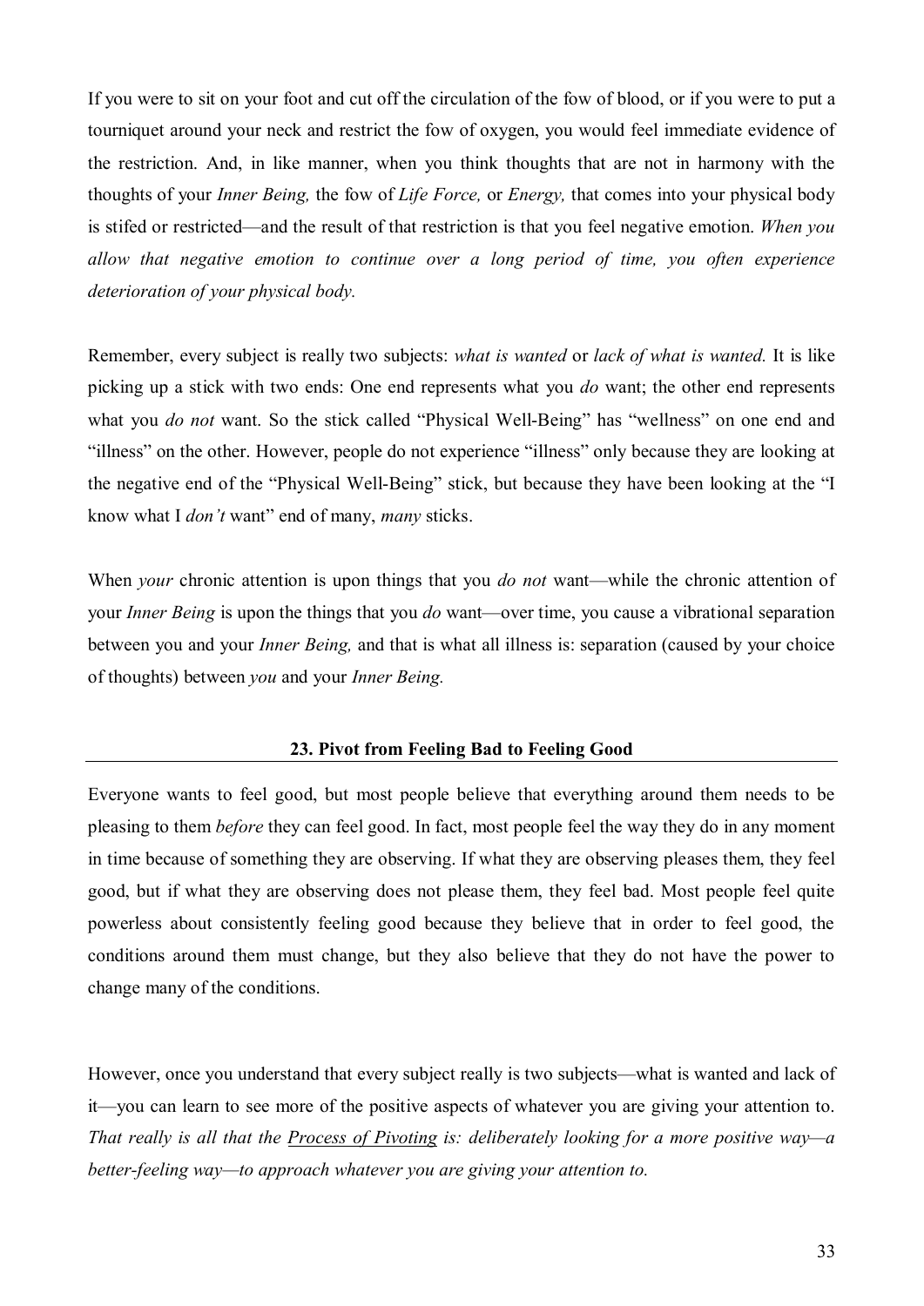If you were to sit on your foot and cut off the circulation of the fow of blood, or if you were to put a tourniquet around your neck and restrict the fow of oxygen, you would feel immediate evidence of the restriction. And, in like manner, when you think thoughts that are not in harmony with the thoughts of your *Inner Being,* the fow of *Life Force,* or *Energy,* that comes into your physical body is stifed or restricted—and the result of that restriction is that you feel negative emotion. *When you allow that negative emotion to continue over a long period of time, you often experience deterioration of your physical body.*

Remember, every subject is really two subjects: *what is wanted* or *lack of what is wanted.* It is like picking up a stick with two ends: One end represents what you *do* want; the other end represents what you *do not* want. So the stick called "Physical Well-Being" has "wellness" on one end and "illness" on the other. However, people do not experience "illness" only because they are looking at the negative end of the "Physical Well-Being" stick, but because they have been looking at the "I know what I *don't* want" end of many, *many* sticks.

When *your* chronic attention is upon things that you *do not* want—while the chronic attention of your *Inner Being* is upon the things that you *do* want—over time, you cause a vibrational separation between you and your *Inner Being,* and that is what all illness is: separation (caused by your choice of thoughts) between *you* and your *Inner Being.*

## 23. Pivot from Feeling Bad to Feeling Good

Everyone wants to feel good, but most people believe that everything around them needs to be pleasing to them *before* they can feel good. In fact, most people feel the way they do in any moment in time because of something they are observing. If what they are observing pleases them, they feel good, but if what they are observing does not please them, they feel bad. Most people feel quite powerless about consistently feeling good because they believe that in order to feel good, the conditions around them must change, but they also believe that they do not have the power to change many of the conditions.

However, once you understand that every subject really is two subjects—what is wanted and lack of it—you can learn to see more of the positive aspects of whatever you are giving your attention to. *That really is all that the Process of Pivoting is: deliberately looking for a more positive way—a better-feeling way—to approach whatever you are giving your attention to.*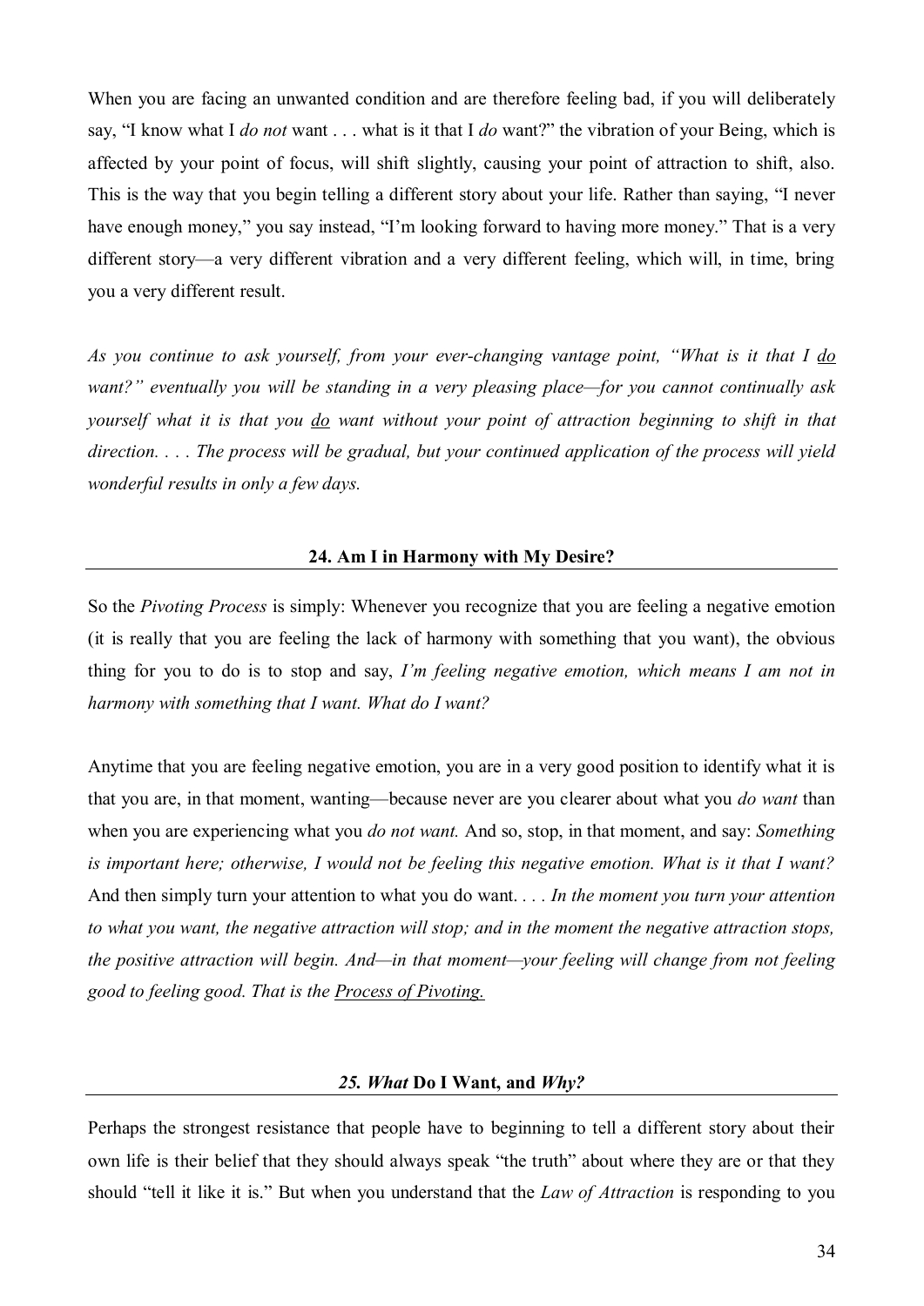When you are facing an unwanted condition and are therefore feeling bad, if you will deliberately say, "I know what I *do not* want . . . what is it that I *do* want?" the vibration of your Being, which is affected by your point of focus, will shift slightly, causing your point of attraction to shift, also. This is the way that you begin telling a different story about your life. Rather than saying, "I never have enough money," you say instead, "I'm looking forward to having more money." That is a very different story—a very different vibration and a very different feeling, which will, in time, bring you a very different result.

*As you continue to ask yourself, from your ever-changing vantage point, "What is it that I <u>do</u> want?" eventually you will be standing in a very pleasing place—for you cannot continually ask yourself what it is that you <u>do</u> want without your point of attraction beginning to shift in that direction. . . . The process will be gradual, but your continued application of the process will yield wonderful results in only a few days.*

## 24. Am I in Harmony with My Desire?

So the *Pivoting Process* is simply: Whenever you recognize that you are feeling a negative emotion (it is really that you are feeling the lack of harmony with something that you want), the obvious thing for you to do is to stop and say, *I'm feeling negative emotion, which means I am not in harmony with something that I want. What do I want?*

Anytime that you are feeling negative emotion, you are in a very good position to identify what it is that you are, in that moment, wanting—because never are you clearer about what you *do want* than when you are experiencing what you *do not want.* And so, stop, in that moment, and say: *Something is important here; otherwise, I would not be feeling this negative emotion. What is it that I want?* And then simply turn your attention to what you do want. . . . *In the moment you turn your attention to what you want, the negative attraction will stop; and in the moment the negative attraction stops, the positive attraction will begin. And—in that moment—your feeling will change from not feeling good to feeling good. That is the <u>Process of Pivoting.</u>*

## 25. *What* Do I Want, and *Why?*

Perhaps the strongest resistance that people have to beginning to tell a different story about their own life is their belief that they should always speak "the truth" about where they are or that they should "tell it like it is." But when you understand that the *Law of Attraction* is responding to you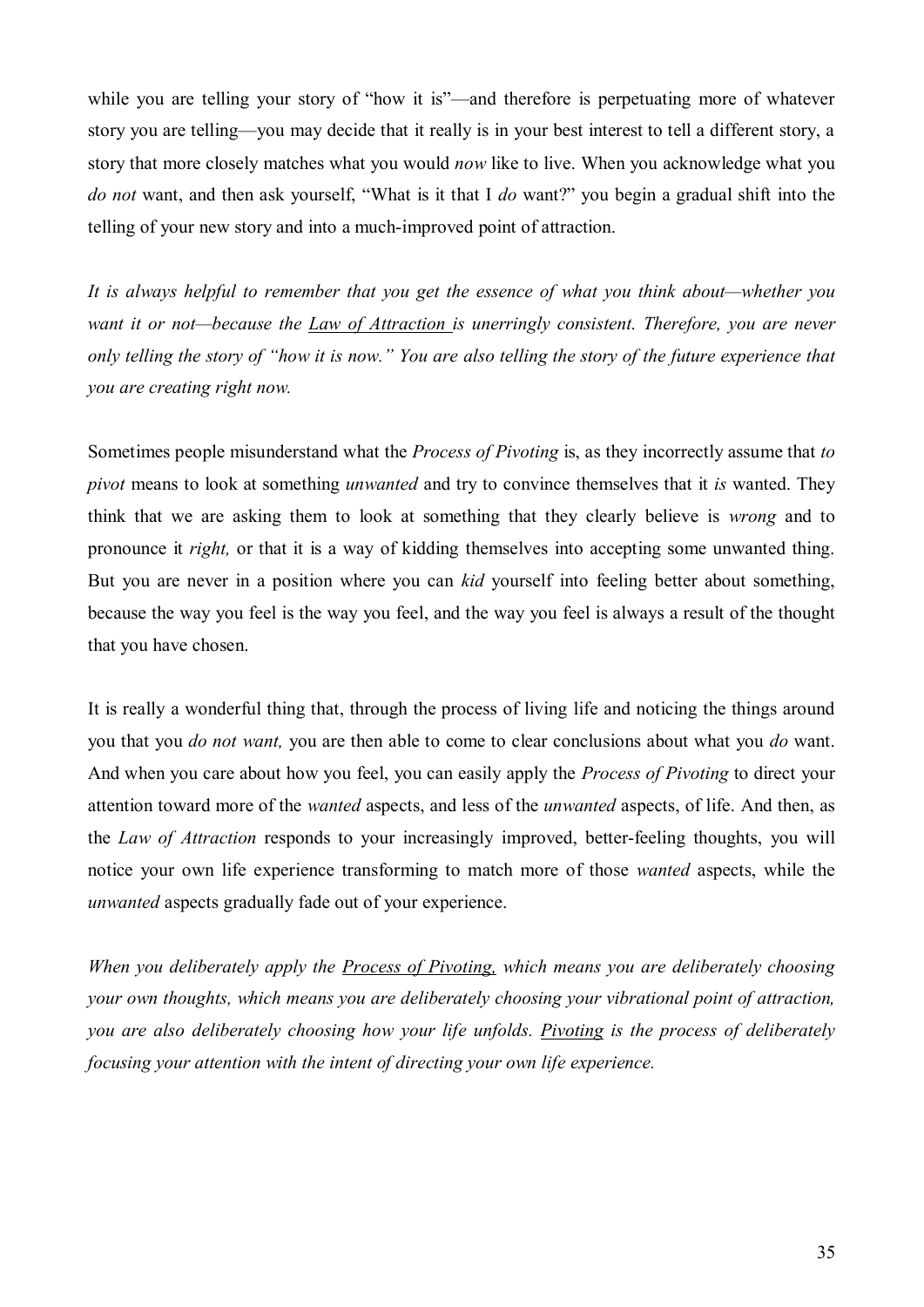while you are telling your story of "how it is"—and therefore is perpetuating more of whatever story you are telling—you may decide that it really is in your best interest to tell a different story, a story that more closely matches what you would *now* like to live. When you acknowledge what you *do not* want, and then ask yourself, "What is it that I *do* want?" you begin a gradual shift into the telling of your new story and into a much-improved point of attraction.

*It is always helpful to remember that you get the essence of what you think about—whether you want it or not—because the <u>Law of Attraction</u> is unerringly consistent. Therefore, you are never only telling the story of "how it is now." You are also telling the story of the future experience that you are creating right now.*

Sometimes people misunderstand what the *Process of Pivoting* is, as they incorrectly assume that *to pivot* means to look at something *unwanted* and try to convince themselves that it *is* wanted. They think that we are asking them to look at something that they clearly believe is *wrong* and to pronounce it *right,* or that it is a way of kidding themselves into accepting some unwanted thing. But you are never in a position where you can *kid* yourself into feeling better about something, because the way you feel is the way you feel, and the way you feel is always a result of the thought that you have chosen.

It is really a wonderful thing that, through the process of living life and noticing the things around you that you *do not want,* you are then able to come to clear conclusions about what you *do* want. And when you care about how you feel, you can easily apply the *Process of Pivoting* to direct your attention toward more of the *wanted* aspects, and less of the *unwanted* aspects, of life. And then, as the *Law of Attraction* responds to your increasingly improved, better-feeling thoughts, you will notice your own life experience transforming to match more of those *wanted* aspects, while the *unwanted* aspects gradually fade out of your experience.

*When you deliberately apply the <u>Process of Pivoting,</u> which means you are deliberately choosing your own thoughts, which means you are deliberately choosing your vibrational point of attraction, you are also deliberately choosing how your life unfolds. <u>Pivoting</u> is the process of deliberately focusing your attention with the intent of directing your own life experience.*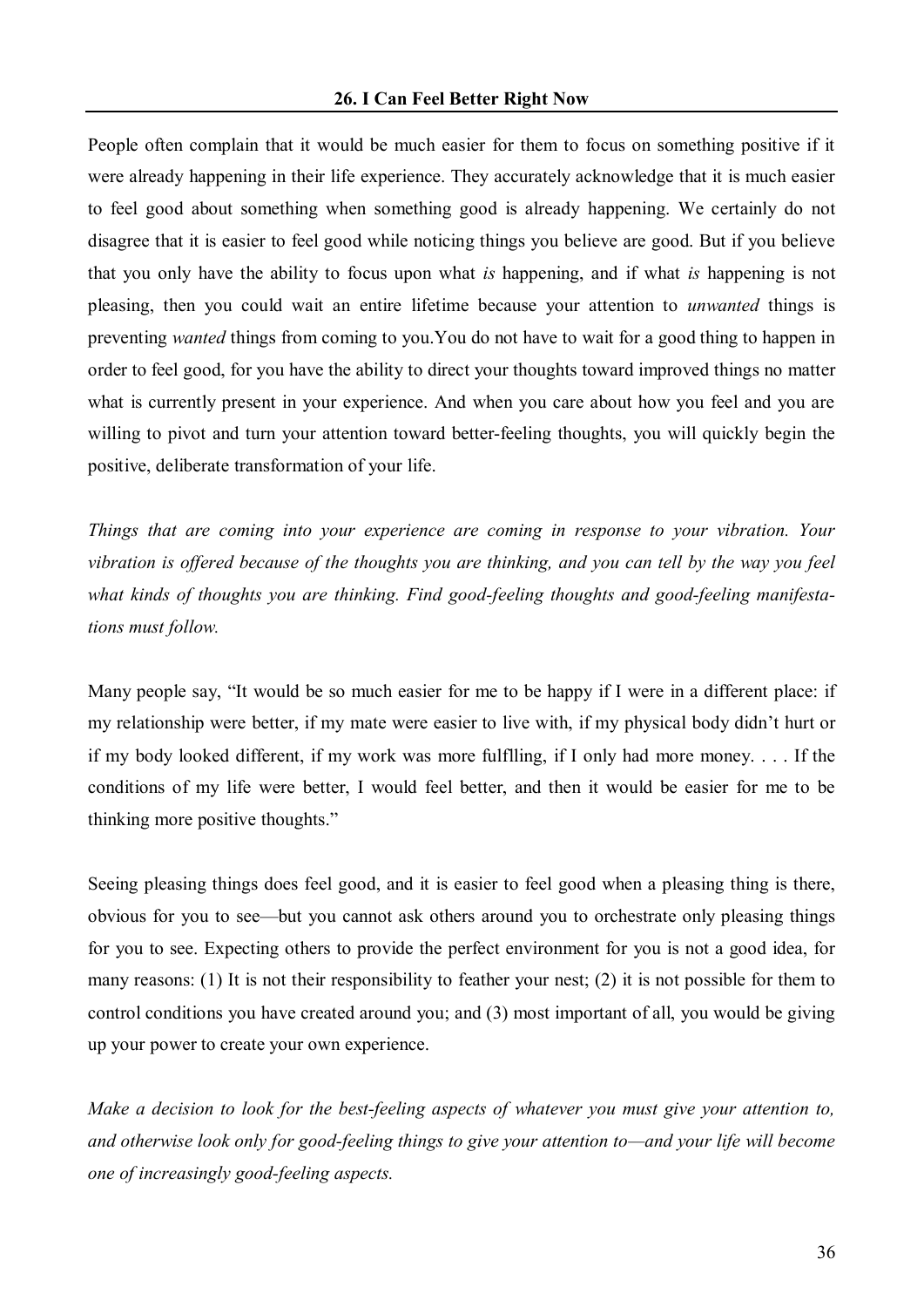## 26. I Can Feel Better Right Now

People often complain that it would be much easier for them to focus on something positive if it were already happening in their life experience. They accurately acknowledge that it is much easier to feel good about something when something good is already happening. We certainly do not disagree that it is easier to feel good while noticing things you believe are good. But if you believe that you only have the ability to focus upon what *is* happening, and if what *is* happening is not pleasing, then you could wait an entire lifetime because your attention to *unwanted* things is preventing *wanted* things from coming to you.You do not have to wait for a good thing to happen in order to feel good, for you have the ability to direct your thoughts toward improved things no matter what is currently present in your experience. And when you care about how you feel and you are willing to pivot and turn your attention toward better-feeling thoughts, you will quickly begin the positive, deliberate transformation of your life.

*Things that are coming into your experience are coming in response to your vibration. Your vibration is offered because of the thoughts you are thinking, and you can tell by the way you feel what kinds of thoughts you are thinking. Find good-feeling thoughts and good-feeling manifestations must follow.*

Many people say, "It would be so much easier for me to be happy if I were in a different place: if my relationship were better, if my mate were easier to live with, if my physical body didn't hurt or if my body looked different, if my work was more fulfilling, if I only had more money. . . . If the conditions of my life were better, I would feel better, and then it would be easier for me to be thinking more positive thoughts."

Seeing pleasing things does feel good, and it is easier to feel good when a pleasing thing is there, obvious for you to see—but you cannot ask others around you to orchestrate only pleasing things for you to see. Expecting others to provide the perfect environment for you is not a good idea, for many reasons: (1) It is not their responsibility to feather your nest; (2) it is not possible for them to control conditions you have created around you; and (3) most important of all, you would be giving up your power to create your own experience.

*Make a decision to look for the best-feeling aspects of whatever you must give your attention to, and otherwise look only for good-feeling things to give your attention to—and your life will become one of increasingly good-feeling aspects.*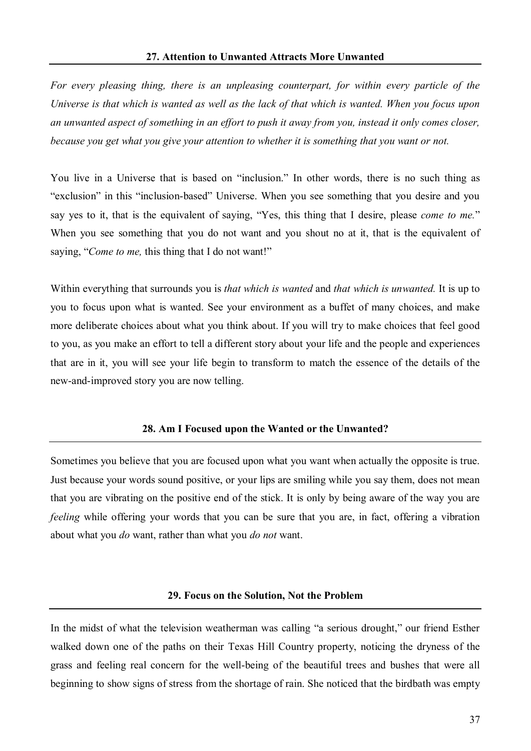## 27. Attention to Unwanted Attracts More Unwanted

*For every pleasing thing, there is an unpleasing counterpart, for within every particle of the Universe is that which is wanted as well as the lack of that which is wanted. When you focus upon an unwanted aspect of something in an effort to push it away from you, instead it only comes closer, because you get what you give your attention to whether it is something that you want or not.*

You live in a Universe that is based on "inclusion." In other words, there is no such thing as "exclusion" in this "inclusion-based" Universe. When you see something that you desire and you say yes to it, that is the equivalent of saying, "Yes, this thing that I desire, please *come to me.*" When you see something that you do not want and you shout no at it, that is the equivalent of saying, "*Come to me,* this thing that I do not want!"

Within everything that surrounds you is *that which is wanted* and *that which is unwanted.* It is up to you to focus upon what is wanted. See your environment as a buffet of many choices, and make more deliberate choices about what you think about. If you will try to make choices that feel good to you, as you make an effort to tell a different story about your life and the people and experiences that are in it, you will see your life begin to transform to match the essence of the details of the new-and-improved story you are now telling.

## 28. Am I Focused upon the Wanted or the Unwanted?

Sometimes you believe that you are focused upon what you want when actually the opposite is true. Just because your words sound positive, or your lips are smiling while you say them, does not mean that you are vibrating on the positive end of the stick. It is only by being aware of the way you are *feeling* while offering your words that you can be sure that you are, in fact, offering a vibration about what you *do* want, rather than what you *do not* want.

## 29. Focus on the Solution, Not the Problem

In the midst of what the television weatherman was calling "a serious drought," our friend Esther walked down one of the paths on their Texas Hill Country property, noticing the dryness of the grass and feeling real concern for the well-being of the beautiful trees and bushes that were all beginning to show signs of stress from the shortage of rain. She noticed that the birdbath was empty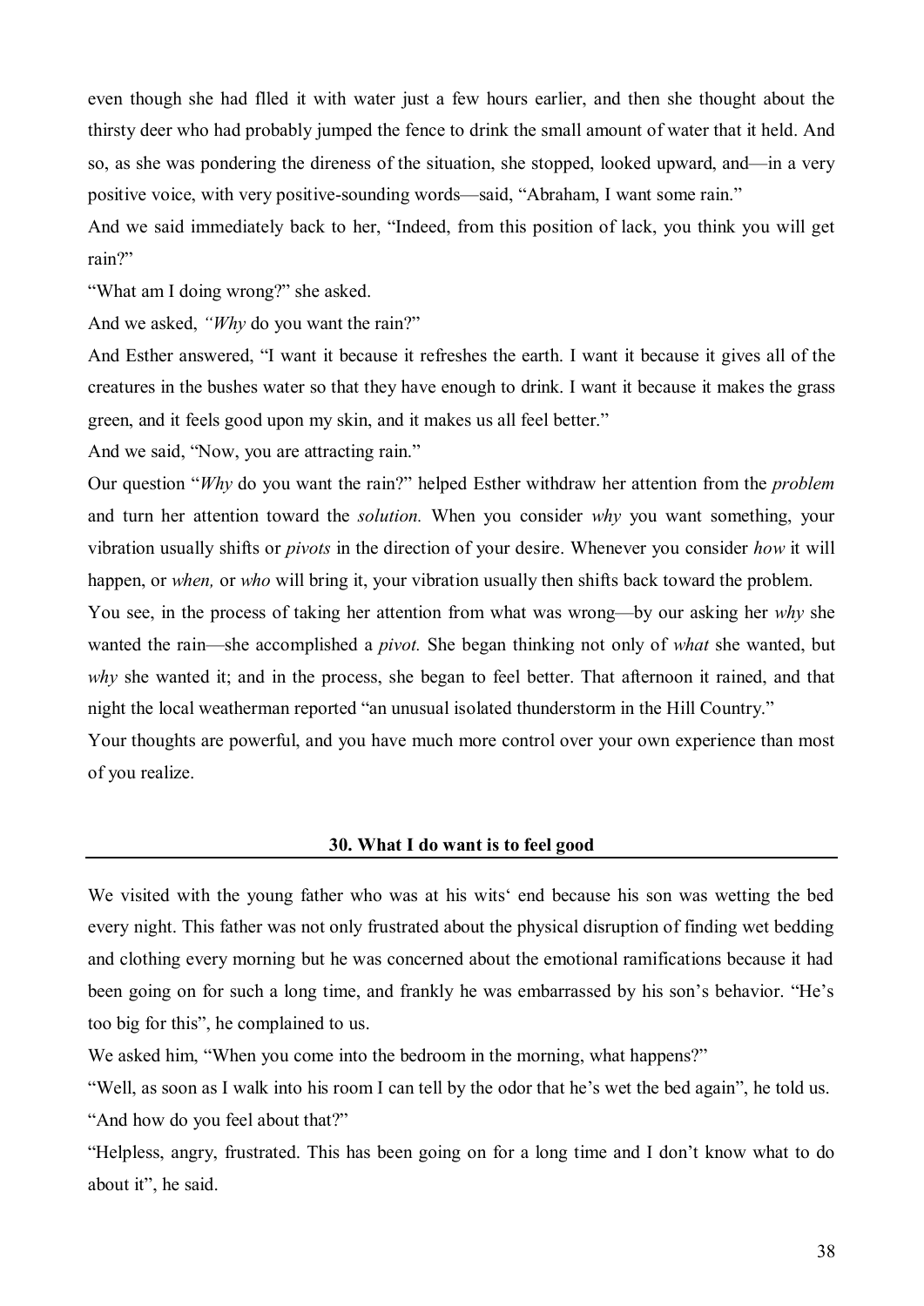even though she had flled it with water just a few hours earlier, and then she thought about the thirsty deer who had probably jumped the fence to drink the small amount of water that it held. And so, as she was pondering the direness of the situation, she stopped, looked upward, and—in a very positive voice, with very positive-sounding words—said, "Abraham, I want some rain."

And we said immediately back to her, "Indeed, from this position of lack, you think you will get rain?"

"What am I doing wrong?" she asked.

And we asked, *"Why* do you want the rain?"

And Esther answered, "I want it because it refreshes the earth. I want it because it gives all of the creatures in the bushes water so that they have enough to drink. I want it because it makes the grass green, and it feels good upon my skin, and it makes us all feel better."

And we said, "Now, you are attracting rain."

Our question "*Why* do you want the rain?" helped Esther withdraw her attention from the *problem* and turn her attention toward the *solution.* When you consider *why* you want something, your vibration usually shifts or *pivots* in the direction of your desire. Whenever you consider *how* it will happen, or *when,* or *who* will bring it, your vibration usually then shifts back toward the problem.

You see, in the process of taking her attention from what was wrong—by our asking her *why* she wanted the rain—she accomplished a *pivot.* She began thinking not only of *what* she wanted, but *why* she wanted it; and in the process, she began to feel better. That afternoon it rained, and that night the local weatherman reported "an unusual isolated thunderstorm in the Hill Country."

Your thoughts are powerful, and you have much more control over your own experience than most of you realize.

## 30. What I do want is to feel good

We visited with the young father who was at his wits' end because his son was wetting the bed every night. This father was not only frustrated about the physical disruption of finding wet bedding and clothing every morning but he was concerned about the emotional ramifications because it had been going on for such a long time, and frankly he was embarrassed by his son's behavior. "He's too big for this", he complained to us.

We asked him, "When you come into the bedroom in the morning, what happens?"

"Well, as soon as I walk into his room I can tell by the odor that he's wet the bed again", he told us.

"And how do you feel about that?"

"Helpless, angry, frustrated. This has been going on for a long time and I don't know what to do about it", he said.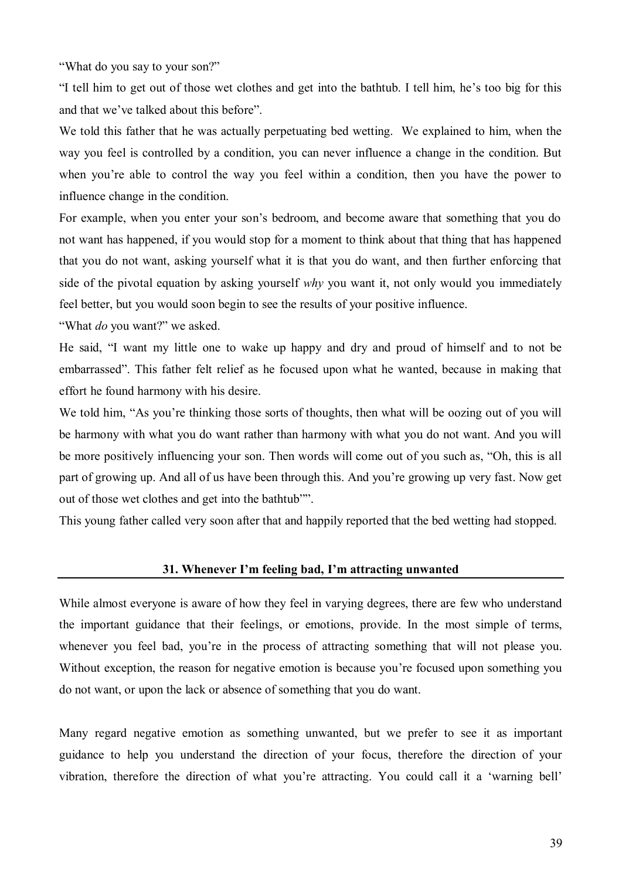"What do you say to your son?"

"I tell him to get out of those wet clothes and get into the bathtub. I tell him, he's too big for this and that we've talked about this before".

We told this father that he was actually perpetuating bed wetting. We explained to him, when the way you feel is controlled by a condition, you can never influence a change in the condition. But when you're able to control the way you feel within a condition, then you have the power to influence change in the condition.

For example, when you enter your son's bedroom, and become aware that something that you do not want has happened, if you would stop for a moment to think about that thing that has happened that you do not want, asking yourself what it is that you do want, and then further enforcing that side of the pivotal equation by asking yourself *why* you want it, not only would you immediately feel better, but you would soon begin to see the results of your positive influence.

"What *do* you want?" we asked.

He said, "I want my little one to wake up happy and dry and proud of himself and to not be embarrassed". This father felt relief as he focused upon what he wanted, because in making that effort he found harmony with his desire.

We told him, "As you're thinking those sorts of thoughts, then what will be oozing out of you will be harmony with what you do want rather than harmony with what you do not want. And you will be more positively influencing your son. Then words will come out of you such as, "Oh, this is all part of growing up. And all of us have been through this. And you're growing up very fast. Now get out of those wet clothes and get into the bathtub"".

This young father called very soon after that and happily reported that the bed wetting had stopped.

## 31. Whenever I'm feeling bad, I'm attracting unwanted

While almost everyone is aware of how they feel in varying degrees, there are few who understand the important guidance that their feelings, or emotions, provide. In the most simple of terms, whenever you feel bad, you're in the process of attracting something that will not please you. Without exception, the reason for negative emotion is because you're focused upon something you do not want, or upon the lack or absence of something that you do want.

Many regard negative emotion as something unwanted, but we prefer to see it as important guidance to help you understand the direction of your focus, therefore the direction of your vibration, therefore the direction of what you're attracting. You could call it a 'warning bell'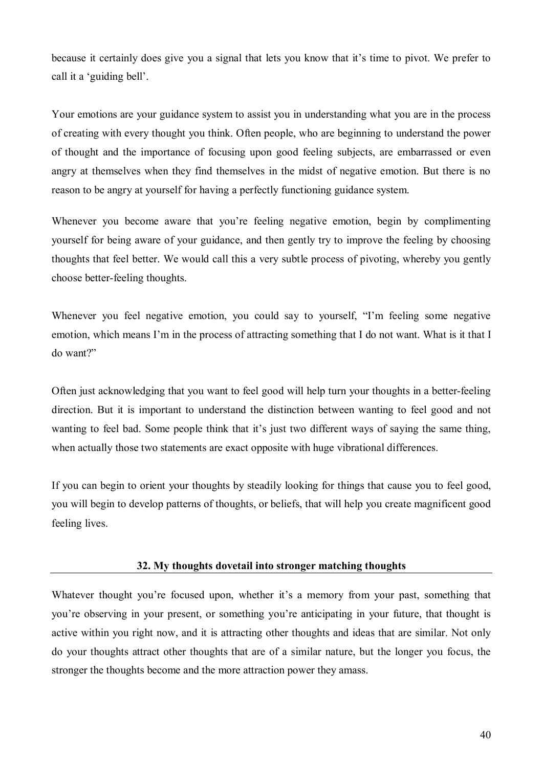because it certainly does give you a signal that lets you know that it's time to pivot. We prefer to call it a 'guiding bell'.

Your emotions are your guidance system to assist you in understanding what you are in the process of creating with every thought you think. Often people, who are beginning to understand the power of thought and the importance of focusing upon good feeling subjects, are embarrassed or even angry at themselves when they find themselves in the midst of negative emotion. But there is no reason to be angry at yourself for having a perfectly functioning guidance system.

Whenever you become aware that you're feeling negative emotion, begin by complimenting yourself for being aware of your guidance, and then gently try to improve the feeling by choosing thoughts that feel better. We would call this a very subtle process of pivoting, whereby you gently choose better-feeling thoughts.

Whenever you feel negative emotion, you could say to yourself, "I'm feeling some negative emotion, which means I'm in the process of attracting something that I do not want. What is it that I do want?"

Often just acknowledging that you want to feel good will help turn your thoughts in a better-feeling direction. But it is important to understand the distinction between wanting to feel good and not wanting to feel bad. Some people think that it's just two different ways of saying the same thing, when actually those two statements are exact opposite with huge vibrational differences.

If you can begin to orient your thoughts by steadily looking for things that cause you to feel good, you will begin to develop patterns of thoughts, or beliefs, that will help you create magnificent good feeling lives.

## 32. My thoughts dovetail into stronger matching thoughts

Whatever thought you're focused upon, whether it's a memory from your past, something that you're observing in your present, or something you're anticipating in your future, that thought is active within you right now, and it is attracting other thoughts and ideas that are similar. Not only do your thoughts attract other thoughts that are of a similar nature, but the longer you focus, the stronger the thoughts become and the more attraction power they amass.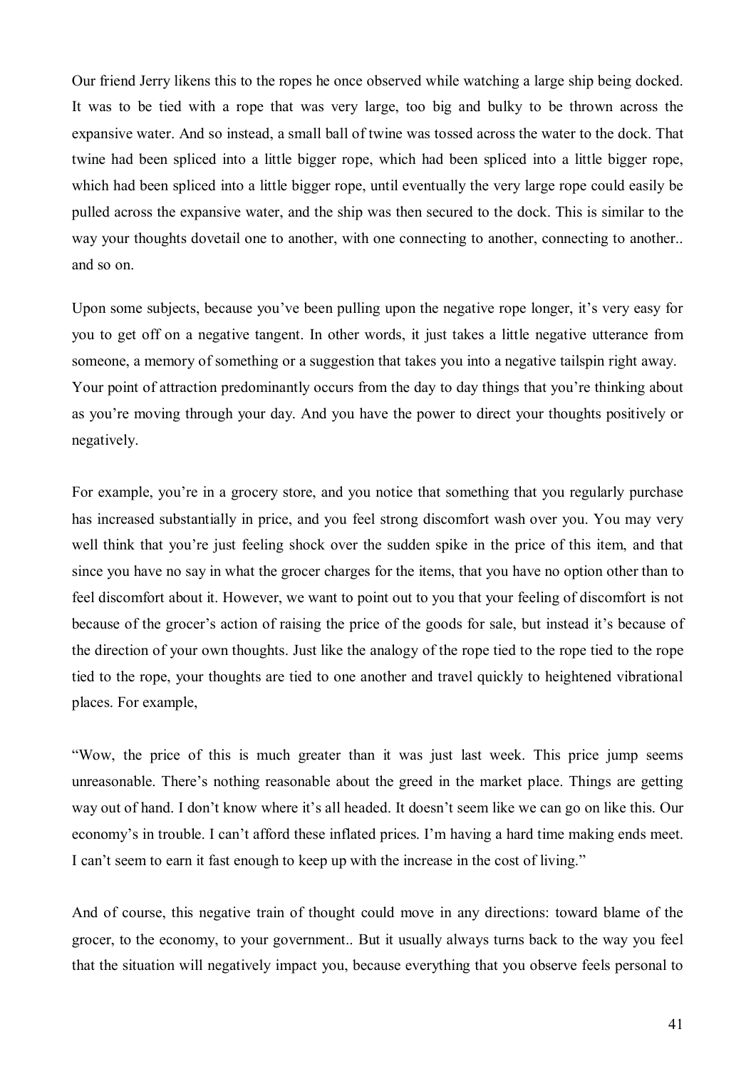Our friend Jerry likens this to the ropes he once observed while watching a large ship being docked. It was to be tied with a rope that was very large, too big and bulky to be thrown across the expansive water. And so instead, a small ball of twine was tossed across the water to the dock. That twine had been spliced into a little bigger rope, which had been spliced into a little bigger rope, which had been spliced into a little bigger rope, until eventually the very large rope could easily be pulled across the expansive water, and the ship was then secured to the dock. This is similar to the way your thoughts dovetail one to another, with one connecting to another, connecting to another.. and so on.

Upon some subjects, because you've been pulling upon the negative rope longer, it's very easy for you to get off on a negative tangent. In other words, it just takes a little negative utterance from someone, a memory of something or a suggestion that takes you into a negative tailspin right away. Your point of attraction predominantly occurs from the day to day things that you're thinking about as you're moving through your day. And you have the power to direct your thoughts positively or negatively.

For example, you're in a grocery store, and you notice that something that you regularly purchase has increased substantially in price, and you feel strong discomfort wash over you. You may very well think that you're just feeling shock over the sudden spike in the price of this item, and that since you have no say in what the grocer charges for the items, that you have no option other than to feel discomfort about it. However, we want to point out to you that your feeling of discomfort is not because of the grocer's action of raising the price of the goods for sale, but instead it's because of the direction of your own thoughts. Just like the analogy of the rope tied to the rope tied to the rope tied to the rope, your thoughts are tied to one another and travel quickly to heightened vibrational places. For example,

"Wow, the price of this is much greater than it was just last week. This price jump seems unreasonable. There's nothing reasonable about the greed in the market place. Things are getting way out of hand. I don't know where it's all headed. It doesn't seem like we can go on like this. Our economy's in trouble. I can't afford these inflated prices. I'm having a hard time making ends meet. I can't seem to earn it fast enough to keep up with the increase in the cost of living."

And of course, this negative train of thought could move in any directions: toward blame of the grocer, to the economy, to your government.. But it usually always turns back to the way you feel that the situation will negatively impact you, because everything that you observe feels personal to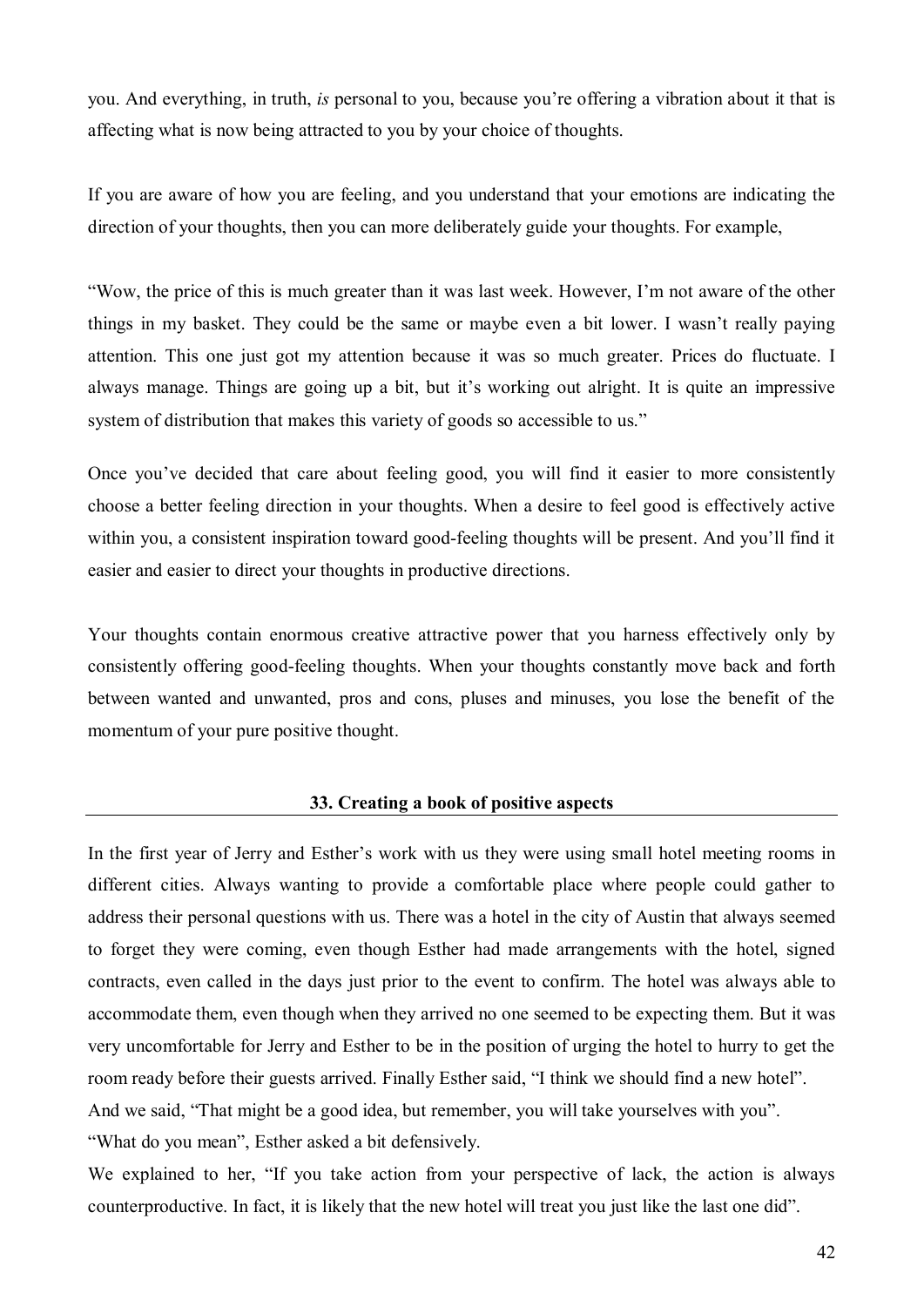you. And everything, in truth, *is* personal to you, because you're offering a vibration about it that is affecting what is now being attracted to you by your choice of thoughts.

If you are aware of how you are feeling, and you understand that your emotions are indicating the direction of your thoughts, then you can more deliberately guide your thoughts. For example,

"Wow, the price of this is much greater than it was last week. However, I'm not aware of the other things in my basket. They could be the same or maybe even a bit lower. I wasn't really paying attention. This one just got my attention because it was so much greater. Prices do fluctuate. I always manage. Things are going up a bit, but it's working out alright. It is quite an impressive system of distribution that makes this variety of goods so accessible to us."

Once you've decided that care about feeling good, you will find it easier to more consistently choose a better feeling direction in your thoughts. When a desire to feel good is effectively active within you, a consistent inspiration toward good-feeling thoughts will be present. And you'll find it easier and easier to direct your thoughts in productive directions.

Your thoughts contain enormous creative attractive power that you harness effectively only by consistently offering good-feeling thoughts. When your thoughts constantly move back and forth between wanted and unwanted, pros and cons, pluses and minuses, you lose the benefit of the momentum of your pure positive thought.

## 33. Creating a book of positive aspects

In the first year of Jerry and Esther's work with us they were using small hotel meeting rooms in different cities. Always wanting to provide a comfortable place where people could gather to address their personal questions with us. There was a hotel in the city of Austin that always seemed to forget they were coming, even though Esther had made arrangements with the hotel, signed contracts, even called in the days just prior to the event to confirm. The hotel was always able to accommodate them, even though when they arrived no one seemed to be expecting them. But it was very uncomfortable for Jerry and Esther to be in the position of urging the hotel to hurry to get the room ready before their guests arrived. Finally Esther said, "I think we should find a new hotel".
And we said, "That might be a good idea, but remember, you will take yourselves with you".
"What do you mean", Esther asked a bit defensively.
We explained to her, "If you take action from your perspective of lack, the action is always counterproductive. In fact, it is likely that the new hotel will treat you just like the last one did".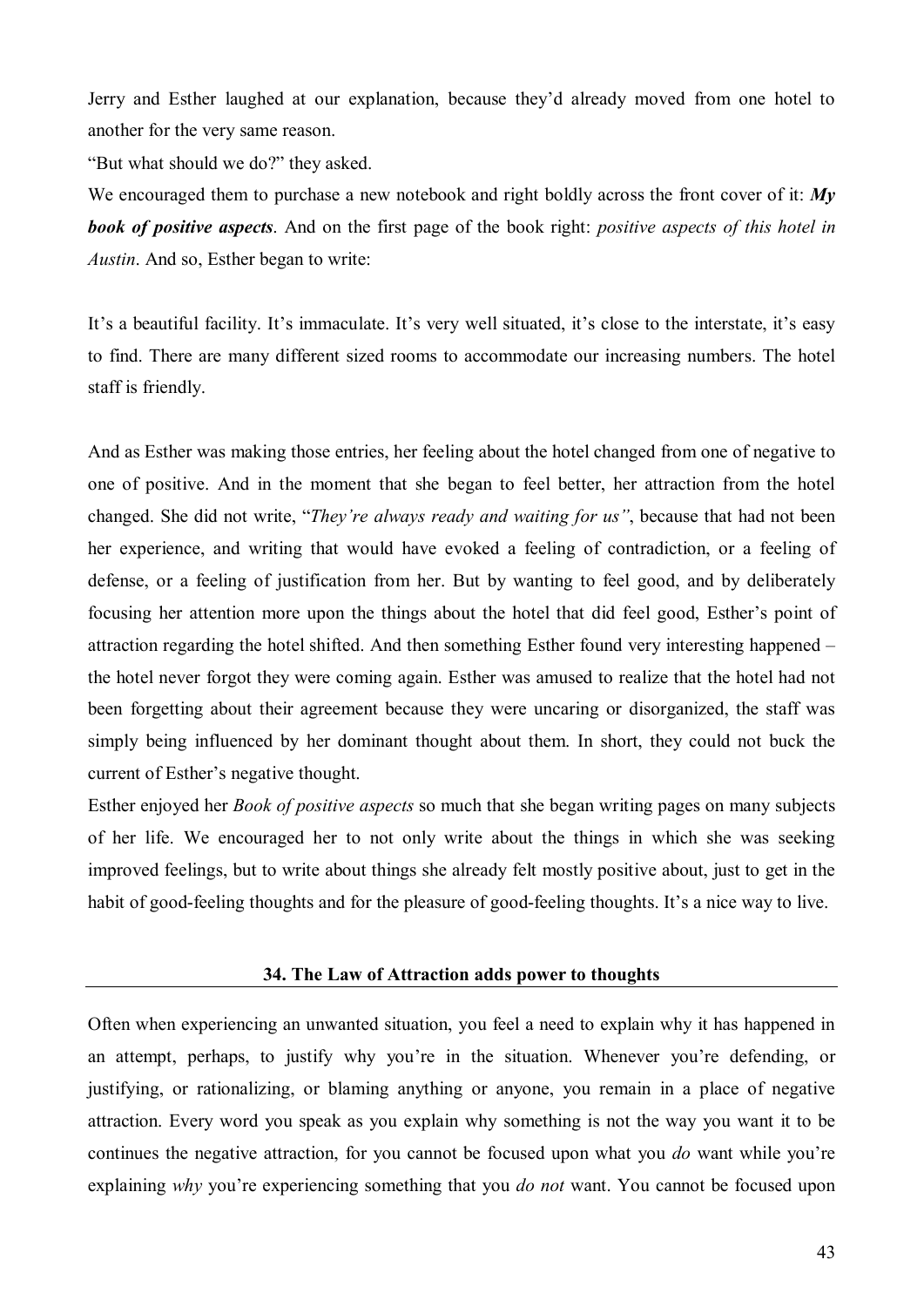Jerry and Esther laughed at our explanation, because they'd already moved from one hotel to another for the very same reason.

"But what should we do?" they asked.

We encouraged them to purchase a new notebook and right boldly across the front cover of it: ***My book of positive aspects***. And on the first page of the book right: *positive aspects of this hotel in Austin*. And so, Esther began to write:

It's a beautiful facility. It's immaculate. It's very well situated, it's close to the interstate, it's easy to find. There are many different sized rooms to accommodate our increasing numbers. The hotel staff is friendly.

And as Esther was making those entries, her feeling about the hotel changed from one of negative to one of positive. And in the moment that she began to feel better, her attraction from the hotel changed. She did not write, "*They're always ready and waiting for us"*, because that had not been her experience, and writing that would have evoked a feeling of contradiction, or a feeling of defense, or a feeling of justification from her. But by wanting to feel good, and by deliberately focusing her attention more upon the things about the hotel that did feel good, Esther's point of attraction regarding the hotel shifted. And then something Esther found very interesting happened – the hotel never forgot they were coming again. Esther was amused to realize that the hotel had not been forgetting about their agreement because they were uncaring or disorganized, the staff was simply being influenced by her dominant thought about them. In short, they could not buck the current of Esther's negative thought.

Esther enjoyed her *Book of positive aspects* so much that she began writing pages on many subjects of her life. We encouraged her to not only write about the things in which she was seeking improved feelings, but to write about things she already felt mostly positive about, just to get in the habit of good-feeling thoughts and for the pleasure of good-feeling thoughts. It's a nice way to live.

## 34. The Law of Attraction adds power to thoughts

Often when experiencing an unwanted situation, you feel a need to explain why it has happened in an attempt, perhaps, to justify why you're in the situation. Whenever you're defending, or justifying, or rationalizing, or blaming anything or anyone, you remain in a place of negative attraction. Every word you speak as you explain why something is not the way you want it to be continues the negative attraction, for you cannot be focused upon what you *do* want while you're explaining *why* you're experiencing something that you *do not* want. You cannot be focused upon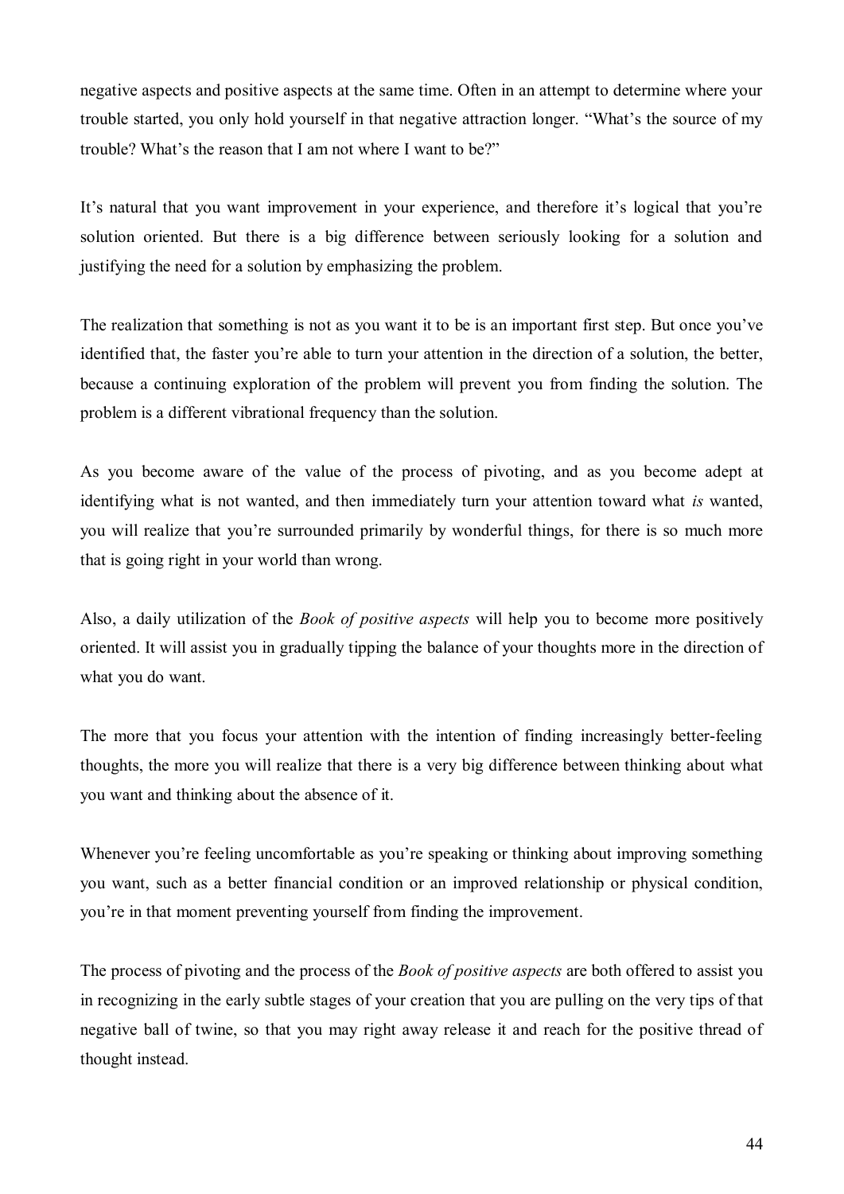negative aspects and positive aspects at the same time. Often in an attempt to determine where your trouble started, you only hold yourself in that negative attraction longer. "What's the source of my trouble? What's the reason that I am not where I want to be?"

It's natural that you want improvement in your experience, and therefore it's logical that you're solution oriented. But there is a big difference between seriously looking for a solution and justifying the need for a solution by emphasizing the problem.

The realization that something is not as you want it to be is an important first step. But once you've identified that, the faster you're able to turn your attention in the direction of a solution, the better, because a continuing exploration of the problem will prevent you from finding the solution. The problem is a different vibrational frequency than the solution.

As you become aware of the value of the process of pivoting, and as you become adept at identifying what is not wanted, and then immediately turn your attention toward what *is* wanted, you will realize that you're surrounded primarily by wonderful things, for there is so much more that is going right in your world than wrong.

Also, a daily utilization of the *Book of positive aspects* will help you to become more positively oriented. It will assist you in gradually tipping the balance of your thoughts more in the direction of what you do want.

The more that you focus your attention with the intention of finding increasingly better-feeling thoughts, the more you will realize that there is a very big difference between thinking about what you want and thinking about the absence of it.

Whenever you're feeling uncomfortable as you're speaking or thinking about improving something you want, such as a better financial condition or an improved relationship or physical condition, you're in that moment preventing yourself from finding the improvement.

The process of pivoting and the process of the *Book of positive aspects* are both offered to assist you in recognizing in the early subtle stages of your creation that you are pulling on the very tips of that negative ball of twine, so that you may right away release it and reach for the positive thread of thought instead.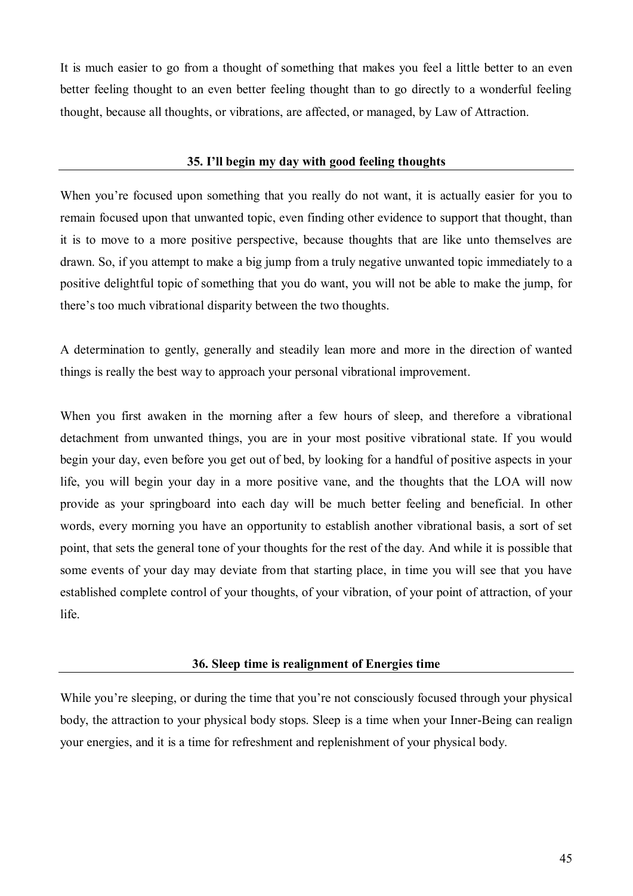It is much easier to go from a thought of something that makes you feel a little better to an even better feeling thought to an even better feeling thought than to go directly to a wonderful feeling thought, because all thoughts, or vibrations, are affected, or managed, by Law of Attraction.

### 35. I'll begin my day with good feeling thoughts

When you're focused upon something that you really do not want, it is actually easier for you to remain focused upon that unwanted topic, even finding other evidence to support that thought, than it is to move to a more positive perspective, because thoughts that are like unto themselves are drawn. So, if you attempt to make a big jump from a truly negative unwanted topic immediately to a positive delightful topic of something that you do want, you will not be able to make the jump, for there's too much vibrational disparity between the two thoughts.

A determination to gently, generally and steadily lean more and more in the direction of wanted things is really the best way to approach your personal vibrational improvement.

When you first awaken in the morning after a few hours of sleep, and therefore a vibrational detachment from unwanted things, you are in your most positive vibrational state. If you would begin your day, even before you get out of bed, by looking for a handful of positive aspects in your life, you will begin your day in a more positive vane, and the thoughts that the LOA will now provide as your springboard into each day will be much better feeling and beneficial. In other words, every morning you have an opportunity to establish another vibrational basis, a sort of set point, that sets the general tone of your thoughts for the rest of the day. And while it is possible that some events of your day may deviate from that starting place, in time you will see that you have established complete control of your thoughts, of your vibration, of your point of attraction, of your life.

### 36. Sleep time is realignment of Energies time

While you're sleeping, or during the time that you're not consciously focused through your physical body, the attraction to your physical body stops. Sleep is a time when your Inner-Being can realign your energies, and it is a time for refreshment and replenishment of your physical body.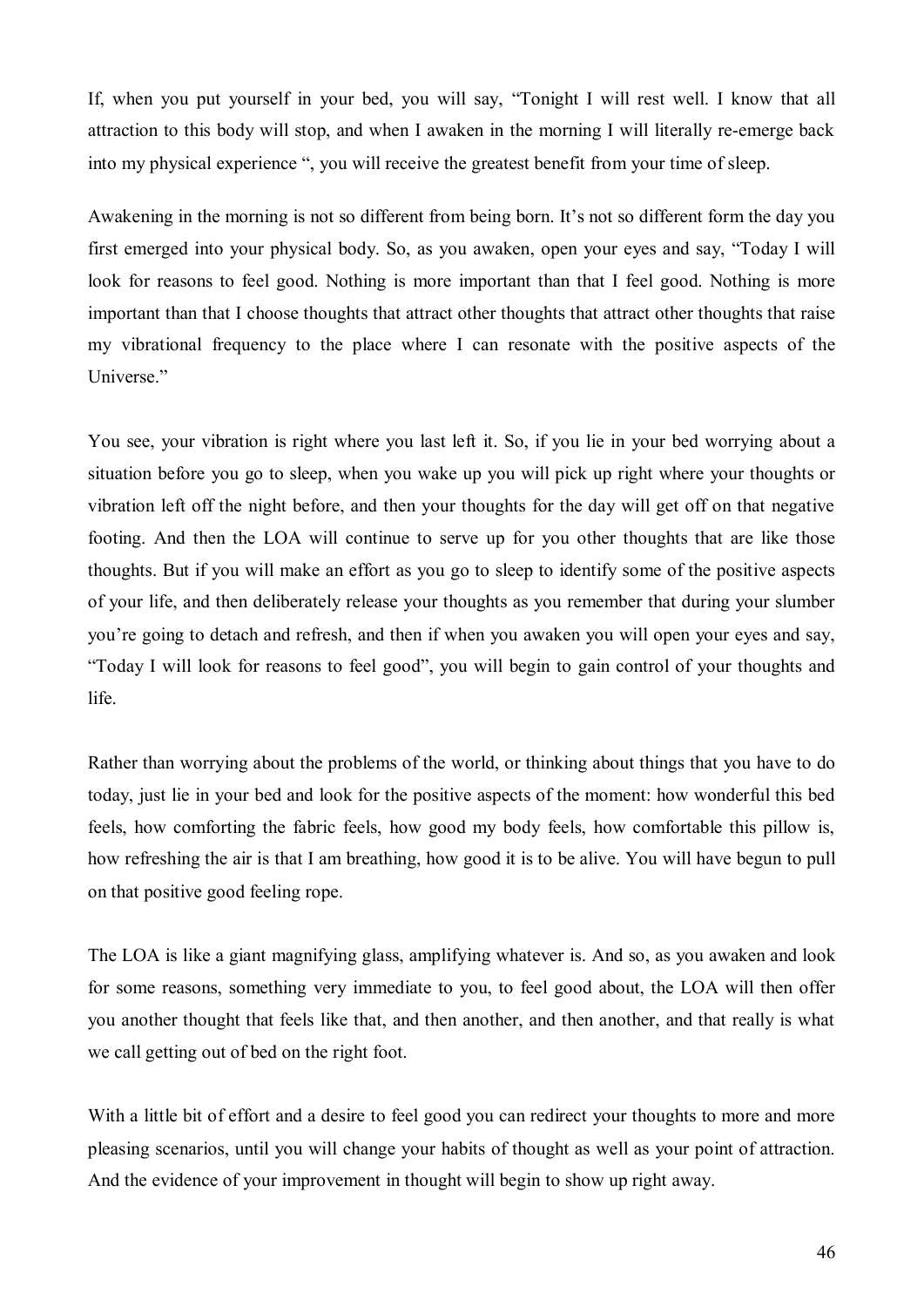If, when you put yourself in your bed, you will say, "Tonight I will rest well. I know that all attraction to this body will stop, and when I awaken in the morning I will literally re-emerge back into my physical experience ", you will receive the greatest benefit from your time of sleep.

Awakening in the morning is not so different from being born. It's not so different form the day you first emerged into your physical body. So, as you awaken, open your eyes and say, "Today I will look for reasons to feel good. Nothing is more important than that I feel good. Nothing is more important than that I choose thoughts that attract other thoughts that attract other thoughts that raise my vibrational frequency to the place where I can resonate with the positive aspects of the Universe."

You see, your vibration is right where you last left it. So, if you lie in your bed worrying about a situation before you go to sleep, when you wake up you will pick up right where your thoughts or vibration left off the night before, and then your thoughts for the day will get off on that negative footing. And then the LOA will continue to serve up for you other thoughts that are like those thoughts. But if you will make an effort as you go to sleep to identify some of the positive aspects of your life, and then deliberately release your thoughts as you remember that during your slumber you're going to detach and refresh, and then if when you awaken you will open your eyes and say, "Today I will look for reasons to feel good", you will begin to gain control of your thoughts and life.

Rather than worrying about the problems of the world, or thinking about things that you have to do today, just lie in your bed and look for the positive aspects of the moment: how wonderful this bed feels, how comforting the fabric feels, how good my body feels, how comfortable this pillow is, how refreshing the air is that I am breathing, how good it is to be alive. You will have begun to pull on that positive good feeling rope.

The LOA is like a giant magnifying glass, amplifying whatever is. And so, as you awaken and look for some reasons, something very immediate to you, to feel good about, the LOA will then offer you another thought that feels like that, and then another, and then another, and that really is what we call getting out of bed on the right foot.

With a little bit of effort and a desire to feel good you can redirect your thoughts to more and more pleasing scenarios, until you will change your habits of thought as well as your point of attraction. And the evidence of your improvement in thought will begin to show up right away.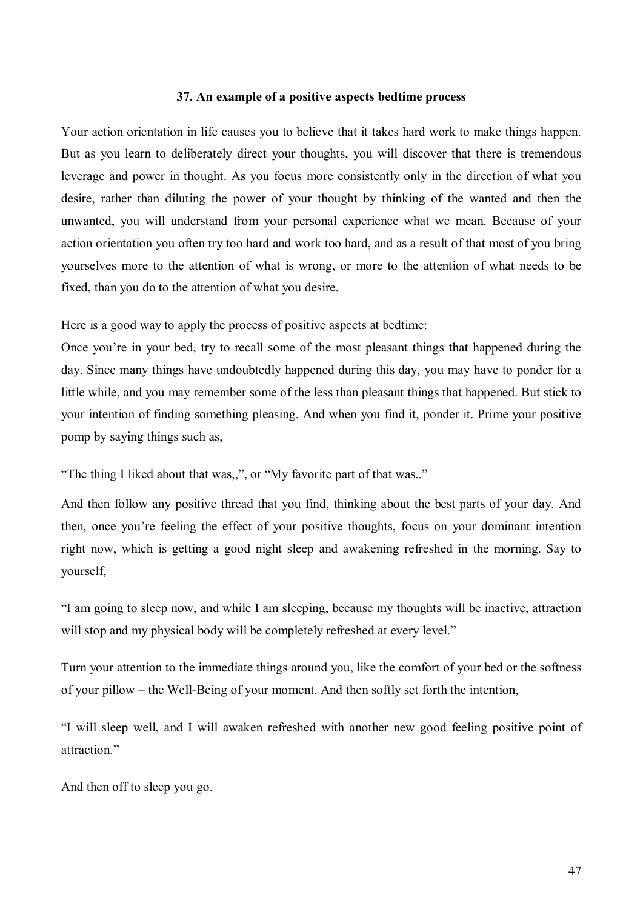## 37. An example of a positive aspects bedtime process

Your action orientation in life causes you to believe that it takes hard work to make things happen. But as you learn to deliberately direct your thoughts, you will discover that there is tremendous leverage and power in thought. As you focus more consistently only in the direction of what you desire, rather than diluting the power of your thought by thinking of the wanted and then the unwanted, you will understand from your personal experience what we mean. Because of your action orientation you often try too hard and work too hard, and as a result of that most of you bring yourselves more to the attention of what is wrong, or more to the attention of what needs to be fixed, than you do to the attention of what you desire.

Here is a good way to apply the process of positive aspects at bedtime:
Once you're in your bed, try to recall some of the most pleasant things that happened during the day. Since many things have undoubtedly happened during this day, you may have to ponder for a little while, and you may remember some of the less than pleasant things that happened. But stick to your intention of finding something pleasing. And when you find it, ponder it. Prime your positive pomp by saying things such as,

"The thing I liked about that was,,", or "My favorite part of that was.."

And then follow any positive thread that you find, thinking about the best parts of your day. And then, once you're feeling the effect of your positive thoughts, focus on your dominant intention right now, which is getting a good night sleep and awakening refreshed in the morning. Say to yourself,

"I am going to sleep now, and while I am sleeping, because my thoughts will be inactive, attraction will stop and my physical body will be completely refreshed at every level."

Turn your attention to the immediate things around you, like the comfort of your bed or the softness of your pillow – the Well-Being of your moment. And then softly set forth the intention,

"I will sleep well, and I will awaken refreshed with another new good feeling positive point of attraction."

And then off to sleep you go.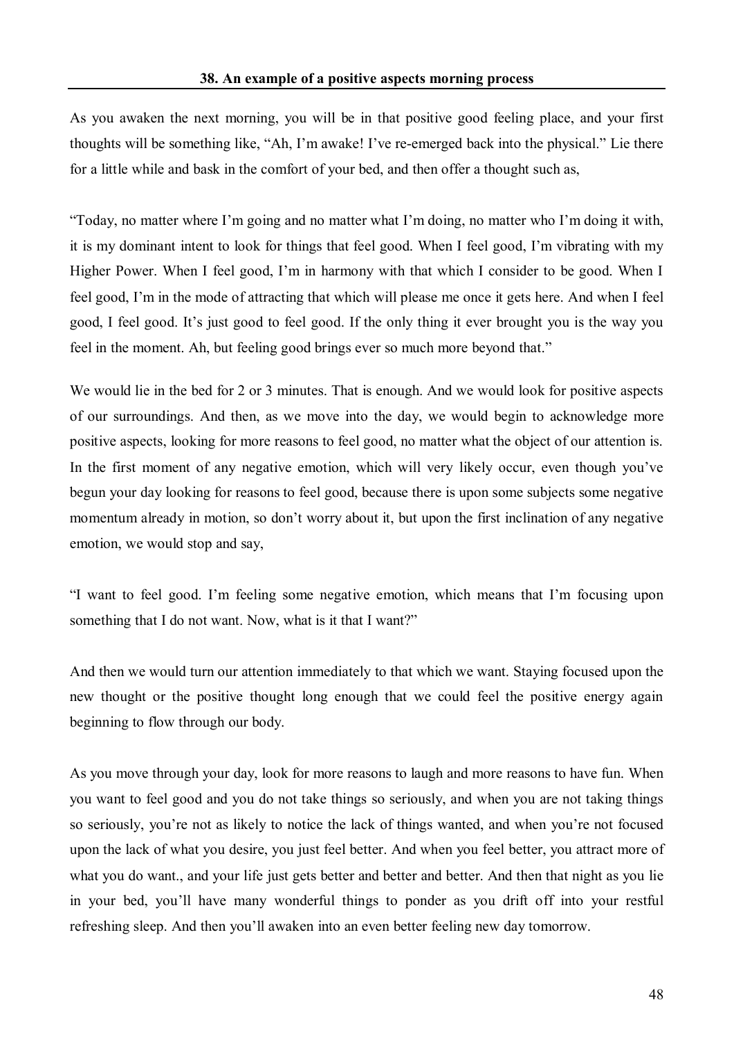### 38. An example of a positive aspects morning process

As you awaken the next morning, you will be in that positive good feeling place, and your first thoughts will be something like, "Ah, I'm awake! I've re-emerged back into the physical." Lie there for a little while and bask in the comfort of your bed, and then offer a thought such as,

"Today, no matter where I'm going and no matter what I'm doing, no matter who I'm doing it with, it is my dominant intent to look for things that feel good. When I feel good, I'm vibrating with my Higher Power. When I feel good, I'm in harmony with that which I consider to be good. When I feel good, I'm in the mode of attracting that which will please me once it gets here. And when I feel good, I feel good. It's just good to feel good. If the only thing it ever brought you is the way you feel in the moment. Ah, but feeling good brings ever so much more beyond that."

We would lie in the bed for 2 or 3 minutes. That is enough. And we would look for positive aspects of our surroundings. And then, as we move into the day, we would begin to acknowledge more positive aspects, looking for more reasons to feel good, no matter what the object of our attention is. In the first moment of any negative emotion, which will very likely occur, even though you've begun your day looking for reasons to feel good, because there is upon some subjects some negative momentum already in motion, so don't worry about it, but upon the first inclination of any negative emotion, we would stop and say,

"I want to feel good. I'm feeling some negative emotion, which means that I'm focusing upon something that I do not want. Now, what is it that I want?"

And then we would turn our attention immediately to that which we want. Staying focused upon the new thought or the positive thought long enough that we could feel the positive energy again beginning to flow through our body.

As you move through your day, look for more reasons to laugh and more reasons to have fun. When you want to feel good and you do not take things so seriously, and when you are not taking things so seriously, you're not as likely to notice the lack of things wanted, and when you're not focused upon the lack of what you desire, you just feel better. And when you feel better, you attract more of what you do want., and your life just gets better and better and better. And then that night as you lie in your bed, you'll have many wonderful things to ponder as you drift off into your restful refreshing sleep. And then you'll awaken into an even better feeling new day tomorrow.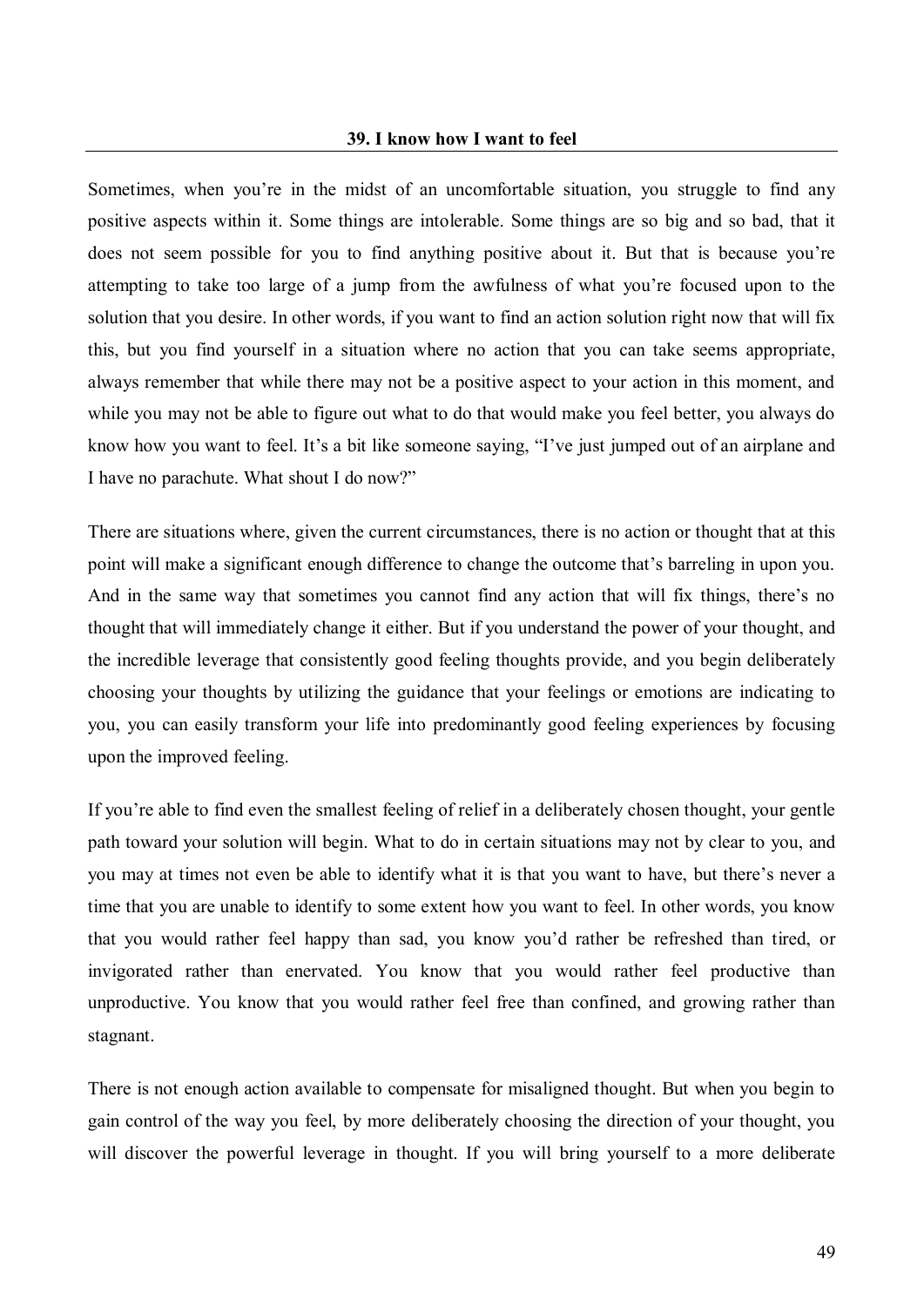### 39. I know how I want to feel

Sometimes, when you're in the midst of an uncomfortable situation, you struggle to find any positive aspects within it. Some things are intolerable. Some things are so big and so bad, that it does not seem possible for you to find anything positive about it. But that is because you're attempting to take too large of a jump from the awfulness of what you're focused upon to the solution that you desire. In other words, if you want to find an action solution right now that will fix this, but you find yourself in a situation where no action that you can take seems appropriate, always remember that while there may not be a positive aspect to your action in this moment, and while you may not be able to figure out what to do that would make you feel better, you always do know how you want to feel. It's a bit like someone saying, "I've just jumped out of an airplane and I have no parachute. What shout I do now?"

There are situations where, given the current circumstances, there is no action or thought that at this point will make a significant enough difference to change the outcome that's barreling in upon you. And in the same way that sometimes you cannot find any action that will fix things, there's no thought that will immediately change it either. But if you understand the power of your thought, and the incredible leverage that consistently good feeling thoughts provide, and you begin deliberately choosing your thoughts by utilizing the guidance that your feelings or emotions are indicating to you, you can easily transform your life into predominantly good feeling experiences by focusing upon the improved feeling.

If you're able to find even the smallest feeling of relief in a deliberately chosen thought, your gentle path toward your solution will begin. What to do in certain situations may not by clear to you, and you may at times not even be able to identify what it is that you want to have, but there's never a time that you are unable to identify to some extent how you want to feel. In other words, you know that you would rather feel happy than sad, you know you'd rather be refreshed than tired, or invigorated rather than enervated. You know that you would rather feel productive than unproductive. You know that you would rather feel free than confined, and growing rather than stagnant.

There is not enough action available to compensate for misaligned thought. But when you begin to gain control of the way you feel, by more deliberately choosing the direction of your thought, you will discover the powerful leverage in thought. If you will bring yourself to a more deliberate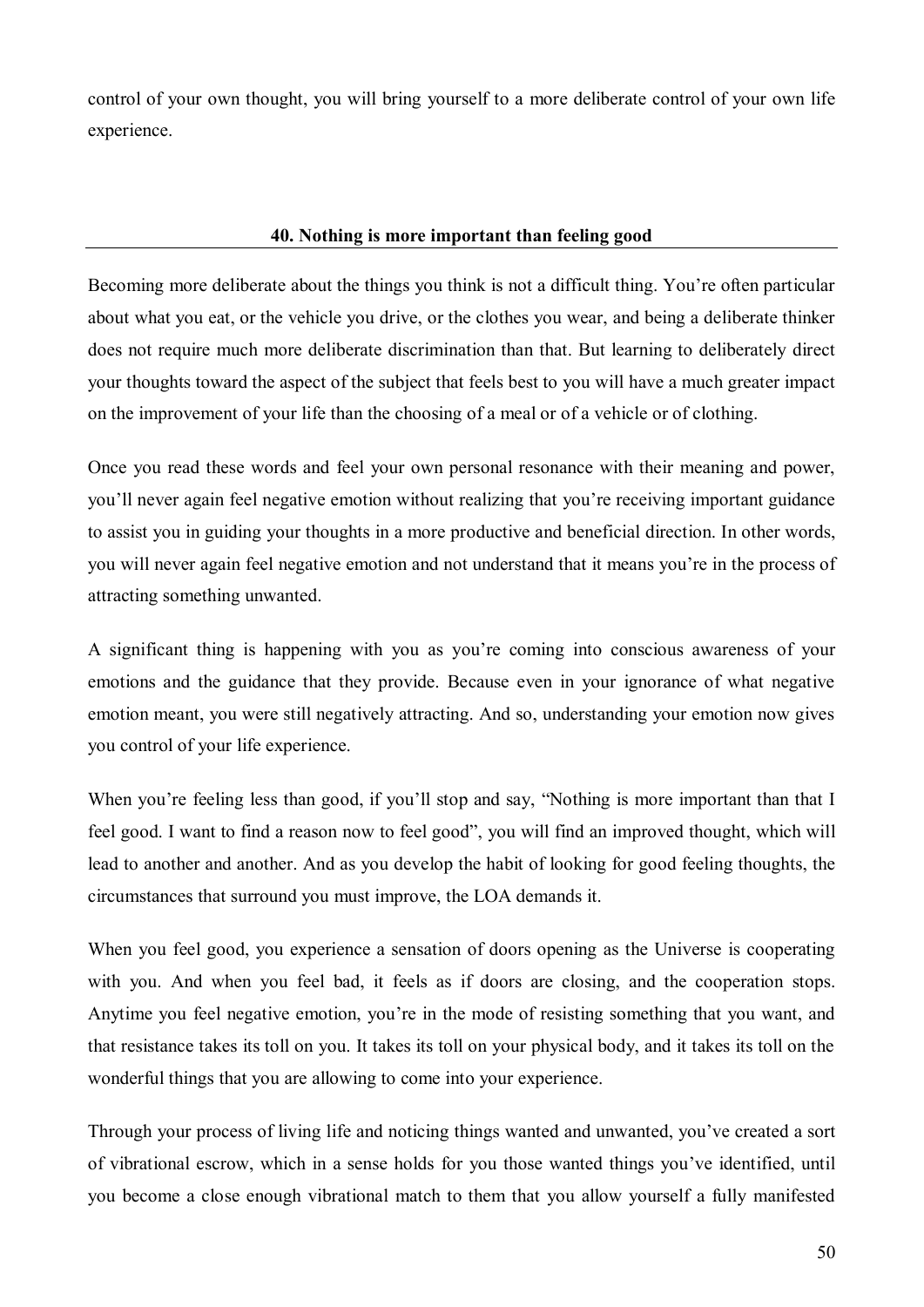control of your own thought, you will bring yourself to a more deliberate control of your own life experience.

## 40. Nothing is more important than feeling good

Becoming more deliberate about the things you think is not a difficult thing. You're often particular about what you eat, or the vehicle you drive, or the clothes you wear, and being a deliberate thinker does not require much more deliberate discrimination than that. But learning to deliberately direct your thoughts toward the aspect of the subject that feels best to you will have a much greater impact on the improvement of your life than the choosing of a meal or of a vehicle or of clothing.

Once you read these words and feel your own personal resonance with their meaning and power, you'll never again feel negative emotion without realizing that you're receiving important guidance to assist you in guiding your thoughts in a more productive and beneficial direction. In other words, you will never again feel negative emotion and not understand that it means you're in the process of attracting something unwanted.

A significant thing is happening with you as you're coming into conscious awareness of your emotions and the guidance that they provide. Because even in your ignorance of what negative emotion meant, you were still negatively attracting. And so, understanding your emotion now gives you control of your life experience.

When you're feeling less than good, if you'll stop and say, "Nothing is more important than that I feel good. I want to find a reason now to feel good", you will find an improved thought, which will lead to another and another. And as you develop the habit of looking for good feeling thoughts, the circumstances that surround you must improve, the LOA demands it.

When you feel good, you experience a sensation of doors opening as the Universe is cooperating with you. And when you feel bad, it feels as if doors are closing, and the cooperation stops. Anytime you feel negative emotion, you're in the mode of resisting something that you want, and that resistance takes its toll on you. It takes its toll on your physical body, and it takes its toll on the wonderful things that you are allowing to come into your experience.

Through your process of living life and noticing things wanted and unwanted, you've created a sort of vibrational escrow, which in a sense holds for you those wanted things you've identified, until you become a close enough vibrational match to them that you allow yourself a fully manifested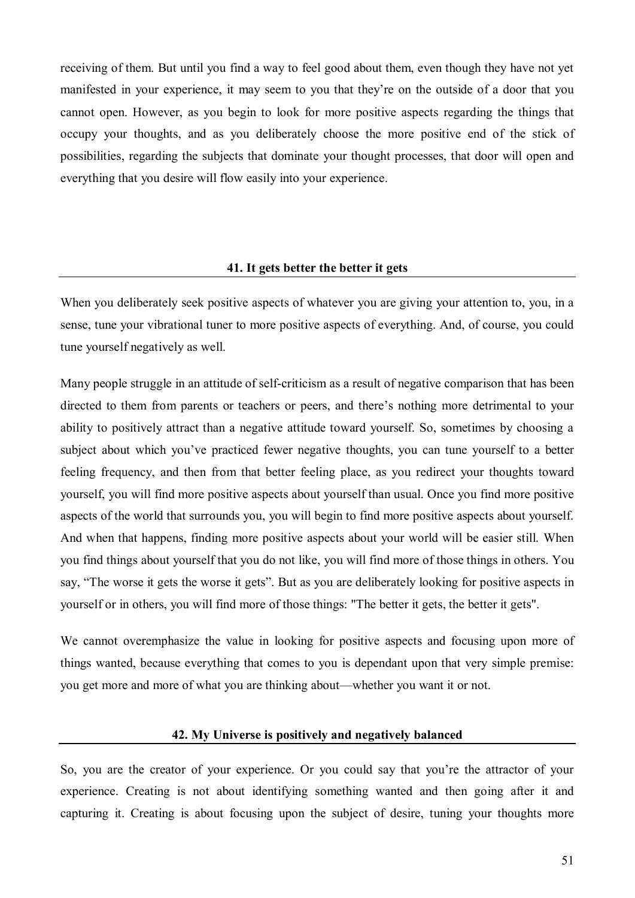receiving of them. But until you find a way to feel good about them, even though they have not yet manifested in your experience, it may seem to you that they're on the outside of a door that you cannot open. However, as you begin to look for more positive aspects regarding the things that occupy your thoughts, and as you deliberately choose the more positive end of the stick of possibilities, regarding the subjects that dominate your thought processes, that door will open and everything that you desire will flow easily into your experience.

## 41. It gets better the better it gets

When you deliberately seek positive aspects of whatever you are giving your attention to, you, in a sense, tune your vibrational tuner to more positive aspects of everything. And, of course, you could tune yourself negatively as well.

Many people struggle in an attitude of self-criticism as a result of negative comparison that has been directed to them from parents or teachers or peers, and there's nothing more detrimental to your ability to positively attract than a negative attitude toward yourself. So, sometimes by choosing a subject about which you've practiced fewer negative thoughts, you can tune yourself to a better feeling frequency, and then from that better feeling place, as you redirect your thoughts toward yourself, you will find more positive aspects about yourself than usual. Once you find more positive aspects of the world that surrounds you, you will begin to find more positive aspects about yourself. And when that happens, finding more positive aspects about your world will be easier still. When you find things about yourself that you do not like, you will find more of those things in others. You say, "The worse it gets the worse it gets". But as you are deliberately looking for positive aspects in yourself or in others, you will find more of those things: "The better it gets, the better it gets".

We cannot overemphasize the value in looking for positive aspects and focusing upon more of things wanted, because everything that comes to you is dependant upon that very simple premise: you get more and more of what you are thinking about—whether you want it or not.

## 42. My Universe is positively and negatively balanced

So, you are the creator of your experience. Or you could say that you're the attractor of your experience. Creating is not about identifying something wanted and then going after it and capturing it. Creating is about focusing upon the subject of desire, tuning your thoughts more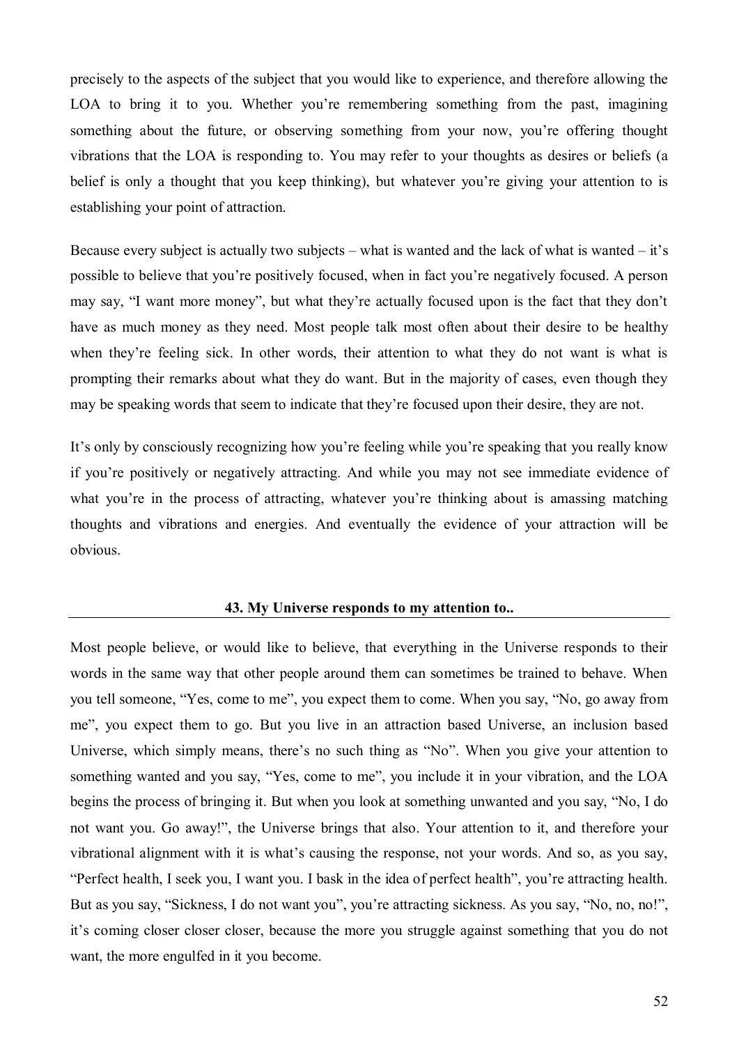precisely to the aspects of the subject that you would like to experience, and therefore allowing the LOA to bring it to you. Whether you're remembering something from the past, imagining something about the future, or observing something from your now, you're offering thought vibrations that the LOA is responding to. You may refer to your thoughts as desires or beliefs (a belief is only a thought that you keep thinking), but whatever you're giving your attention to is establishing your point of attraction.

Because every subject is actually two subjects – what is wanted and the lack of what is wanted – it's possible to believe that you're positively focused, when in fact you're negatively focused. A person may say, "I want more money", but what they're actually focused upon is the fact that they don't have as much money as they need. Most people talk most often about their desire to be healthy when they're feeling sick. In other words, their attention to what they do not want is what is prompting their remarks about what they do want. But in the majority of cases, even though they may be speaking words that seem to indicate that they're focused upon their desire, they are not.

It's only by consciously recognizing how you're feeling while you're speaking that you really know if you're positively or negatively attracting. And while you may not see immediate evidence of what you're in the process of attracting, whatever you're thinking about is amassing matching thoughts and vibrations and energies. And eventually the evidence of your attraction will be obvious.

## 43. My Universe responds to my attention to..

Most people believe, or would like to believe, that everything in the Universe responds to their words in the same way that other people around them can sometimes be trained to behave. When you tell someone, "Yes, come to me", you expect them to come. When you say, "No, go away from me", you expect them to go. But you live in an attraction based Universe, an inclusion based Universe, which simply means, there's no such thing as "No". When you give your attention to something wanted and you say, "Yes, come to me", you include it in your vibration, and the LOA begins the process of bringing it. But when you look at something unwanted and you say, "No, I do not want you. Go away!", the Universe brings that also. Your attention to it, and therefore your vibrational alignment with it is what's causing the response, not your words. And so, as you say, "Perfect health, I seek you, I want you. I bask in the idea of perfect health", you're attracting health. But as you say, "Sickness, I do not want you", you're attracting sickness. As you say, "No, no, no!", it's coming closer closer closer, because the more you struggle against something that you do not want, the more engulfed in it you become.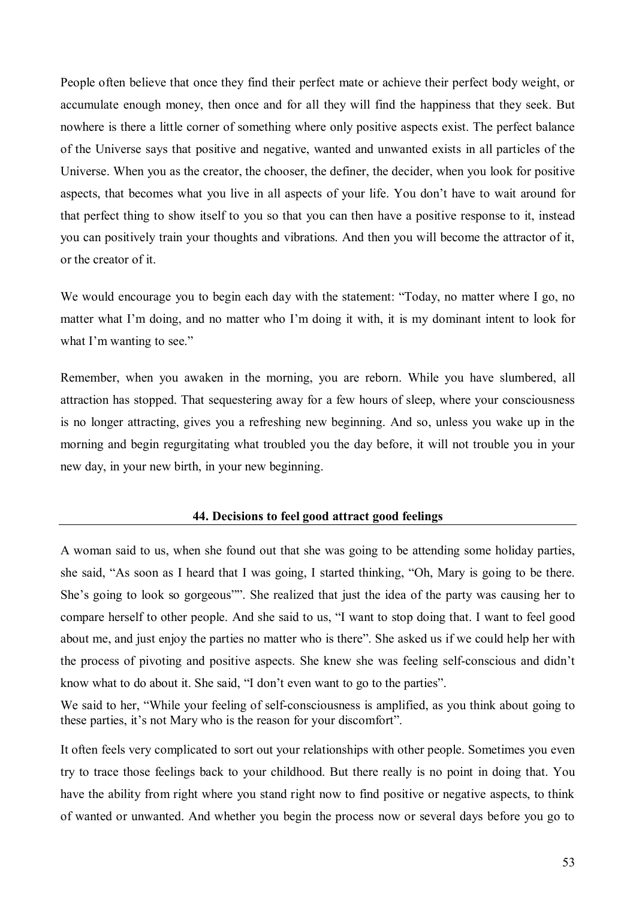People often believe that once they find their perfect mate or achieve their perfect body weight, or accumulate enough money, then once and for all they will find the happiness that they seek. But nowhere is there a little corner of something where only positive aspects exist. The perfect balance of the Universe says that positive and negative, wanted and unwanted exists in all particles of the Universe. When you as the creator, the chooser, the definer, the decider, when you look for positive aspects, that becomes what you live in all aspects of your life. You don't have to wait around for that perfect thing to show itself to you so that you can then have a positive response to it, instead you can positively train your thoughts and vibrations. And then you will become the attractor of it, or the creator of it.

We would encourage you to begin each day with the statement: "Today, no matter where I go, no matter what I'm doing, and no matter who I'm doing it with, it is my dominant intent to look for what I'm wanting to see."

Remember, when you awaken in the morning, you are reborn. While you have slumbered, all attraction has stopped. That sequestering away for a few hours of sleep, where your consciousness is no longer attracting, gives you a refreshing new beginning. And so, unless you wake up in the morning and begin regurgitating what troubled you the day before, it will not trouble you in your new day, in your new birth, in your new beginning.

## 44. Decisions to feel good attract good feelings

A woman said to us, when she found out that she was going to be attending some holiday parties, she said, "As soon as I heard that I was going, I started thinking, "Oh, Mary is going to be there. She's going to look so gorgeous"". She realized that just the idea of the party was causing her to compare herself to other people. And she said to us, "I want to stop doing that. I want to feel good about me, and just enjoy the parties no matter who is there". She asked us if we could help her with the process of pivoting and positive aspects. She knew she was feeling self-conscious and didn't know what to do about it. She said, "I don't even want to go to the parties".

We said to her, "While your feeling of self-consciousness is amplified, as you think about going to these parties, it's not Mary who is the reason for your discomfort".

It often feels very complicated to sort out your relationships with other people. Sometimes you even try to trace those feelings back to your childhood. But there really is no point in doing that. You have the ability from right where you stand right now to find positive or negative aspects, to think of wanted or unwanted. And whether you begin the process now or several days before you go to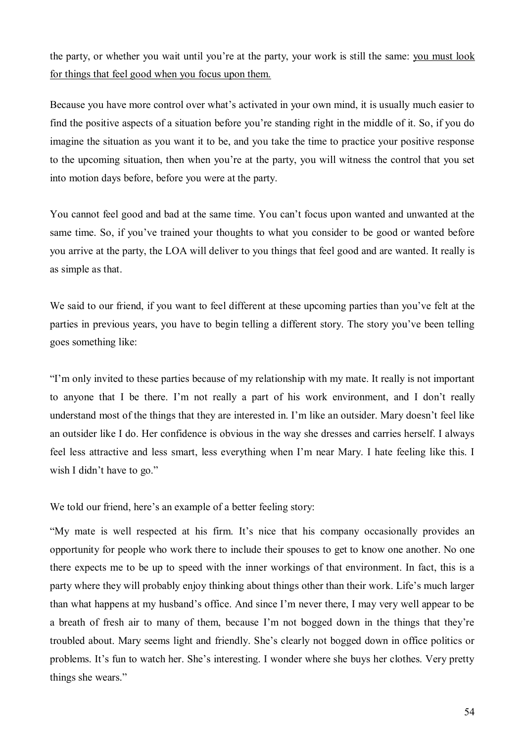the party, or whether you wait until you're at the party, your work is still the same: <u>you must look for things that feel good when you focus upon them.</u>

Because you have more control over what's activated in your own mind, it is usually much easier to find the positive aspects of a situation before you're standing right in the middle of it. So, if you do imagine the situation as you want it to be, and you take the time to practice your positive response to the upcoming situation, then when you're at the party, you will witness the control that you set into motion days before, before you were at the party.

You cannot feel good and bad at the same time. You can't focus upon wanted and unwanted at the same time. So, if you've trained your thoughts to what you consider to be good or wanted before you arrive at the party, the LOA will deliver to you things that feel good and are wanted. It really is as simple as that.

We said to our friend, if you want to feel different at these upcoming parties than you've felt at the parties in previous years, you have to begin telling a different story. The story you've been telling goes something like:

"I'm only invited to these parties because of my relationship with my mate. It really is not important to anyone that I be there. I'm not really a part of his work environment, and I don't really understand most of the things that they are interested in. I'm like an outsider. Mary doesn't feel like an outsider like I do. Her confidence is obvious in the way she dresses and carries herself. I always feel less attractive and less smart, less everything when I'm near Mary. I hate feeling like this. I wish I didn't have to go."

We told our friend, here's an example of a better feeling story:

"My mate is well respected at his firm. It's nice that his company occasionally provides an opportunity for people who work there to include their spouses to get to know one another. No one there expects me to be up to speed with the inner workings of that environment. In fact, this is a party where they will probably enjoy thinking about things other than their work. Life's much larger than what happens at my husband's office. And since I'm never there, I may very well appear to be a breath of fresh air to many of them, because I'm not bogged down in the things that they're troubled about. Mary seems light and friendly. She's clearly not bogged down in office politics or problems. It's fun to watch her. She's interesting. I wonder where she buys her clothes. Very pretty things she wears."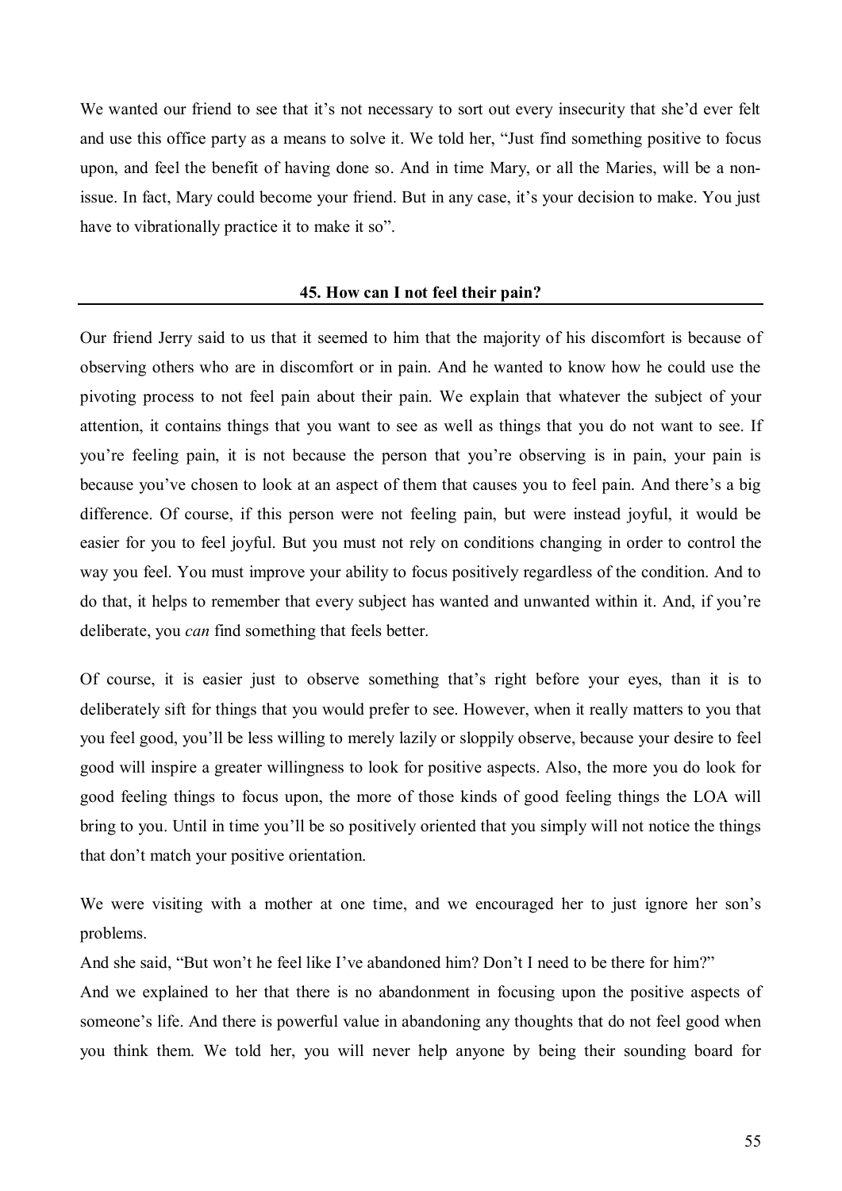We wanted our friend to see that it's not necessary to sort out every insecurity that she'd ever felt and use this office party as a means to solve it. We told her, "Just find something positive to focus upon, and feel the benefit of having done so. And in time Mary, or all the Maries, will be a non-issue. In fact, Mary could become your friend. But in any case, it's your decision to make. You just have to vibrationally practice it to make it so".

## 45. How can I not feel their pain?

Our friend Jerry said to us that it seemed to him that the majority of his discomfort is because of observing others who are in discomfort or in pain. And he wanted to know how he could use the pivoting process to not feel pain about their pain. We explain that whatever the subject of your attention, it contains things that you want to see as well as things that you do not want to see. If you're feeling pain, it is not because the person that you're observing is in pain, your pain is because you've chosen to look at an aspect of them that causes you to feel pain. And there's a big difference. Of course, if this person were not feeling pain, but were instead joyful, it would be easier for you to feel joyful. But you must not rely on conditions changing in order to control the way you feel. You must improve your ability to focus positively regardless of the condition. And to do that, it helps to remember that every subject has wanted and unwanted within it. And, if you're deliberate, you *can* find something that feels better.

Of course, it is easier just to observe something that's right before your eyes, than it is to deliberately sift for things that you would prefer to see. However, when it really matters to you that you feel good, you'll be less willing to merely lazily or sloppily observe, because your desire to feel good will inspire a greater willingness to look for positive aspects. Also, the more you do look for good feeling things to focus upon, the more of those kinds of good feeling things the LOA will bring to you. Until in time you'll be so positively oriented that you simply will not notice the things that don't match your positive orientation.

We were visiting with a mother at one time, and we encouraged her to just ignore her son's problems.

And she said, "But won't he feel like I've abandoned him? Don't I need to be there for him?"

And we explained to her that there is no abandonment in focusing upon the positive aspects of someone's life. And there is powerful value in abandoning any thoughts that do not feel good when you think them. We told her, you will never help anyone by being their sounding board for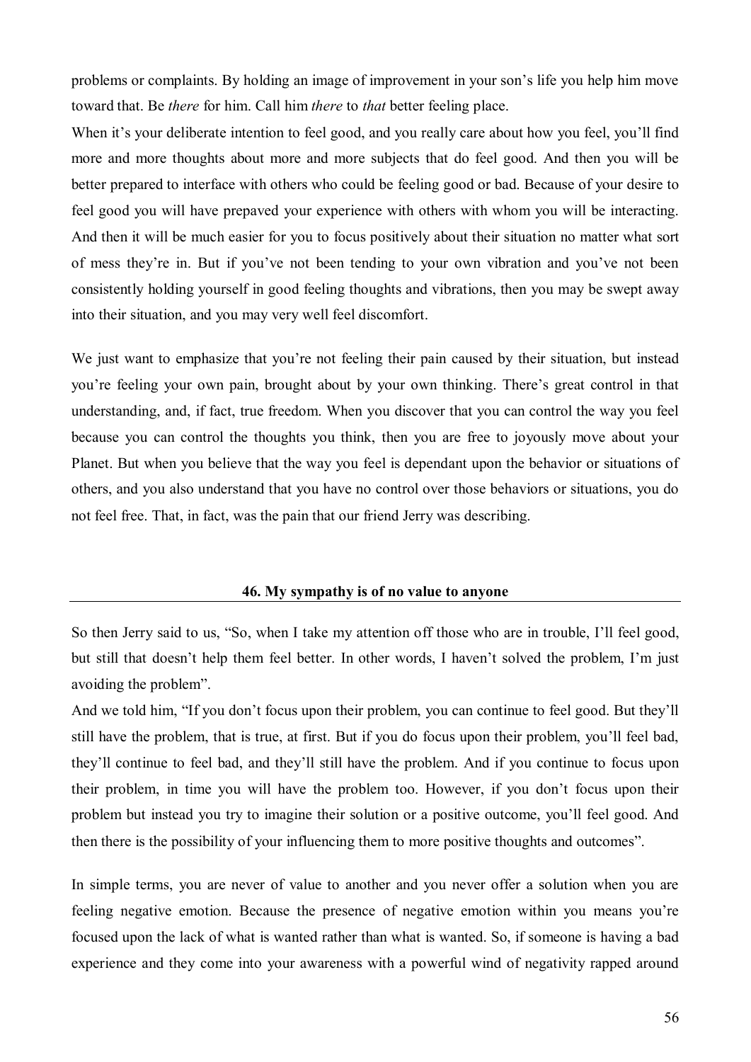problems or complaints. By holding an image of improvement in your son's life you help him move toward that. Be *there* for him. Call him *there* to *that* better feeling place.

When it's your deliberate intention to feel good, and you really care about how you feel, you'll find more and more thoughts about more and more subjects that do feel good. And then you will be better prepared to interface with others who could be feeling good or bad. Because of your desire to feel good you will have prepaved your experience with others with whom you will be interacting. And then it will be much easier for you to focus positively about their situation no matter what sort of mess they're in. But if you've not been tending to your own vibration and you've not been consistently holding yourself in good feeling thoughts and vibrations, then you may be swept away into their situation, and you may very well feel discomfort.

We just want to emphasize that you're not feeling their pain caused by their situation, but instead you're feeling your own pain, brought about by your own thinking. There's great control in that understanding, and, if fact, true freedom. When you discover that you can control the way you feel because you can control the thoughts you think, then you are free to joyously move about your Planet. But when you believe that the way you feel is dependant upon the behavior or situations of others, and you also understand that you have no control over those behaviors or situations, you do not feel free. That, in fact, was the pain that our friend Jerry was describing.

## 46. My sympathy is of no value to anyone

So then Jerry said to us, "So, when I take my attention off those who are in trouble, I'll feel good, but still that doesn't help them feel better. In other words, I haven't solved the problem, I'm just avoiding the problem".

And we told him, "If you don't focus upon their problem, you can continue to feel good. But they'll still have the problem, that is true, at first. But if you do focus upon their problem, you'll feel bad, they'll continue to feel bad, and they'll still have the problem. And if you continue to focus upon their problem, in time you will have the problem too. However, if you don't focus upon their problem but instead you try to imagine their solution or a positive outcome, you'll feel good. And then there is the possibility of your influencing them to more positive thoughts and outcomes".

In simple terms, you are never of value to another and you never offer a solution when you are feeling negative emotion. Because the presence of negative emotion within you means you're focused upon the lack of what is wanted rather than what is wanted. So, if someone is having a bad experience and they come into your awareness with a powerful wind of negativity rapped around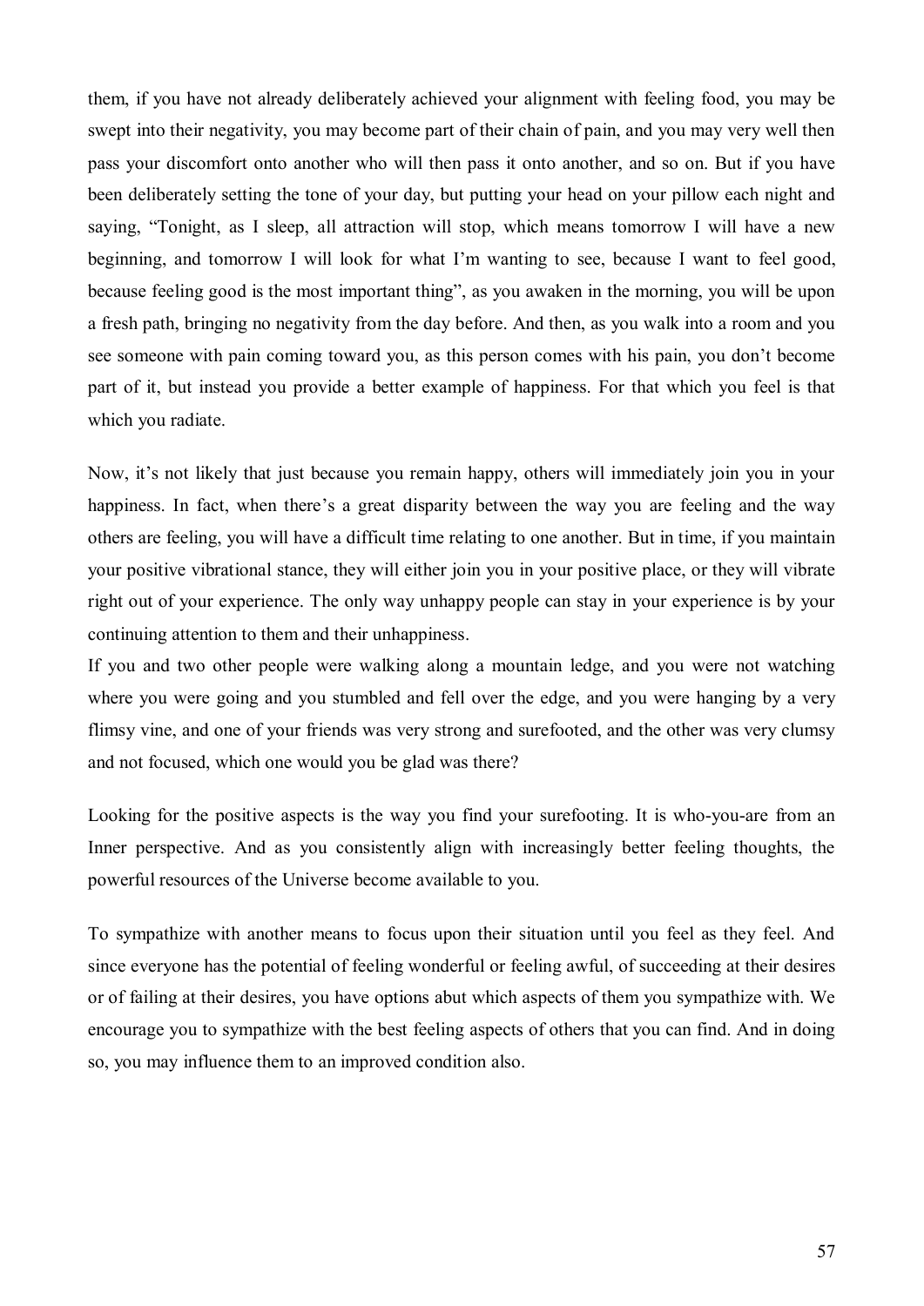them, if you have not already deliberately achieved your alignment with feeling food, you may be swept into their negativity, you may become part of their chain of pain, and you may very well then pass your discomfort onto another who will then pass it onto another, and so on. But if you have been deliberately setting the tone of your day, but putting your head on your pillow each night and saying, "Tonight, as I sleep, all attraction will stop, which means tomorrow I will have a new beginning, and tomorrow I will look for what I'm wanting to see, because I want to feel good, because feeling good is the most important thing", as you awaken in the morning, you will be upon a fresh path, bringing no negativity from the day before. And then, as you walk into a room and you see someone with pain coming toward you, as this person comes with his pain, you don't become part of it, but instead you provide a better example of happiness. For that which you feel is that which you radiate.

Now, it's not likely that just because you remain happy, others will immediately join you in your happiness. In fact, when there's a great disparity between the way you are feeling and the way others are feeling, you will have a difficult time relating to one another. But in time, if you maintain your positive vibrational stance, they will either join you in your positive place, or they will vibrate right out of your experience. The only way unhappy people can stay in your experience is by your continuing attention to them and their unhappiness.

If you and two other people were walking along a mountain ledge, and you were not watching where you were going and you stumbled and fell over the edge, and you were hanging by a very flimsy vine, and one of your friends was very strong and surefooted, and the other was very clumsy and not focused, which one would you be glad was there?

Looking for the positive aspects is the way you find your surefooting. It is who-you-are from an Inner perspective. And as you consistently align with increasingly better feeling thoughts, the powerful resources of the Universe become available to you.

To sympathize with another means to focus upon their situation until you feel as they feel. And since everyone has the potential of feeling wonderful or feeling awful, of succeeding at their desires or of failing at their desires, you have options abut which aspects of them you sympathize with. We encourage you to sympathize with the best feeling aspects of others that you can find. And in doing so, you may influence them to an improved condition also.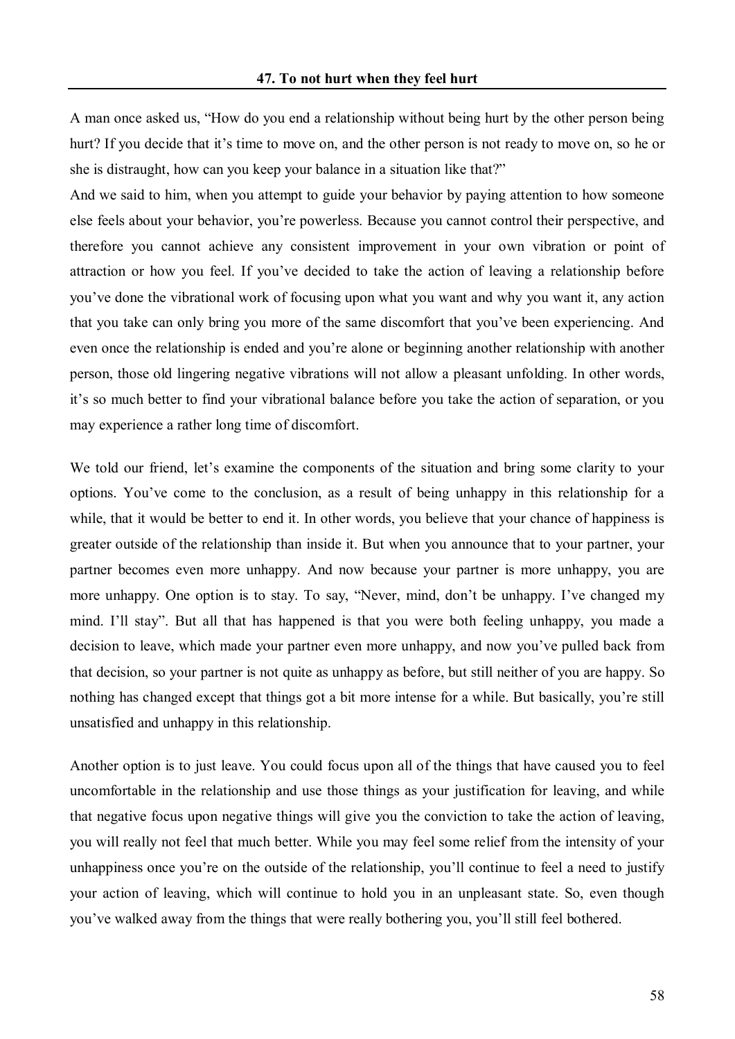## 47. To not hurt when they feel hurt

A man once asked us, "How do you end a relationship without being hurt by the other person being hurt? If you decide that it's time to move on, and the other person is not ready to move on, so he or she is distraught, how can you keep your balance in a situation like that?"

And we said to him, when you attempt to guide your behavior by paying attention to how someone else feels about your behavior, you're powerless. Because you cannot control their perspective, and therefore you cannot achieve any consistent improvement in your own vibration or point of attraction or how you feel. If you've decided to take the action of leaving a relationship before you've done the vibrational work of focusing upon what you want and why you want it, any action that you take can only bring you more of the same discomfort that you've been experiencing. And even once the relationship is ended and you're alone or beginning another relationship with another person, those old lingering negative vibrations will not allow a pleasant unfolding. In other words, it's so much better to find your vibrational balance before you take the action of separation, or you may experience a rather long time of discomfort.

We told our friend, let's examine the components of the situation and bring some clarity to your options. You've come to the conclusion, as a result of being unhappy in this relationship for a while, that it would be better to end it. In other words, you believe that your chance of happiness is greater outside of the relationship than inside it. But when you announce that to your partner, your partner becomes even more unhappy. And now because your partner is more unhappy, you are more unhappy. One option is to stay. To say, "Never, mind, don't be unhappy. I've changed my mind. I'll stay". But all that has happened is that you were both feeling unhappy, you made a decision to leave, which made your partner even more unhappy, and now you've pulled back from that decision, so your partner is not quite as unhappy as before, but still neither of you are happy. So nothing has changed except that things got a bit more intense for a while. But basically, you're still unsatisfied and unhappy in this relationship.

Another option is to just leave. You could focus upon all of the things that have caused you to feel uncomfortable in the relationship and use those things as your justification for leaving, and while that negative focus upon negative things will give you the conviction to take the action of leaving, you will really not feel that much better. While you may feel some relief from the intensity of your unhappiness once you're on the outside of the relationship, you'll continue to feel a need to justify your action of leaving, which will continue to hold you in an unpleasant state. So, even though you've walked away from the things that were really bothering you, you'll still feel bothered.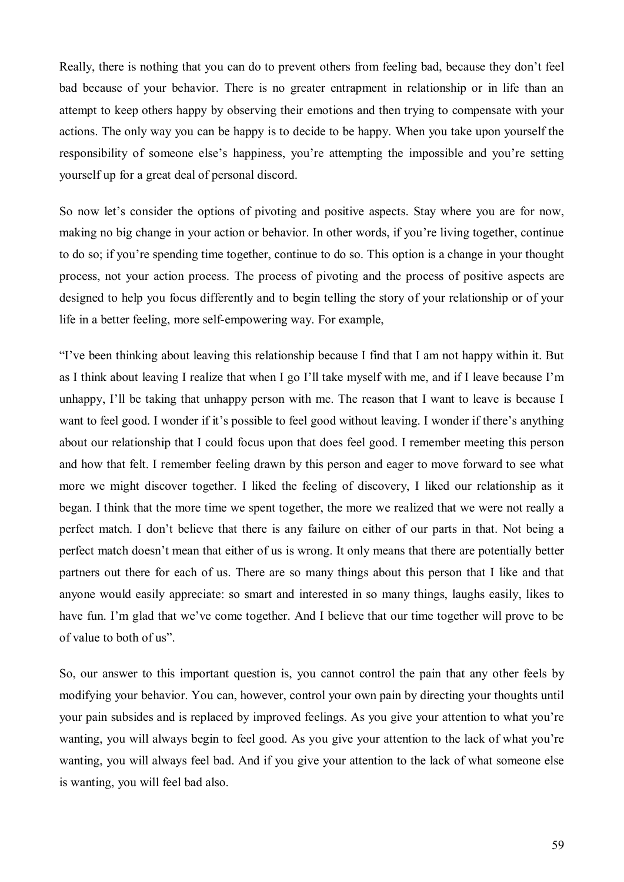Really, there is nothing that you can do to prevent others from feeling bad, because they don't feel bad because of your behavior. There is no greater entrapment in relationship or in life than an attempt to keep others happy by observing their emotions and then trying to compensate with your actions. The only way you can be happy is to decide to be happy. When you take upon yourself the responsibility of someone else's happiness, you're attempting the impossible and you're setting yourself up for a great deal of personal discord.

So now let's consider the options of pivoting and positive aspects. Stay where you are for now, making no big change in your action or behavior. In other words, if you're living together, continue to do so; if you're spending time together, continue to do so. This option is a change in your thought process, not your action process. The process of pivoting and the process of positive aspects are designed to help you focus differently and to begin telling the story of your relationship or of your life in a better feeling, more self-empowering way. For example,

"I've been thinking about leaving this relationship because I find that I am not happy within it. But as I think about leaving I realize that when I go I'll take myself with me, and if I leave because I'm unhappy, I'll be taking that unhappy person with me. The reason that I want to leave is because I want to feel good. I wonder if it's possible to feel good without leaving. I wonder if there's anything about our relationship that I could focus upon that does feel good. I remember meeting this person and how that felt. I remember feeling drawn by this person and eager to move forward to see what more we might discover together. I liked the feeling of discovery, I liked our relationship as it began. I think that the more time we spent together, the more we realized that we were not really a perfect match. I don't believe that there is any failure on either of our parts in that. Not being a perfect match doesn't mean that either of us is wrong. It only means that there are potentially better partners out there for each of us. There are so many things about this person that I like and that anyone would easily appreciate: so smart and interested in so many things, laughs easily, likes to have fun. I'm glad that we've come together. And I believe that our time together will prove to be of value to both of us".

So, our answer to this important question is, you cannot control the pain that any other feels by modifying your behavior. You can, however, control your own pain by directing your thoughts until your pain subsides and is replaced by improved feelings. As you give your attention to what you're wanting, you will always begin to feel good. As you give your attention to the lack of what you're wanting, you will always feel bad. And if you give your attention to the lack of what someone else is wanting, you will feel bad also.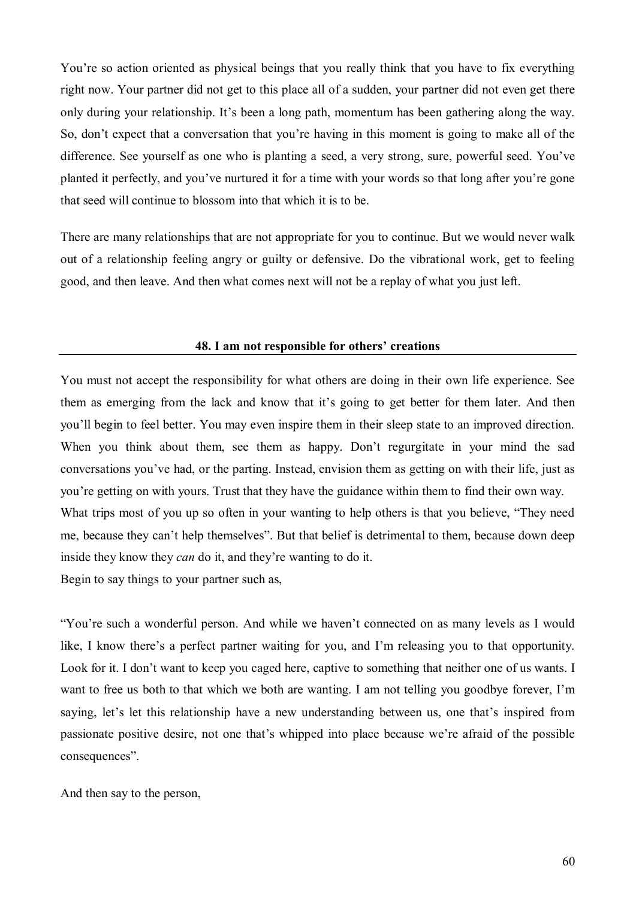You're so action oriented as physical beings that you really think that you have to fix everything right now. Your partner did not get to this place all of a sudden, your partner did not even get there only during your relationship. It's been a long path, momentum has been gathering along the way. So, don't expect that a conversation that you're having in this moment is going to make all of the difference. See yourself as one who is planting a seed, a very strong, sure, powerful seed. You've planted it perfectly, and you've nurtured it for a time with your words so that long after you're gone that seed will continue to blossom into that which it is to be.

There are many relationships that are not appropriate for you to continue. But we would never walk out of a relationship feeling angry or guilty or defensive. Do the vibrational work, get to feeling good, and then leave. And then what comes next will not be a replay of what you just left.

## 48. I am not responsible for others' creations

You must not accept the responsibility for what others are doing in their own life experience. See them as emerging from the lack and know that it's going to get better for them later. And then you'll begin to feel better. You may even inspire them in their sleep state to an improved direction. When you think about them, see them as happy. Don't regurgitate in your mind the sad conversations you've had, or the parting. Instead, envision them as getting on with their life, just as you're getting on with yours. Trust that they have the guidance within them to find their own way.

What trips most of you up so often in your wanting to help others is that you believe, "They need me, because they can't help themselves". But that belief is detrimental to them, because down deep inside they know they *can* do it, and they're wanting to do it.

Begin to say things to your partner such as,

"You're such a wonderful person. And while we haven't connected on as many levels as I would like, I know there's a perfect partner waiting for you, and I'm releasing you to that opportunity. Look for it. I don't want to keep you caged here, captive to something that neither one of us wants. I want to free us both to that which we both are wanting. I am not telling you goodbye forever, I'm saying, let's let this relationship have a new understanding between us, one that's inspired from passionate positive desire, not one that's whipped into place because we're afraid of the possible consequences".

And then say to the person,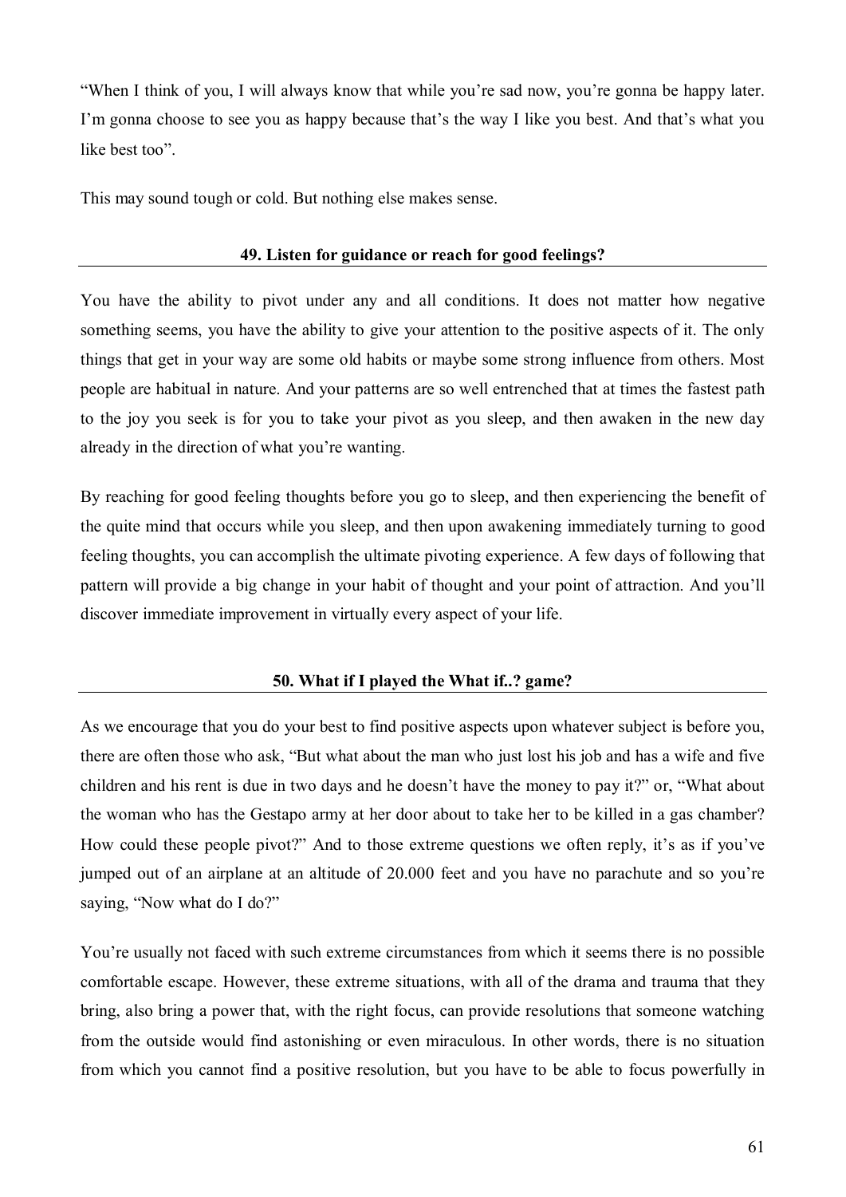"When I think of you, I will always know that while you're sad now, you're gonna be happy later. I'm gonna choose to see you as happy because that's the way I like you best. And that's what you like best too".

This may sound tough or cold. But nothing else makes sense.

## 49. Listen for guidance or reach for good feelings?

You have the ability to pivot under any and all conditions. It does not matter how negative something seems, you have the ability to give your attention to the positive aspects of it. The only things that get in your way are some old habits or maybe some strong influence from others. Most people are habitual in nature. And your patterns are so well entrenched that at times the fastest path to the joy you seek is for you to take your pivot as you sleep, and then awaken in the new day already in the direction of what you're wanting.

By reaching for good feeling thoughts before you go to sleep, and then experiencing the benefit of the quite mind that occurs while you sleep, and then upon awakening immediately turning to good feeling thoughts, you can accomplish the ultimate pivoting experience. A few days of following that pattern will provide a big change in your habit of thought and your point of attraction. And you'll discover immediate improvement in virtually every aspect of your life.

## 50. What if I played the What if..? game?

As we encourage that you do your best to find positive aspects upon whatever subject is before you, there are often those who ask, "But what about the man who just lost his job and has a wife and five children and his rent is due in two days and he doesn't have the money to pay it?" or, "What about the woman who has the Gestapo army at her door about to take her to be killed in a gas chamber? How could these people pivot?" And to those extreme questions we often reply, it's as if you've jumped out of an airplane at an altitude of 20.000 feet and you have no parachute and so you're saying, "Now what do I do?"

You're usually not faced with such extreme circumstances from which it seems there is no possible comfortable escape. However, these extreme situations, with all of the drama and trauma that they bring, also bring a power that, with the right focus, can provide resolutions that someone watching from the outside would find astonishing or even miraculous. In other words, there is no situation from which you cannot find a positive resolution, but you have to be able to focus powerfully in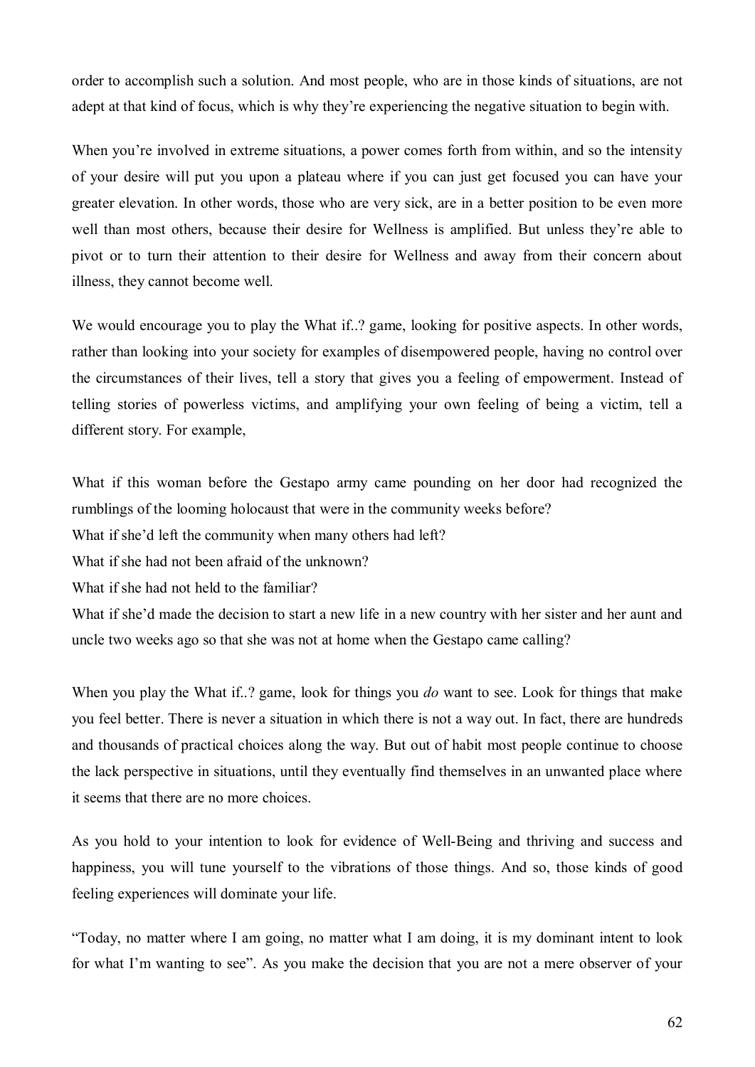order to accomplish such a solution. And most people, who are in those kinds of situations, are not adept at that kind of focus, which is why they're experiencing the negative situation to begin with.

When you're involved in extreme situations, a power comes forth from within, and so the intensity of your desire will put you upon a plateau where if you can just get focused you can have your greater elevation. In other words, those who are very sick, are in a better position to be even more well than most others, because their desire for Wellness is amplified. But unless they're able to pivot or to turn their attention to their desire for Wellness and away from their concern about illness, they cannot become well.

We would encourage you to play the What if..? game, looking for positive aspects. In other words, rather than looking into your society for examples of disempowered people, having no control over the circumstances of their lives, tell a story that gives you a feeling of empowerment. Instead of telling stories of powerless victims, and amplifying your own feeling of being a victim, tell a different story. For example,

What if this woman before the Gestapo army came pounding on her door had recognized the rumblings of the looming holocaust that were in the community weeks before?
What if she'd left the community when many others had left?
What if she had not been afraid of the unknown?
What if she had not held to the familiar?
What if she'd made the decision to start a new life in a new country with her sister and her aunt and uncle two weeks ago so that she was not at home when the Gestapo came calling?

When you play the What if..? game, look for things you *do* want to see. Look for things that make you feel better. There is never a situation in which there is not a way out. In fact, there are hundreds and thousands of practical choices along the way. But out of habit most people continue to choose the lack perspective in situations, until they eventually find themselves in an unwanted place where it seems that there are no more choices.

As you hold to your intention to look for evidence of Well-Being and thriving and success and happiness, you will tune yourself to the vibrations of those things. And so, those kinds of good feeling experiences will dominate your life.

"Today, no matter where I am going, no matter what I am doing, it is my dominant intent to look for what I'm wanting to see". As you make the decision that you are not a mere observer of your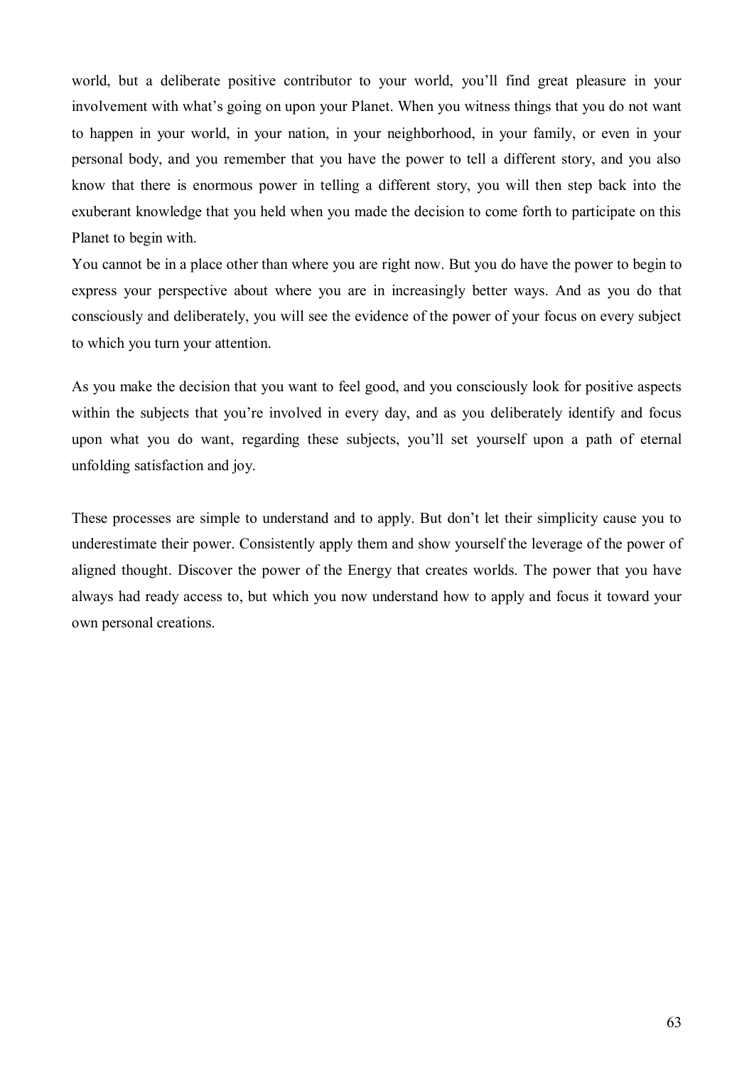world, but a deliberate positive contributor to your world, you'll find great pleasure in your involvement with what's going on upon your Planet. When you witness things that you do not want to happen in your world, in your nation, in your neighborhood, in your family, or even in your personal body, and you remember that you have the power to tell a different story, and you also know that there is enormous power in telling a different story, you will then step back into the exuberant knowledge that you held when you made the decision to come forth to participate on this Planet to begin with.

You cannot be in a place other than where you are right now. But you do have the power to begin to express your perspective about where you are in increasingly better ways. And as you do that consciously and deliberately, you will see the evidence of the power of your focus on every subject to which you turn your attention.

As you make the decision that you want to feel good, and you consciously look for positive aspects within the subjects that you're involved in every day, and as you deliberately identify and focus upon what you do want, regarding these subjects, you'll set yourself upon a path of eternal unfolding satisfaction and joy.

These processes are simple to understand and to apply. But don't let their simplicity cause you to underestimate their power. Consistently apply them and show yourself the leverage of the power of aligned thought. Discover the power of the Energy that creates worlds. The power that you have always had ready access to, but which you now understand how to apply and focus it toward your own personal creations.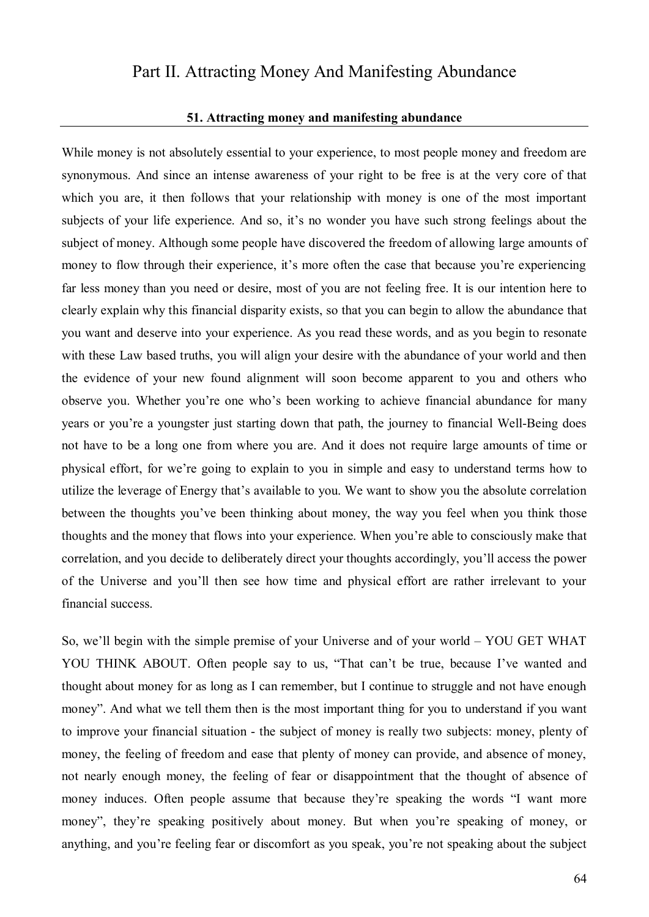# Part II. Attracting Money And Manifesting Abundance

## 51. Attracting money and manifesting abundance

While money is not absolutely essential to your experience, to most people money and freedom are synonymous. And since an intense awareness of your right to be free is at the very core of that which you are, it then follows that your relationship with money is one of the most important subjects of your life experience. And so, it's no wonder you have such strong feelings about the subject of money. Although some people have discovered the freedom of allowing large amounts of money to flow through their experience, it's more often the case that because you're experiencing far less money than you need or desire, most of you are not feeling free. It is our intention here to clearly explain why this financial disparity exists, so that you can begin to allow the abundance that you want and deserve into your experience. As you read these words, and as you begin to resonate with these Law based truths, you will align your desire with the abundance of your world and then the evidence of your new found alignment will soon become apparent to you and others who observe you. Whether you're one who's been working to achieve financial abundance for many years or you're a youngster just starting down that path, the journey to financial Well-Being does not have to be a long one from where you are. And it does not require large amounts of time or physical effort, for we're going to explain to you in simple and easy to understand terms how to utilize the leverage of Energy that's available to you. We want to show you the absolute correlation between the thoughts you've been thinking about money, the way you feel when you think those thoughts and the money that flows into your experience. When you're able to consciously make that correlation, and you decide to deliberately direct your thoughts accordingly, you'll access the power of the Universe and you'll then see how time and physical effort are rather irrelevant to your financial success.

So, we'll begin with the simple premise of your Universe and of your world – YOU GET WHAT YOU THINK ABOUT. Often people say to us, "That can't be true, because I've wanted and thought about money for as long as I can remember, but I continue to struggle and not have enough money". And what we tell them then is the most important thing for you to understand if you want to improve your financial situation - the subject of money is really two subjects: money, plenty of money, the feeling of freedom and ease that plenty of money can provide, and absence of money, not nearly enough money, the feeling of fear or disappointment that the thought of absence of money induces. Often people assume that because they're speaking the words "I want more money", they're speaking positively about money. But when you're speaking of money, or anything, and you're feeling fear or discomfort as you speak, you're not speaking about the subject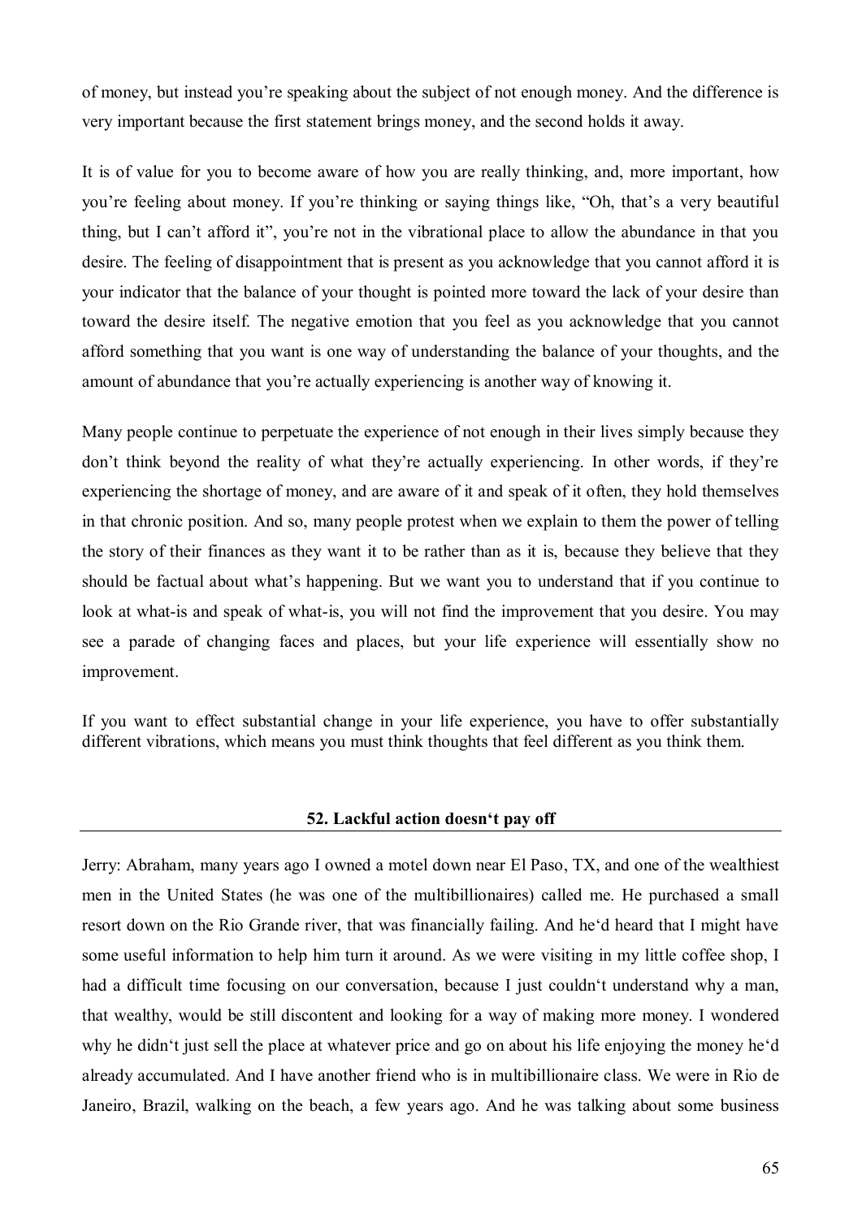of money, but instead you're speaking about the subject of not enough money. And the difference is very important because the first statement brings money, and the second holds it away.

It is of value for you to become aware of how you are really thinking, and, more important, how you're feeling about money. If you're thinking or saying things like, "Oh, that's a very beautiful thing, but I can't afford it", you're not in the vibrational place to allow the abundance in that you desire. The feeling of disappointment that is present as you acknowledge that you cannot afford it is your indicator that the balance of your thought is pointed more toward the lack of your desire than toward the desire itself. The negative emotion that you feel as you acknowledge that you cannot afford something that you want is one way of understanding the balance of your thoughts, and the amount of abundance that you're actually experiencing is another way of knowing it.

Many people continue to perpetuate the experience of not enough in their lives simply because they don't think beyond the reality of what they're actually experiencing. In other words, if they're experiencing the shortage of money, and are aware of it and speak of it often, they hold themselves in that chronic position. And so, many people protest when we explain to them the power of telling the story of their finances as they want it to be rather than as it is, because they believe that they should be factual about what's happening. But we want you to understand that if you continue to look at what-is and speak of what-is, you will not find the improvement that you desire. You may see a parade of changing faces and places, but your life experience will essentially show no improvement.

If you want to effect substantial change in your life experience, you have to offer substantially different vibrations, which means you must think thoughts that feel different as you think them.

## 52. Lackful action doesn't pay off

Jerry: Abraham, many years ago I owned a motel down near El Paso, TX, and one of the wealthiest men in the United States (he was one of the multibillionaires) called me. He purchased a small resort down on the Rio Grande river, that was financially failing. And he'd heard that I might have some useful information to help him turn it around. As we were visiting in my little coffee shop, I had a difficult time focusing on our conversation, because I just couldn't understand why a man, that wealthy, would be still discontent and looking for a way of making more money. I wondered why he didn't just sell the place at whatever price and go on about his life enjoying the money he'd already accumulated. And I have another friend who is in multibillionaire class. We were in Rio de Janeiro, Brazil, walking on the beach, a few years ago. And he was talking about some business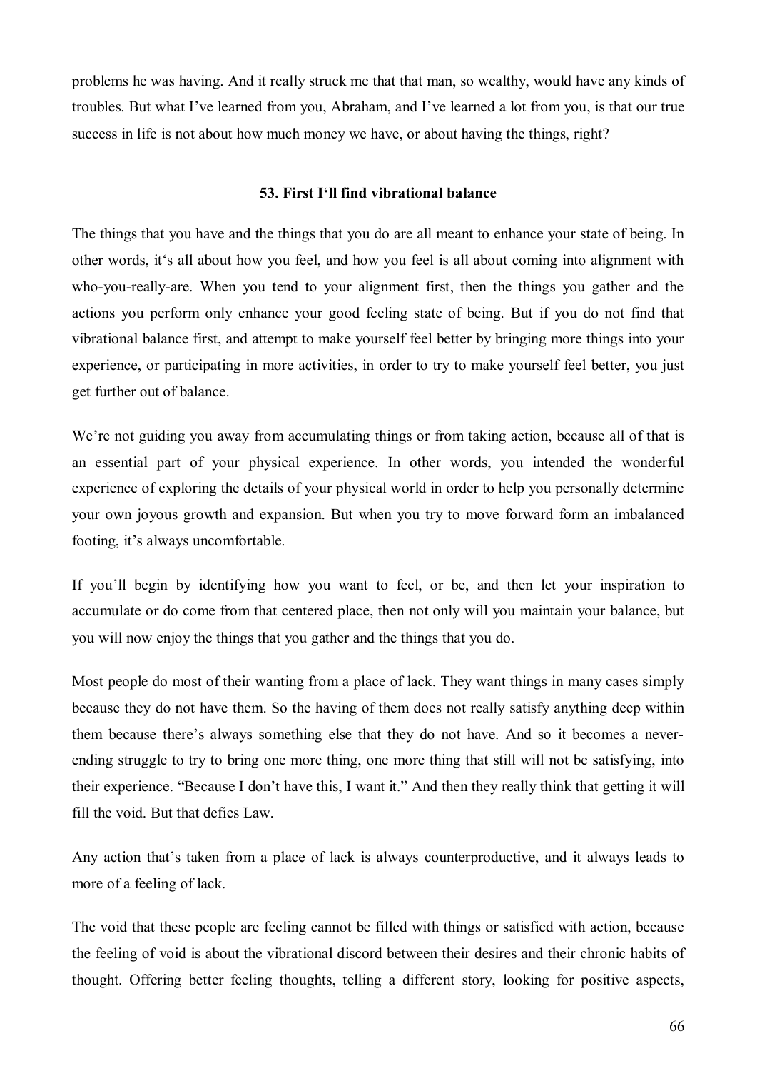problems he was having. And it really struck me that that man, so wealthy, would have any kinds of troubles. But what I've learned from you, Abraham, and I've learned a lot from you, is that our true success in life is not about how much money we have, or about having the things, right?

## 53. First I'll find vibrational balance

The things that you have and the things that you do are all meant to enhance your state of being. In other words, it's all about how you feel, and how you feel is all about coming into alignment with who-you-really-are. When you tend to your alignment first, then the things you gather and the actions you perform only enhance your good feeling state of being. But if you do not find that vibrational balance first, and attempt to make yourself feel better by bringing more things into your experience, or participating in more activities, in order to try to make yourself feel better, you just get further out of balance.

We're not guiding you away from accumulating things or from taking action, because all of that is an essential part of your physical experience. In other words, you intended the wonderful experience of exploring the details of your physical world in order to help you personally determine your own joyous growth and expansion. But when you try to move forward form an imbalanced footing, it's always uncomfortable.

If you'll begin by identifying how you want to feel, or be, and then let your inspiration to accumulate or do come from that centered place, then not only will you maintain your balance, but you will now enjoy the things that you gather and the things that you do.

Most people do most of their wanting from a place of lack. They want things in many cases simply because they do not have them. So the having of them does not really satisfy anything deep within them because there's always something else that they do not have. And so it becomes a never-ending struggle to try to bring one more thing, one more thing that still will not be satisfying, into their experience. "Because I don't have this, I want it." And then they really think that getting it will fill the void. But that defies Law.

Any action that's taken from a place of lack is always counterproductive, and it always leads to more of a feeling of lack.

The void that these people are feeling cannot be filled with things or satisfied with action, because the feeling of void is about the vibrational discord between their desires and their chronic habits of thought. Offering better feeling thoughts, telling a different story, looking for positive aspects,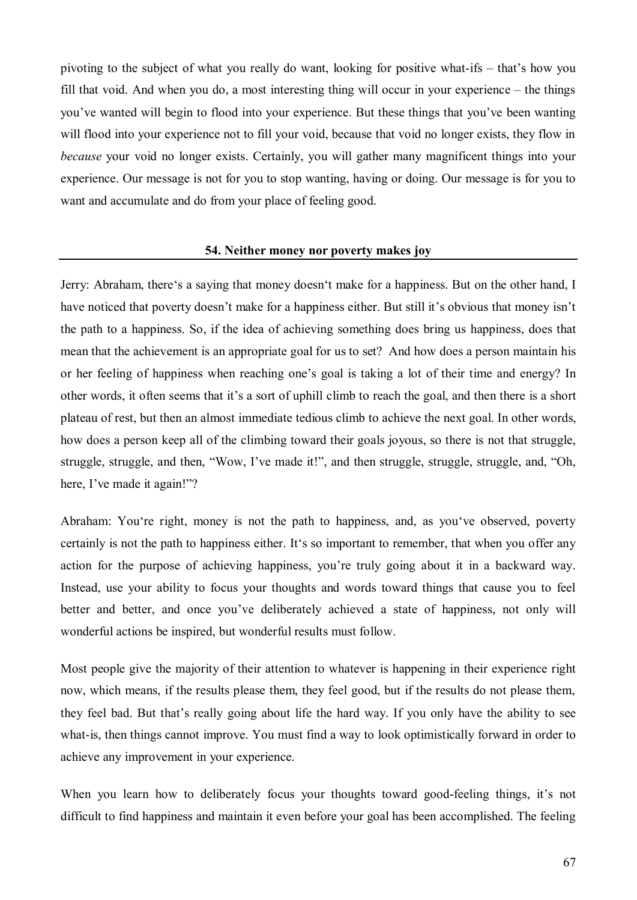pivoting to the subject of what you really do want, looking for positive what-ifs – that's how you fill that void. And when you do, a most interesting thing will occur in your experience – the things you've wanted will begin to flood into your experience. But these things that you've been wanting will flood into your experience not to fill your void, because that void no longer exists, they flow in *because* your void no longer exists. Certainly, you will gather many magnificent things into your experience. Our message is not for you to stop wanting, having or doing. Our message is for you to want and accumulate and do from your place of feeling good.

## 54. Neither money nor poverty makes joy

Jerry: Abraham, there's a saying that money doesn't make for a happiness. But on the other hand, I have noticed that poverty doesn't make for a happiness either. But still it's obvious that money isn't the path to a happiness. So, if the idea of achieving something does bring us happiness, does that mean that the achievement is an appropriate goal for us to set? And how does a person maintain his or her feeling of happiness when reaching one's goal is taking a lot of their time and energy? In other words, it often seems that it's a sort of uphill climb to reach the goal, and then there is a short plateau of rest, but then an almost immediate tedious climb to achieve the next goal. In other words, how does a person keep all of the climbing toward their goals joyous, so there is not that struggle, struggle, struggle, and then, "Wow, I've made it!", and then struggle, struggle, struggle, and, "Oh, here, I've made it again!"?

Abraham: You're right, money is not the path to happiness, and, as you've observed, poverty certainly is not the path to happiness either. It's so important to remember, that when you offer any action for the purpose of achieving happiness, you're truly going about it in a backward way. Instead, use your ability to focus your thoughts and words toward things that cause you to feel better and better, and once you've deliberately achieved a state of happiness, not only will wonderful actions be inspired, but wonderful results must follow.

Most people give the majority of their attention to whatever is happening in their experience right now, which means, if the results please them, they feel good, but if the results do not please them, they feel bad. But that's really going about life the hard way. If you only have the ability to see what-is, then things cannot improve. You must find a way to look optimistically forward in order to achieve any improvement in your experience.

When you learn how to deliberately focus your thoughts toward good-feeling things, it's not difficult to find happiness and maintain it even before your goal has been accomplished. The feeling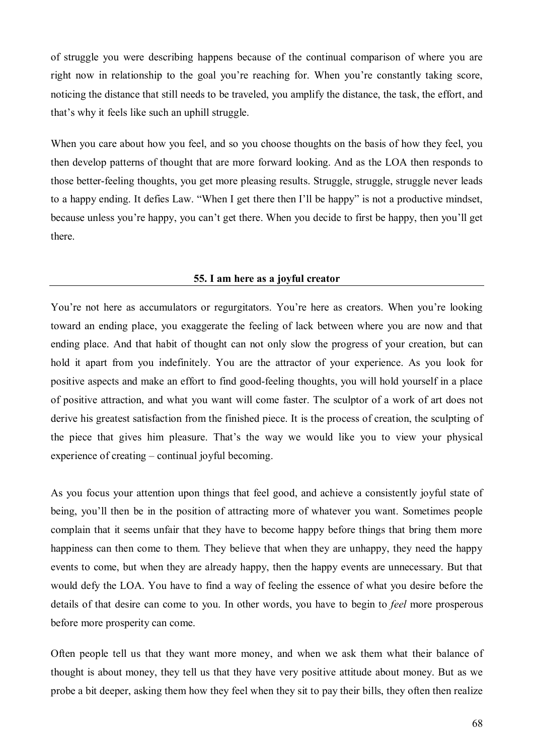of struggle you were describing happens because of the continual comparison of where you are right now in relationship to the goal you're reaching for. When you're constantly taking score, noticing the distance that still needs to be traveled, you amplify the distance, the task, the effort, and that's why it feels like such an uphill struggle.

When you care about how you feel, and so you choose thoughts on the basis of how they feel, you then develop patterns of thought that are more forward looking. And as the LOA then responds to those better-feeling thoughts, you get more pleasing results. Struggle, struggle, struggle never leads to a happy ending. It defies Law. "When I get there then I'll be happy" is not a productive mindset, because unless you're happy, you can't get there. When you decide to first be happy, then you'll get there.

### 55. I am here as a joyful creator

You're not here as accumulators or regurgitators. You're here as creators. When you're looking toward an ending place, you exaggerate the feeling of lack between where you are now and that ending place. And that habit of thought can not only slow the progress of your creation, but can hold it apart from you indefinitely. You are the attractor of your experience. As you look for positive aspects and make an effort to find good-feeling thoughts, you will hold yourself in a place of positive attraction, and what you want will come faster. The sculptor of a work of art does not derive his greatest satisfaction from the finished piece. It is the process of creation, the sculpting of the piece that gives him pleasure. That's the way we would like you to view your physical experience of creating – continual joyful becoming.

As you focus your attention upon things that feel good, and achieve a consistently joyful state of being, you'll then be in the position of attracting more of whatever you want. Sometimes people complain that it seems unfair that they have to become happy before things that bring them more happiness can then come to them. They believe that when they are unhappy, they need the happy events to come, but when they are already happy, then the happy events are unnecessary. But that would defy the LOA. You have to find a way of feeling the essence of what you desire before the details of that desire can come to you. In other words, you have to begin to *feel* more prosperous before more prosperity can come.

Often people tell us that they want more money, and when we ask them what their balance of thought is about money, they tell us that they have very positive attitude about money. But as we probe a bit deeper, asking them how they feel when they sit to pay their bills, they often then realize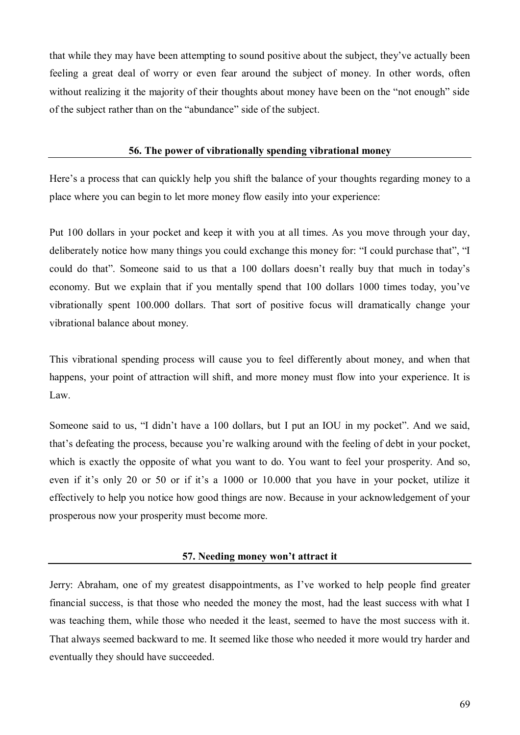that while they may have been attempting to sound positive about the subject, they've actually been feeling a great deal of worry or even fear around the subject of money. In other words, often without realizing it the majority of their thoughts about money have been on the "not enough" side of the subject rather than on the "abundance" side of the subject.

## 56. The power of vibrationally spending vibrational money

Here's a process that can quickly help you shift the balance of your thoughts regarding money to a place where you can begin to let more money flow easily into your experience:

Put 100 dollars in your pocket and keep it with you at all times. As you move through your day, deliberately notice how many things you could exchange this money for: "I could purchase that", "I could do that". Someone said to us that a 100 dollars doesn't really buy that much in today's economy. But we explain that if you mentally spend that 100 dollars 1000 times today, you've vibrationally spent 100.000 dollars. That sort of positive focus will dramatically change your vibrational balance about money.

This vibrational spending process will cause you to feel differently about money, and when that happens, your point of attraction will shift, and more money must flow into your experience. It is Law.

Someone said to us, "I didn't have a 100 dollars, but I put an IOU in my pocket". And we said, that's defeating the process, because you're walking around with the feeling of debt in your pocket, which is exactly the opposite of what you want to do. You want to feel your prosperity. And so, even if it's only 20 or 50 or if it's a 1000 or 10.000 that you have in your pocket, utilize it effectively to help you notice how good things are now. Because in your acknowledgement of your prosperous now your prosperity must become more.

## 57. Needing money won't attract it

Jerry: Abraham, one of my greatest disappointments, as I've worked to help people find greater financial success, is that those who needed the money the most, had the least success with what I was teaching them, while those who needed it the least, seemed to have the most success with it. That always seemed backward to me. It seemed like those who needed it more would try harder and eventually they should have succeeded.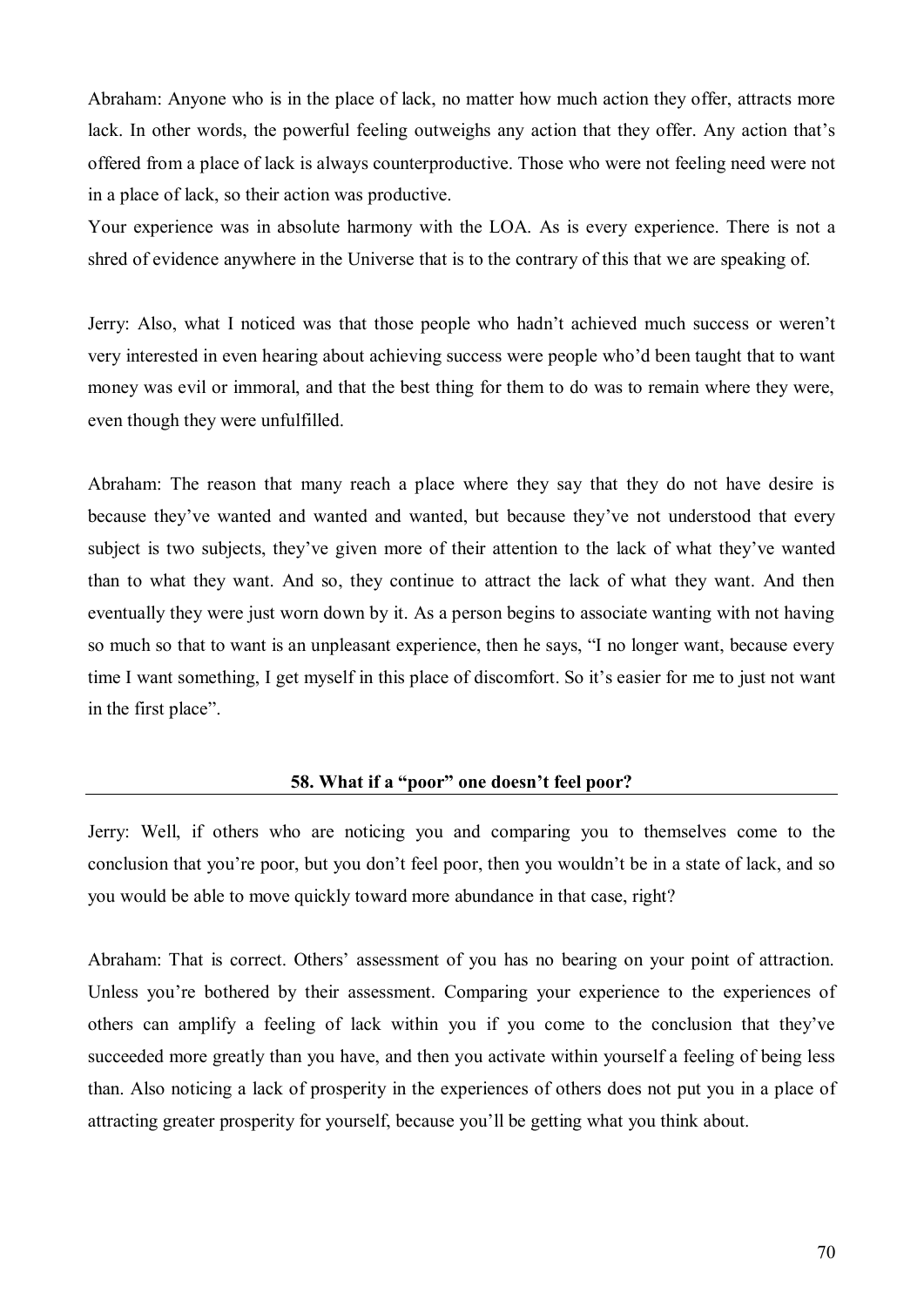Abraham: Anyone who is in the place of lack, no matter how much action they offer, attracts more lack. In other words, the powerful feeling outweighs any action that they offer. Any action that's offered from a place of lack is always counterproductive. Those who were not feeling need were not in a place of lack, so their action was productive.
Your experience was in absolute harmony with the LOA. As is every experience. There is not a shred of evidence anywhere in the Universe that is to the contrary of this that we are speaking of.

Jerry: Also, what I noticed was that those people who hadn't achieved much success or weren't very interested in even hearing about achieving success were people who'd been taught that to want money was evil or immoral, and that the best thing for them to do was to remain where they were, even though they were unfulfilled.

Abraham: The reason that many reach a place where they say that they do not have desire is because they've wanted and wanted and wanted, but because they've not understood that every subject is two subjects, they've given more of their attention to the lack of what they've wanted than to what they want. And so, they continue to attract the lack of what they want. And then eventually they were just worn down by it. As a person begins to associate wanting with not having so much so that to want is an unpleasant experience, then he says, "I no longer want, because every time I want something, I get myself in this place of discomfort. So it's easier for me to just not want in the first place".

## 58. What if a "poor" one doesn't feel poor?

Jerry: Well, if others who are noticing you and comparing you to themselves come to the conclusion that you're poor, but you don't feel poor, then you wouldn't be in a state of lack, and so you would be able to move quickly toward more abundance in that case, right?

Abraham: That is correct. Others' assessment of you has no bearing on your point of attraction. Unless you're bothered by their assessment. Comparing your experience to the experiences of others can amplify a feeling of lack within you if you come to the conclusion that they've succeeded more greatly than you have, and then you activate within yourself a feeling of being less than. Also noticing a lack of prosperity in the experiences of others does not put you in a place of attracting greater prosperity for yourself, because you'll be getting what you think about.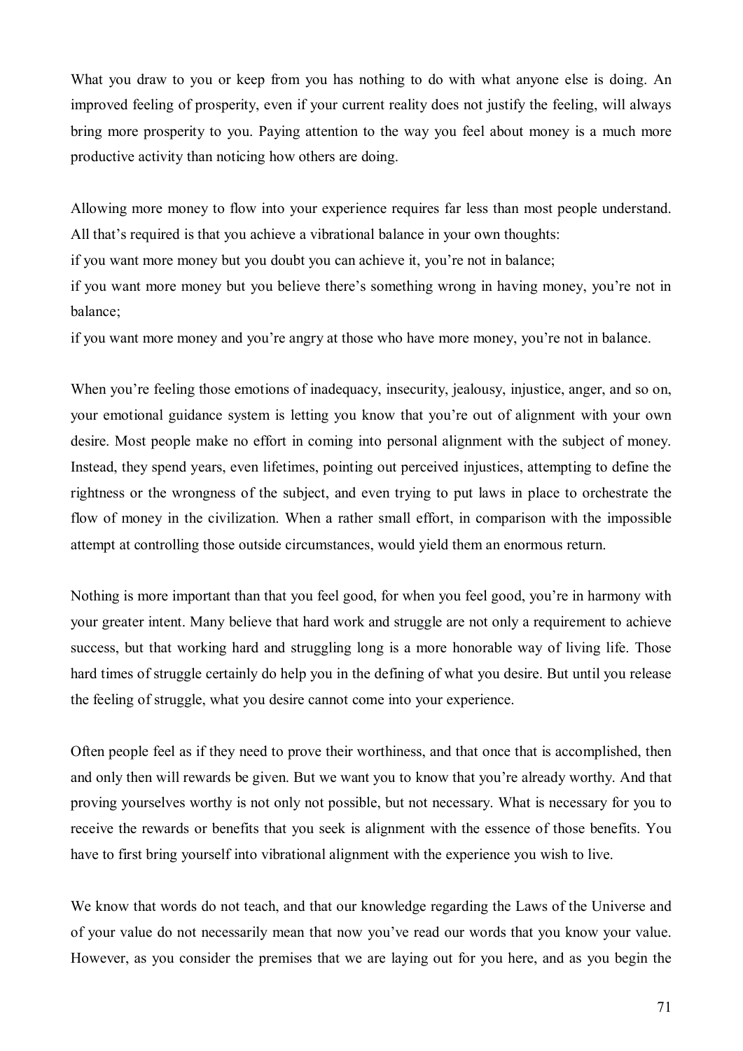What you draw to you or keep from you has nothing to do with what anyone else is doing. An improved feeling of prosperity, even if your current reality does not justify the feeling, will always bring more prosperity to you. Paying attention to the way you feel about money is a much more productive activity than noticing how others are doing.

Allowing more money to flow into your experience requires far less than most people understand. All that's required is that you achieve a vibrational balance in your own thoughts:
if you want more money but you doubt you can achieve it, you're not in balance;
if you want more money but you believe there's something wrong in having money, you're not in balance;
if you want more money and you're angry at those who have more money, you're not in balance.

When you're feeling those emotions of inadequacy, insecurity, jealousy, injustice, anger, and so on, your emotional guidance system is letting you know that you're out of alignment with your own desire. Most people make no effort in coming into personal alignment with the subject of money. Instead, they spend years, even lifetimes, pointing out perceived injustices, attempting to define the rightness or the wrongness of the subject, and even trying to put laws in place to orchestrate the flow of money in the civilization. When a rather small effort, in comparison with the impossible attempt at controlling those outside circumstances, would yield them an enormous return.

Nothing is more important than that you feel good, for when you feel good, you're in harmony with your greater intent. Many believe that hard work and struggle are not only a requirement to achieve success, but that working hard and struggling long is a more honorable way of living life. Those hard times of struggle certainly do help you in the defining of what you desire. But until you release the feeling of struggle, what you desire cannot come into your experience.

Often people feel as if they need to prove their worthiness, and that once that is accomplished, then and only then will rewards be given. But we want you to know that you're already worthy. And that proving yourselves worthy is not only not possible, but not necessary. What is necessary for you to receive the rewards or benefits that you seek is alignment with the essence of those benefits. You have to first bring yourself into vibrational alignment with the experience you wish to live.

We know that words do not teach, and that our knowledge regarding the Laws of the Universe and of your value do not necessarily mean that now you've read our words that you know your value. However, as you consider the premises that we are laying out for you here, and as you begin the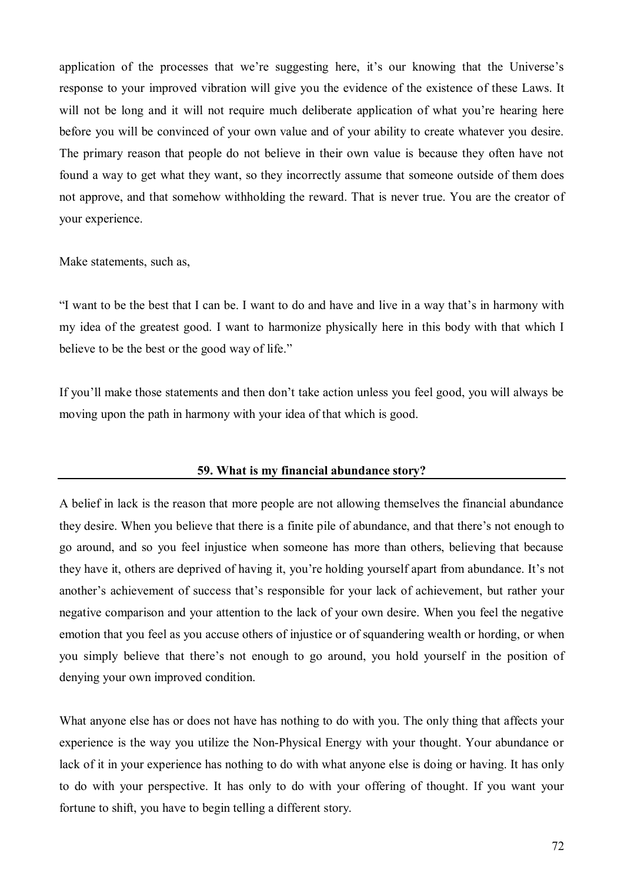application of the processes that we're suggesting here, it's our knowing that the Universe's response to your improved vibration will give you the evidence of the existence of these Laws. It will not be long and it will not require much deliberate application of what you're hearing here before you will be convinced of your own value and of your ability to create whatever you desire. The primary reason that people do not believe in their own value is because they often have not found a way to get what they want, so they incorrectly assume that someone outside of them does not approve, and that somehow withholding the reward. That is never true. You are the creator of your experience.

Make statements, such as,

"I want to be the best that I can be. I want to do and have and live in a way that's in harmony with my idea of the greatest good. I want to harmonize physically here in this body with that which I believe to be the best or the good way of life."

If you'll make those statements and then don't take action unless you feel good, you will always be moving upon the path in harmony with your idea of that which is good.

## 59. What is my financial abundance story?

A belief in lack is the reason that more people are not allowing themselves the financial abundance they desire. When you believe that there is a finite pile of abundance, and that there's not enough to go around, and so you feel injustice when someone has more than others, believing that because they have it, others are deprived of having it, you're holding yourself apart from abundance. It's not another's achievement of success that's responsible for your lack of achievement, but rather your negative comparison and your attention to the lack of your own desire. When you feel the negative emotion that you feel as you accuse others of injustice or of squandering wealth or hording, or when you simply believe that there's not enough to go around, you hold yourself in the position of denying your own improved condition.

What anyone else has or does not have has nothing to do with you. The only thing that affects your experience is the way you utilize the Non-Physical Energy with your thought. Your abundance or lack of it in your experience has nothing to do with what anyone else is doing or having. It has only to do with your perspective. It has only to do with your offering of thought. If you want your fortune to shift, you have to begin telling a different story.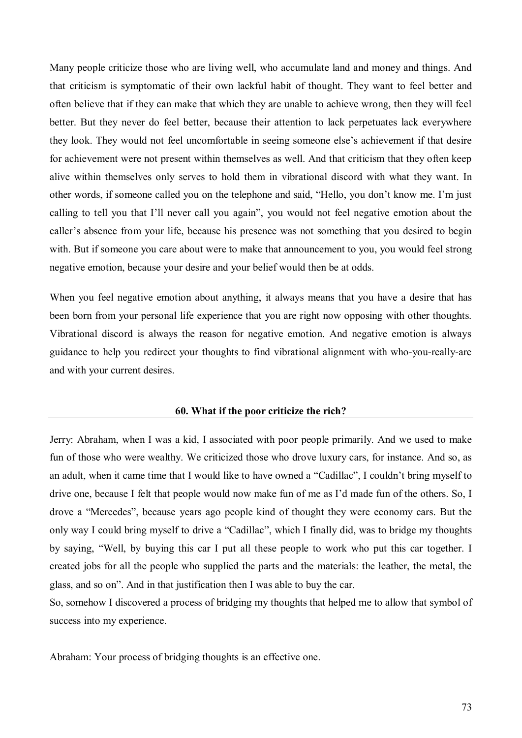Many people criticize those who are living well, who accumulate land and money and things. And that criticism is symptomatic of their own lackful habit of thought. They want to feel better and often believe that if they can make that which they are unable to achieve wrong, then they will feel better. But they never do feel better, because their attention to lack perpetuates lack everywhere they look. They would not feel uncomfortable in seeing someone else's achievement if that desire for achievement were not present within themselves as well. And that criticism that they often keep alive within themselves only serves to hold them in vibrational discord with what they want. In other words, if someone called you on the telephone and said, "Hello, you don't know me. I'm just calling to tell you that I'll never call you again", you would not feel negative emotion about the caller's absence from your life, because his presence was not something that you desired to begin with. But if someone you care about were to make that announcement to you, you would feel strong negative emotion, because your desire and your belief would then be at odds.

When you feel negative emotion about anything, it always means that you have a desire that has been born from your personal life experience that you are right now opposing with other thoughts. Vibrational discord is always the reason for negative emotion. And negative emotion is always guidance to help you redirect your thoughts to find vibrational alignment with who-you-really-are and with your current desires.

## 60. What if the poor criticize the rich?

Jerry: Abraham, when I was a kid, I associated with poor people primarily. And we used to make fun of those who were wealthy. We criticized those who drove luxury cars, for instance. And so, as an adult, when it came time that I would like to have owned a "Cadillac", I couldn't bring myself to drive one, because I felt that people would now make fun of me as I'd made fun of the others. So, I drove a "Mercedes", because years ago people kind of thought they were economy cars. But the only way I could bring myself to drive a "Cadillac", which I finally did, was to bridge my thoughts by saying, "Well, by buying this car I put all these people to work who put this car together. I created jobs for all the people who supplied the parts and the materials: the leather, the metal, the glass, and so on". And in that justification then I was able to buy the car.

So, somehow I discovered a process of bridging my thoughts that helped me to allow that symbol of success into my experience.

Abraham: Your process of bridging thoughts is an effective one.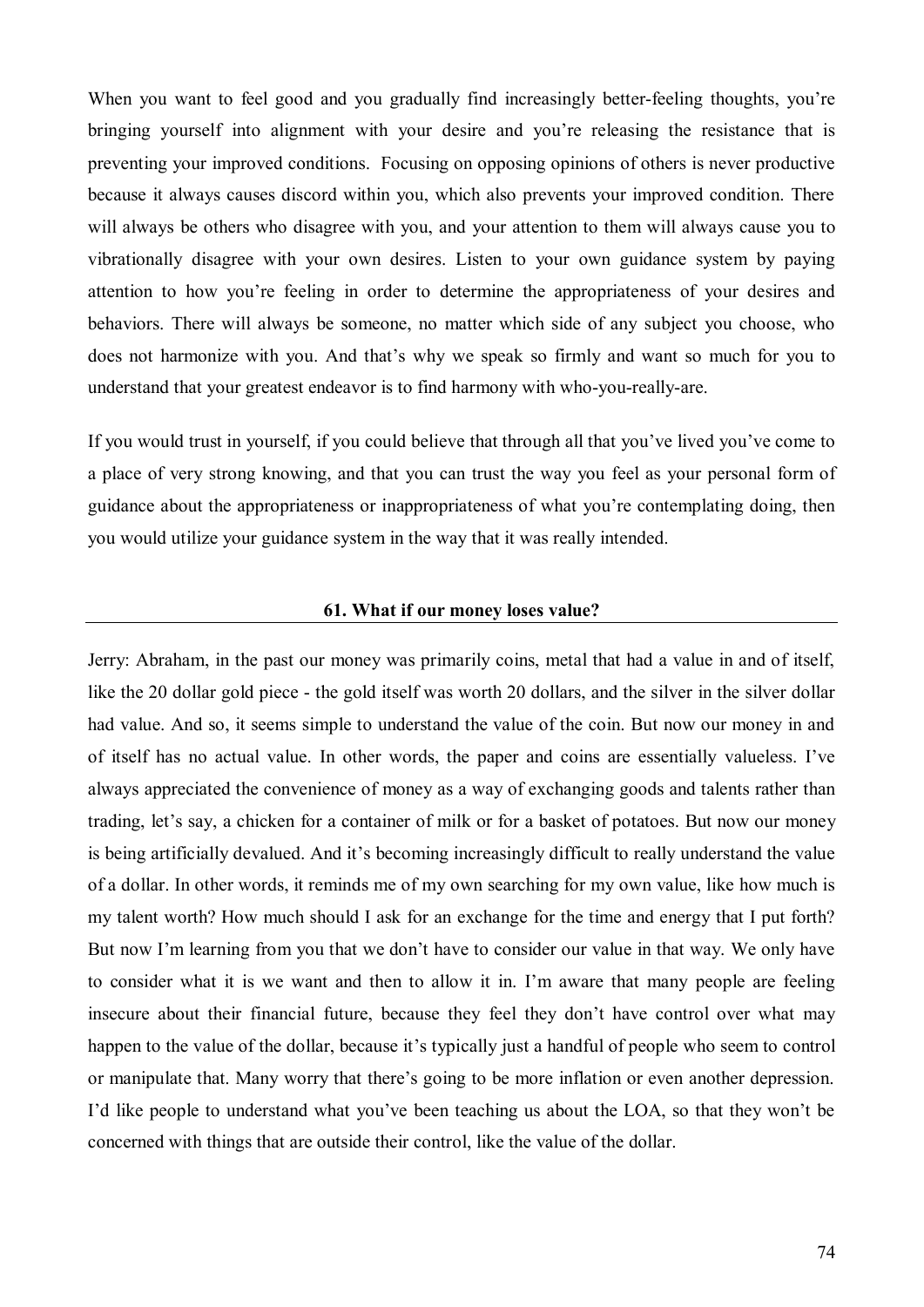When you want to feel good and you gradually find increasingly better-feeling thoughts, you're bringing yourself into alignment with your desire and you're releasing the resistance that is preventing your improved conditions. Focusing on opposing opinions of others is never productive because it always causes discord within you, which also prevents your improved condition. There will always be others who disagree with you, and your attention to them will always cause you to vibrationally disagree with your own desires. Listen to your own guidance system by paying attention to how you're feeling in order to determine the appropriateness of your desires and behaviors. There will always be someone, no matter which side of any subject you choose, who does not harmonize with you. And that's why we speak so firmly and want so much for you to understand that your greatest endeavor is to find harmony with who-you-really-are.

If you would trust in yourself, if you could believe that through all that you've lived you've come to a place of very strong knowing, and that you can trust the way you feel as your personal form of guidance about the appropriateness or inappropriateness of what you're contemplating doing, then you would utilize your guidance system in the way that it was really intended.

## 61. What if our money loses value?

Jerry: Abraham, in the past our money was primarily coins, metal that had a value in and of itself, like the 20 dollar gold piece - the gold itself was worth 20 dollars, and the silver in the silver dollar had value. And so, it seems simple to understand the value of the coin. But now our money in and of itself has no actual value. In other words, the paper and coins are essentially valueless. I've always appreciated the convenience of money as a way of exchanging goods and talents rather than trading, let's say, a chicken for a container of milk or for a basket of potatoes. But now our money is being artificially devalued. And it's becoming increasingly difficult to really understand the value of a dollar. In other words, it reminds me of my own searching for my own value, like how much is my talent worth? How much should I ask for an exchange for the time and energy that I put forth? But now I'm learning from you that we don't have to consider our value in that way. We only have to consider what it is we want and then to allow it in. I'm aware that many people are feeling insecure about their financial future, because they feel they don't have control over what may happen to the value of the dollar, because it's typically just a handful of people who seem to control or manipulate that. Many worry that there's going to be more inflation or even another depression. I'd like people to understand what you've been teaching us about the LOA, so that they won't be concerned with things that are outside their control, like the value of the dollar.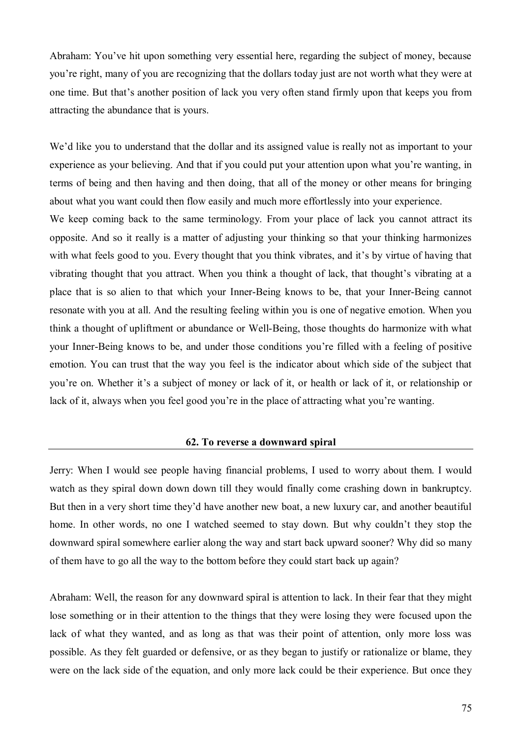Abraham: You've hit upon something very essential here, regarding the subject of money, because you're right, many of you are recognizing that the dollars today just are not worth what they were at one time. But that's another position of lack you very often stand firmly upon that keeps you from attracting the abundance that is yours.

We'd like you to understand that the dollar and its assigned value is really not as important to your experience as your believing. And that if you could put your attention upon what you're wanting, in terms of being and then having and then doing, that all of the money or other means for bringing about what you want could then flow easily and much more effortlessly into your experience.

We keep coming back to the same terminology. From your place of lack you cannot attract its opposite. And so it really is a matter of adjusting your thinking so that your thinking harmonizes with what feels good to you. Every thought that you think vibrates, and it's by virtue of having that vibrating thought that you attract. When you think a thought of lack, that thought's vibrating at a place that is so alien to that which your Inner-Being knows to be, that your Inner-Being cannot resonate with you at all. And the resulting feeling within you is one of negative emotion. When you think a thought of upliftment or abundance or Well-Being, those thoughts do harmonize with what your Inner-Being knows to be, and under those conditions you're filled with a feeling of positive emotion. You can trust that the way you feel is the indicator about which side of the subject that you're on. Whether it's a subject of money or lack of it, or health or lack of it, or relationship or lack of it, always when you feel good you're in the place of attracting what you're wanting.

## 62. To reverse a downward spiral

Jerry: When I would see people having financial problems, I used to worry about them. I would watch as they spiral down down down till they would finally come crashing down in bankruptcy. But then in a very short time they'd have another new boat, a new luxury car, and another beautiful home. In other words, no one I watched seemed to stay down. But why couldn't they stop the downward spiral somewhere earlier along the way and start back upward sooner? Why did so many of them have to go all the way to the bottom before they could start back up again?

Abraham: Well, the reason for any downward spiral is attention to lack. In their fear that they might lose something or in their attention to the things that they were losing they were focused upon the lack of what they wanted, and as long as that was their point of attention, only more loss was possible. As they felt guarded or defensive, or as they began to justify or rationalize or blame, they were on the lack side of the equation, and only more lack could be their experience. But once they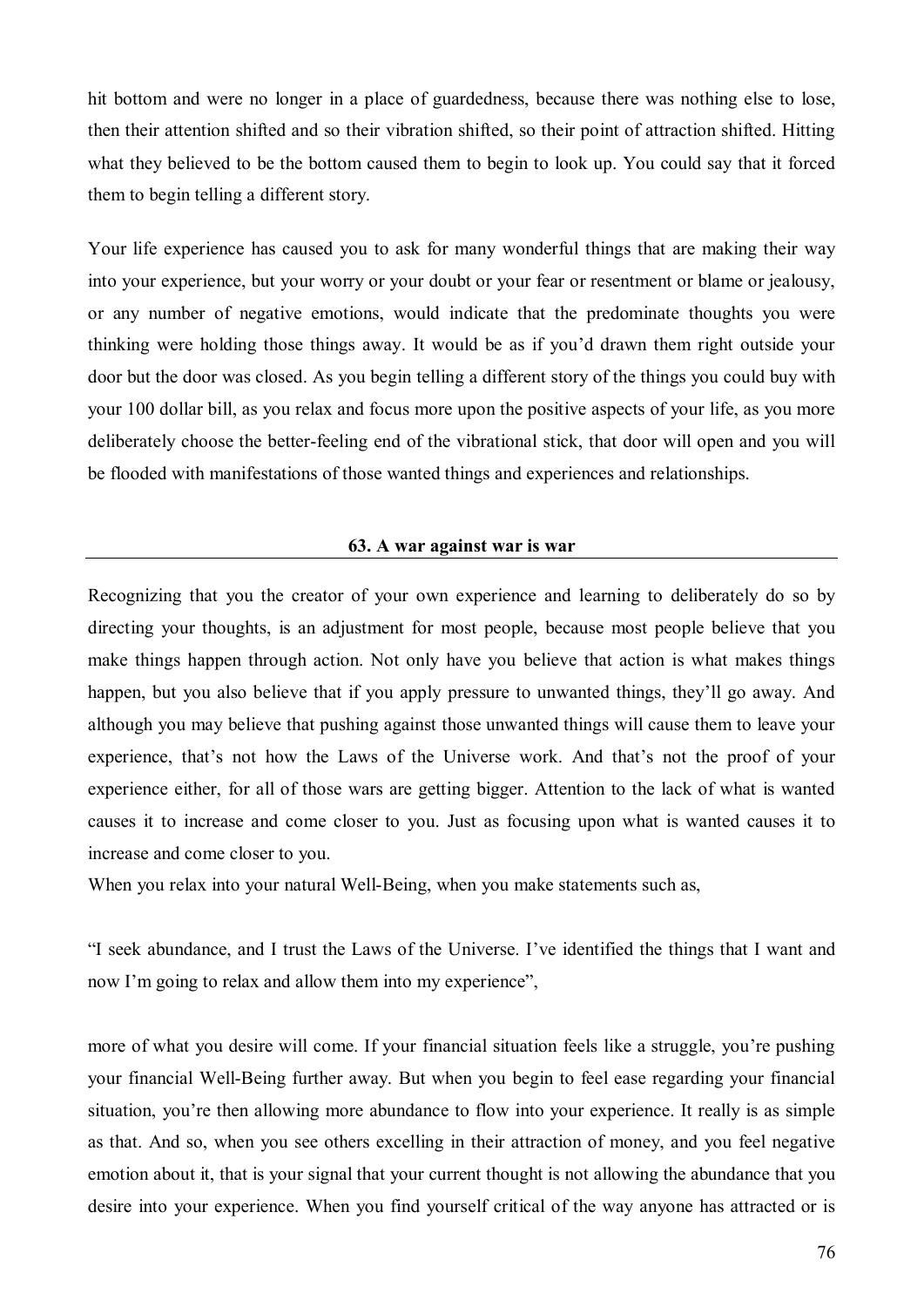hit bottom and were no longer in a place of guardedness, because there was nothing else to lose, then their attention shifted and so their vibration shifted, so their point of attraction shifted. Hitting what they believed to be the bottom caused them to begin to look up. You could say that it forced them to begin telling a different story.

Your life experience has caused you to ask for many wonderful things that are making their way into your experience, but your worry or your doubt or your fear or resentment or blame or jealousy, or any number of negative emotions, would indicate that the predominate thoughts you were thinking were holding those things away. It would be as if you'd drawn them right outside your door but the door was closed. As you begin telling a different story of the things you could buy with your 100 dollar bill, as you relax and focus more upon the positive aspects of your life, as you more deliberately choose the better-feeling end of the vibrational stick, that door will open and you will be flooded with manifestations of those wanted things and experiences and relationships.

## 63. A war against war is war

Recognizing that you the creator of your own experience and learning to deliberately do so by directing your thoughts, is an adjustment for most people, because most people believe that you make things happen through action. Not only have you believe that action is what makes things happen, but you also believe that if you apply pressure to unwanted things, they'll go away. And although you may believe that pushing against those unwanted things will cause them to leave your experience, that's not how the Laws of the Universe work. And that's not the proof of your experience either, for all of those wars are getting bigger. Attention to the lack of what is wanted causes it to increase and come closer to you. Just as focusing upon what is wanted causes it to increase and come closer to you.

When you relax into your natural Well-Being, when you make statements such as,

"I seek abundance, and I trust the Laws of the Universe. I've identified the things that I want and now I'm going to relax and allow them into my experience",

more of what you desire will come. If your financial situation feels like a struggle, you're pushing your financial Well-Being further away. But when you begin to feel ease regarding your financial situation, you're then allowing more abundance to flow into your experience. It really is as simple as that. And so, when you see others excelling in their attraction of money, and you feel negative emotion about it, that is your signal that your current thought is not allowing the abundance that you desire into your experience. When you find yourself critical of the way anyone has attracted or is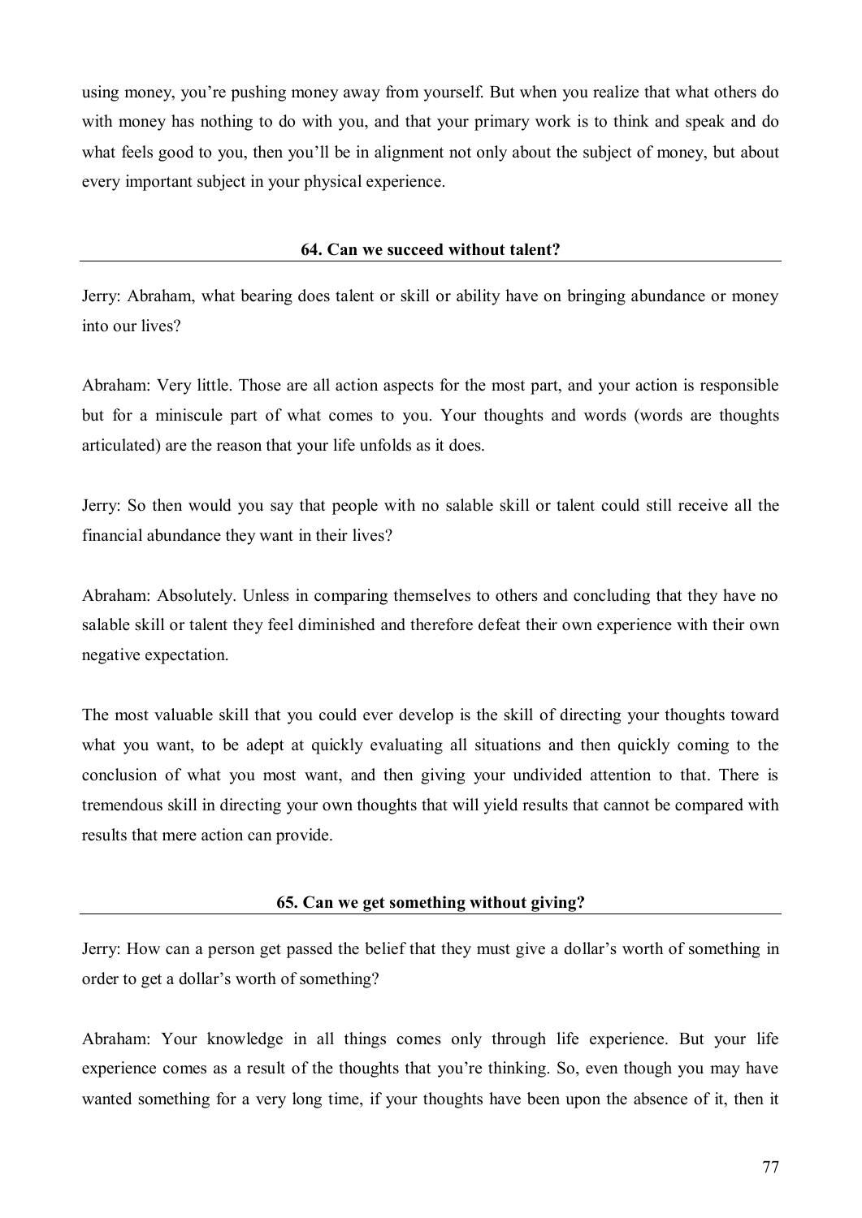using money, you're pushing money away from yourself. But when you realize that what others do with money has nothing to do with you, and that your primary work is to think and speak and do what feels good to you, then you'll be in alignment not only about the subject of money, but about every important subject in your physical experience.

## 64. Can we succeed without talent?

Jerry: Abraham, what bearing does talent or skill or ability have on bringing abundance or money into our lives?

Abraham: Very little. Those are all action aspects for the most part, and your action is responsible but for a miniscule part of what comes to you. Your thoughts and words (words are thoughts articulated) are the reason that your life unfolds as it does.

Jerry: So then would you say that people with no salable skill or talent could still receive all the financial abundance they want in their lives?

Abraham: Absolutely. Unless in comparing themselves to others and concluding that they have no salable skill or talent they feel diminished and therefore defeat their own experience with their own negative expectation.

The most valuable skill that you could ever develop is the skill of directing your thoughts toward what you want, to be adept at quickly evaluating all situations and then quickly coming to the conclusion of what you most want, and then giving your undivided attention to that. There is tremendous skill in directing your own thoughts that will yield results that cannot be compared with results that mere action can provide.

## 65. Can we get something without giving?

Jerry: How can a person get passed the belief that they must give a dollar's worth of something in order to get a dollar's worth of something?

Abraham: Your knowledge in all things comes only through life experience. But your life experience comes as a result of the thoughts that you're thinking. So, even though you may have wanted something for a very long time, if your thoughts have been upon the absence of it, then it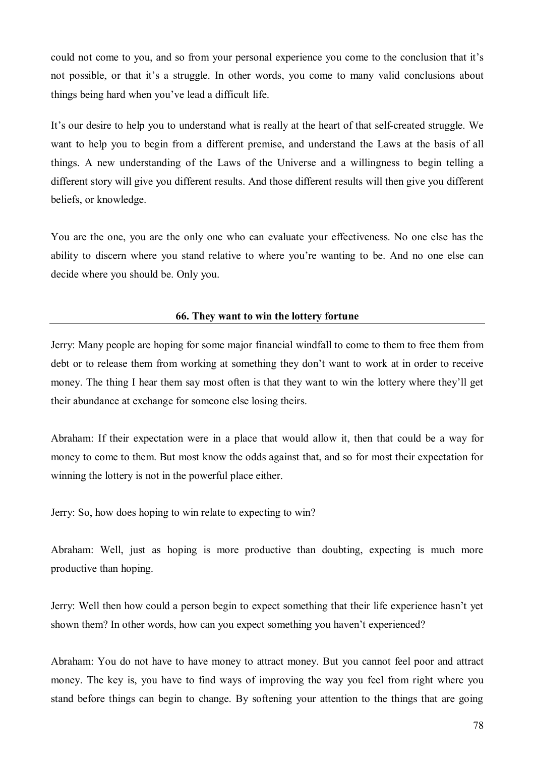could not come to you, and so from your personal experience you come to the conclusion that it's not possible, or that it's a struggle. In other words, you come to many valid conclusions about things being hard when you've lead a difficult life.

It's our desire to help you to understand what is really at the heart of that self-created struggle. We want to help you to begin from a different premise, and understand the Laws at the basis of all things. A new understanding of the Laws of the Universe and a willingness to begin telling a different story will give you different results. And those different results will then give you different beliefs, or knowledge.

You are the one, you are the only one who can evaluate your effectiveness. No one else has the ability to discern where you stand relative to where you're wanting to be. And no one else can decide where you should be. Only you.

## 66. They want to win the lottery fortune

Jerry: Many people are hoping for some major financial windfall to come to them to free them from debt or to release them from working at something they don't want to work at in order to receive money. The thing I hear them say most often is that they want to win the lottery where they'll get their abundance at exchange for someone else losing theirs.

Abraham: If their expectation were in a place that would allow it, then that could be a way for money to come to them. But most know the odds against that, and so for most their expectation for winning the lottery is not in the powerful place either.

Jerry: So, how does hoping to win relate to expecting to win?

Abraham: Well, just as hoping is more productive than doubting, expecting is much more productive than hoping.

Jerry: Well then how could a person begin to expect something that their life experience hasn't yet shown them? In other words, how can you expect something you haven't experienced?

Abraham: You do not have to have money to attract money. But you cannot feel poor and attract money. The key is, you have to find ways of improving the way you feel from right where you stand before things can begin to change. By softening your attention to the things that are going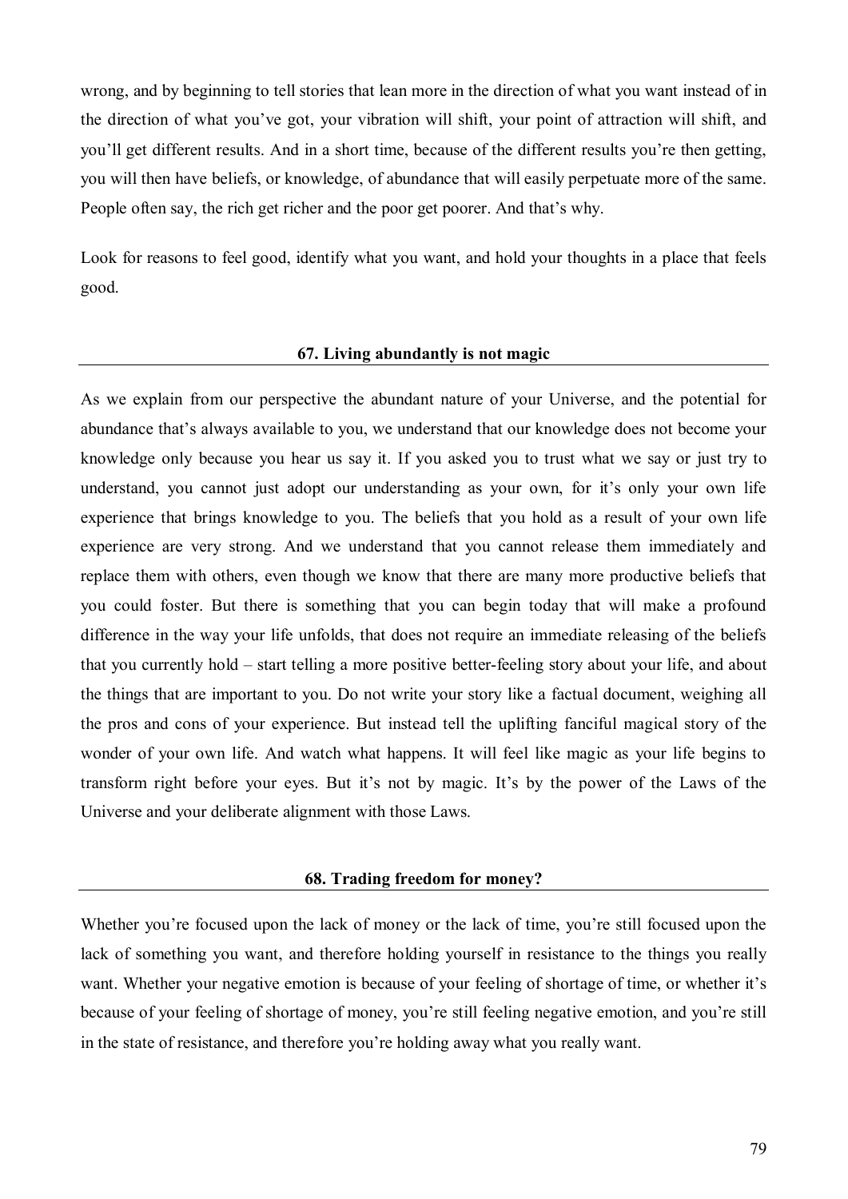wrong, and by beginning to tell stories that lean more in the direction of what you want instead of in the direction of what you've got, your vibration will shift, your point of attraction will shift, and you'll get different results. And in a short time, because of the different results you're then getting, you will then have beliefs, or knowledge, of abundance that will easily perpetuate more of the same. People often say, the rich get richer and the poor get poorer. And that's why.

Look for reasons to feel good, identify what you want, and hold your thoughts in a place that feels good.

## 67. Living abundantly is not magic

As we explain from our perspective the abundant nature of your Universe, and the potential for abundance that's always available to you, we understand that our knowledge does not become your knowledge only because you hear us say it. If you asked you to trust what we say or just try to understand, you cannot just adopt our understanding as your own, for it's only your own life experience that brings knowledge to you. The beliefs that you hold as a result of your own life experience are very strong. And we understand that you cannot release them immediately and replace them with others, even though we know that there are many more productive beliefs that you could foster. But there is something that you can begin today that will make a profound difference in the way your life unfolds, that does not require an immediate releasing of the beliefs that you currently hold – start telling a more positive better-feeling story about your life, and about the things that are important to you. Do not write your story like a factual document, weighing all the pros and cons of your experience. But instead tell the uplifting fanciful magical story of the wonder of your own life. And watch what happens. It will feel like magic as your life begins to transform right before your eyes. But it's not by magic. It's by the power of the Laws of the Universe and your deliberate alignment with those Laws.

## 68. Trading freedom for money?

Whether you're focused upon the lack of money or the lack of time, you're still focused upon the lack of something you want, and therefore holding yourself in resistance to the things you really want. Whether your negative emotion is because of your feeling of shortage of time, or whether it's because of your feeling of shortage of money, you're still feeling negative emotion, and you're still in the state of resistance, and therefore you're holding away what you really want.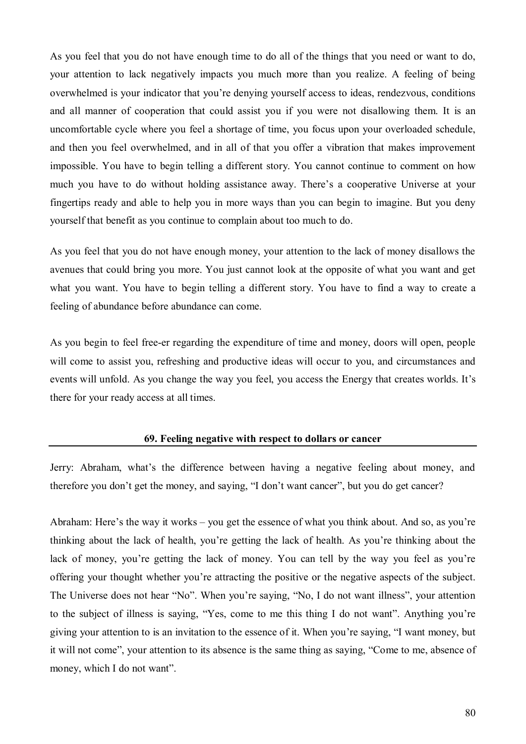As you feel that you do not have enough time to do all of the things that you need or want to do, your attention to lack negatively impacts you much more than you realize. A feeling of being overwhelmed is your indicator that you're denying yourself access to ideas, rendezvous, conditions and all manner of cooperation that could assist you if you were not disallowing them. It is an uncomfortable cycle where you feel a shortage of time, you focus upon your overloaded schedule, and then you feel overwhelmed, and in all of that you offer a vibration that makes improvement impossible. You have to begin telling a different story. You cannot continue to comment on how much you have to do without holding assistance away. There's a cooperative Universe at your fingertips ready and able to help you in more ways than you can begin to imagine. But you deny yourself that benefit as you continue to complain about too much to do.

As you feel that you do not have enough money, your attention to the lack of money disallows the avenues that could bring you more. You just cannot look at the opposite of what you want and get what you want. You have to begin telling a different story. You have to find a way to create a feeling of abundance before abundance can come.

As you begin to feel free-er regarding the expenditure of time and money, doors will open, people will come to assist you, refreshing and productive ideas will occur to you, and circumstances and events will unfold. As you change the way you feel, you access the Energy that creates worlds. It's there for your ready access at all times.

### 69. Feeling negative with respect to dollars or cancer

Jerry: Abraham, what's the difference between having a negative feeling about money, and therefore you don't get the money, and saying, "I don't want cancer", but you do get cancer?

Abraham: Here's the way it works – you get the essence of what you think about. And so, as you're thinking about the lack of health, you're getting the lack of health. As you're thinking about the lack of money, you're getting the lack of money. You can tell by the way you feel as you're offering your thought whether you're attracting the positive or the negative aspects of the subject. The Universe does not hear "No". When you're saying, "No, I do not want illness", your attention to the subject of illness is saying, "Yes, come to me this thing I do not want". Anything you're giving your attention to is an invitation to the essence of it. When you're saying, "I want money, but it will not come", your attention to its absence is the same thing as saying, "Come to me, absence of money, which I do not want".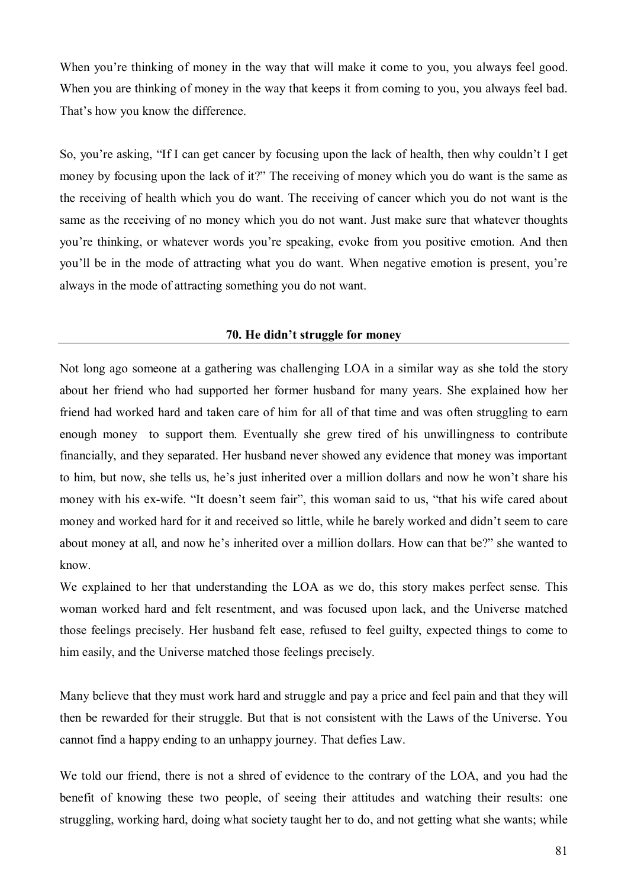When you're thinking of money in the way that will make it come to you, you always feel good. When you are thinking of money in the way that keeps it from coming to you, you always feel bad. That's how you know the difference.

So, you're asking, "If I can get cancer by focusing upon the lack of health, then why couldn't I get money by focusing upon the lack of it?" The receiving of money which you do want is the same as the receiving of health which you do want. The receiving of cancer which you do not want is the same as the receiving of no money which you do not want. Just make sure that whatever thoughts you're thinking, or whatever words you're speaking, evoke from you positive emotion. And then you'll be in the mode of attracting what you do want. When negative emotion is present, you're always in the mode of attracting something you do not want.

## 70. He didn't struggle for money

Not long ago someone at a gathering was challenging LOA in a similar way as she told the story about her friend who had supported her former husband for many years. She explained how her friend had worked hard and taken care of him for all of that time and was often struggling to earn enough money to support them. Eventually she grew tired of his unwillingness to contribute financially, and they separated. Her husband never showed any evidence that money was important to him, but now, she tells us, he's just inherited over a million dollars and now he won't share his money with his ex-wife. "It doesn't seem fair", this woman said to us, "that his wife cared about money and worked hard for it and received so little, while he barely worked and didn't seem to care about money at all, and now he's inherited over a million dollars. How can that be?" she wanted to know.

We explained to her that understanding the LOA as we do, this story makes perfect sense. This woman worked hard and felt resentment, and was focused upon lack, and the Universe matched those feelings precisely. Her husband felt ease, refused to feel guilty, expected things to come to him easily, and the Universe matched those feelings precisely.

Many believe that they must work hard and struggle and pay a price and feel pain and that they will then be rewarded for their struggle. But that is not consistent with the Laws of the Universe. You cannot find a happy ending to an unhappy journey. That defies Law.

We told our friend, there is not a shred of evidence to the contrary of the LOA, and you had the benefit of knowing these two people, of seeing their attitudes and watching their results: one struggling, working hard, doing what society taught her to do, and not getting what she wants; while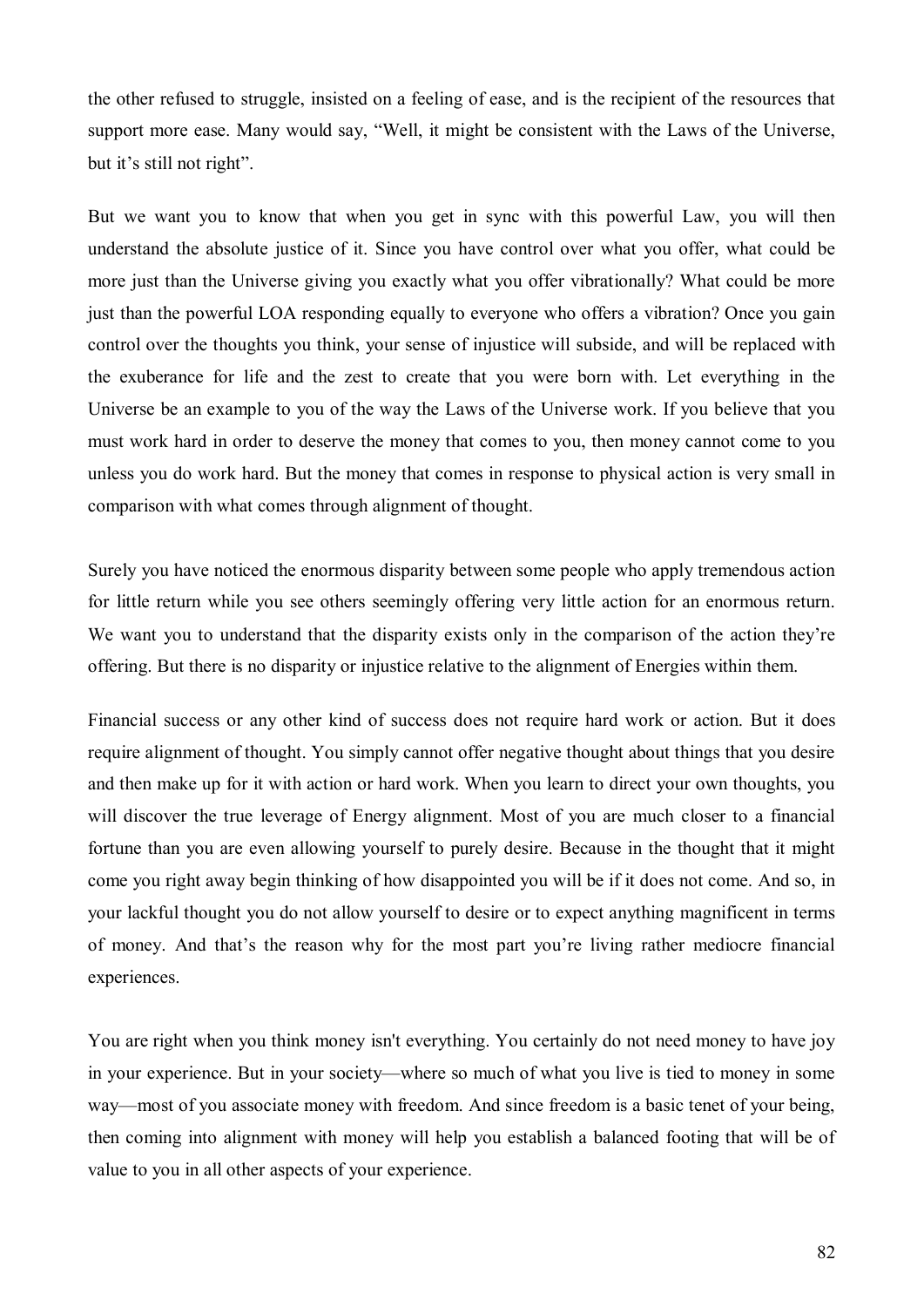the other refused to struggle, insisted on a feeling of ease, and is the recipient of the resources that support more ease. Many would say, "Well, it might be consistent with the Laws of the Universe, but it's still not right".

But we want you to know that when you get in sync with this powerful Law, you will then understand the absolute justice of it. Since you have control over what you offer, what could be more just than the Universe giving you exactly what you offer vibrationally? What could be more just than the powerful LOA responding equally to everyone who offers a vibration? Once you gain control over the thoughts you think, your sense of injustice will subside, and will be replaced with the exuberance for life and the zest to create that you were born with. Let everything in the Universe be an example to you of the way the Laws of the Universe work. If you believe that you must work hard in order to deserve the money that comes to you, then money cannot come to you unless you do work hard. But the money that comes in response to physical action is very small in comparison with what comes through alignment of thought.

Surely you have noticed the enormous disparity between some people who apply tremendous action for little return while you see others seemingly offering very little action for an enormous return. We want you to understand that the disparity exists only in the comparison of the action they're offering. But there is no disparity or injustice relative to the alignment of Energies within them.

Financial success or any other kind of success does not require hard work or action. But it does require alignment of thought. You simply cannot offer negative thought about things that you desire and then make up for it with action or hard work. When you learn to direct your own thoughts, you will discover the true leverage of Energy alignment. Most of you are much closer to a financial fortune than you are even allowing yourself to purely desire. Because in the thought that it might come you right away begin thinking of how disappointed you will be if it does not come. And so, in your lackful thought you do not allow yourself to desire or to expect anything magnificent in terms of money. And that's the reason why for the most part you're living rather mediocre financial experiences.

You are right when you think money isn't everything. You certainly do not need money to have joy in your experience. But in your society—where so much of what you live is tied to money in some way—most of you associate money with freedom. And since freedom is a basic tenet of your being, then coming into alignment with money will help you establish a balanced footing that will be of value to you in all other aspects of your experience.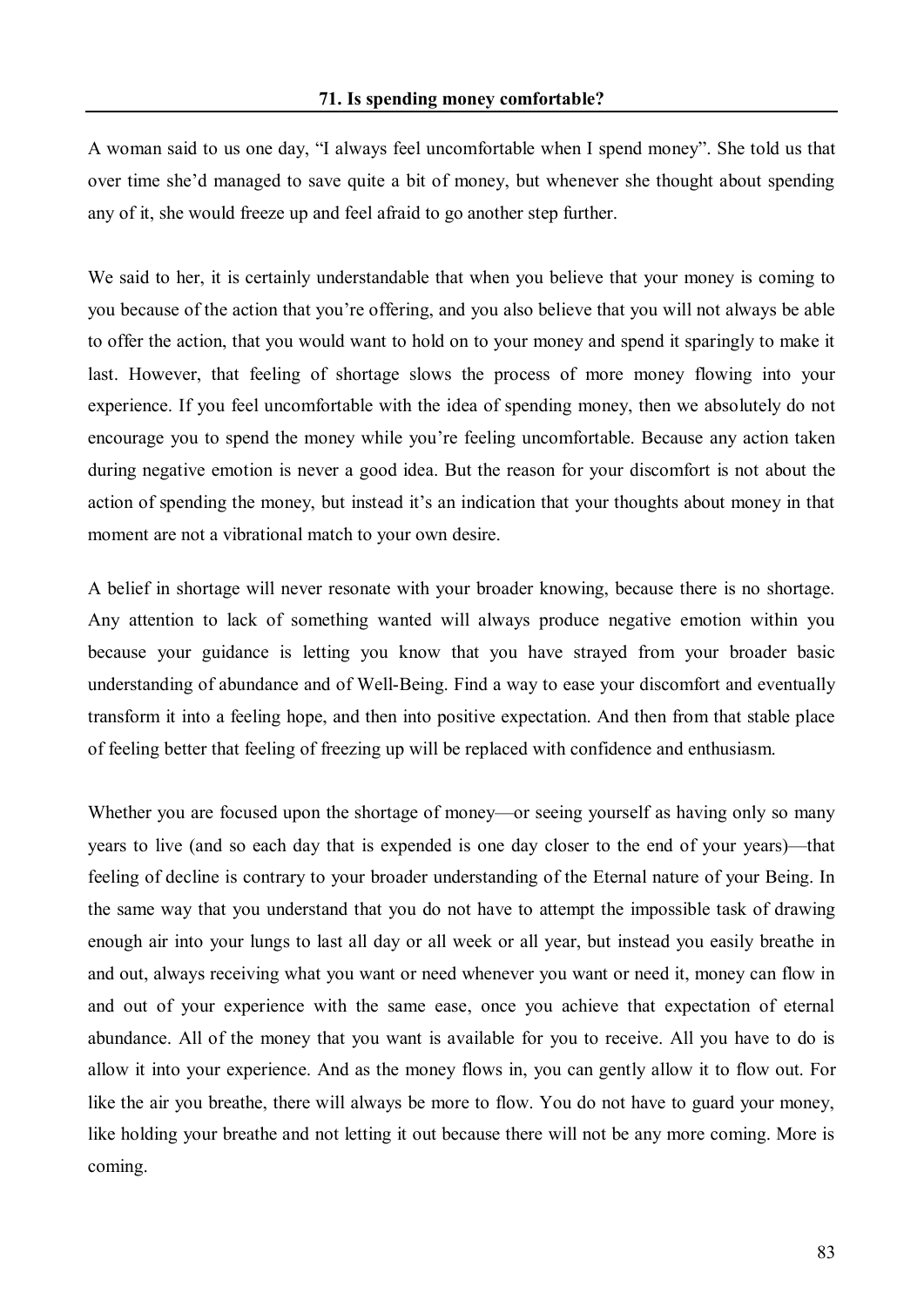**71. Is spending money comfortable?**

A woman said to us one day, "I always feel uncomfortable when I spend money". She told us that over time she'd managed to save quite a bit of money, but whenever she thought about spending any of it, she would freeze up and feel afraid to go another step further.

We said to her, it is certainly understandable that when you believe that your money is coming to you because of the action that you're offering, and you also believe that you will not always be able to offer the action, that you would want to hold on to your money and spend it sparingly to make it last. However, that feeling of shortage slows the process of more money flowing into your experience. If you feel uncomfortable with the idea of spending money, then we absolutely do not encourage you to spend the money while you're feeling uncomfortable. Because any action taken during negative emotion is never a good idea. But the reason for your discomfort is not about the action of spending the money, but instead it's an indication that your thoughts about money in that moment are not a vibrational match to your own desire.

A belief in shortage will never resonate with your broader knowing, because there is no shortage. Any attention to lack of something wanted will always produce negative emotion within you because your guidance is letting you know that you have strayed from your broader basic understanding of abundance and of Well-Being. Find a way to ease your discomfort and eventually transform it into a feeling hope, and then into positive expectation. And then from that stable place of feeling better that feeling of freezing up will be replaced with confidence and enthusiasm.

Whether you are focused upon the shortage of money—or seeing yourself as having only so many years to live (and so each day that is expended is one day closer to the end of your years)—that feeling of decline is contrary to your broader understanding of the Eternal nature of your Being. In the same way that you understand that you do not have to attempt the impossible task of drawing enough air into your lungs to last all day or all week or all year, but instead you easily breathe in and out, always receiving what you want or need whenever you want or need it, money can flow in and out of your experience with the same ease, once you achieve that expectation of eternal abundance. All of the money that you want is available for you to receive. All you have to do is allow it into your experience. And as the money flows in, you can gently allow it to flow out. For like the air you breathe, there will always be more to flow. You do not have to guard your money, like holding your breathe and not letting it out because there will not be any more coming. More is coming.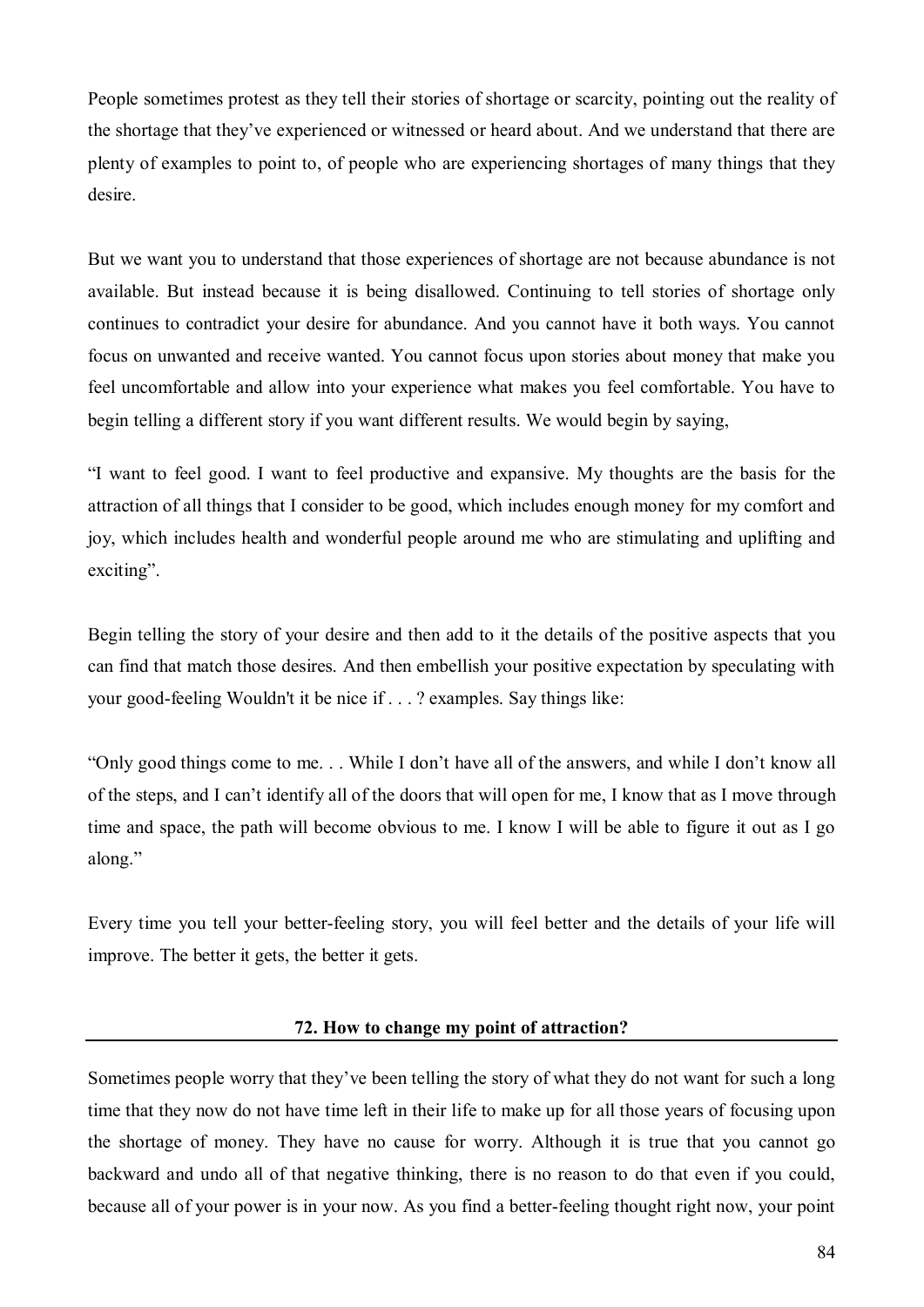People sometimes protest as they tell their stories of shortage or scarcity, pointing out the reality of the shortage that they've experienced or witnessed or heard about. And we understand that there are plenty of examples to point to, of people who are experiencing shortages of many things that they desire.

But we want you to understand that those experiences of shortage are not because abundance is not available. But instead because it is being disallowed. Continuing to tell stories of shortage only continues to contradict your desire for abundance. And you cannot have it both ways. You cannot focus on unwanted and receive wanted. You cannot focus upon stories about money that make you feel uncomfortable and allow into your experience what makes you feel comfortable. You have to begin telling a different story if you want different results. We would begin by saying,

"I want to feel good. I want to feel productive and expansive. My thoughts are the basis for the attraction of all things that I consider to be good, which includes enough money for my comfort and joy, which includes health and wonderful people around me who are stimulating and uplifting and exciting".

Begin telling the story of your desire and then add to it the details of the positive aspects that you can find that match those desires. And then embellish your positive expectation by speculating with your good-feeling Wouldn't it be nice if . . . ? examples. Say things like:

"Only good things come to me. . . While I don't have all of the answers, and while I don't know all of the steps, and I can't identify all of the doors that will open for me, I know that as I move through time and space, the path will become obvious to me. I know I will be able to figure it out as I go along."

Every time you tell your better-feeling story, you will feel better and the details of your life will improve. The better it gets, the better it gets.

## 72. How to change my point of attraction?

Sometimes people worry that they've been telling the story of what they do not want for such a long time that they now do not have time left in their life to make up for all those years of focusing upon the shortage of money. They have no cause for worry. Although it is true that you cannot go backward and undo all of that negative thinking, there is no reason to do that even if you could, because all of your power is in your now. As you find a better-feeling thought right now, your point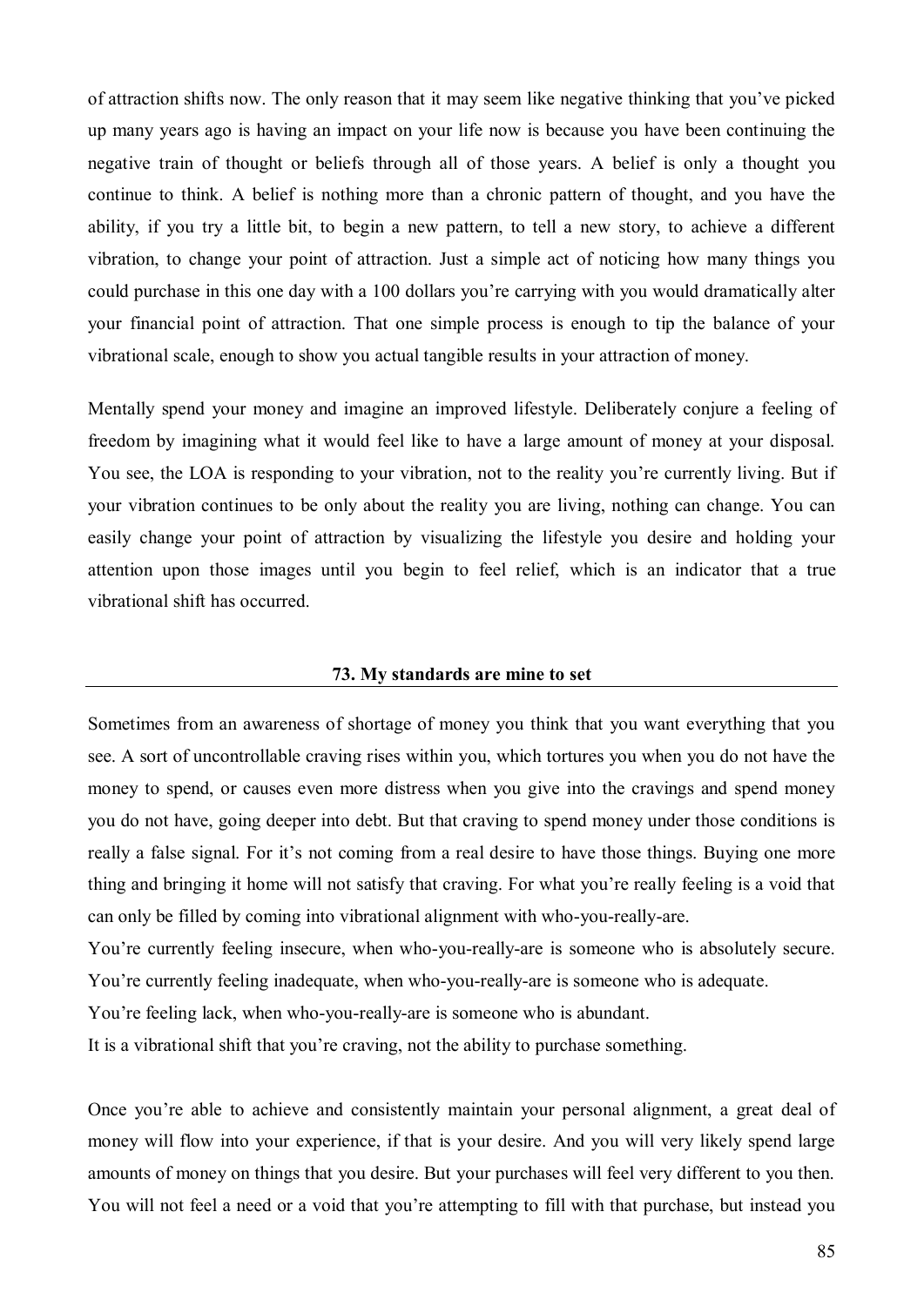of attraction shifts now. The only reason that it may seem like negative thinking that you've picked up many years ago is having an impact on your life now is because you have been continuing the negative train of thought or beliefs through all of those years. A belief is only a thought you continue to think. A belief is nothing more than a chronic pattern of thought, and you have the ability, if you try a little bit, to begin a new pattern, to tell a new story, to achieve a different vibration, to change your point of attraction. Just a simple act of noticing how many things you could purchase in this one day with a 100 dollars you're carrying with you would dramatically alter your financial point of attraction. That one simple process is enough to tip the balance of your vibrational scale, enough to show you actual tangible results in your attraction of money.

Mentally spend your money and imagine an improved lifestyle. Deliberately conjure a feeling of freedom by imagining what it would feel like to have a large amount of money at your disposal. You see, the LOA is responding to your vibration, not to the reality you're currently living. But if your vibration continues to be only about the reality you are living, nothing can change. You can easily change your point of attraction by visualizing the lifestyle you desire and holding your attention upon those images until you begin to feel relief, which is an indicator that a true vibrational shift has occurred.

## 73. My standards are mine to set

Sometimes from an awareness of shortage of money you think that you want everything that you see. A sort of uncontrollable craving rises within you, which tortures you when you do not have the money to spend, or causes even more distress when you give into the cravings and spend money you do not have, going deeper into debt. But that craving to spend money under those conditions is really a false signal. For it's not coming from a real desire to have those things. Buying one more thing and bringing it home will not satisfy that craving. For what you're really feeling is a void that can only be filled by coming into vibrational alignment with who-you-really-are.

You're currently feeling insecure, when who-you-really-are is someone who is absolutely secure.

You're currently feeling inadequate, when who-you-really-are is someone who is adequate.

You're feeling lack, when who-you-really-are is someone who is abundant.

It is a vibrational shift that you're craving, not the ability to purchase something.

Once you're able to achieve and consistently maintain your personal alignment, a great deal of money will flow into your experience, if that is your desire. And you will very likely spend large amounts of money on things that you desire. But your purchases will feel very different to you then. You will not feel a need or a void that you're attempting to fill with that purchase, but instead you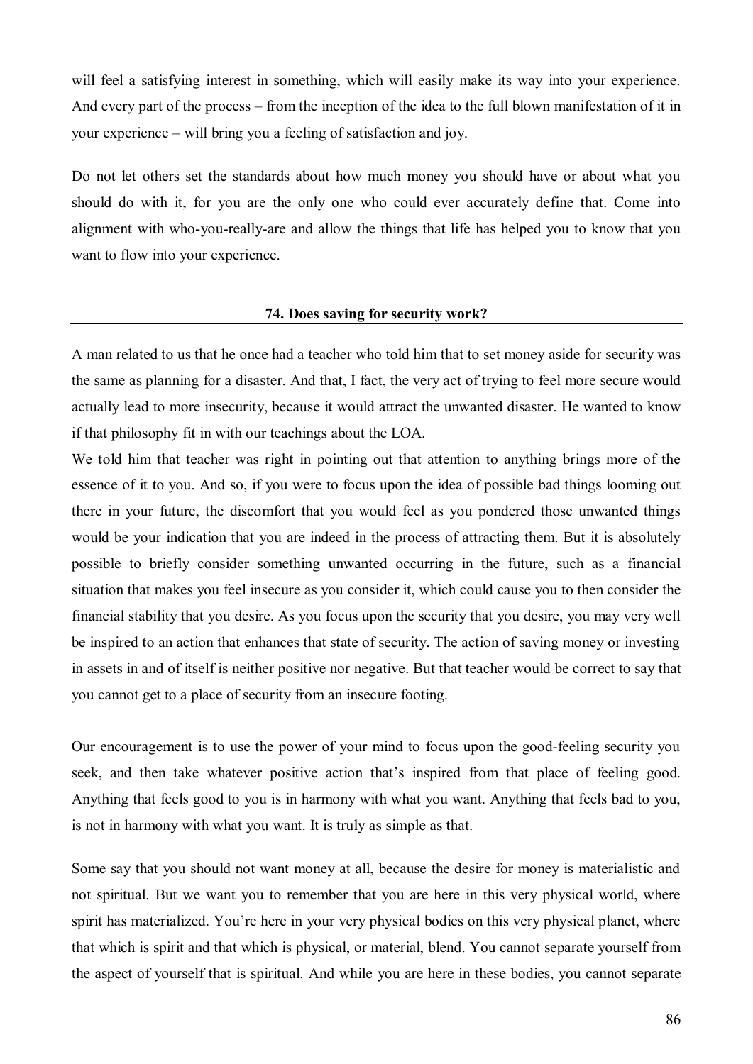will feel a satisfying interest in something, which will easily make its way into your experience. And every part of the process – from the inception of the idea to the full blown manifestation of it in your experience – will bring you a feeling of satisfaction and joy.

Do not let others set the standards about how much money you should have or about what you should do with it, for you are the only one who could ever accurately define that. Come into alignment with who-you-really-are and allow the things that life has helped you to know that you want to flow into your experience.

## 74. Does saving for security work?

A man related to us that he once had a teacher who told him that to set money aside for security was the same as planning for a disaster. And that, I fact, the very act of trying to feel more secure would actually lead to more insecurity, because it would attract the unwanted disaster. He wanted to know if that philosophy fit in with our teachings about the LOA.

We told him that teacher was right in pointing out that attention to anything brings more of the essence of it to you. And so, if you were to focus upon the idea of possible bad things looming out there in your future, the discomfort that you would feel as you pondered those unwanted things would be your indication that you are indeed in the process of attracting them. But it is absolutely possible to briefly consider something unwanted occurring in the future, such as a financial situation that makes you feel insecure as you consider it, which could cause you to then consider the financial stability that you desire. As you focus upon the security that you desire, you may very well be inspired to an action that enhances that state of security. The action of saving money or investing in assets in and of itself is neither positive nor negative. But that teacher would be correct to say that you cannot get to a place of security from an insecure footing.

Our encouragement is to use the power of your mind to focus upon the good-feeling security you seek, and then take whatever positive action that's inspired from that place of feeling good. Anything that feels good to you is in harmony with what you want. Anything that feels bad to you, is not in harmony with what you want. It is truly as simple as that.

Some say that you should not want money at all, because the desire for money is materialistic and not spiritual. But we want you to remember that you are here in this very physical world, where spirit has materialized. You're here in your very physical bodies on this very physical planet, where that which is spirit and that which is physical, or material, blend. You cannot separate yourself from the aspect of yourself that is spiritual. And while you are here in these bodies, you cannot separate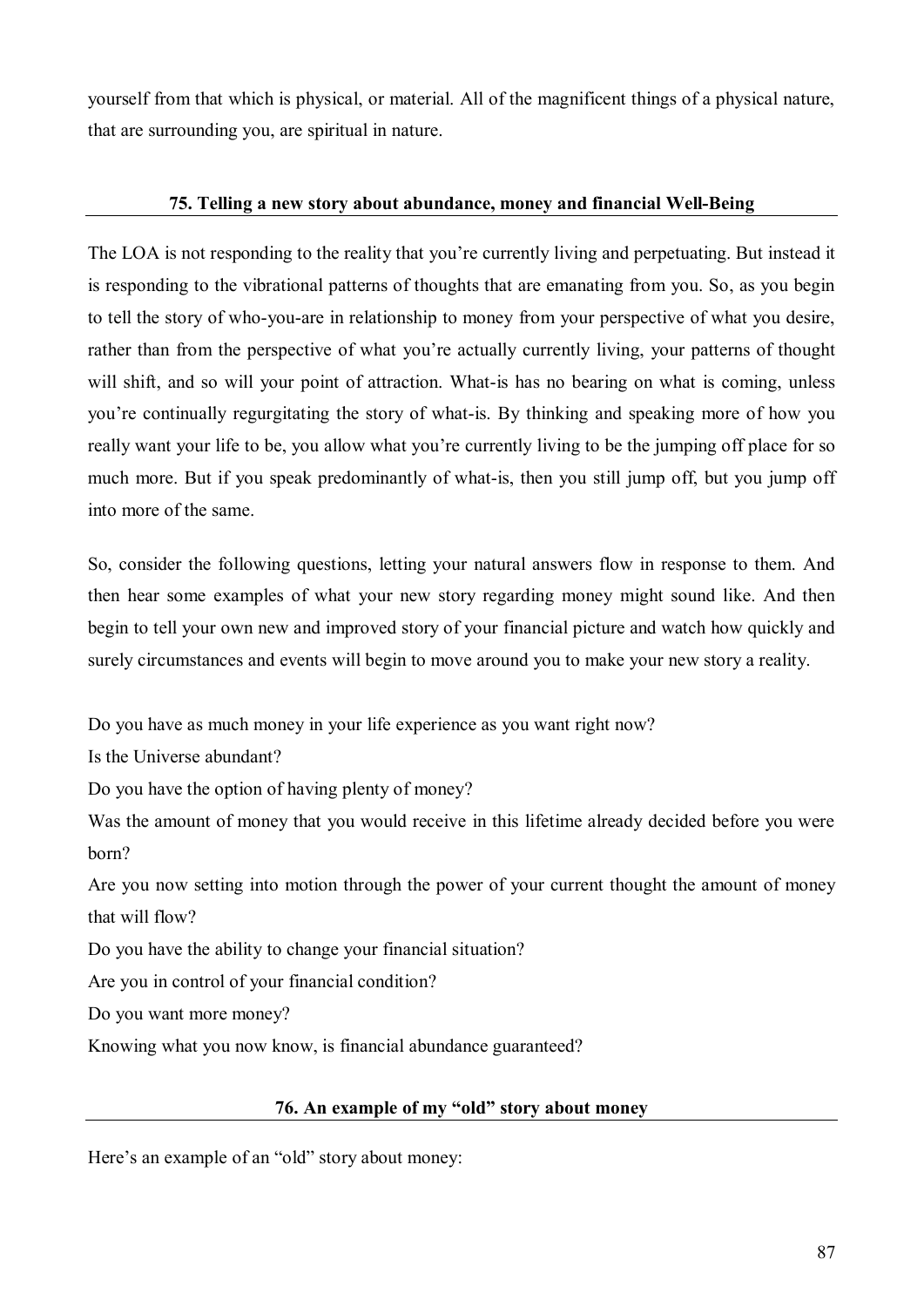yourself from that which is physical, or material. All of the magnificent things of a physical nature, that are surrounding you, are spiritual in nature.

## 75. Telling a new story about abundance, money and financial Well-Being

The LOA is not responding to the reality that you're currently living and perpetuating. But instead it is responding to the vibrational patterns of thoughts that are emanating from you. So, as you begin to tell the story of who-you-are in relationship to money from your perspective of what you desire, rather than from the perspective of what you're actually currently living, your patterns of thought will shift, and so will your point of attraction. What-is has no bearing on what is coming, unless you're continually regurgitating the story of what-is. By thinking and speaking more of how you really want your life to be, you allow what you're currently living to be the jumping off place for so much more. But if you speak predominantly of what-is, then you still jump off, but you jump off into more of the same.

So, consider the following questions, letting your natural answers flow in response to them. And then hear some examples of what your new story regarding money might sound like. And then begin to tell your own new and improved story of your financial picture and watch how quickly and surely circumstances and events will begin to move around you to make your new story a reality.

Do you have as much money in your life experience as you want right now?
Is the Universe abundant?
Do you have the option of having plenty of money?
Was the amount of money that you would receive in this lifetime already decided before you were born?
Are you now setting into motion through the power of your current thought the amount of money that will flow?
Do you have the ability to change your financial situation?
Are you in control of your financial condition?
Do you want more money?
Knowing what you now know, is financial abundance guaranteed?

## 76. An example of my "old" story about money

Here's an example of an "old" story about money: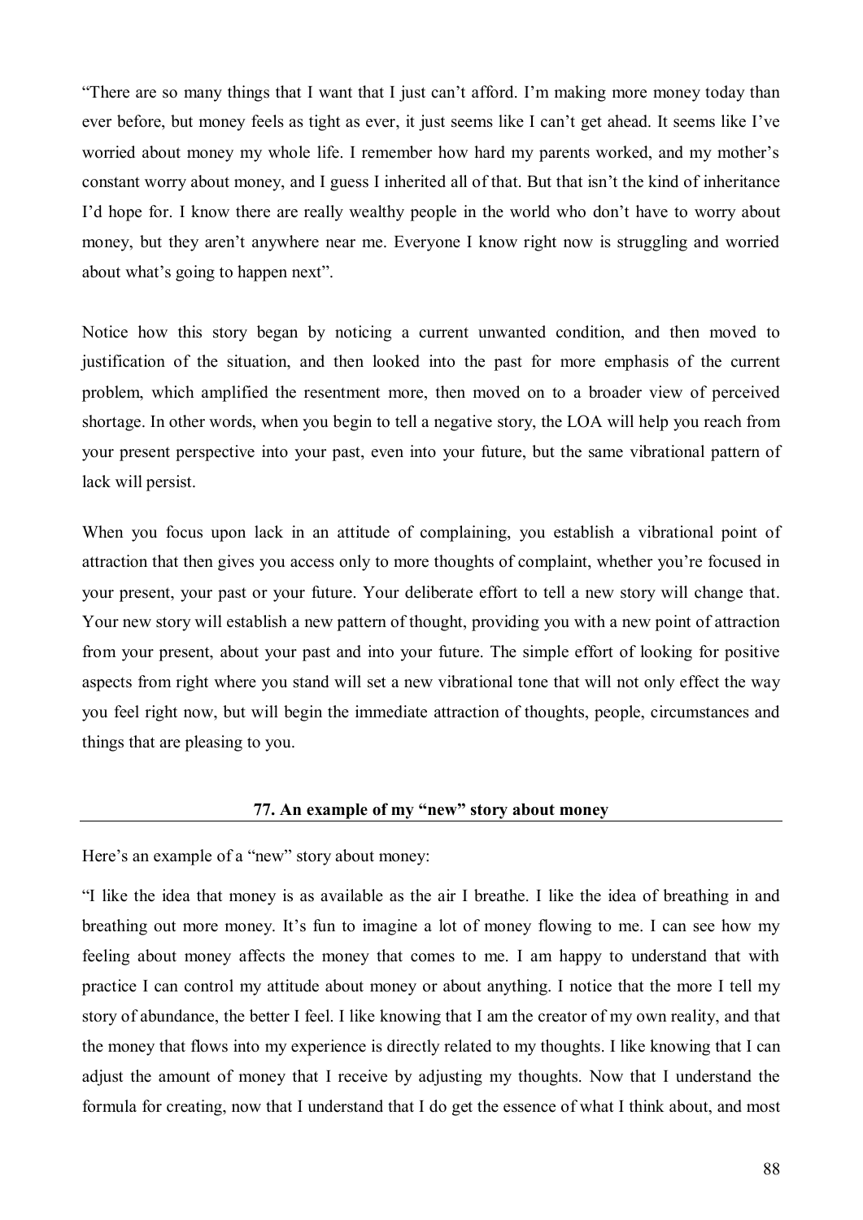"There are so many things that I want that I just can't afford. I'm making more money today than ever before, but money feels as tight as ever, it just seems like I can't get ahead. It seems like I've worried about money my whole life. I remember how hard my parents worked, and my mother's constant worry about money, and I guess I inherited all of that. But that isn't the kind of inheritance I'd hope for. I know there are really wealthy people in the world who don't have to worry about money, but they aren't anywhere near me. Everyone I know right now is struggling and worried about what's going to happen next".

Notice how this story began by noticing a current unwanted condition, and then moved to justification of the situation, and then looked into the past for more emphasis of the current problem, which amplified the resentment more, then moved on to a broader view of perceived shortage. In other words, when you begin to tell a negative story, the LOA will help you reach from your present perspective into your past, even into your future, but the same vibrational pattern of lack will persist.

When you focus upon lack in an attitude of complaining, you establish a vibrational point of attraction that then gives you access only to more thoughts of complaint, whether you're focused in your present, your past or your future. Your deliberate effort to tell a new story will change that. Your new story will establish a new pattern of thought, providing you with a new point of attraction from your present, about your past and into your future. The simple effort of looking for positive aspects from right where you stand will set a new vibrational tone that will not only effect the way you feel right now, but will begin the immediate attraction of thoughts, people, circumstances and things that are pleasing to you.

## 77. An example of my "new" story about money

Here's an example of a "new" story about money:

"I like the idea that money is as available as the air I breathe. I like the idea of breathing in and breathing out more money. It's fun to imagine a lot of money flowing to me. I can see how my feeling about money affects the money that comes to me. I am happy to understand that with practice I can control my attitude about money or about anything. I notice that the more I tell my story of abundance, the better I feel. I like knowing that I am the creator of my own reality, and that the money that flows into my experience is directly related to my thoughts. I like knowing that I can adjust the amount of money that I receive by adjusting my thoughts. Now that I understand the formula for creating, now that I understand that I do get the essence of what I think about, and most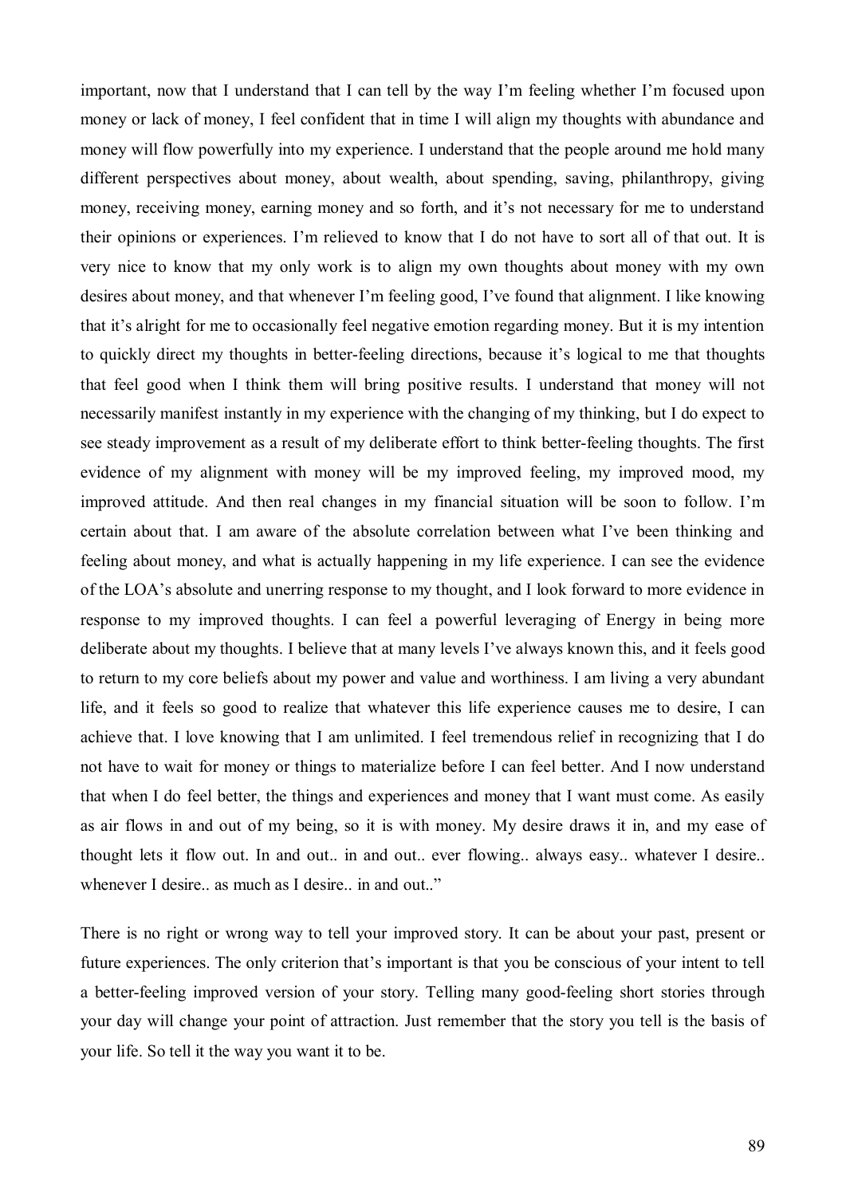important, now that I understand that I can tell by the way I'm feeling whether I'm focused upon money or lack of money, I feel confident that in time I will align my thoughts with abundance and money will flow powerfully into my experience. I understand that the people around me hold many different perspectives about money, about wealth, about spending, saving, philanthropy, giving money, receiving money, earning money and so forth, and it's not necessary for me to understand their opinions or experiences. I'm relieved to know that I do not have to sort all of that out. It is very nice to know that my only work is to align my own thoughts about money with my own desires about money, and that whenever I'm feeling good, I've found that alignment. I like knowing that it's alright for me to occasionally feel negative emotion regarding money. But it is my intention to quickly direct my thoughts in better-feeling directions, because it's logical to me that thoughts that feel good when I think them will bring positive results. I understand that money will not necessarily manifest instantly in my experience with the changing of my thinking, but I do expect to see steady improvement as a result of my deliberate effort to think better-feeling thoughts. The first evidence of my alignment with money will be my improved feeling, my improved mood, my improved attitude. And then real changes in my financial situation will be soon to follow. I'm certain about that. I am aware of the absolute correlation between what I've been thinking and feeling about money, and what is actually happening in my life experience. I can see the evidence of the LOA's absolute and unerring response to my thought, and I look forward to more evidence in response to my improved thoughts. I can feel a powerful leveraging of Energy in being more deliberate about my thoughts. I believe that at many levels I've always known this, and it feels good to return to my core beliefs about my power and value and worthiness. I am living a very abundant life, and it feels so good to realize that whatever this life experience causes me to desire, I can achieve that. I love knowing that I am unlimited. I feel tremendous relief in recognizing that I do not have to wait for money or things to materialize before I can feel better. And I now understand that when I do feel better, the things and experiences and money that I want must come. As easily as air flows in and out of my being, so it is with money. My desire draws it in, and my ease of thought lets it flow out. In and out.. in and out.. ever flowing.. always easy.. whatever I desire.. whenever I desire.. as much as I desire.. in and out.."

There is no right or wrong way to tell your improved story. It can be about your past, present or future experiences. The only criterion that's important is that you be conscious of your intent to tell a better-feeling improved version of your story. Telling many good-feeling short stories through your day will change your point of attraction. Just remember that the story you tell is the basis of your life. So tell it the way you want it to be.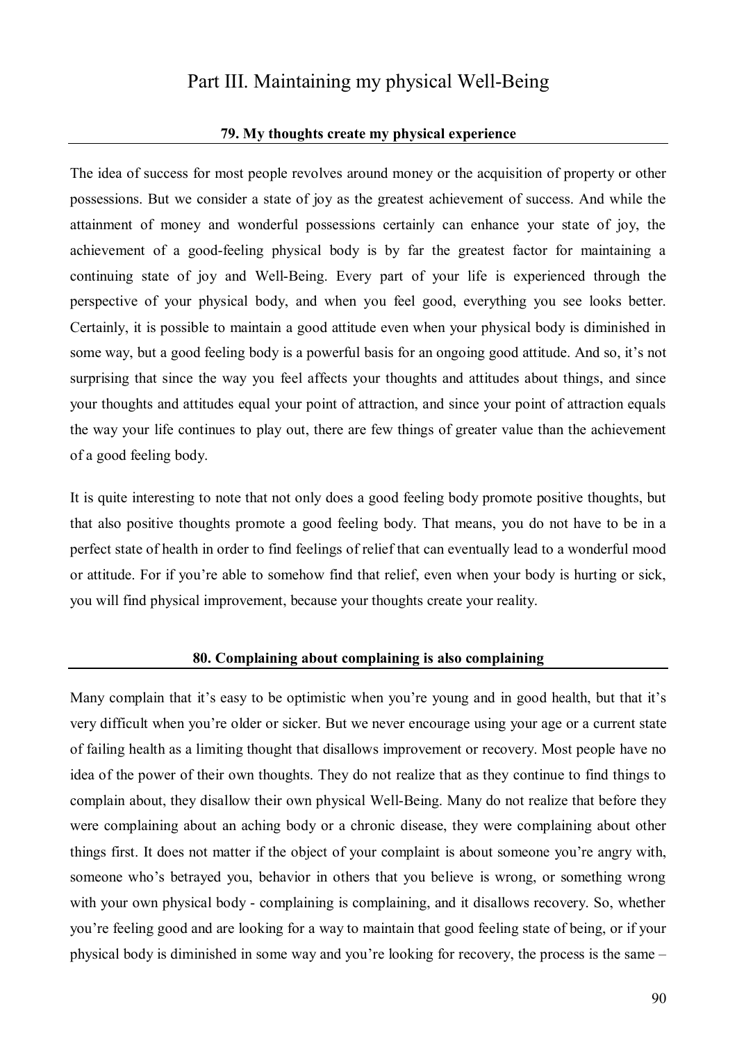# Part III. Maintaining my physical Well-Being

## 79. My thoughts create my physical experience

The idea of success for most people revolves around money or the acquisition of property or other possessions. But we consider a state of joy as the greatest achievement of success. And while the attainment of money and wonderful possessions certainly can enhance your state of joy, the achievement of a good-feeling physical body is by far the greatest factor for maintaining a continuing state of joy and Well-Being. Every part of your life is experienced through the perspective of your physical body, and when you feel good, everything you see looks better. Certainly, it is possible to maintain a good attitude even when your physical body is diminished in some way, but a good feeling body is a powerful basis for an ongoing good attitude. And so, it's not surprising that since the way you feel affects your thoughts and attitudes about things, and since your thoughts and attitudes equal your point of attraction, and since your point of attraction equals the way your life continues to play out, there are few things of greater value than the achievement of a good feeling body.

It is quite interesting to note that not only does a good feeling body promote positive thoughts, but that also positive thoughts promote a good feeling body. That means, you do not have to be in a perfect state of health in order to find feelings of relief that can eventually lead to a wonderful mood or attitude. For if you're able to somehow find that relief, even when your body is hurting or sick, you will find physical improvement, because your thoughts create your reality.

## 80. Complaining about complaining is also complaining

Many complain that it's easy to be optimistic when you're young and in good health, but that it's very difficult when you're older or sicker. But we never encourage using your age or a current state of failing health as a limiting thought that disallows improvement or recovery. Most people have no idea of the power of their own thoughts. They do not realize that as they continue to find things to complain about, they disallow their own physical Well-Being. Many do not realize that before they were complaining about an aching body or a chronic disease, they were complaining about other things first. It does not matter if the object of your complaint is about someone you're angry with, someone who's betrayed you, behavior in others that you believe is wrong, or something wrong with your own physical body - complaining is complaining, and it disallows recovery. So, whether you're feeling good and are looking for a way to maintain that good feeling state of being, or if your physical body is diminished in some way and you're looking for recovery, the process is the same –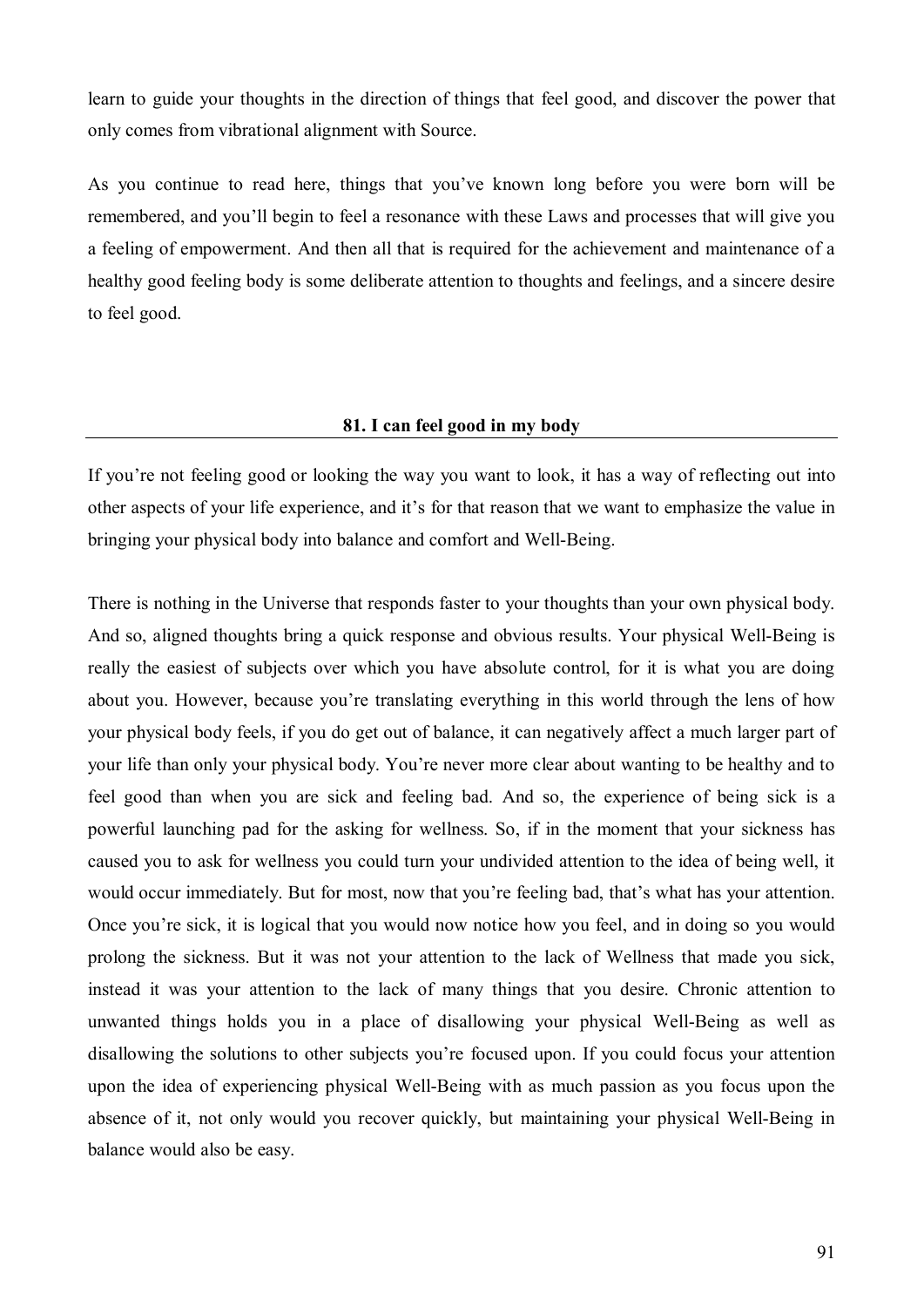learn to guide your thoughts in the direction of things that feel good, and discover the power that only comes from vibrational alignment with Source.

As you continue to read here, things that you've known long before you were born will be remembered, and you'll begin to feel a resonance with these Laws and processes that will give you a feeling of empowerment. And then all that is required for the achievement and maintenance of a healthy good feeling body is some deliberate attention to thoughts and feelings, and a sincere desire to feel good.

## 81. I can feel good in my body

If you're not feeling good or looking the way you want to look, it has a way of reflecting out into other aspects of your life experience, and it's for that reason that we want to emphasize the value in bringing your physical body into balance and comfort and Well-Being.

There is nothing in the Universe that responds faster to your thoughts than your own physical body. And so, aligned thoughts bring a quick response and obvious results. Your physical Well-Being is really the easiest of subjects over which you have absolute control, for it is what you are doing about you. However, because you're translating everything in this world through the lens of how your physical body feels, if you do get out of balance, it can negatively affect a much larger part of your life than only your physical body. You're never more clear about wanting to be healthy and to feel good than when you are sick and feeling bad. And so, the experience of being sick is a powerful launching pad for the asking for wellness. So, if in the moment that your sickness has caused you to ask for wellness you could turn your undivided attention to the idea of being well, it would occur immediately. But for most, now that you're feeling bad, that's what has your attention. Once you're sick, it is logical that you would now notice how you feel, and in doing so you would prolong the sickness. But it was not your attention to the lack of Wellness that made you sick, instead it was your attention to the lack of many things that you desire. Chronic attention to unwanted things holds you in a place of disallowing your physical Well-Being as well as disallowing the solutions to other subjects you're focused upon. If you could focus your attention upon the idea of experiencing physical Well-Being with as much passion as you focus upon the absence of it, not only would you recover quickly, but maintaining your physical Well-Being in balance would also be easy.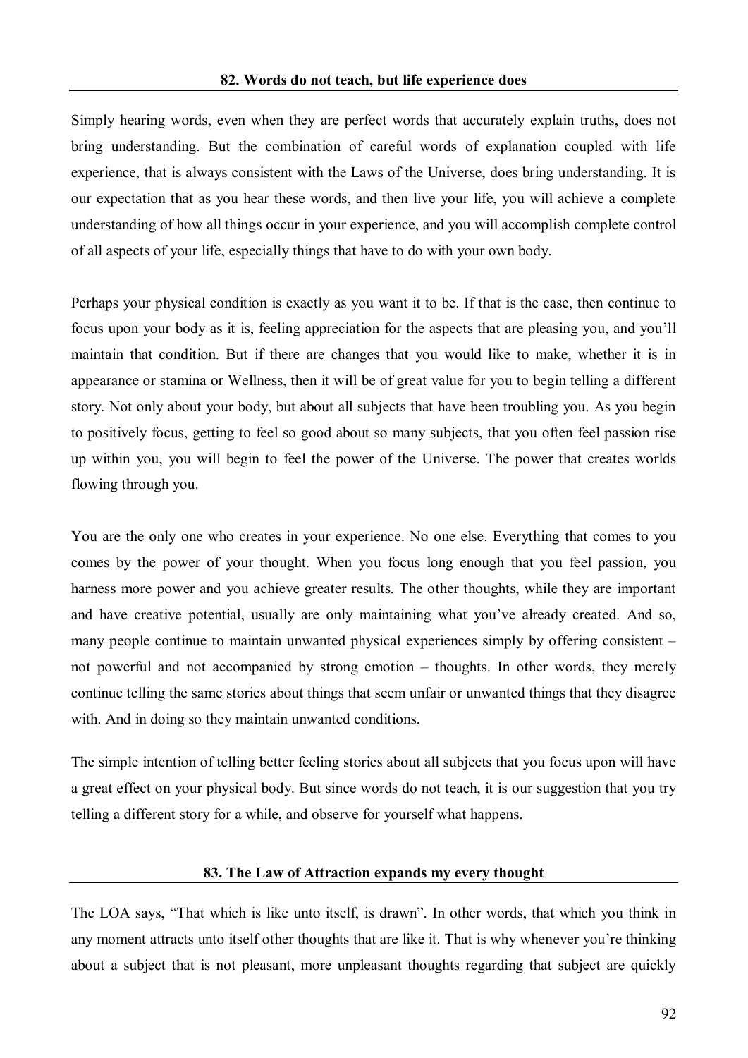### 82. Words do not teach, but life experience does

Simply hearing words, even when they are perfect words that accurately explain truths, does not bring understanding. But the combination of careful words of explanation coupled with life experience, that is always consistent with the Laws of the Universe, does bring understanding. It is our expectation that as you hear these words, and then live your life, you will achieve a complete understanding of how all things occur in your experience, and you will accomplish complete control of all aspects of your life, especially things that have to do with your own body.

Perhaps your physical condition is exactly as you want it to be. If that is the case, then continue to focus upon your body as it is, feeling appreciation for the aspects that are pleasing you, and you'll maintain that condition. But if there are changes that you would like to make, whether it is in appearance or stamina or Wellness, then it will be of great value for you to begin telling a different story. Not only about your body, but about all subjects that have been troubling you. As you begin to positively focus, getting to feel so good about so many subjects, that you often feel passion rise up within you, you will begin to feel the power of the Universe. The power that creates worlds flowing through you.

You are the only one who creates in your experience. No one else. Everything that comes to you comes by the power of your thought. When you focus long enough that you feel passion, you harness more power and you achieve greater results. The other thoughts, while they are important and have creative potential, usually are only maintaining what you've already created. And so, many people continue to maintain unwanted physical experiences simply by offering consistent – not powerful and not accompanied by strong emotion – thoughts. In other words, they merely continue telling the same stories about things that seem unfair or unwanted things that they disagree with. And in doing so they maintain unwanted conditions.

The simple intention of telling better feeling stories about all subjects that you focus upon will have a great effect on your physical body. But since words do not teach, it is our suggestion that you try telling a different story for a while, and observe for yourself what happens.

### 83. The Law of Attraction expands my every thought

The LOA says, "That which is like unto itself, is drawn". In other words, that which you think in any moment attracts unto itself other thoughts that are like it. That is why whenever you're thinking about a subject that is not pleasant, more unpleasant thoughts regarding that subject are quickly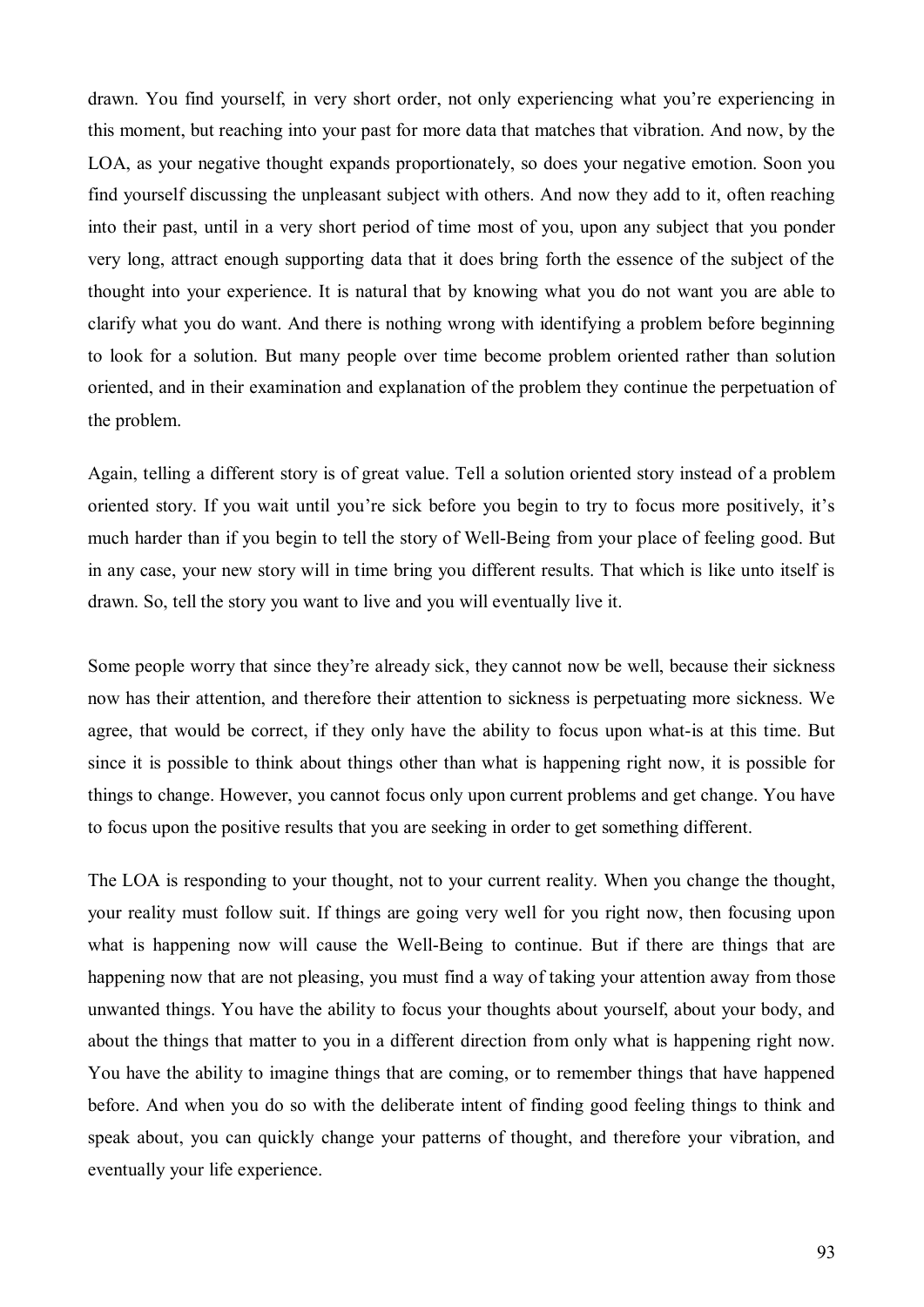drawn. You find yourself, in very short order, not only experiencing what you're experiencing in this moment, but reaching into your past for more data that matches that vibration. And now, by the LOA, as your negative thought expands proportionately, so does your negative emotion. Soon you find yourself discussing the unpleasant subject with others. And now they add to it, often reaching into their past, until in a very short period of time most of you, upon any subject that you ponder very long, attract enough supporting data that it does bring forth the essence of the subject of the thought into your experience. It is natural that by knowing what you do not want you are able to clarify what you do want. And there is nothing wrong with identifying a problem before beginning to look for a solution. But many people over time become problem oriented rather than solution oriented, and in their examination and explanation of the problem they continue the perpetuation of the problem.

Again, telling a different story is of great value. Tell a solution oriented story instead of a problem oriented story. If you wait until you're sick before you begin to try to focus more positively, it's much harder than if you begin to tell the story of Well-Being from your place of feeling good. But in any case, your new story will in time bring you different results. That which is like unto itself is drawn. So, tell the story you want to live and you will eventually live it.

Some people worry that since they're already sick, they cannot now be well, because their sickness now has their attention, and therefore their attention to sickness is perpetuating more sickness. We agree, that would be correct, if they only have the ability to focus upon what-is at this time. But since it is possible to think about things other than what is happening right now, it is possible for things to change. However, you cannot focus only upon current problems and get change. You have to focus upon the positive results that you are seeking in order to get something different.

The LOA is responding to your thought, not to your current reality. When you change the thought, your reality must follow suit. If things are going very well for you right now, then focusing upon what is happening now will cause the Well-Being to continue. But if there are things that are happening now that are not pleasing, you must find a way of taking your attention away from those unwanted things. You have the ability to focus your thoughts about yourself, about your body, and about the things that matter to you in a different direction from only what is happening right now. You have the ability to imagine things that are coming, or to remember things that have happened before. And when you do so with the deliberate intent of finding good feeling things to think and speak about, you can quickly change your patterns of thought, and therefore your vibration, and eventually your life experience.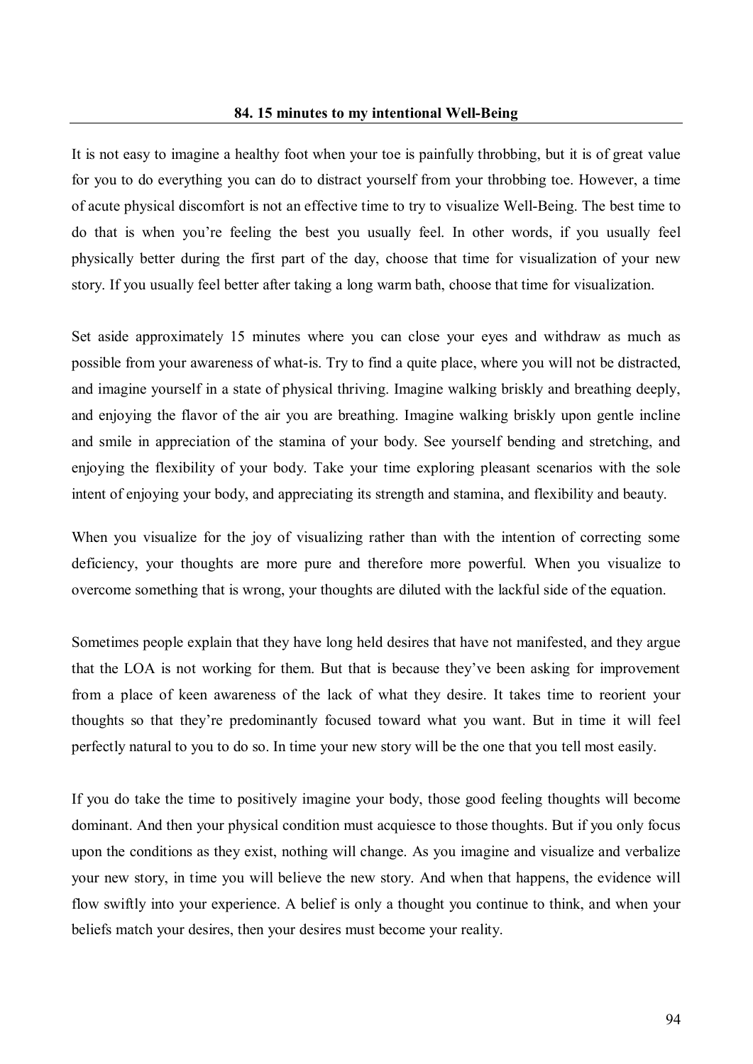### 84. 15 minutes to my intentional Well-Being

It is not easy to imagine a healthy foot when your toe is painfully throbbing, but it is of great value for you to do everything you can do to distract yourself from your throbbing toe. However, a time of acute physical discomfort is not an effective time to try to visualize Well-Being. The best time to do that is when you're feeling the best you usually feel. In other words, if you usually feel physically better during the first part of the day, choose that time for visualization of your new story. If you usually feel better after taking a long warm bath, choose that time for visualization.

Set aside approximately 15 minutes where you can close your eyes and withdraw as much as possible from your awareness of what-is. Try to find a quite place, where you will not be distracted, and imagine yourself in a state of physical thriving. Imagine walking briskly and breathing deeply, and enjoying the flavor of the air you are breathing. Imagine walking briskly upon gentle incline and smile in appreciation of the stamina of your body. See yourself bending and stretching, and enjoying the flexibility of your body. Take your time exploring pleasant scenarios with the sole intent of enjoying your body, and appreciating its strength and stamina, and flexibility and beauty.

When you visualize for the joy of visualizing rather than with the intention of correcting some deficiency, your thoughts are more pure and therefore more powerful. When you visualize to overcome something that is wrong, your thoughts are diluted with the lackful side of the equation.

Sometimes people explain that they have long held desires that have not manifested, and they argue that the LOA is not working for them. But that is because they've been asking for improvement from a place of keen awareness of the lack of what they desire. It takes time to reorient your thoughts so that they're predominantly focused toward what you want. But in time it will feel perfectly natural to you to do so. In time your new story will be the one that you tell most easily.

If you do take the time to positively imagine your body, those good feeling thoughts will become dominant. And then your physical condition must acquiesce to those thoughts. But if you only focus upon the conditions as they exist, nothing will change. As you imagine and visualize and verbalize your new story, in time you will believe the new story. And when that happens, the evidence will flow swiftly into your experience. A belief is only a thought you continue to think, and when your beliefs match your desires, then your desires must become your reality.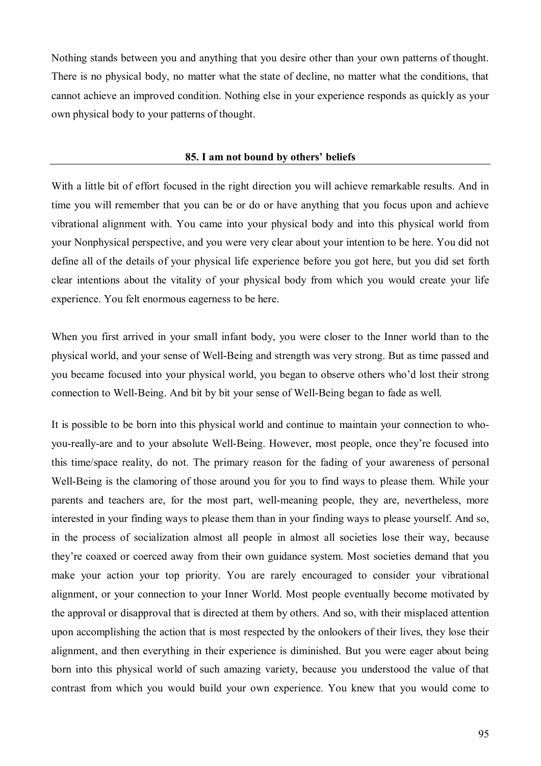Nothing stands between you and anything that you desire other than your own patterns of thought. There is no physical body, no matter what the state of decline, no matter what the conditions, that cannot achieve an improved condition. Nothing else in your experience responds as quickly as your own physical body to your patterns of thought.

## 85. I am not bound by others' beliefs

With a little bit of effort focused in the right direction you will achieve remarkable results. And in time you will remember that you can be or do or have anything that you focus upon and achieve vibrational alignment with. You came into your physical body and into this physical world from your Nonphysical perspective, and you were very clear about your intention to be here. You did not define all of the details of your physical life experience before you got here, but you did set forth clear intentions about the vitality of your physical body from which you would create your life experience. You felt enormous eagerness to be here.

When you first arrived in your small infant body, you were closer to the Inner world than to the physical world, and your sense of Well-Being and strength was very strong. But as time passed and you became focused into your physical world, you began to observe others who'd lost their strong connection to Well-Being. And bit by bit your sense of Well-Being began to fade as well.

It is possible to be born into this physical world and continue to maintain your connection to who-you-really-are and to your absolute Well-Being. However, most people, once they're focused into this time/space reality, do not. The primary reason for the fading of your awareness of personal Well-Being is the clamoring of those around you for you to find ways to please them. While your parents and teachers are, for the most part, well-meaning people, they are, nevertheless, more interested in your finding ways to please them than in your finding ways to please yourself. And so, in the process of socialization almost all people in almost all societies lose their way, because they're coaxed or coerced away from their own guidance system. Most societies demand that you make your action your top priority. You are rarely encouraged to consider your vibrational alignment, or your connection to your Inner World. Most people eventually become motivated by the approval or disapproval that is directed at them by others. And so, with their misplaced attention upon accomplishing the action that is most respected by the onlookers of their lives, they lose their alignment, and then everything in their experience is diminished. But you were eager about being born into this physical world of such amazing variety, because you understood the value of that contrast from which you would build your own experience. You knew that you would come to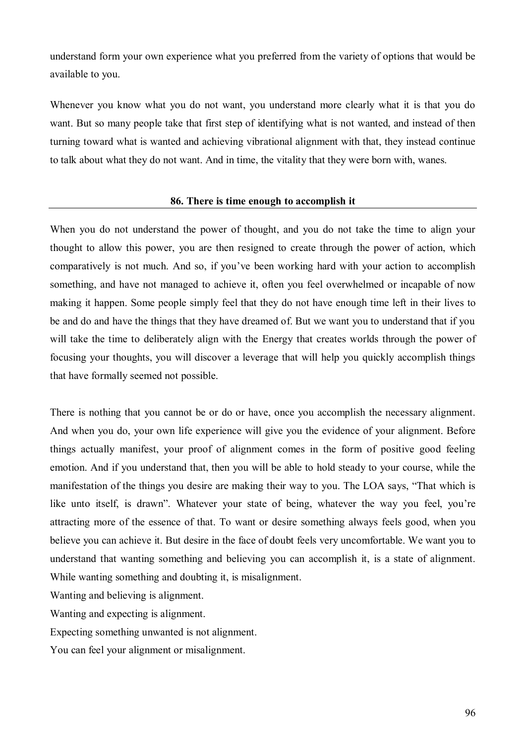understand form your own experience what you preferred from the variety of options that would be available to you.

Whenever you know what you do not want, you understand more clearly what it is that you do want. But so many people take that first step of identifying what is not wanted, and instead of then turning toward what is wanted and achieving vibrational alignment with that, they instead continue to talk about what they do not want. And in time, the vitality that they were born with, wanes.

## 86. There is time enough to accomplish it

When you do not understand the power of thought, and you do not take the time to align your thought to allow this power, you are then resigned to create through the power of action, which comparatively is not much. And so, if you've been working hard with your action to accomplish something, and have not managed to achieve it, often you feel overwhelmed or incapable of now making it happen. Some people simply feel that they do not have enough time left in their lives to be and do and have the things that they have dreamed of. But we want you to understand that if you will take the time to deliberately align with the Energy that creates worlds through the power of focusing your thoughts, you will discover a leverage that will help you quickly accomplish things that have formally seemed not possible.

There is nothing that you cannot be or do or have, once you accomplish the necessary alignment. And when you do, your own life experience will give you the evidence of your alignment. Before things actually manifest, your proof of alignment comes in the form of positive good feeling emotion. And if you understand that, then you will be able to hold steady to your course, while the manifestation of the things you desire are making their way to you. The LOA says, "That which is like unto itself, is drawn". Whatever your state of being, whatever the way you feel, you're attracting more of the essence of that. To want or desire something always feels good, when you believe you can achieve it. But desire in the face of doubt feels very uncomfortable. We want you to understand that wanting something and believing you can accomplish it, is a state of alignment. While wanting something and doubting it, is misalignment.

Wanting and believing is alignment.

Wanting and expecting is alignment.

Expecting something unwanted is not alignment.

You can feel your alignment or misalignment.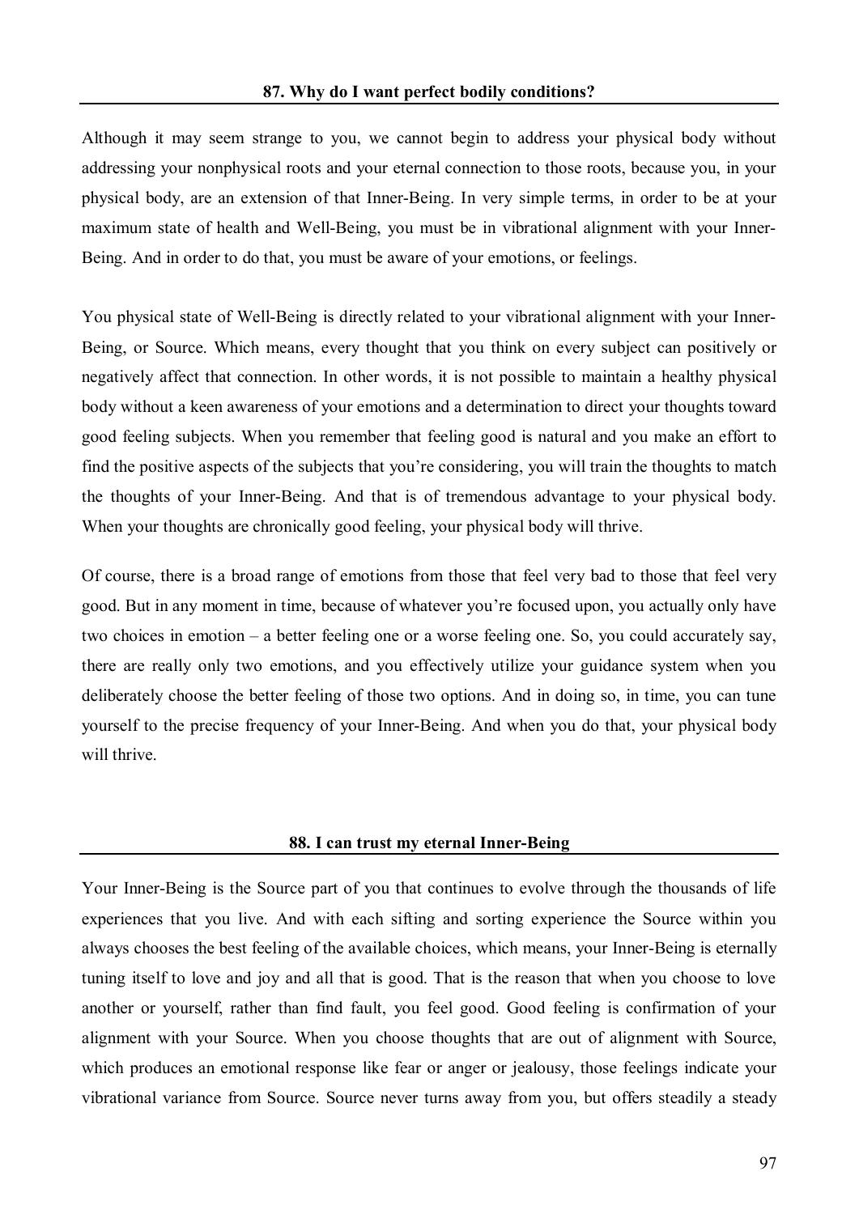### 87. Why do I want perfect bodily conditions?

Although it may seem strange to you, we cannot begin to address your physical body without addressing your nonphysical roots and your eternal connection to those roots, because you, in your physical body, are an extension of that Inner-Being. In very simple terms, in order to be at your maximum state of health and Well-Being, you must be in vibrational alignment with your Inner-Being. And in order to do that, you must be aware of your emotions, or feelings.

You physical state of Well-Being is directly related to your vibrational alignment with your Inner-Being, or Source. Which means, every thought that you think on every subject can positively or negatively affect that connection. In other words, it is not possible to maintain a healthy physical body without a keen awareness of your emotions and a determination to direct your thoughts toward good feeling subjects. When you remember that feeling good is natural and you make an effort to find the positive aspects of the subjects that you're considering, you will train the thoughts to match the thoughts of your Inner-Being. And that is of tremendous advantage to your physical body. When your thoughts are chronically good feeling, your physical body will thrive.

Of course, there is a broad range of emotions from those that feel very bad to those that feel very good. But in any moment in time, because of whatever you're focused upon, you actually only have two choices in emotion – a better feeling one or a worse feeling one. So, you could accurately say, there are really only two emotions, and you effectively utilize your guidance system when you deliberately choose the better feeling of those two options. And in doing so, in time, you can tune yourself to the precise frequency of your Inner-Being. And when you do that, your physical body will thrive.

### 88. I can trust my eternal Inner-Being

Your Inner-Being is the Source part of you that continues to evolve through the thousands of life experiences that you live. And with each sifting and sorting experience the Source within you always chooses the best feeling of the available choices, which means, your Inner-Being is eternally tuning itself to love and joy and all that is good. That is the reason that when you choose to love another or yourself, rather than find fault, you feel good. Good feeling is confirmation of your alignment with your Source. When you choose thoughts that are out of alignment with Source, which produces an emotional response like fear or anger or jealousy, those feelings indicate your vibrational variance from Source. Source never turns away from you, but offers steadily a steady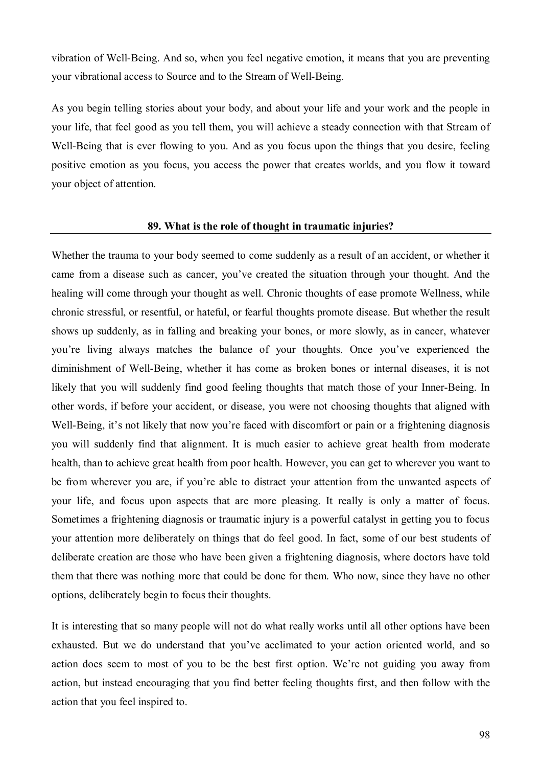vibration of Well-Being. And so, when you feel negative emotion, it means that you are preventing your vibrational access to Source and to the Stream of Well-Being.

As you begin telling stories about your body, and about your life and your work and the people in your life, that feel good as you tell them, you will achieve a steady connection with that Stream of Well-Being that is ever flowing to you. And as you focus upon the things that you desire, feeling positive emotion as you focus, you access the power that creates worlds, and you flow it toward your object of attention.

### 89. What is the role of thought in traumatic injuries?

Whether the trauma to your body seemed to come suddenly as a result of an accident, or whether it came from a disease such as cancer, you've created the situation through your thought. And the healing will come through your thought as well. Chronic thoughts of ease promote Wellness, while chronic stressful, or resentful, or hateful, or fearful thoughts promote disease. But whether the result shows up suddenly, as in falling and breaking your bones, or more slowly, as in cancer, whatever you're living always matches the balance of your thoughts. Once you've experienced the diminishment of Well-Being, whether it has come as broken bones or internal diseases, it is not likely that you will suddenly find good feeling thoughts that match those of your Inner-Being. In other words, if before your accident, or disease, you were not choosing thoughts that aligned with Well-Being, it's not likely that now you're faced with discomfort or pain or a frightening diagnosis you will suddenly find that alignment. It is much easier to achieve great health from moderate health, than to achieve great health from poor health. However, you can get to wherever you want to be from wherever you are, if you're able to distract your attention from the unwanted aspects of your life, and focus upon aspects that are more pleasing. It really is only a matter of focus. Sometimes a frightening diagnosis or traumatic injury is a powerful catalyst in getting you to focus your attention more deliberately on things that do feel good. In fact, some of our best students of deliberate creation are those who have been given a frightening diagnosis, where doctors have told them that there was nothing more that could be done for them. Who now, since they have no other options, deliberately begin to focus their thoughts.

It is interesting that so many people will not do what really works until all other options have been exhausted. But we do understand that you've acclimated to your action oriented world, and so action does seem to most of you to be the best first option. We're not guiding you away from action, but instead encouraging that you find better feeling thoughts first, and then follow with the action that you feel inspired to.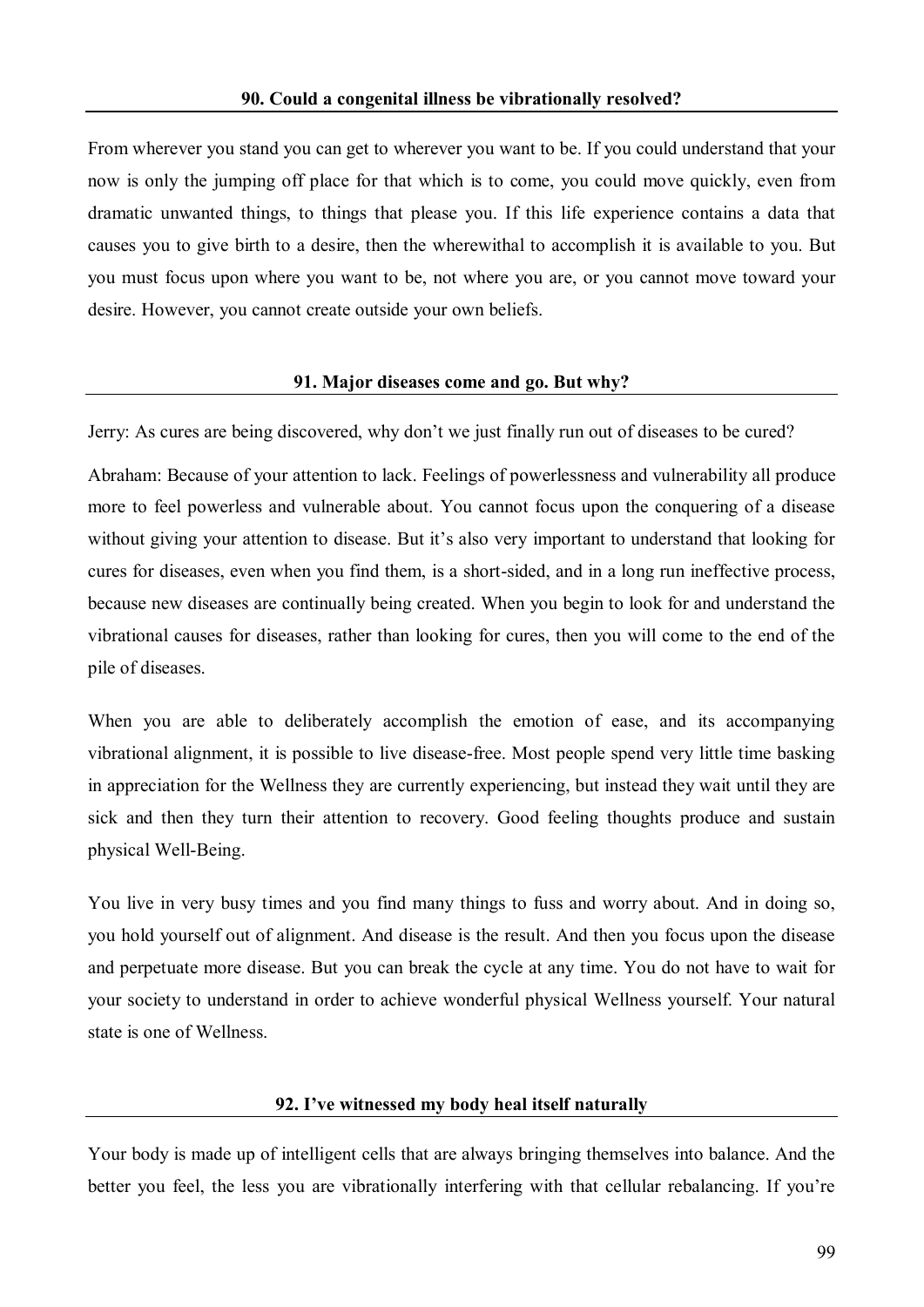### 90. Could a congenital illness be vibrationally resolved?

From wherever you stand you can get to wherever you want to be. If you could understand that your now is only the jumping off place for that which is to come, you could move quickly, even from dramatic unwanted things, to things that please you. If this life experience contains a data that causes you to give birth to a desire, then the wherewithal to accomplish it is available to you. But you must focus upon where you want to be, not where you are, or you cannot move toward your desire. However, you cannot create outside your own beliefs.

### 91. Major diseases come and go. But why?

Jerry: As cures are being discovered, why don't we just finally run out of diseases to be cured?

Abraham: Because of your attention to lack. Feelings of powerlessness and vulnerability all produce more to feel powerless and vulnerable about. You cannot focus upon the conquering of a disease without giving your attention to disease. But it's also very important to understand that looking for cures for diseases, even when you find them, is a short-sided, and in a long run ineffective process, because new diseases are continually being created. When you begin to look for and understand the vibrational causes for diseases, rather than looking for cures, then you will come to the end of the pile of diseases.

When you are able to deliberately accomplish the emotion of ease, and its accompanying vibrational alignment, it is possible to live disease-free. Most people spend very little time basking in appreciation for the Wellness they are currently experiencing, but instead they wait until they are sick and then they turn their attention to recovery. Good feeling thoughts produce and sustain physical Well-Being.

You live in very busy times and you find many things to fuss and worry about. And in doing so, you hold yourself out of alignment. And disease is the result. And then you focus upon the disease and perpetuate more disease. But you can break the cycle at any time. You do not have to wait for your society to understand in order to achieve wonderful physical Wellness yourself. Your natural state is one of Wellness.

### 92. I've witnessed my body heal itself naturally

Your body is made up of intelligent cells that are always bringing themselves into balance. And the better you feel, the less you are vibrationally interfering with that cellular rebalancing. If you're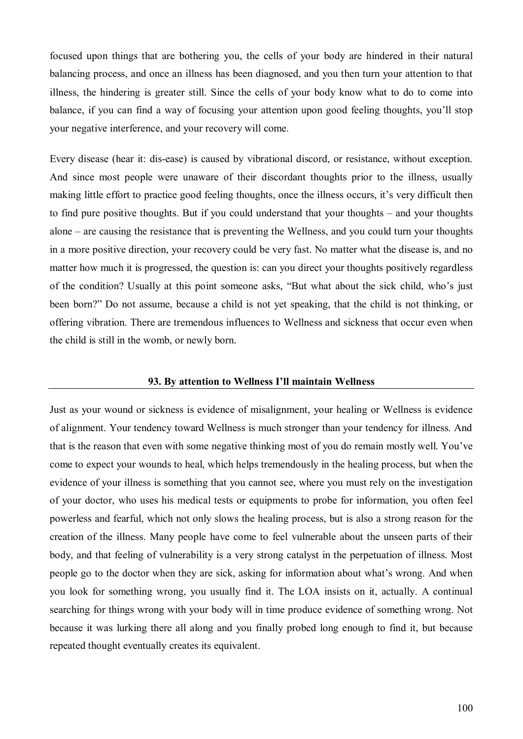focused upon things that are bothering you, the cells of your body are hindered in their natural balancing process, and once an illness has been diagnosed, and you then turn your attention to that illness, the hindering is greater still. Since the cells of your body know what to do to come into balance, if you can find a way of focusing your attention upon good feeling thoughts, you'll stop your negative interference, and your recovery will come.

Every disease (hear it: dis-ease) is caused by vibrational discord, or resistance, without exception. And since most people were unaware of their discordant thoughts prior to the illness, usually making little effort to practice good feeling thoughts, once the illness occurs, it's very difficult then to find pure positive thoughts. But if you could understand that your thoughts – and your thoughts alone – are causing the resistance that is preventing the Wellness, and you could turn your thoughts in a more positive direction, your recovery could be very fast. No matter what the disease is, and no matter how much it is progressed, the question is: can you direct your thoughts positively regardless of the condition? Usually at this point someone asks, "But what about the sick child, who's just been born?" Do not assume, because a child is not yet speaking, that the child is not thinking, or offering vibration. There are tremendous influences to Wellness and sickness that occur even when the child is still in the womb, or newly born.

## 93. By attention to Wellness I'll maintain Wellness

Just as your wound or sickness is evidence of misalignment, your healing or Wellness is evidence of alignment. Your tendency toward Wellness is much stronger than your tendency for illness. And that is the reason that even with some negative thinking most of you do remain mostly well. You've come to expect your wounds to heal, which helps tremendously in the healing process, but when the evidence of your illness is something that you cannot see, where you must rely on the investigation of your doctor, who uses his medical tests or equipments to probe for information, you often feel powerless and fearful, which not only slows the healing process, but is also a strong reason for the creation of the illness. Many people have come to feel vulnerable about the unseen parts of their body, and that feeling of vulnerability is a very strong catalyst in the perpetuation of illness. Most people go to the doctor when they are sick, asking for information about what's wrong. And when you look for something wrong, you usually find it. The LOA insists on it, actually. A continual searching for things wrong with your body will in time produce evidence of something wrong. Not because it was lurking there all along and you finally probed long enough to find it, but because repeated thought eventually creates its equivalent.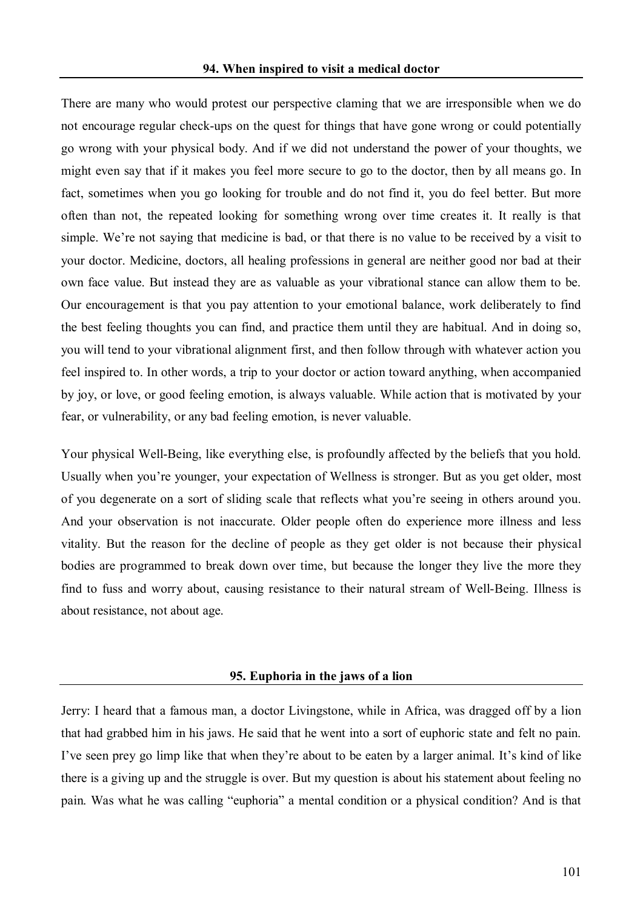### 94. When inspired to visit a medical doctor

There are many who would protest our perspective claming that we are irresponsible when we do not encourage regular check-ups on the quest for things that have gone wrong or could potentially go wrong with your physical body. And if we did not understand the power of your thoughts, we might even say that if it makes you feel more secure to go to the doctor, then by all means go. In fact, sometimes when you go looking for trouble and do not find it, you do feel better. But more often than not, the repeated looking for something wrong over time creates it. It really is that simple. We're not saying that medicine is bad, or that there is no value to be received by a visit to your doctor. Medicine, doctors, all healing professions in general are neither good nor bad at their own face value. But instead they are as valuable as your vibrational stance can allow them to be. Our encouragement is that you pay attention to your emotional balance, work deliberately to find the best feeling thoughts you can find, and practice them until they are habitual. And in doing so, you will tend to your vibrational alignment first, and then follow through with whatever action you feel inspired to. In other words, a trip to your doctor or action toward anything, when accompanied by joy, or love, or good feeling emotion, is always valuable. While action that is motivated by your fear, or vulnerability, or any bad feeling emotion, is never valuable.

Your physical Well-Being, like everything else, is profoundly affected by the beliefs that you hold. Usually when you're younger, your expectation of Wellness is stronger. But as you get older, most of you degenerate on a sort of sliding scale that reflects what you're seeing in others around you. And your observation is not inaccurate. Older people often do experience more illness and less vitality. But the reason for the decline of people as they get older is not because their physical bodies are programmed to break down over time, but because the longer they live the more they find to fuss and worry about, causing resistance to their natural stream of Well-Being. Illness is about resistance, not about age.

### 95. Euphoria in the jaws of a lion

Jerry: I heard that a famous man, a doctor Livingstone, while in Africa, was dragged off by a lion that had grabbed him in his jaws. He said that he went into a sort of euphoric state and felt no pain. I've seen prey go limp like that when they're about to be eaten by a larger animal. It's kind of like there is a giving up and the struggle is over. But my question is about his statement about feeling no pain. Was what he was calling "euphoria" a mental condition or a physical condition? And is that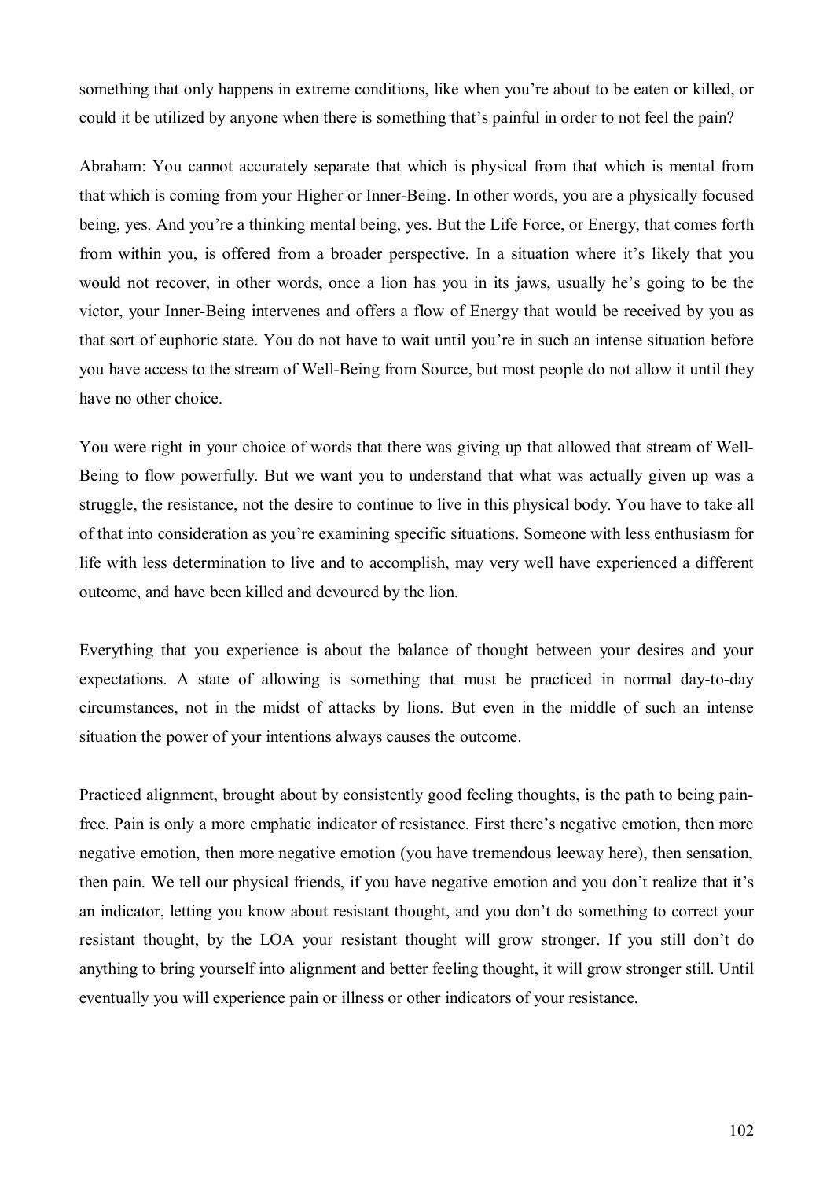something that only happens in extreme conditions, like when you're about to be eaten or killed, or could it be utilized by anyone when there is something that's painful in order to not feel the pain?

Abraham: You cannot accurately separate that which is physical from that which is mental from that which is coming from your Higher or Inner-Being. In other words, you are a physically focused being, yes. And you're a thinking mental being, yes. But the Life Force, or Energy, that comes forth from within you, is offered from a broader perspective. In a situation where it's likely that you would not recover, in other words, once a lion has you in its jaws, usually he's going to be the victor, your Inner-Being intervenes and offers a flow of Energy that would be received by you as that sort of euphoric state. You do not have to wait until you're in such an intense situation before you have access to the stream of Well-Being from Source, but most people do not allow it until they have no other choice.

You were right in your choice of words that there was giving up that allowed that stream of Well-Being to flow powerfully. But we want you to understand that what was actually given up was a struggle, the resistance, not the desire to continue to live in this physical body. You have to take all of that into consideration as you're examining specific situations. Someone with less enthusiasm for life with less determination to live and to accomplish, may very well have experienced a different outcome, and have been killed and devoured by the lion.

Everything that you experience is about the balance of thought between your desires and your expectations. A state of allowing is something that must be practiced in normal day-to-day circumstances, not in the midst of attacks by lions. But even in the middle of such an intense situation the power of your intentions always causes the outcome.

Practiced alignment, brought about by consistently good feeling thoughts, is the path to being pain-free. Pain is only a more emphatic indicator of resistance. First there's negative emotion, then more negative emotion, then more negative emotion (you have tremendous leeway here), then sensation, then pain. We tell our physical friends, if you have negative emotion and you don't realize that it's an indicator, letting you know about resistant thought, and you don't do something to correct your resistant thought, by the LOA your resistant thought will grow stronger. If you still don't do anything to bring yourself into alignment and better feeling thought, it will grow stronger still. Until eventually you will experience pain or illness or other indicators of your resistance.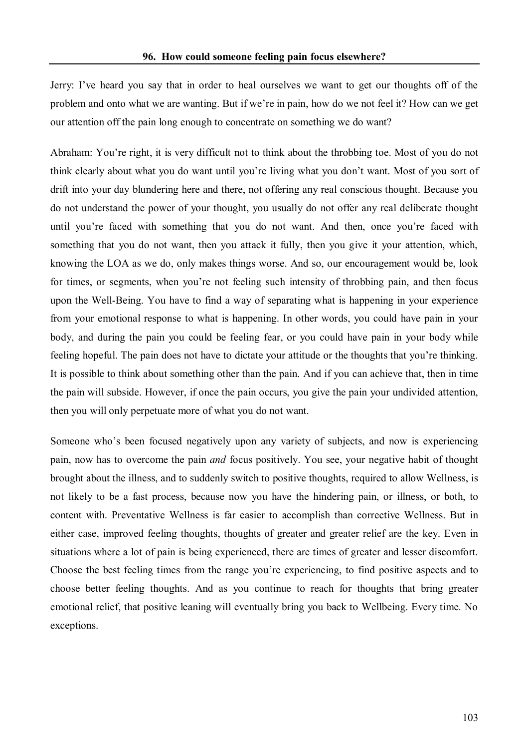### 96. How could someone feeling pain focus elsewhere?

Jerry: I've heard you say that in order to heal ourselves we want to get our thoughts off of the problem and onto what we are wanting. But if we're in pain, how do we not feel it? How can we get our attention off the pain long enough to concentrate on something we do want?

Abraham: You're right, it is very difficult not to think about the throbbing toe. Most of you do not think clearly about what you do want until you're living what you don't want. Most of you sort of drift into your day blundering here and there, not offering any real conscious thought. Because you do not understand the power of your thought, you usually do not offer any real deliberate thought until you're faced with something that you do not want. And then, once you're faced with something that you do not want, then you attack it fully, then you give it your attention, which, knowing the LOA as we do, only makes things worse. And so, our encouragement would be, look for times, or segments, when you're not feeling such intensity of throbbing pain, and then focus upon the Well-Being. You have to find a way of separating what is happening in your experience from your emotional response to what is happening. In other words, you could have pain in your body, and during the pain you could be feeling fear, or you could have pain in your body while feeling hopeful. The pain does not have to dictate your attitude or the thoughts that you're thinking. It is possible to think about something other than the pain. And if you can achieve that, then in time the pain will subside. However, if once the pain occurs, you give the pain your undivided attention, then you will only perpetuate more of what you do not want.

Someone who's been focused negatively upon any variety of subjects, and now is experiencing pain, now has to overcome the pain *and* focus positively. You see, your negative habit of thought brought about the illness, and to suddenly switch to positive thoughts, required to allow Wellness, is not likely to be a fast process, because now you have the hindering pain, or illness, or both, to content with. Preventative Wellness is far easier to accomplish than corrective Wellness. But in either case, improved feeling thoughts, thoughts of greater and greater relief are the key. Even in situations where a lot of pain is being experienced, there are times of greater and lesser discomfort. Choose the best feeling times from the range you're experiencing, to find positive aspects and to choose better feeling thoughts. And as you continue to reach for thoughts that bring greater emotional relief, that positive leaning will eventually bring you back to Wellbeing. Every time. No exceptions.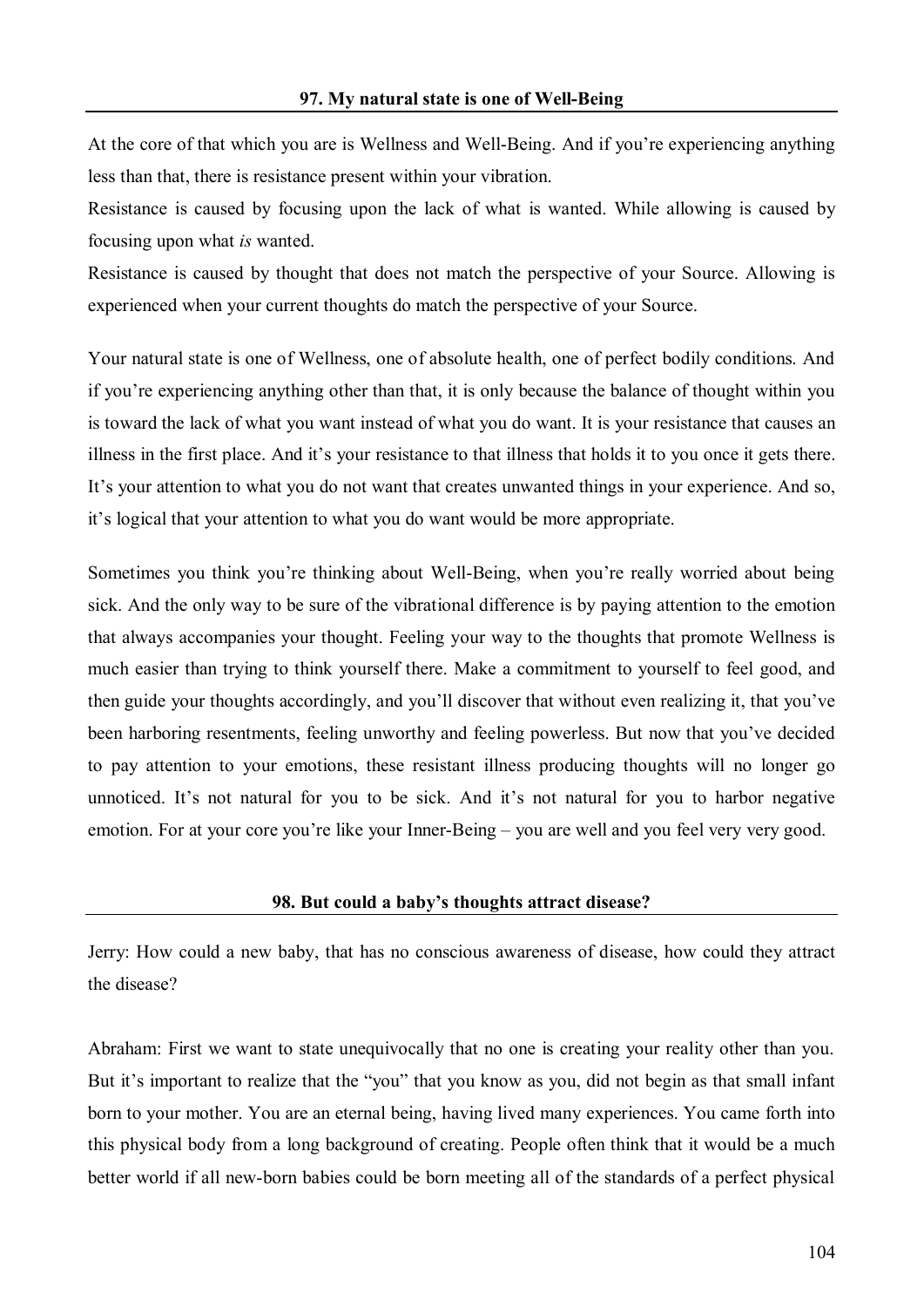## 97. My natural state is one of Well-Being

At the core of that which you are is Wellness and Well-Being. And if you're experiencing anything less than that, there is resistance present within your vibration.
Resistance is caused by focusing upon the lack of what is wanted. While allowing is caused by focusing upon what *is* wanted.
Resistance is caused by thought that does not match the perspective of your Source. Allowing is experienced when your current thoughts do match the perspective of your Source.

Your natural state is one of Wellness, one of absolute health, one of perfect bodily conditions. And if you're experiencing anything other than that, it is only because the balance of thought within you is toward the lack of what you want instead of what you do want. It is your resistance that causes an illness in the first place. And it's your resistance to that illness that holds it to you once it gets there. It's your attention to what you do not want that creates unwanted things in your experience. And so, it's logical that your attention to what you do want would be more appropriate.

Sometimes you think you're thinking about Well-Being, when you're really worried about being sick. And the only way to be sure of the vibrational difference is by paying attention to the emotion that always accompanies your thought. Feeling your way to the thoughts that promote Wellness is much easier than trying to think yourself there. Make a commitment to yourself to feel good, and then guide your thoughts accordingly, and you'll discover that without even realizing it, that you've been harboring resentments, feeling unworthy and feeling powerless. But now that you've decided to pay attention to your emotions, these resistant illness producing thoughts will no longer go unnoticed. It's not natural for you to be sick. And it's not natural for you to harbor negative emotion. For at your core you're like your Inner-Being – you are well and you feel very very good.

## 98. But could a baby's thoughts attract disease?

Jerry: How could a new baby, that has no conscious awareness of disease, how could they attract the disease?

Abraham: First we want to state unequivocally that no one is creating your reality other than you. But it's important to realize that the "you" that you know as you, did not begin as that small infant born to your mother. You are an eternal being, having lived many experiences. You came forth into this physical body from a long background of creating. People often think that it would be a much better world if all new-born babies could be born meeting all of the standards of a perfect physical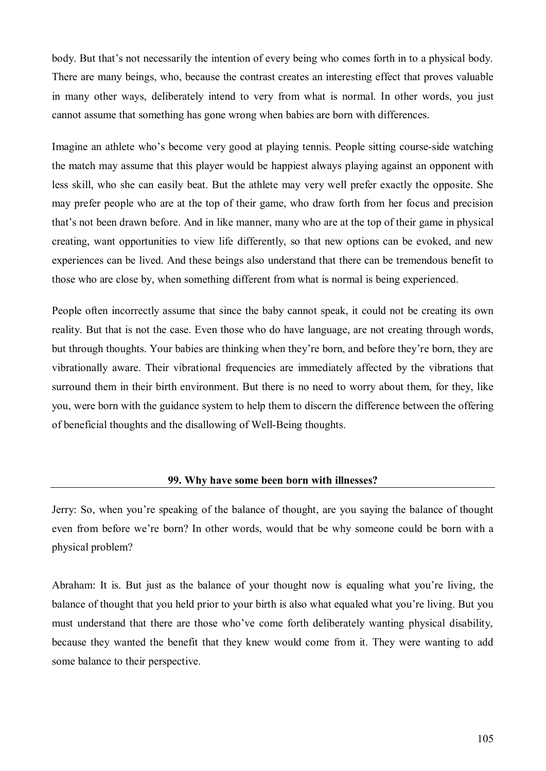body. But that's not necessarily the intention of every being who comes forth in to a physical body. There are many beings, who, because the contrast creates an interesting effect that proves valuable in many other ways, deliberately intend to very from what is normal. In other words, you just cannot assume that something has gone wrong when babies are born with differences.

Imagine an athlete who's become very good at playing tennis. People sitting course-side watching the match may assume that this player would be happiest always playing against an opponent with less skill, who she can easily beat. But the athlete may very well prefer exactly the opposite. She may prefer people who are at the top of their game, who draw forth from her focus and precision that's not been drawn before. And in like manner, many who are at the top of their game in physical creating, want opportunities to view life differently, so that new options can be evoked, and new experiences can be lived. And these beings also understand that there can be tremendous benefit to those who are close by, when something different from what is normal is being experienced.

People often incorrectly assume that since the baby cannot speak, it could not be creating its own reality. But that is not the case. Even those who do have language, are not creating through words, but through thoughts. Your babies are thinking when they're born, and before they're born, they are vibrationally aware. Their vibrational frequencies are immediately affected by the vibrations that surround them in their birth environment. But there is no need to worry about them, for they, like you, were born with the guidance system to help them to discern the difference between the offering of beneficial thoughts and the disallowing of Well-Being thoughts.

## 99. Why have some been born with illnesses?

Jerry: So, when you're speaking of the balance of thought, are you saying the balance of thought even from before we're born? In other words, would that be why someone could be born with a physical problem?

Abraham: It is. But just as the balance of your thought now is equaling what you're living, the balance of thought that you held prior to your birth is also what equaled what you're living. But you must understand that there are those who've come forth deliberately wanting physical disability, because they wanted the benefit that they knew would come from it. They were wanting to add some balance to their perspective.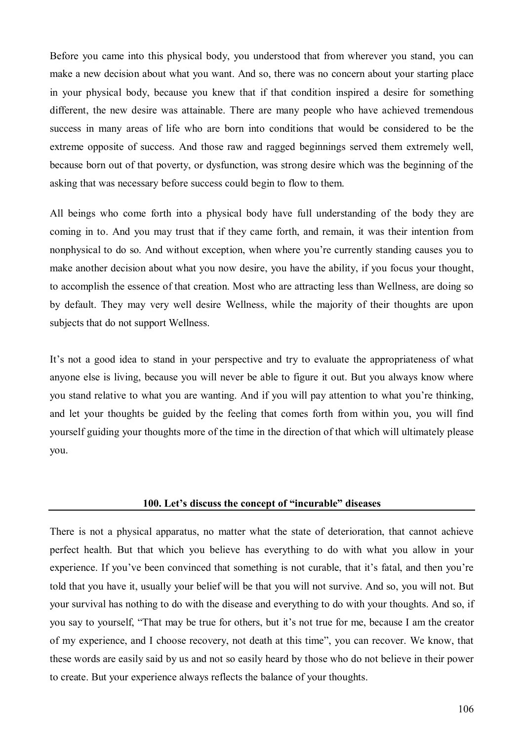Before you came into this physical body, you understood that from wherever you stand, you can make a new decision about what you want. And so, there was no concern about your starting place in your physical body, because you knew that if that condition inspired a desire for something different, the new desire was attainable. There are many people who have achieved tremendous success in many areas of life who are born into conditions that would be considered to be the extreme opposite of success. And those raw and ragged beginnings served them extremely well, because born out of that poverty, or dysfunction, was strong desire which was the beginning of the asking that was necessary before success could begin to flow to them.

All beings who come forth into a physical body have full understanding of the body they are coming in to. And you may trust that if they came forth, and remain, it was their intention from nonphysical to do so. And without exception, when where you're currently standing causes you to make another decision about what you now desire, you have the ability, if you focus your thought, to accomplish the essence of that creation. Most who are attracting less than Wellness, are doing so by default. They may very well desire Wellness, while the majority of their thoughts are upon subjects that do not support Wellness.

It's not a good idea to stand in your perspective and try to evaluate the appropriateness of what anyone else is living, because you will never be able to figure it out. But you always know where you stand relative to what you are wanting. And if you will pay attention to what you're thinking, and let your thoughts be guided by the feeling that comes forth from within you, you will find yourself guiding your thoughts more of the time in the direction of that which will ultimately please you.

## 100. Let's discuss the concept of "incurable" diseases

There is not a physical apparatus, no matter what the state of deterioration, that cannot achieve perfect health. But that which you believe has everything to do with what you allow in your experience. If you've been convinced that something is not curable, that it's fatal, and then you're told that you have it, usually your belief will be that you will not survive. And so, you will not. But your survival has nothing to do with the disease and everything to do with your thoughts. And so, if you say to yourself, "That may be true for others, but it's not true for me, because I am the creator of my experience, and I choose recovery, not death at this time", you can recover. We know, that these words are easily said by us and not so easily heard by those who do not believe in their power to create. But your experience always reflects the balance of your thoughts.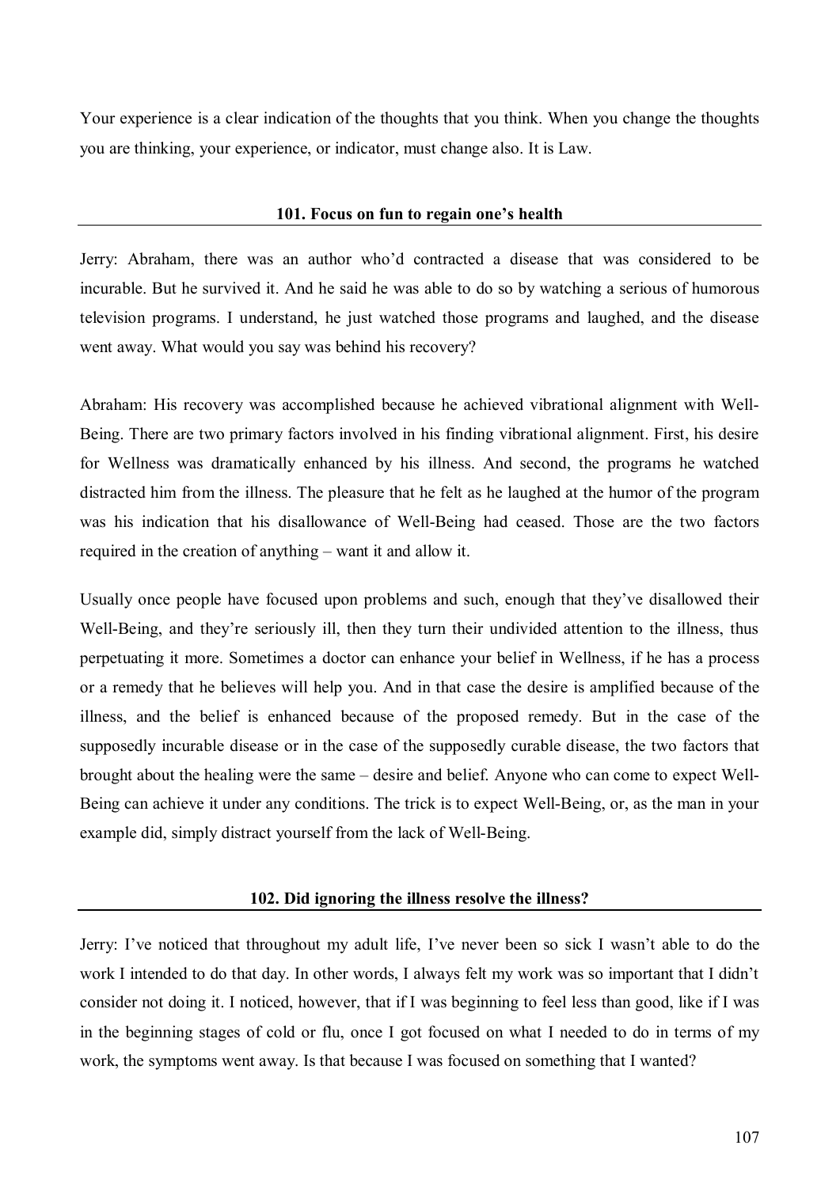Your experience is a clear indication of the thoughts that you think. When you change the thoughts you are thinking, your experience, or indicator, must change also. It is Law.

### 101. Focus on fun to regain one's health

Jerry: Abraham, there was an author who'd contracted a disease that was considered to be incurable. But he survived it. And he said he was able to do so by watching a serious of humorous television programs. I understand, he just watched those programs and laughed, and the disease went away. What would you say was behind his recovery?

Abraham: His recovery was accomplished because he achieved vibrational alignment with Well-Being. There are two primary factors involved in his finding vibrational alignment. First, his desire for Wellness was dramatically enhanced by his illness. And second, the programs he watched distracted him from the illness. The pleasure that he felt as he laughed at the humor of the program was his indication that his disallowance of Well-Being had ceased. Those are the two factors required in the creation of anything – want it and allow it.

Usually once people have focused upon problems and such, enough that they've disallowed their Well-Being, and they're seriously ill, then they turn their undivided attention to the illness, thus perpetuating it more. Sometimes a doctor can enhance your belief in Wellness, if he has a process or a remedy that he believes will help you. And in that case the desire is amplified because of the illness, and the belief is enhanced because of the proposed remedy. But in the case of the supposedly incurable disease or in the case of the supposedly curable disease, the two factors that brought about the healing were the same – desire and belief. Anyone who can come to expect Well-Being can achieve it under any conditions. The trick is to expect Well-Being, or, as the man in your example did, simply distract yourself from the lack of Well-Being.

### 102. Did ignoring the illness resolve the illness?

Jerry: I've noticed that throughout my adult life, I've never been so sick I wasn't able to do the work I intended to do that day. In other words, I always felt my work was so important that I didn't consider not doing it. I noticed, however, that if I was beginning to feel less than good, like if I was in the beginning stages of cold or flu, once I got focused on what I needed to do in terms of my work, the symptoms went away. Is that because I was focused on something that I wanted?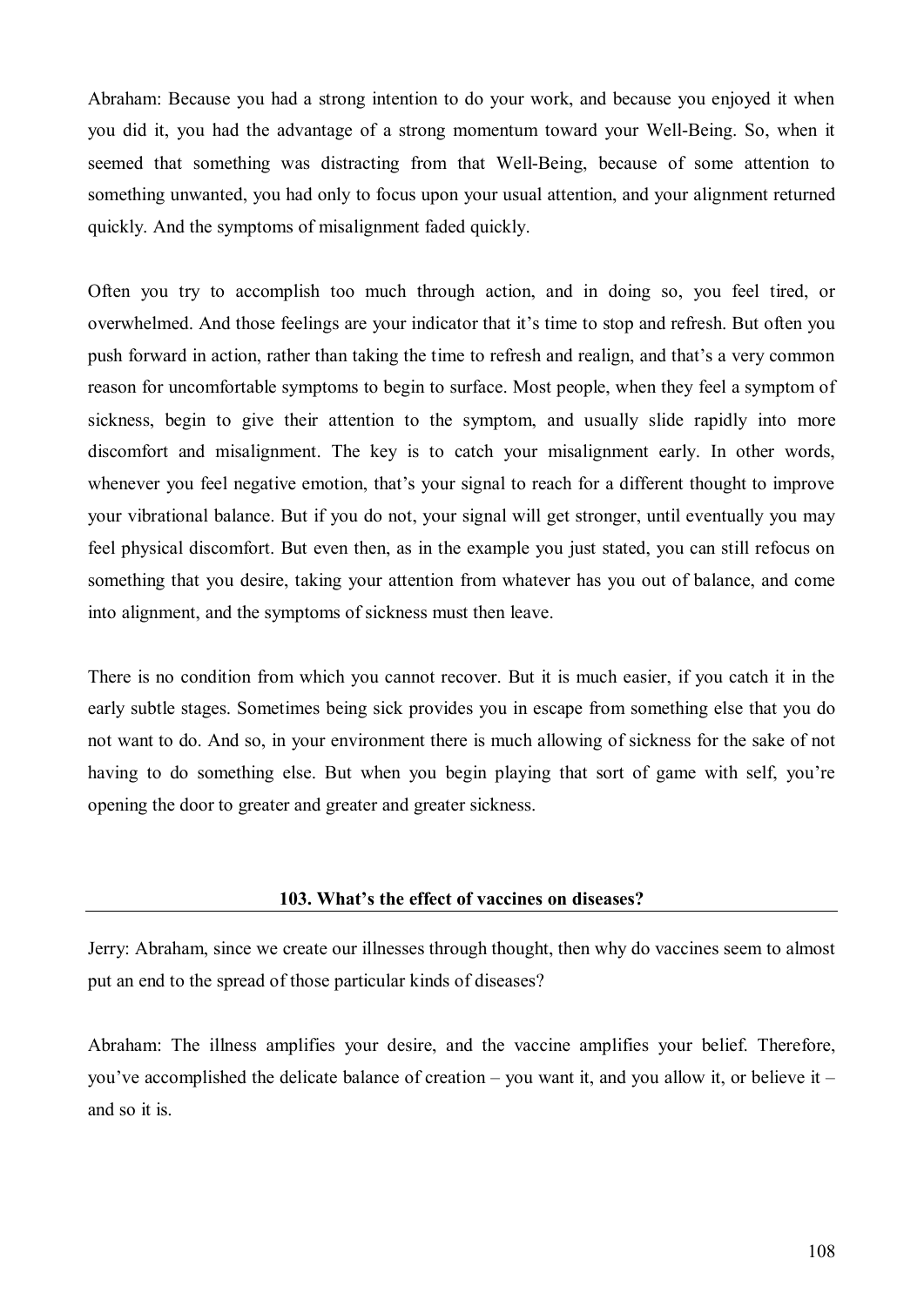Abraham: Because you had a strong intention to do your work, and because you enjoyed it when you did it, you had the advantage of a strong momentum toward your Well-Being. So, when it seemed that something was distracting from that Well-Being, because of some attention to something unwanted, you had only to focus upon your usual attention, and your alignment returned quickly. And the symptoms of misalignment faded quickly.

Often you try to accomplish too much through action, and in doing so, you feel tired, or overwhelmed. And those feelings are your indicator that it's time to stop and refresh. But often you push forward in action, rather than taking the time to refresh and realign, and that's a very common reason for uncomfortable symptoms to begin to surface. Most people, when they feel a symptom of sickness, begin to give their attention to the symptom, and usually slide rapidly into more discomfort and misalignment. The key is to catch your misalignment early. In other words, whenever you feel negative emotion, that's your signal to reach for a different thought to improve your vibrational balance. But if you do not, your signal will get stronger, until eventually you may feel physical discomfort. But even then, as in the example you just stated, you can still refocus on something that you desire, taking your attention from whatever has you out of balance, and come into alignment, and the symptoms of sickness must then leave.

There is no condition from which you cannot recover. But it is much easier, if you catch it in the early subtle stages. Sometimes being sick provides you in escape from something else that you do not want to do. And so, in your environment there is much allowing of sickness for the sake of not having to do something else. But when you begin playing that sort of game with self, you're opening the door to greater and greater and greater sickness.

## 103. What's the effect of vaccines on diseases?

Jerry: Abraham, since we create our illnesses through thought, then why do vaccines seem to almost put an end to the spread of those particular kinds of diseases?

Abraham: The illness amplifies your desire, and the vaccine amplifies your belief. Therefore, you've accomplished the delicate balance of creation – you want it, and you allow it, or believe it – and so it is.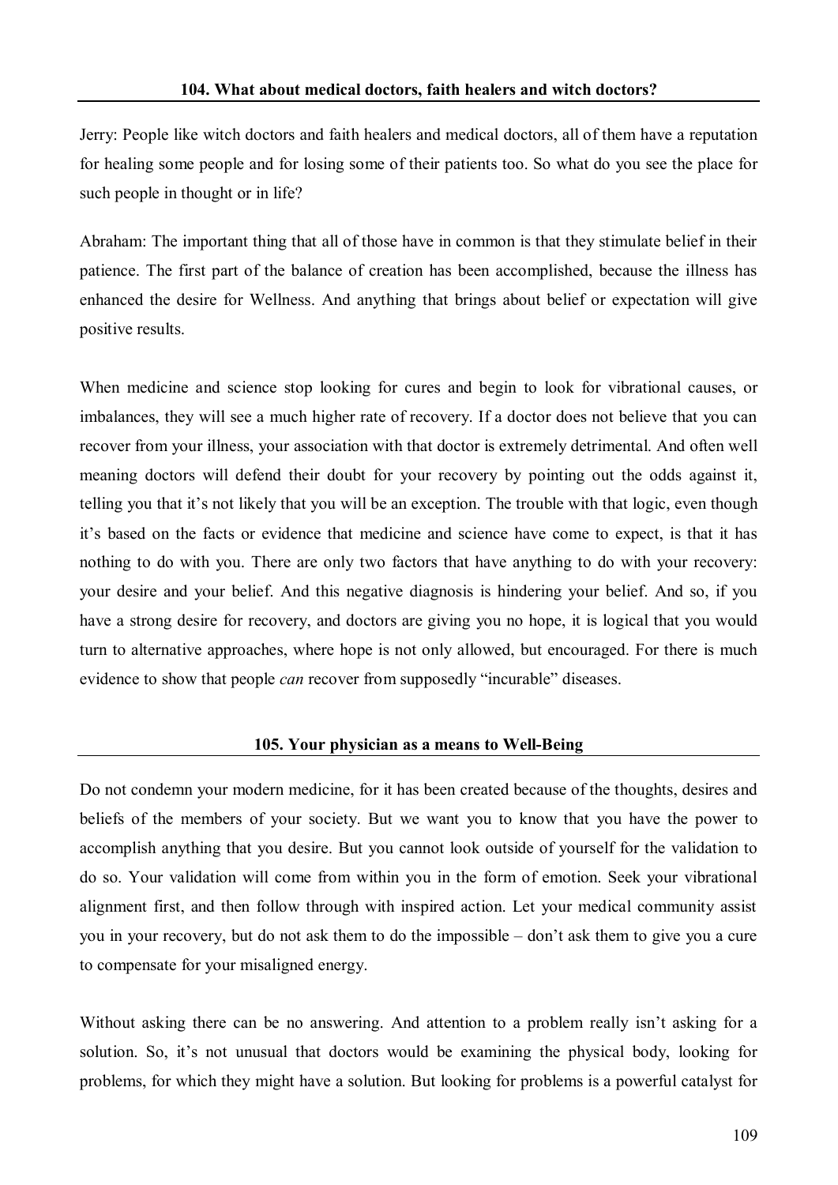### 104. What about medical doctors, faith healers and witch doctors?

Jerry: People like witch doctors and faith healers and medical doctors, all of them have a reputation for healing some people and for losing some of their patients too. So what do you see the place for such people in thought or in life?

Abraham: The important thing that all of those have in common is that they stimulate belief in their patience. The first part of the balance of creation has been accomplished, because the illness has enhanced the desire for Wellness. And anything that brings about belief or expectation will give positive results.

When medicine and science stop looking for cures and begin to look for vibrational causes, or imbalances, they will see a much higher rate of recovery. If a doctor does not believe that you can recover from your illness, your association with that doctor is extremely detrimental. And often well meaning doctors will defend their doubt for your recovery by pointing out the odds against it, telling you that it's not likely that you will be an exception. The trouble with that logic, even though it's based on the facts or evidence that medicine and science have come to expect, is that it has nothing to do with you. There are only two factors that have anything to do with your recovery: your desire and your belief. And this negative diagnosis is hindering your belief. And so, if you have a strong desire for recovery, and doctors are giving you no hope, it is logical that you would turn to alternative approaches, where hope is not only allowed, but encouraged. For there is much evidence to show that people *can* recover from supposedly "incurable" diseases.

### 105. Your physician as a means to Well-Being

Do not condemn your modern medicine, for it has been created because of the thoughts, desires and beliefs of the members of your society. But we want you to know that you have the power to accomplish anything that you desire. But you cannot look outside of yourself for the validation to do so. Your validation will come from within you in the form of emotion. Seek your vibrational alignment first, and then follow through with inspired action. Let your medical community assist you in your recovery, but do not ask them to do the impossible – don't ask them to give you a cure to compensate for your misaligned energy.

Without asking there can be no answering. And attention to a problem really isn't asking for a solution. So, it's not unusual that doctors would be examining the physical body, looking for problems, for which they might have a solution. But looking for problems is a powerful catalyst for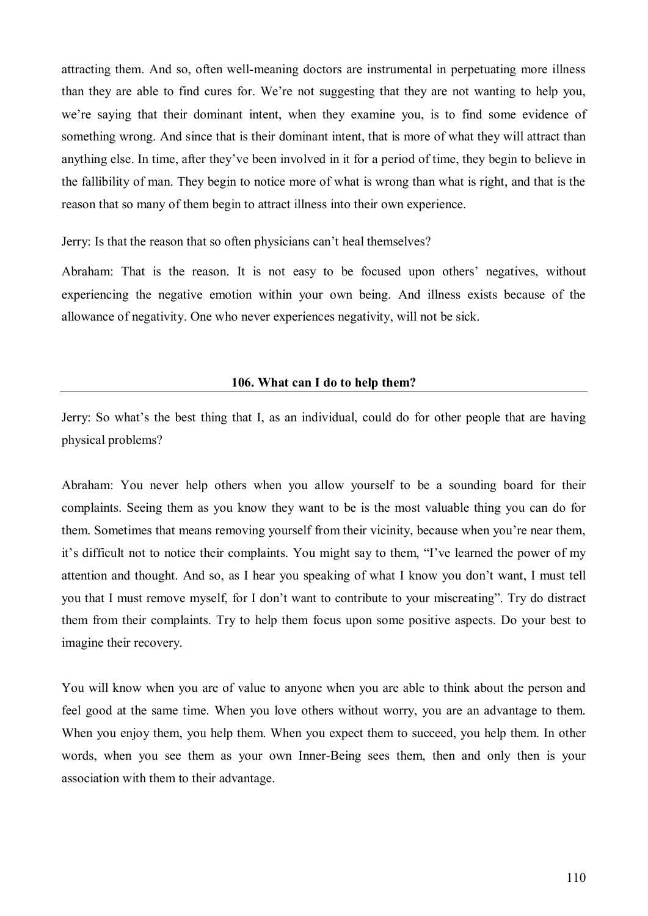attracting them. And so, often well-meaning doctors are instrumental in perpetuating more illness than they are able to find cures for. We're not suggesting that they are not wanting to help you, we're saying that their dominant intent, when they examine you, is to find some evidence of something wrong. And since that is their dominant intent, that is more of what they will attract than anything else. In time, after they've been involved in it for a period of time, they begin to believe in the fallibility of man. They begin to notice more of what is wrong than what is right, and that is the reason that so many of them begin to attract illness into their own experience.

Jerry: Is that the reason that so often physicians can't heal themselves?

Abraham: That is the reason. It is not easy to be focused upon others' negatives, without experiencing the negative emotion within your own being. And illness exists because of the allowance of negativity. One who never experiences negativity, will not be sick.

## 106. What can I do to help them?

Jerry: So what's the best thing that I, as an individual, could do for other people that are having physical problems?

Abraham: You never help others when you allow yourself to be a sounding board for their complaints. Seeing them as you know they want to be is the most valuable thing you can do for them. Sometimes that means removing yourself from their vicinity, because when you're near them, it's difficult not to notice their complaints. You might say to them, "I've learned the power of my attention and thought. And so, as I hear you speaking of what I know you don't want, I must tell you that I must remove myself, for I don't want to contribute to your miscreating". Try do distract them from their complaints. Try to help them focus upon some positive aspects. Do your best to imagine their recovery.

You will know when you are of value to anyone when you are able to think about the person and feel good at the same time. When you love others without worry, you are an advantage to them. When you enjoy them, you help them. When you expect them to succeed, you help them. In other words, when you see them as your own Inner-Being sees them, then and only then is your association with them to their advantage.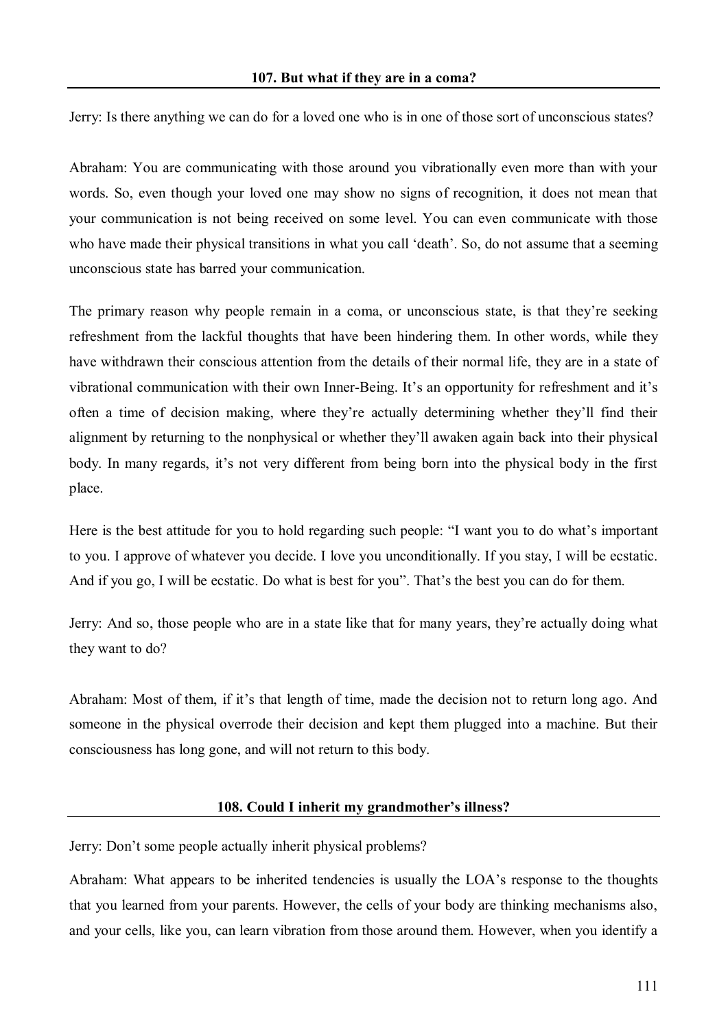### 107. But what if they are in a coma?

Jerry: Is there anything we can do for a loved one who is in one of those sort of unconscious states?

Abraham: You are communicating with those around you vibrationally even more than with your words. So, even though your loved one may show no signs of recognition, it does not mean that your communication is not being received on some level. You can even communicate with those who have made their physical transitions in what you call 'death'. So, do not assume that a seeming unconscious state has barred your communication.

The primary reason why people remain in a coma, or unconscious state, is that they're seeking refreshment from the lackful thoughts that have been hindering them. In other words, while they have withdrawn their conscious attention from the details of their normal life, they are in a state of vibrational communication with their own Inner-Being. It's an opportunity for refreshment and it's often a time of decision making, where they're actually determining whether they'll find their alignment by returning to the nonphysical or whether they'll awaken again back into their physical body. In many regards, it's not very different from being born into the physical body in the first place.

Here is the best attitude for you to hold regarding such people: "I want you to do what's important to you. I approve of whatever you decide. I love you unconditionally. If you stay, I will be ecstatic. And if you go, I will be ecstatic. Do what is best for you". That's the best you can do for them.

Jerry: And so, those people who are in a state like that for many years, they're actually doing what they want to do?

Abraham: Most of them, if it's that length of time, made the decision not to return long ago. And someone in the physical overrode their decision and kept them plugged into a machine. But their consciousness has long gone, and will not return to this body.

### 108. Could I inherit my grandmother's illness?

Jerry: Don't some people actually inherit physical problems?

Abraham: What appears to be inherited tendencies is usually the LOA's response to the thoughts that you learned from your parents. However, the cells of your body are thinking mechanisms also, and your cells, like you, can learn vibration from those around them. However, when you identify a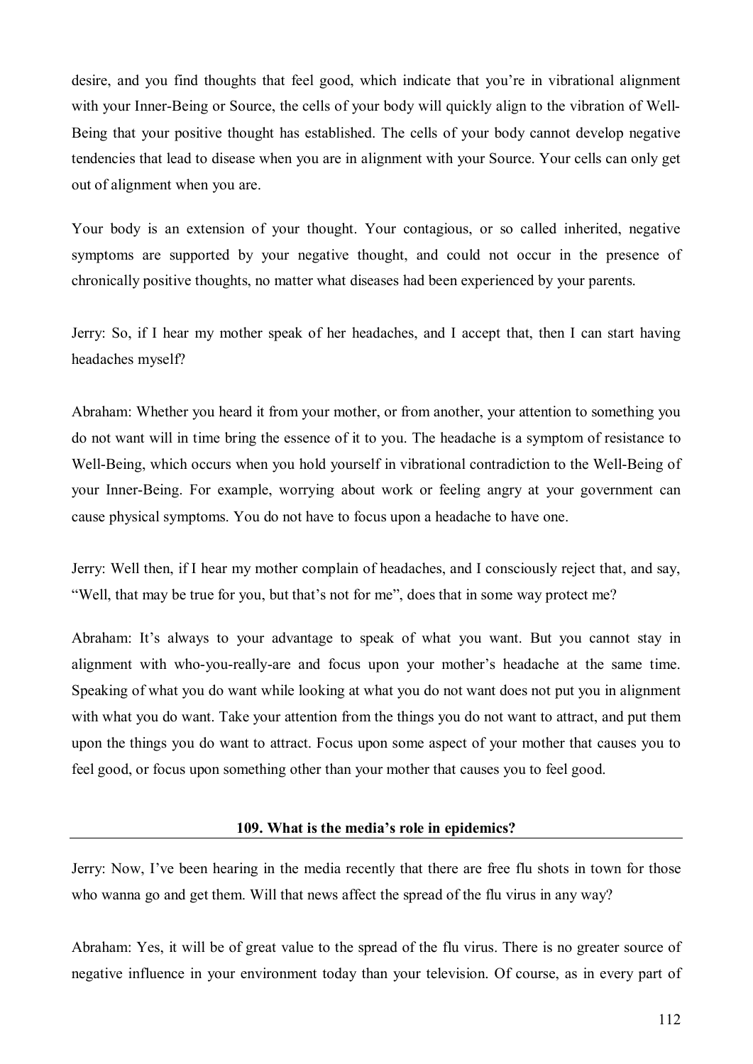desire, and you find thoughts that feel good, which indicate that you're in vibrational alignment with your Inner-Being or Source, the cells of your body will quickly align to the vibration of Well-Being that your positive thought has established. The cells of your body cannot develop negative tendencies that lead to disease when you are in alignment with your Source. Your cells can only get out of alignment when you are.

Your body is an extension of your thought. Your contagious, or so called inherited, negative symptoms are supported by your negative thought, and could not occur in the presence of chronically positive thoughts, no matter what diseases had been experienced by your parents.

Jerry: So, if I hear my mother speak of her headaches, and I accept that, then I can start having headaches myself?

Abraham: Whether you heard it from your mother, or from another, your attention to something you do not want will in time bring the essence of it to you. The headache is a symptom of resistance to Well-Being, which occurs when you hold yourself in vibrational contradiction to the Well-Being of your Inner-Being. For example, worrying about work or feeling angry at your government can cause physical symptoms. You do not have to focus upon a headache to have one.

Jerry: Well then, if I hear my mother complain of headaches, and I consciously reject that, and say, "Well, that may be true for you, but that's not for me", does that in some way protect me?

Abraham: It's always to your advantage to speak of what you want. But you cannot stay in alignment with who-you-really-are and focus upon your mother's headache at the same time. Speaking of what you do want while looking at what you do not want does not put you in alignment with what you do want. Take your attention from the things you do not want to attract, and put them upon the things you do want to attract. Focus upon some aspect of your mother that causes you to feel good, or focus upon something other than your mother that causes you to feel good.

## 109. What is the media's role in epidemics?

Jerry: Now, I've been hearing in the media recently that there are free flu shots in town for those who wanna go and get them. Will that news affect the spread of the flu virus in any way?

Abraham: Yes, it will be of great value to the spread of the flu virus. There is no greater source of negative influence in your environment today than your television. Of course, as in every part of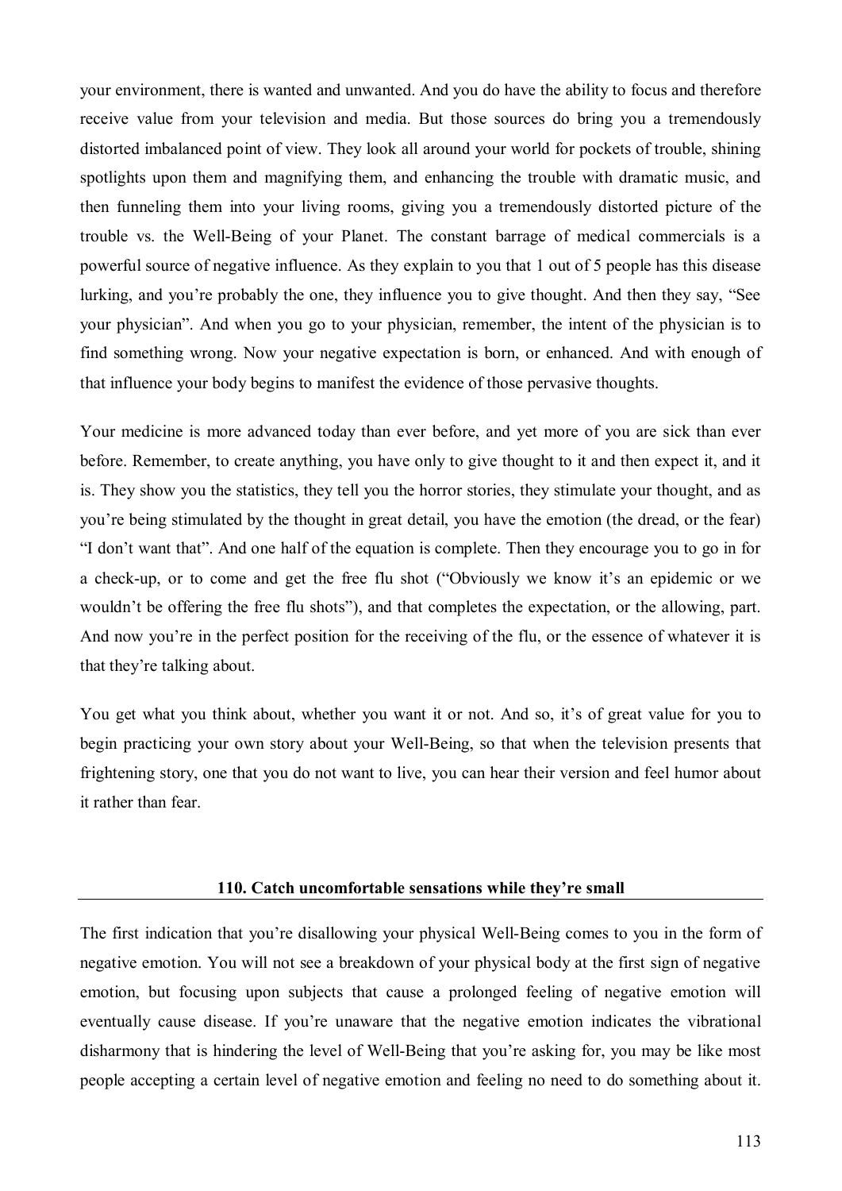your environment, there is wanted and unwanted. And you do have the ability to focus and therefore receive value from your television and media. But those sources do bring you a tremendously distorted imbalanced point of view. They look all around your world for pockets of trouble, shining spotlights upon them and magnifying them, and enhancing the trouble with dramatic music, and then funneling them into your living rooms, giving you a tremendously distorted picture of the trouble vs. the Well-Being of your Planet. The constant barrage of medical commercials is a powerful source of negative influence. As they explain to you that 1 out of 5 people has this disease lurking, and you're probably the one, they influence you to give thought. And then they say, "See your physician". And when you go to your physician, remember, the intent of the physician is to find something wrong. Now your negative expectation is born, or enhanced. And with enough of that influence your body begins to manifest the evidence of those pervasive thoughts.

Your medicine is more advanced today than ever before, and yet more of you are sick than ever before. Remember, to create anything, you have only to give thought to it and then expect it, and it is. They show you the statistics, they tell you the horror stories, they stimulate your thought, and as you're being stimulated by the thought in great detail, you have the emotion (the dread, or the fear) "I don't want that". And one half of the equation is complete. Then they encourage you to go in for a check-up, or to come and get the free flu shot ("Obviously we know it's an epidemic or we wouldn't be offering the free flu shots"), and that completes the expectation, or the allowing, part. And now you're in the perfect position for the receiving of the flu, or the essence of whatever it is that they're talking about.

You get what you think about, whether you want it or not. And so, it's of great value for you to begin practicing your own story about your Well-Being, so that when the television presents that frightening story, one that you do not want to live, you can hear their version and feel humor about it rather than fear.

## 110. Catch uncomfortable sensations while they're small

The first indication that you're disallowing your physical Well-Being comes to you in the form of negative emotion. You will not see a breakdown of your physical body at the first sign of negative emotion, but focusing upon subjects that cause a prolonged feeling of negative emotion will eventually cause disease. If you're unaware that the negative emotion indicates the vibrational disharmony that is hindering the level of Well-Being that you're asking for, you may be like most people accepting a certain level of negative emotion and feeling no need to do something about it.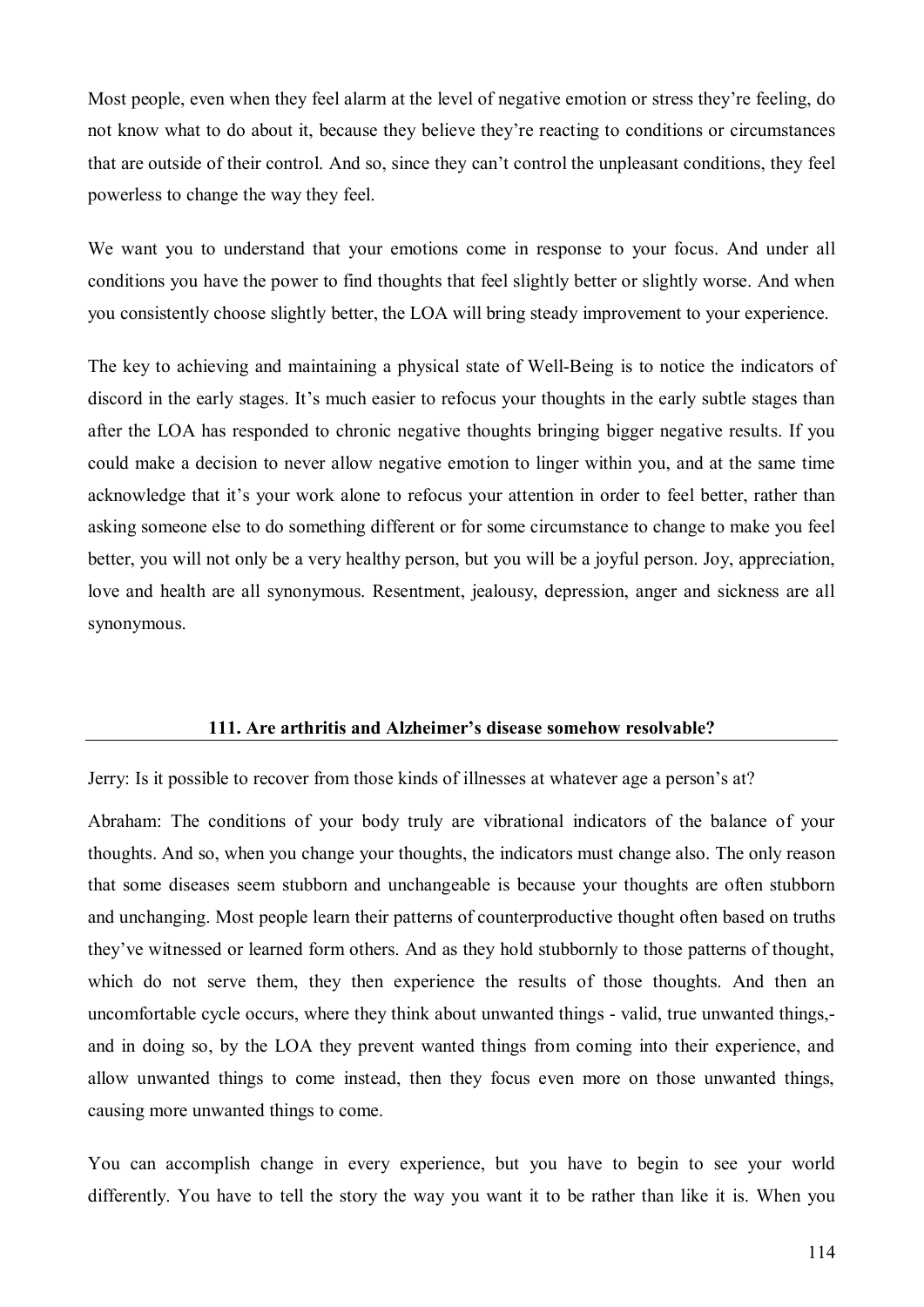Most people, even when they feel alarm at the level of negative emotion or stress they're feeling, do not know what to do about it, because they believe they're reacting to conditions or circumstances that are outside of their control. And so, since they can't control the unpleasant conditions, they feel powerless to change the way they feel.

We want you to understand that your emotions come in response to your focus. And under all conditions you have the power to find thoughts that feel slightly better or slightly worse. And when you consistently choose slightly better, the LOA will bring steady improvement to your experience.

The key to achieving and maintaining a physical state of Well-Being is to notice the indicators of discord in the early stages. It's much easier to refocus your thoughts in the early subtle stages than after the LOA has responded to chronic negative thoughts bringing bigger negative results. If you could make a decision to never allow negative emotion to linger within you, and at the same time acknowledge that it's your work alone to refocus your attention in order to feel better, rather than asking someone else to do something different or for some circumstance to change to make you feel better, you will not only be a very healthy person, but you will be a joyful person. Joy, appreciation, love and health are all synonymous. Resentment, jealousy, depression, anger and sickness are all synonymous.

## 111. Are arthritis and Alzheimer's disease somehow resolvable?

Jerry: Is it possible to recover from those kinds of illnesses at whatever age a person's at?

Abraham: The conditions of your body truly are vibrational indicators of the balance of your thoughts. And so, when you change your thoughts, the indicators must change also. The only reason that some diseases seem stubborn and unchangeable is because your thoughts are often stubborn and unchanging. Most people learn their patterns of counterproductive thought often based on truths they've witnessed or learned form others. And as they hold stubbornly to those patterns of thought, which do not serve them, they then experience the results of those thoughts. And then an uncomfortable cycle occurs, where they think about unwanted things - valid, true unwanted things,- and in doing so, by the LOA they prevent wanted things from coming into their experience, and allow unwanted things to come instead, then they focus even more on those unwanted things, causing more unwanted things to come.

You can accomplish change in every experience, but you have to begin to see your world differently. You have to tell the story the way you want it to be rather than like it is. When you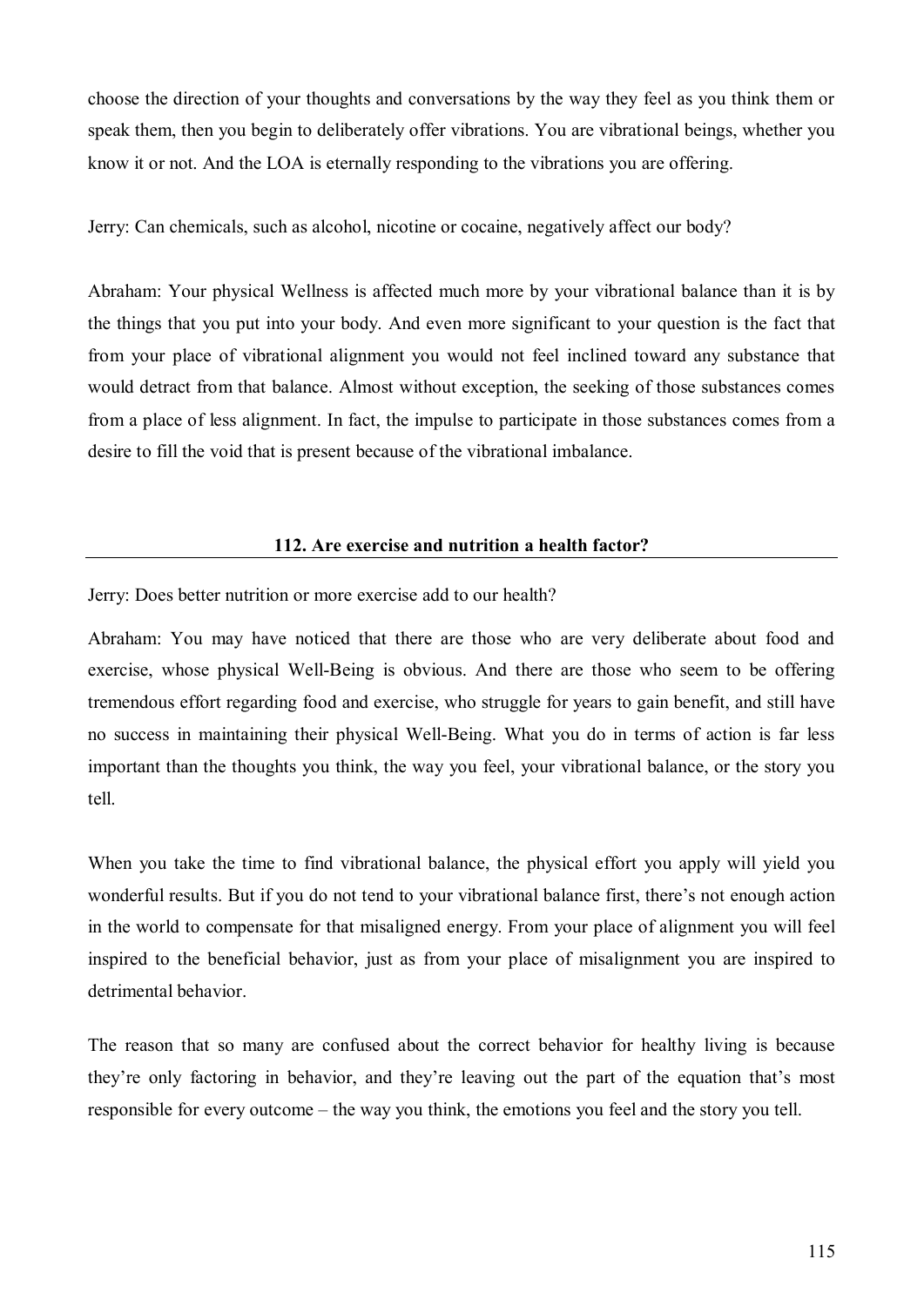choose the direction of your thoughts and conversations by the way they feel as you think them or speak them, then you begin to deliberately offer vibrations. You are vibrational beings, whether you know it or not. And the LOA is eternally responding to the vibrations you are offering.

Jerry: Can chemicals, such as alcohol, nicotine or cocaine, negatively affect our body?

Abraham: Your physical Wellness is affected much more by your vibrational balance than it is by the things that you put into your body. And even more significant to your question is the fact that from your place of vibrational alignment you would not feel inclined toward any substance that would detract from that balance. Almost without exception, the seeking of those substances comes from a place of less alignment. In fact, the impulse to participate in those substances comes from a desire to fill the void that is present because of the vibrational imbalance.

## 112. Are exercise and nutrition a health factor?

Jerry: Does better nutrition or more exercise add to our health?

Abraham: You may have noticed that there are those who are very deliberate about food and exercise, whose physical Well-Being is obvious. And there are those who seem to be offering tremendous effort regarding food and exercise, who struggle for years to gain benefit, and still have no success in maintaining their physical Well-Being. What you do in terms of action is far less important than the thoughts you think, the way you feel, your vibrational balance, or the story you tell.

When you take the time to find vibrational balance, the physical effort you apply will yield you wonderful results. But if you do not tend to your vibrational balance first, there's not enough action in the world to compensate for that misaligned energy. From your place of alignment you will feel inspired to the beneficial behavior, just as from your place of misalignment you are inspired to detrimental behavior.

The reason that so many are confused about the correct behavior for healthy living is because they're only factoring in behavior, and they're leaving out the part of the equation that's most responsible for every outcome – the way you think, the emotions you feel and the story you tell.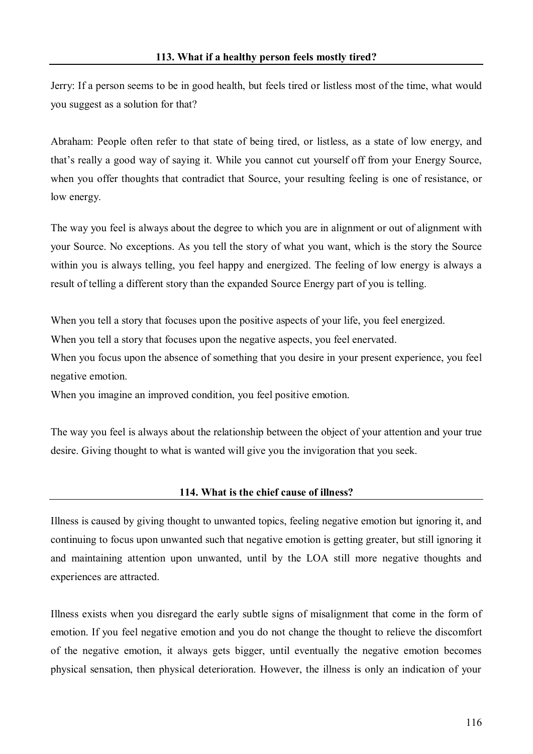## 113. What if a healthy person feels mostly tired?

Jerry: If a person seems to be in good health, but feels tired or listless most of the time, what would you suggest as a solution for that?

Abraham: People often refer to that state of being tired, or listless, as a state of low energy, and that's really a good way of saying it. While you cannot cut yourself off from your Energy Source, when you offer thoughts that contradict that Source, your resulting feeling is one of resistance, or low energy.

The way you feel is always about the degree to which you are in alignment or out of alignment with your Source. No exceptions. As you tell the story of what you want, which is the story the Source within you is always telling, you feel happy and energized. The feeling of low energy is always a result of telling a different story than the expanded Source Energy part of you is telling.

When you tell a story that focuses upon the positive aspects of your life, you feel energized.
When you tell a story that focuses upon the negative aspects, you feel enervated.
When you focus upon the absence of something that you desire in your present experience, you feel negative emotion.
When you imagine an improved condition, you feel positive emotion.

The way you feel is always about the relationship between the object of your attention and your true desire. Giving thought to what is wanted will give you the invigoration that you seek.

## 114. What is the chief cause of illness?

Illness is caused by giving thought to unwanted topics, feeling negative emotion but ignoring it, and continuing to focus upon unwanted such that negative emotion is getting greater, but still ignoring it and maintaining attention upon unwanted, until by the LOA still more negative thoughts and experiences are attracted.

Illness exists when you disregard the early subtle signs of misalignment that come in the form of emotion. If you feel negative emotion and you do not change the thought to relieve the discomfort of the negative emotion, it always gets bigger, until eventually the negative emotion becomes physical sensation, then physical deterioration. However, the illness is only an indication of your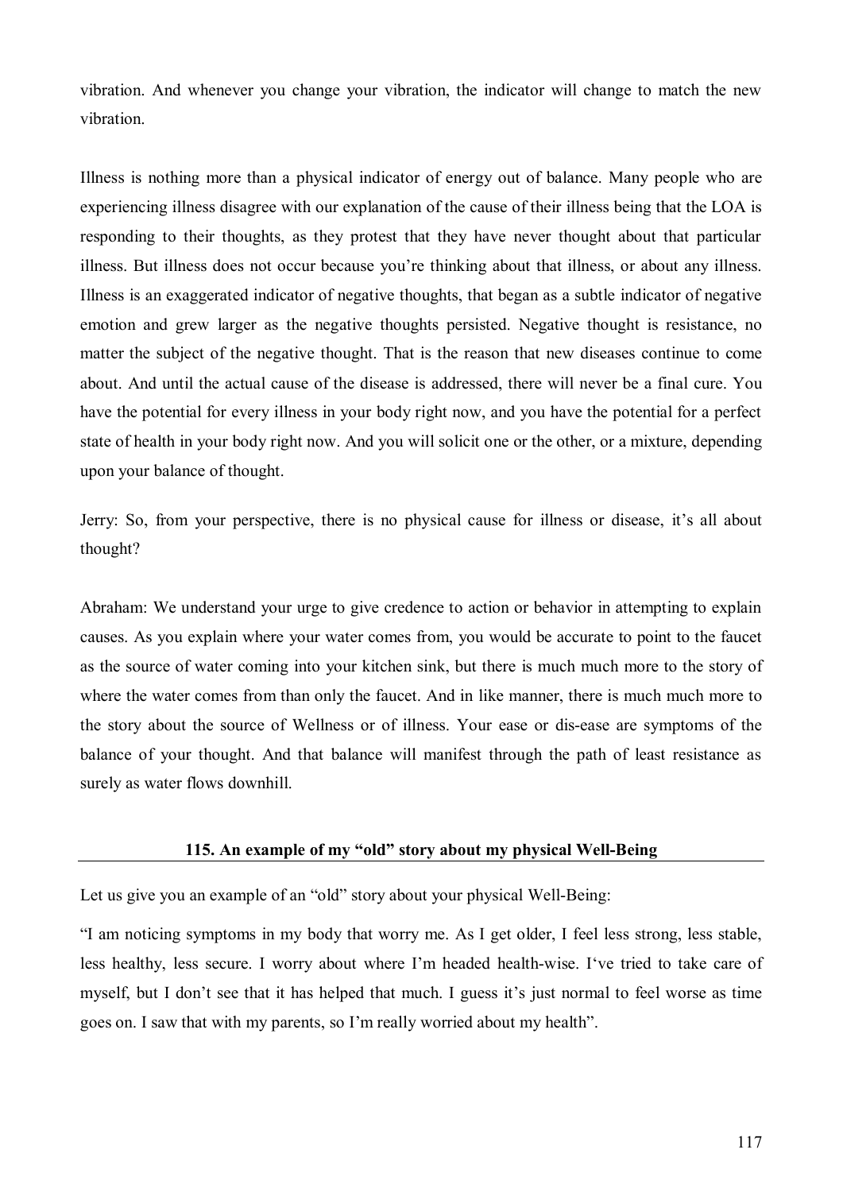vibration. And whenever you change your vibration, the indicator will change to match the new vibration.

Illness is nothing more than a physical indicator of energy out of balance. Many people who are experiencing illness disagree with our explanation of the cause of their illness being that the LOA is responding to their thoughts, as they protest that they have never thought about that particular illness. But illness does not occur because you're thinking about that illness, or about any illness. Illness is an exaggerated indicator of negative thoughts, that began as a subtle indicator of negative emotion and grew larger as the negative thoughts persisted. Negative thought is resistance, no matter the subject of the negative thought. That is the reason that new diseases continue to come about. And until the actual cause of the disease is addressed, there will never be a final cure. You have the potential for every illness in your body right now, and you have the potential for a perfect state of health in your body right now. And you will solicit one or the other, or a mixture, depending upon your balance of thought.

Jerry: So, from your perspective, there is no physical cause for illness or disease, it's all about thought?

Abraham: We understand your urge to give credence to action or behavior in attempting to explain causes. As you explain where your water comes from, you would be accurate to point to the faucet as the source of water coming into your kitchen sink, but there is much much more to the story of where the water comes from than only the faucet. And in like manner, there is much much more to the story about the source of Wellness or of illness. Your ease or dis-ease are symptoms of the balance of your thought. And that balance will manifest through the path of least resistance as surely as water flows downhill.

## 115. An example of my "old" story about my physical Well-Being

Let us give you an example of an "old" story about your physical Well-Being:

"I am noticing symptoms in my body that worry me. As I get older, I feel less strong, less stable, less healthy, less secure. I worry about where I'm headed health-wise. I've tried to take care of myself, but I don't see that it has helped that much. I guess it's just normal to feel worse as time goes on. I saw that with my parents, so I'm really worried about my health".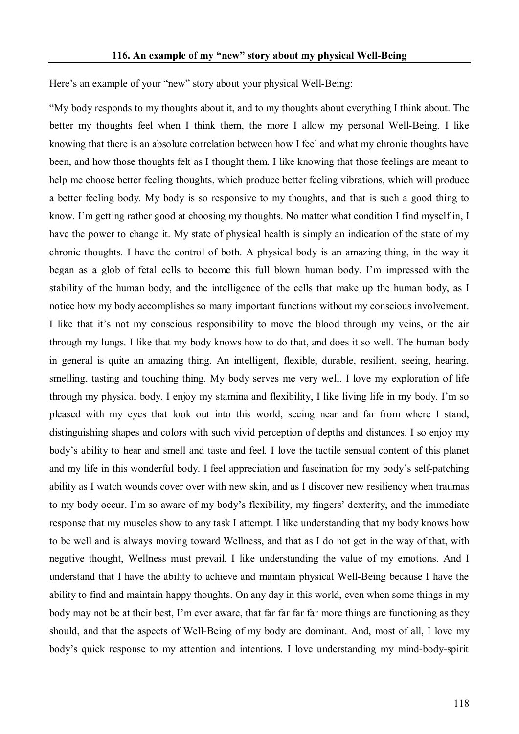### 116. An example of my “new” story about my physical Well-Being

Here’s an example of your “new” story about your physical Well-Being:

“My body responds to my thoughts about it, and to my thoughts about everything I think about. The better my thoughts feel when I think them, the more I allow my personal Well-Being. I like knowing that there is an absolute correlation between how I feel and what my chronic thoughts have been, and how those thoughts felt as I thought them. I like knowing that those feelings are meant to help me choose better feeling thoughts, which produce better feeling vibrations, which will produce a better feeling body. My body is so responsive to my thoughts, and that is such a good thing to know. I’m getting rather good at choosing my thoughts. No matter what condition I find myself in, I have the power to change it. My state of physical health is simply an indication of the state of my chronic thoughts. I have the control of both. A physical body is an amazing thing, in the way it began as a glob of fetal cells to become this full blown human body. I’m impressed with the stability of the human body, and the intelligence of the cells that make up the human body, as I notice how my body accomplishes so many important functions without my conscious involvement. I like that it’s not my conscious responsibility to move the blood through my veins, or the air through my lungs. I like that my body knows how to do that, and does it so well. The human body in general is quite an amazing thing. An intelligent, flexible, durable, resilient, seeing, hearing, smelling, tasting and touching thing. My body serves me very well. I love my exploration of life through my physical body. I enjoy my stamina and flexibility, I like living life in my body. I’m so pleased with my eyes that look out into this world, seeing near and far from where I stand, distinguishing shapes and colors with such vivid perception of depths and distances. I so enjoy my body’s ability to hear and smell and taste and feel. I love the tactile sensual content of this planet and my life in this wonderful body. I feel appreciation and fascination for my body’s self-patching ability as I watch wounds cover over with new skin, and as I discover new resiliency when traumas to my body occur. I’m so aware of my body’s flexibility, my fingers’ dexterity, and the immediate response that my muscles show to any task I attempt. I like understanding that my body knows how to be well and is always moving toward Wellness, and that as I do not get in the way of that, with negative thought, Wellness must prevail. I like understanding the value of my emotions. And I understand that I have the ability to achieve and maintain physical Well-Being because I have the ability to find and maintain happy thoughts. On any day in this world, even when some things in my body may not be at their best, I’m ever aware, that far far far far more things are functioning as they should, and that the aspects of Well-Being of my body are dominant. And, most of all, I love my body’s quick response to my attention and intentions. I love understanding my mind-body-spirit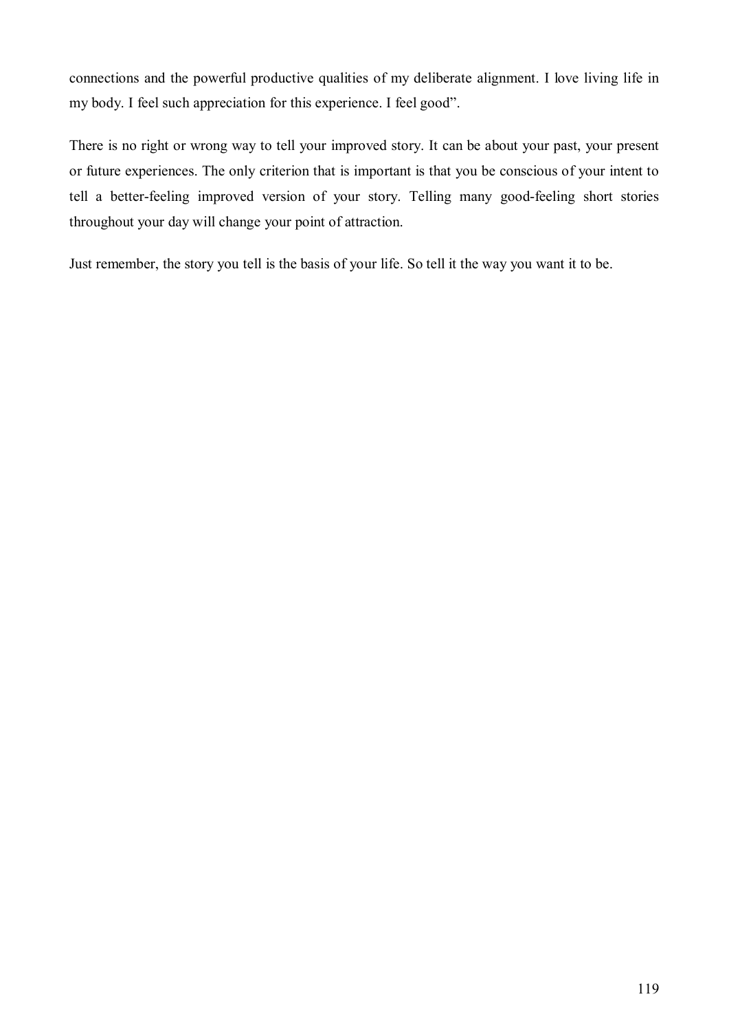connections and the powerful productive qualities of my deliberate alignment. I love living life in my body. I feel such appreciation for this experience. I feel good".

There is no right or wrong way to tell your improved story. It can be about your past, your present or future experiences. The only criterion that is important is that you be conscious of your intent to tell a better-feeling improved version of your story. Telling many good-feeling short stories throughout your day will change your point of attraction.

Just remember, the story you tell is the basis of your life. So tell it the way you want it to be.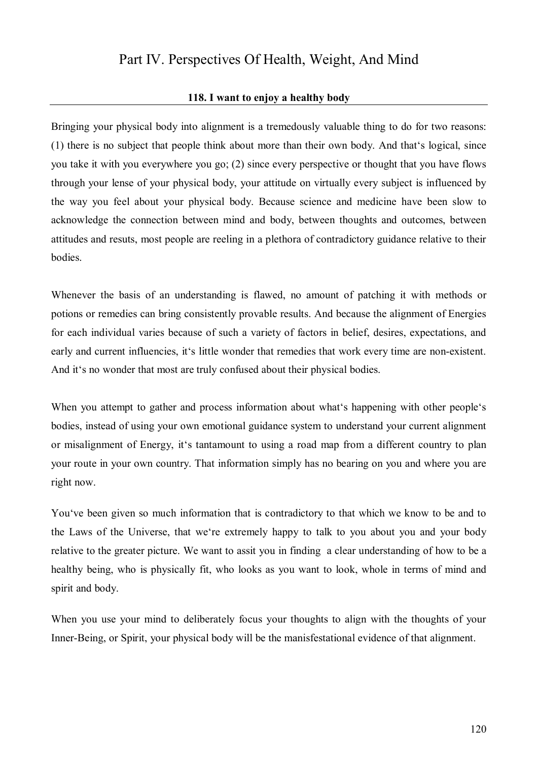# Part IV. Perspectives Of Health, Weight, And Mind

## 118. I want to enjoy a healthy body

Bringing your physical body into alignment is a tremedously valuable thing to do for two reasons: (1) there is no subject that people think about more than their own body. And that‘s logical, since you take it with you everywhere you go; (2) since every perspective or thought that you have flows through your lense of your physical body, your attitude on virtually every subject is influenced by the way you feel about your physical body. Because science and medicine have been slow to acknowledge the connection between mind and body, between thoughts and outcomes, between attitudes and resuts, most people are reeling in a plethora of contradictory guidance relative to their bodies.

Whenever the basis of an understanding is flawed, no amount of patching it with methods or potions or remedies can bring consistently provable results. And because the alignment of Energies for each individual varies because of such a variety of factors in belief, desires, expectations, and early and current influencies, it‘s little wonder that remedies that work every time are non-existent. And it‘s no wonder that most are truly confused about their physical bodies.

When you attempt to gather and process information about what‘s happening with other people‘s bodies, instead of using your own emotional guidance system to understand your current alignment or misalignment of Energy, it‘s tantamount to using a road map from a different country to plan your route in your own country. That information simply has no bearing on you and where you are right now.

You‘ve been given so much information that is contradictory to that which we know to be and to the Laws of the Universe, that we‘re extremely happy to talk to you about you and your body relative to the greater picture. We want to assit you in finding a clear understanding of how to be a healthy being, who is physically fit, who looks as you want to look, whole in terms of mind and spirit and body.

When you use your mind to deliberately focus your thoughts to align with the thoughts of your Inner-Being, or Spirit, your physical body will be the manisfestational evidence of that alignment.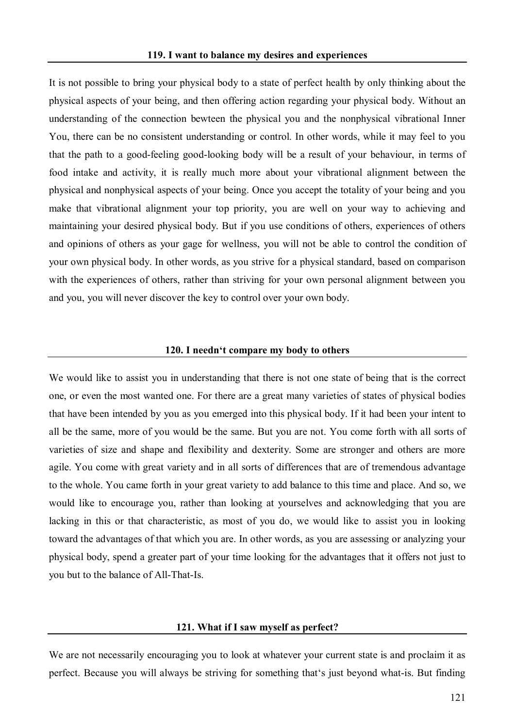### 119. I want to balance my desires and experiences

It is not possible to bring your physical body to a state of perfect health by only thinking about the physical aspects of your being, and then offering action regarding your physical body. Without an understanding of the connection bewteen the physical you and the nonphysical vibrational Inner You, there can be no consistent understanding or control. In other words, while it may feel to you that the path to a good-feeling good-looking body will be a result of your behaviour, in terms of food intake and activity, it is really much more about your vibrational alignment between the physical and nonphysical aspects of your being. Once you accept the totality of your being and you make that vibrational alignment your top priority, you are well on your way to achieving and maintaining your desired physical body. But if you use conditions of others, experiences of others and opinions of others as your gage for wellness, you will not be able to control the condition of your own physical body. In other words, as you strive for a physical standard, based on comparison with the experiences of others, rather than striving for your own personal alignment between you and you, you will never discover the key to control over your own body.

### 120. I needn't compare my body to others

We would like to assist you in understanding that there is not one state of being that is the correct one, or even the most wanted one. For there are a great many varieties of states of physical bodies that have been intended by you as you emerged into this physical body. If it had been your intent to all be the same, more of you would be the same. But you are not. You come forth with all sorts of varieties of size and shape and flexibility and dexterity. Some are stronger and others are more agile. You come with great variety and in all sorts of differences that are of tremendous advantage to the whole. You came forth in your great variety to add balance to this time and place. And so, we would like to encourage you, rather than looking at yourselves and acknowledging that you are lacking in this or that characteristic, as most of you do, we would like to assist you in looking toward the advantages of that which you are. In other words, as you are assessing or analyzing your physical body, spend a greater part of your time looking for the advantages that it offers not just to you but to the balance of All-That-Is.

### 121. What if I saw myself as perfect?

We are not necessarily encouraging you to look at whatever your current state is and proclaim it as perfect. Because you will always be striving for something that's just beyond what-is. But finding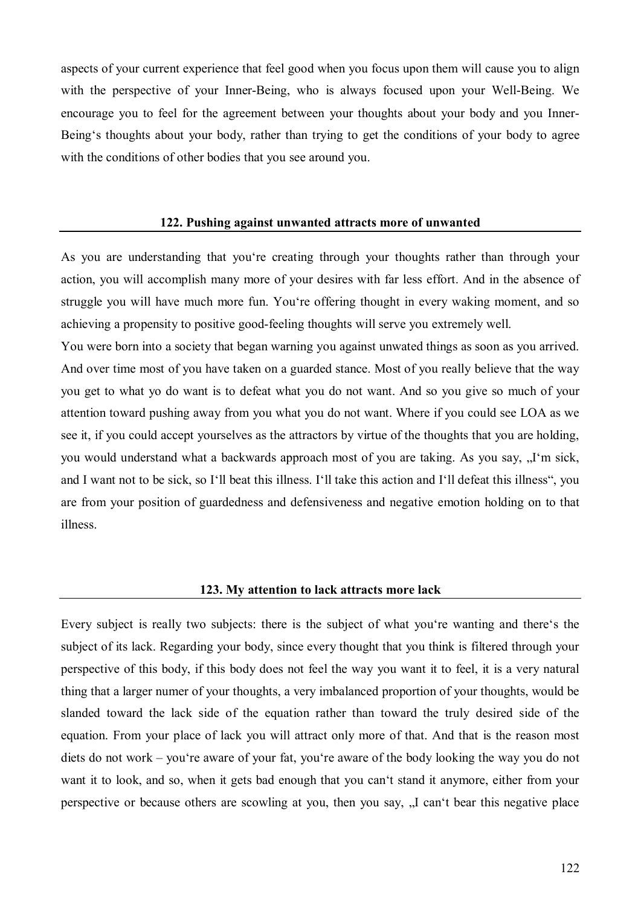aspects of your current experience that feel good when you focus upon them will cause you to align with the perspective of your Inner-Being, who is always focused upon your Well-Being. We encourage you to feel for the agreement between your thoughts about your body and you Inner-Being's thoughts about your body, rather than trying to get the conditions of your body to agree with the conditions of other bodies that you see around you.

## 122. Pushing against unwanted attracts more of unwanted

As you are understanding that you're creating through your thoughts rather than through your action, you will accomplish many more of your desires with far less effort. And in the absence of struggle you will have much more fun. You're offering thought in every waking moment, and so achieving a propensity to positive good-feeling thoughts will serve you extremely well.

You were born into a society that began warning you against unwated things as soon as you arrived. And over time most of you have taken on a guarded stance. Most of you really believe that the way you get to what yo do want is to defeat what you do not want. And so you give so much of your attention toward pushing away from you what you do not want. Where if you could see LOA as we see it, if you could accept yourselves as the attractors by virtue of the thoughts that you are holding, you would understand what a backwards approach most of you are taking. As you say, „I'm sick, and I want not to be sick, so I'll beat this illness. I'll take this action and I'll defeat this illness", you are from your position of guardedness and defensiveness and negative emotion holding on to that illness.

## 123. My attention to lack attracts more lack

Every subject is really two subjects: there is the subject of what you're wanting and there's the subject of its lack. Regarding your body, since every thought that you think is filtered through your perspective of this body, if this body does not feel the way you want it to feel, it is a very natural thing that a larger numer of your thoughts, a very imbalanced proportion of your thoughts, would be slanded toward the lack side of the equation rather than toward the truly desired side of the equation. From your place of lack you will attract only more of that. And that is the reason most diets do not work – you're aware of your fat, you're aware of the body looking the way you do not want it to look, and so, when it gets bad enough that you can't stand it anymore, either from your perspective or because others are scowling at you, then you say, „I can't bear this negative place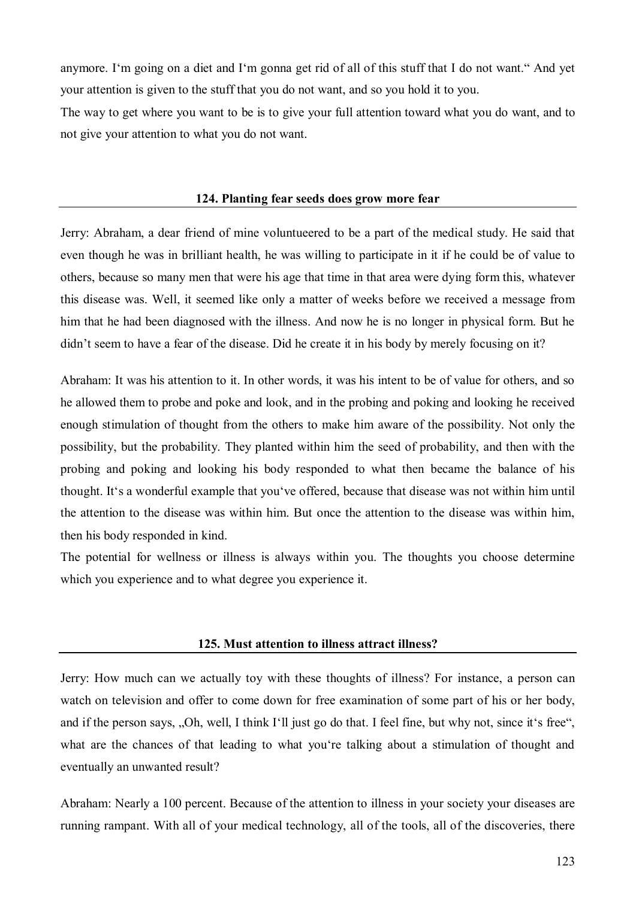anymore. I‘m going on a diet and I‘m gonna get rid of all of this stuff that I do not want.“ And yet your attention is given to the stuff that you do not want, and so you hold it to you.

The way to get where you want to be is to give your full attention toward what you do want, and to not give your attention to what you do not want.

## 124. Planting fear seeds does grow more fear

Jerry: Abraham, a dear friend of mine voluntueered to be a part of the medical study. He said that even though he was in brilliant health, he was willing to participate in it if he could be of value to others, because so many men that were his age that time in that area were dying form this, whatever this disease was. Well, it seemed like only a matter of weeks before we received a message from him that he had been diagnosed with the illness. And now he is no longer in physical form. But he didn’t seem to have a fear of the disease. Did he create it in his body by merely focusing on it?

Abraham: It was his attention to it. In other words, it was his intent to be of value for others, and so he allowed them to probe and poke and look, and in the probing and poking and looking he received enough stimulation of thought from the others to make him aware of the possibility. Not only the possibility, but the probability. They planted within him the seed of probability, and then with the probing and poking and looking his body responded to what then became the balance of his thought. It‘s a wonderful example that you‘ve offered, because that disease was not within him until the attention to the disease was within him. But once the attention to the disease was within him, then his body responded in kind.

The potential for wellness or illness is always within you. The thoughts you choose determine which you experience and to what degree you experience it.

## 125. Must attention to illness attract illness?

Jerry: How much can we actually toy with these thoughts of illness? For instance, a person can watch on television and offer to come down for free examination of some part of his or her body, and if the person says, „Oh, well, I think I‘ll just go do that. I feel fine, but why not, since it‘s free“, what are the chances of that leading to what you‘re talking about a stimulation of thought and eventually an unwanted result?

Abraham: Nearly a 100 percent. Because of the attention to illness in your society your diseases are running rampant. With all of your medical technology, all of the tools, all of the discoveries, there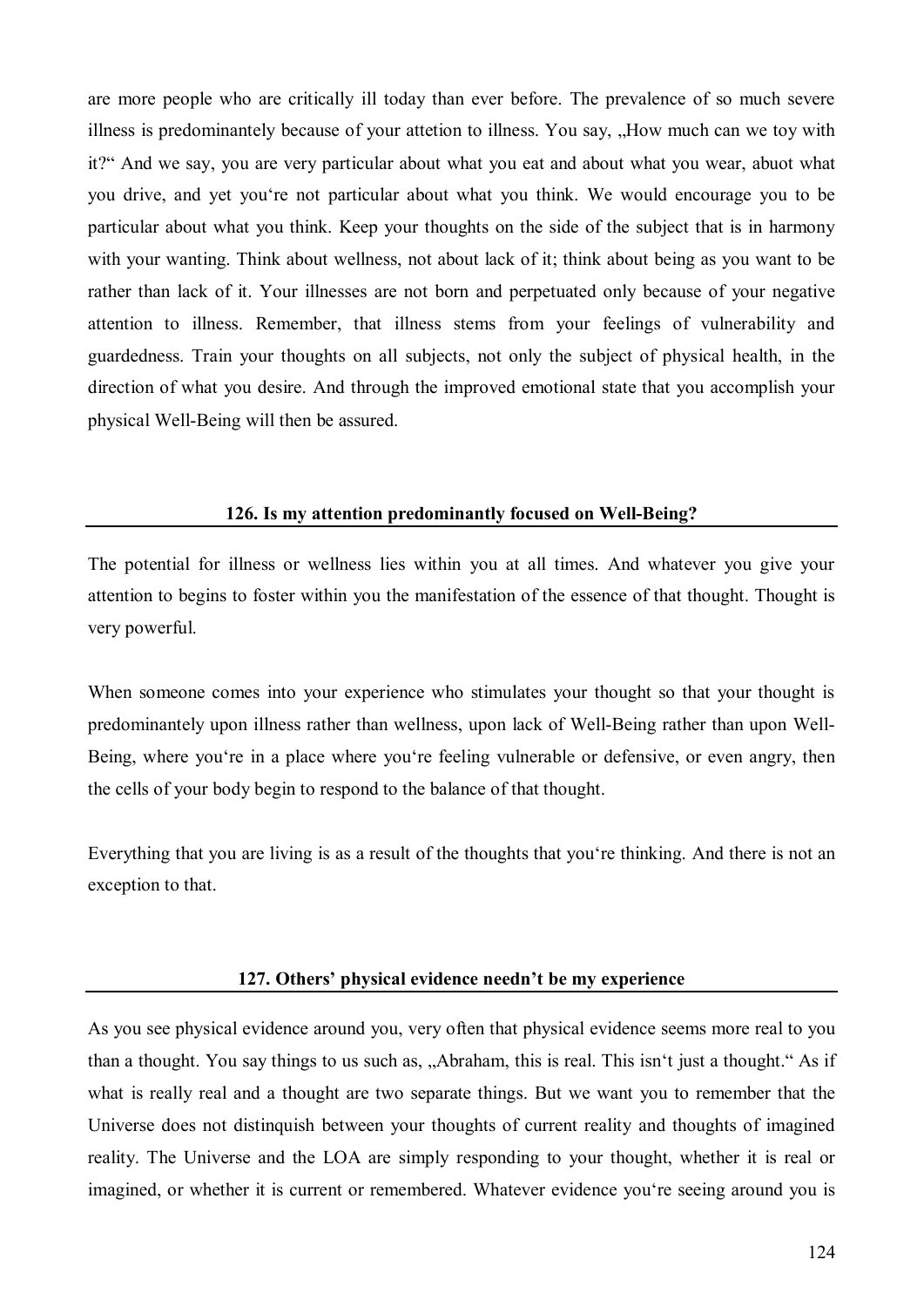are more people who are critically ill today than ever before. The prevalence of so much severe illness is predominantely because of your attetion to illness. You say, „How much can we toy with it?“ And we say, you are very particular about what you eat and about what you wear, abuot what you drive, and yet you‘re not particular about what you think. We would encourage you to be particular about what you think. Keep your thoughts on the side of the subject that is in harmony with your wanting. Think about wellness, not about lack of it; think about being as you want to be rather than lack of it. Your illnesses are not born and perpetuated only because of your negative attention to illness. Remember, that illness stems from your feelings of vulnerability and guardedness. Train your thoughts on all subjects, not only the subject of physical health, in the direction of what you desire. And through the improved emotional state that you accomplish your physical Well-Being will then be assured.

## 126. Is my attention predominantly focused on Well-Being?

The potential for illness or wellness lies within you at all times. And whatever you give your attention to begins to foster within you the manifestation of the essence of that thought. Thought is very powerful.

When someone comes into your experience who stimulates your thought so that your thought is predominantely upon illness rather than wellness, upon lack of Well-Being rather than upon Well-Being, where you‘re in a place where you‘re feeling vulnerable or defensive, or even angry, then the cells of your body begin to respond to the balance of that thought.

Everything that you are living is as a result of the thoughts that you‘re thinking. And there is not an exception to that.

## 127. Others' physical evidence needn't be my experience

As you see physical evidence around you, very often that physical evidence seems more real to you than a thought. You say things to us such as, „Abraham, this is real. This isn‘t just a thought.“ As if what is really real and a thought are two separate things. But we want you to remember that the Universe does not distinquish between your thoughts of current reality and thoughts of imagined reality. The Universe and the LOA are simply responding to your thought, whether it is real or imagined, or whether it is current or remembered. Whatever evidence you‘re seeing around you is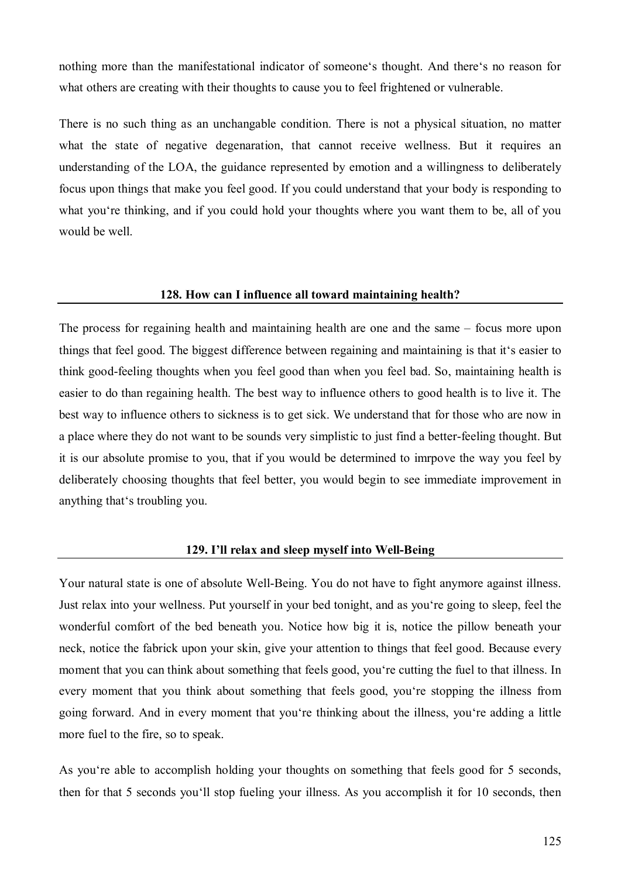nothing more than the manifestational indicator of someone‘s thought. And there‘s no reason for what others are creating with their thoughts to cause you to feel frightened or vulnerable.

There is no such thing as an unchangable condition. There is not a physical situation, no matter what the state of negative degenaration, that cannot receive wellness. But it requires an understanding of the LOA, the guidance represented by emotion and a willingness to deliberately focus upon things that make you feel good. If you could understand that your body is responding to what you‘re thinking, and if you could hold your thoughts where you want them to be, all of you would be well.

### 128. How can I influence all toward maintaining health?

The process for regaining health and maintaining health are one and the same – focus more upon things that feel good. The biggest difference between regaining and maintaining is that it‘s easier to think good-feeling thoughts when you feel good than when you feel bad. So, maintaining health is easier to do than regaining health. The best way to influence others to good health is to live it. The best way to influence others to sickness is to get sick. We understand that for those who are now in a place where they do not want to be sounds very simplistic to just find a better-feeling thought. But it is our absolute promise to you, that if you would be determined to imrpove the way you feel by deliberately choosing thoughts that feel better, you would begin to see immediate improvement in anything that‘s troubling you.

### 129. I'll relax and sleep myself into Well-Being

Your natural state is one of absolute Well-Being. You do not have to fight anymore against illness. Just relax into your wellness. Put yourself in your bed tonight, and as you‘re going to sleep, feel the wonderful comfort of the bed beneath you. Notice how big it is, notice the pillow beneath your neck, notice the fabrick upon your skin, give your attention to things that feel good. Because every moment that you can think about something that feels good, you‘re cutting the fuel to that illness. In every moment that you think about something that feels good, you‘re stopping the illness from going forward. And in every moment that you‘re thinking about the illness, you‘re adding a little more fuel to the fire, so to speak.

As you‘re able to accomplish holding your thoughts on something that feels good for 5 seconds, then for that 5 seconds you‘ll stop fueling your illness. As you accomplish it for 10 seconds, then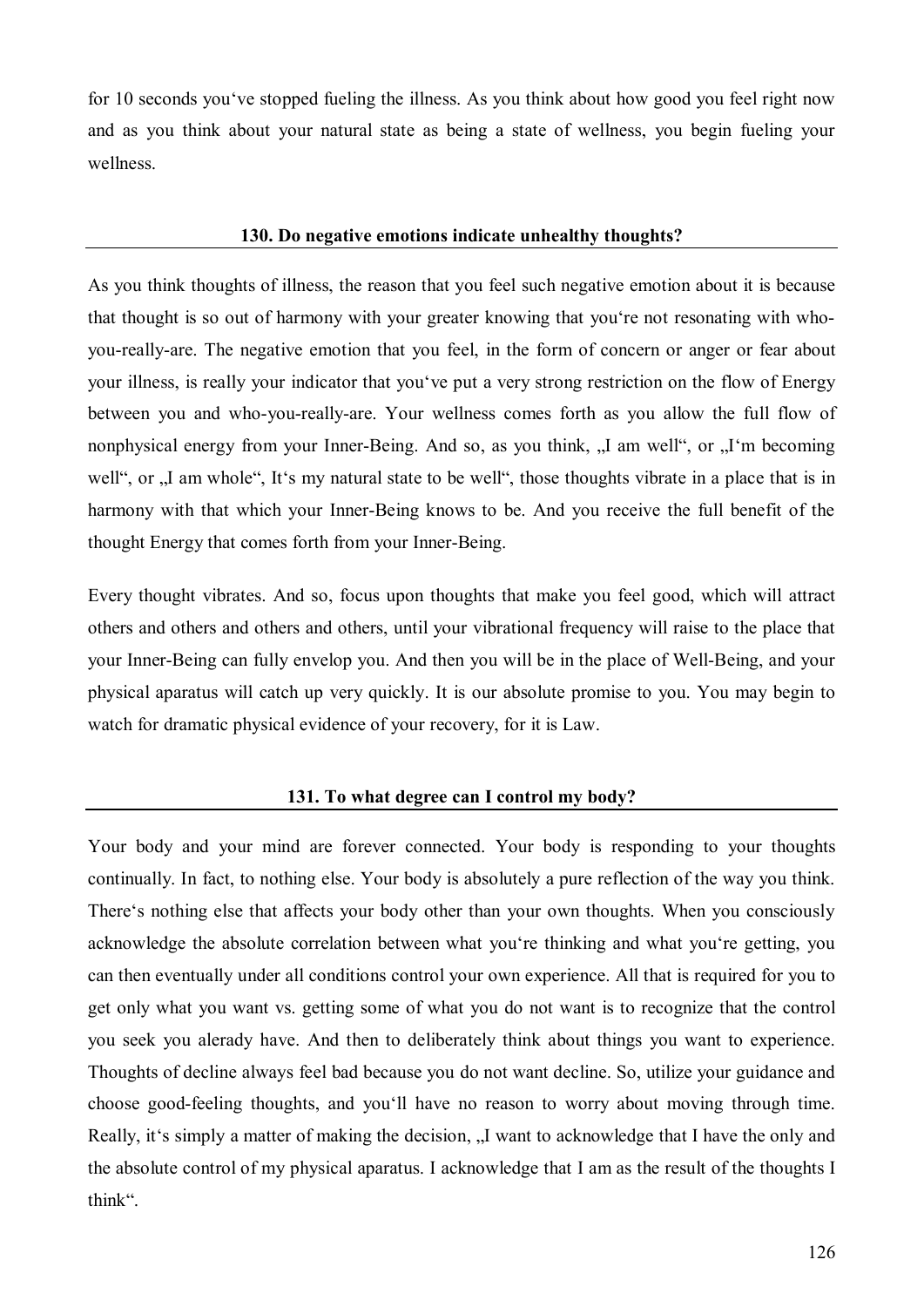for 10 seconds you've stopped fueling the illness. As you think about how good you feel right now and as you think about your natural state as being a state of wellness, you begin fueling your wellness.

### 130. Do negative emotions indicate unhealthy thoughts?

As you think thoughts of illness, the reason that you feel such negative emotion about it is because that thought is so out of harmony with your greater knowing that you're not resonating with who-you-really-are. The negative emotion that you feel, in the form of concern or anger or fear about your illness, is really your indicator that you've put a very strong restriction on the flow of Energy between you and who-you-really-are. Your wellness comes forth as you allow the full flow of nonphysical energy from your Inner-Being. And so, as you think, „I am well", or „I'm becoming well", or „I am whole", It's my natural state to be well", those thoughts vibrate in a place that is in harmony with that which your Inner-Being knows to be. And you receive the full benefit of the thought Energy that comes forth from your Inner-Being.

Every thought vibrates. And so, focus upon thoughts that make you feel good, which will attract others and others and others and others, until your vibrational frequency will raise to the place that your Inner-Being can fully envelop you. And then you will be in the place of Well-Being, and your physical aparatus will catch up very quickly. It is our absolute promise to you. You may begin to watch for dramatic physical evidence of your recovery, for it is Law.

### 131. To what degree can I control my body?

Your body and your mind are forever connected. Your body is responding to your thoughts continually. In fact, to nothing else. Your body is absolutely a pure reflection of the way you think. There's nothing else that affects your body other than your own thoughts. When you consciously acknowledge the absolute correlation between what you're thinking and what you're getting, you can then eventually under all conditions control your own experience. All that is required for you to get only what you want vs. getting some of what you do not want is to recognize that the control you seek you alerady have. And then to deliberately think about things you want to experience. Thoughts of decline always feel bad because you do not want decline. So, utilize your guidance and choose good-feeling thoughts, and you'll have no reason to worry about moving through time. Really, it's simply a matter of making the decision, „I want to acknowledge that I have the only and the absolute control of my physical aparatus. I acknowledge that I am as the result of the thoughts I think".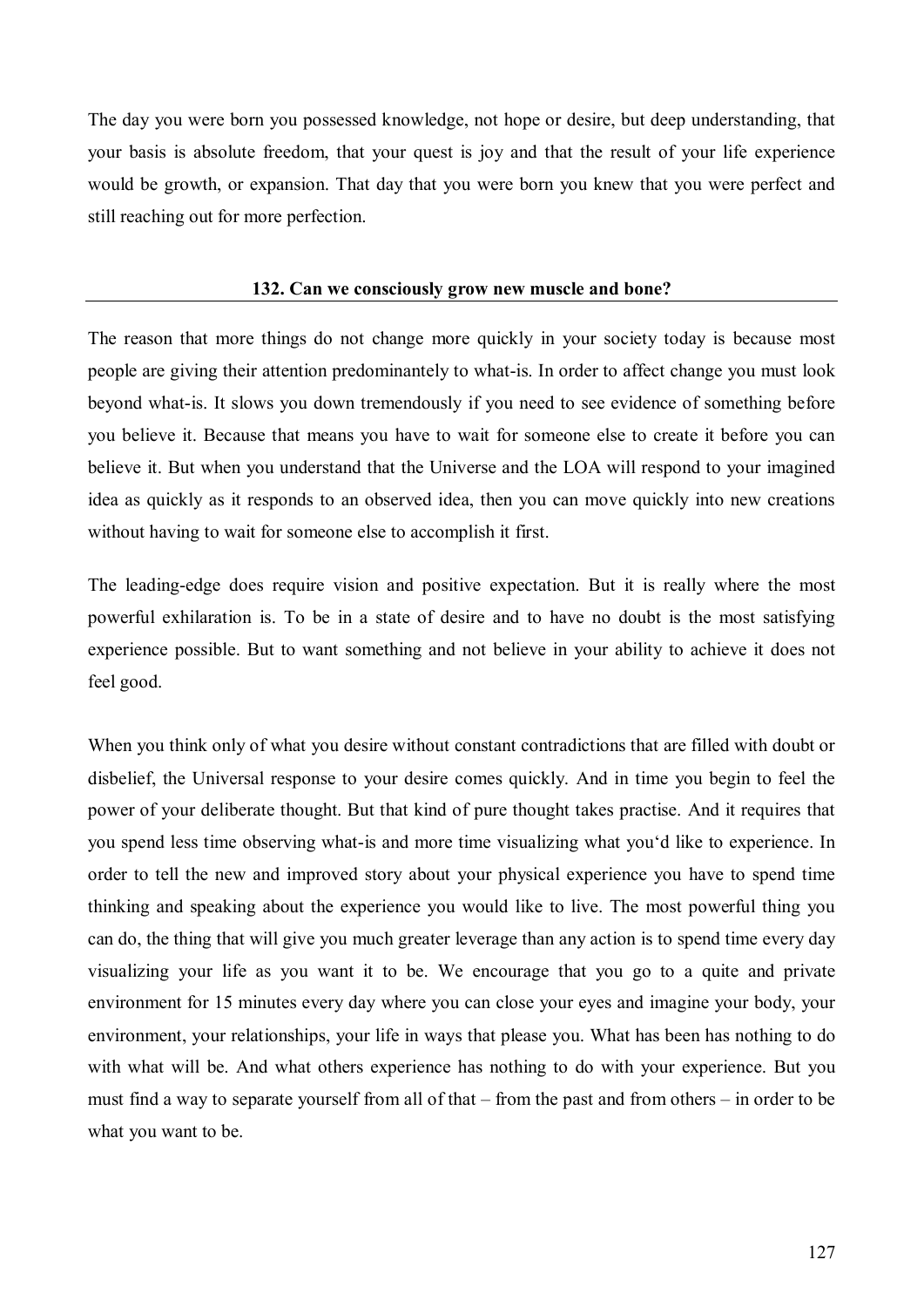The day you were born you possessed knowledge, not hope or desire, but deep understanding, that your basis is absolute freedom, that your quest is joy and that the result of your life experience would be growth, or expansion. That day that you were born you knew that you were perfect and still reaching out for more perfection.

## 132. Can we consciously grow new muscle and bone?

The reason that more things do not change more quickly in your society today is because most people are giving their attention predominantely to what-is. In order to affect change you must look beyond what-is. It slows you down tremendously if you need to see evidence of something before you believe it. Because that means you have to wait for someone else to create it before you can believe it. But when you understand that the Universe and the LOA will respond to your imagined idea as quickly as it responds to an observed idea, then you can move quickly into new creations without having to wait for someone else to accomplish it first.

The leading-edge does require vision and positive expectation. But it is really where the most powerful exhilaration is. To be in a state of desire and to have no doubt is the most satisfying experience possible. But to want something and not believe in your ability to achieve it does not feel good.

When you think only of what you desire without constant contradictions that are filled with doubt or disbelief, the Universal response to your desire comes quickly. And in time you begin to feel the power of your deliberate thought. But that kind of pure thought takes practise. And it requires that you spend less time observing what-is and more time visualizing what you'd like to experience. In order to tell the new and improved story about your physical experience you have to spend time thinking and speaking about the experience you would like to live. The most powerful thing you can do, the thing that will give you much greater leverage than any action is to spend time every day visualizing your life as you want it to be. We encourage that you go to a quite and private environment for 15 minutes every day where you can close your eyes and imagine your body, your environment, your relationships, your life in ways that please you. What has been has nothing to do with what will be. And what others experience has nothing to do with your experience. But you must find a way to separate yourself from all of that – from the past and from others – in order to be what you want to be.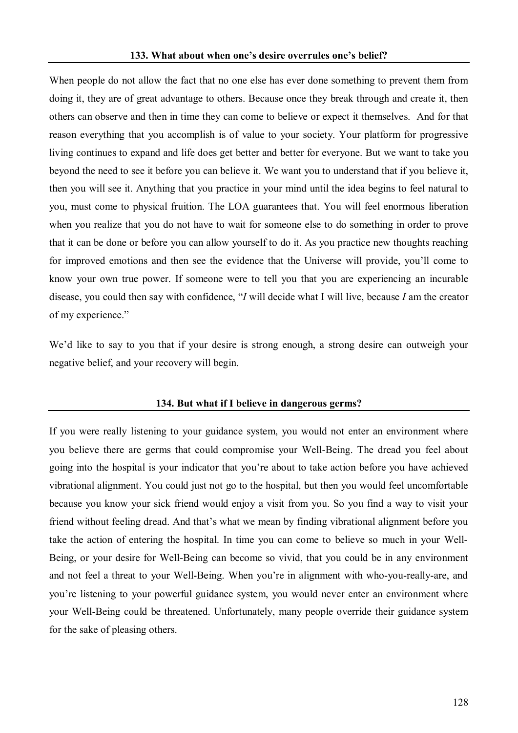### 133. What about when one's desire overrules one's belief?

When people do not allow the fact that no one else has ever done something to prevent them from doing it, they are of great advantage to others. Because once they break through and create it, then others can observe and then in time they can come to believe or expect it themselves. And for that reason everything that you accomplish is of value to your society. Your platform for progressive living continues to expand and life does get better and better for everyone. But we want to take you beyond the need to see it before you can believe it. We want you to understand that if you believe it, then you will see it. Anything that you practice in your mind until the idea begins to feel natural to you, must come to physical fruition. The LOA guarantees that. You will feel enormous liberation when you realize that you do not have to wait for someone else to do something in order to prove that it can be done or before you can allow yourself to do it. As you practice new thoughts reaching for improved emotions and then see the evidence that the Universe will provide, you'll come to know your own true power. If someone were to tell you that you are experiencing an incurable disease, you could then say with confidence, "*I* will decide what I will live, because *I* am the creator of my experience."

We'd like to say to you that if your desire is strong enough, a strong desire can outweigh your negative belief, and your recovery will begin.

### 134. But what if I believe in dangerous germs?

If you were really listening to your guidance system, you would not enter an environment where you believe there are germs that could compromise your Well-Being. The dread you feel about going into the hospital is your indicator that you're about to take action before you have achieved vibrational alignment. You could just not go to the hospital, but then you would feel uncomfortable because you know your sick friend would enjoy a visit from you. So you find a way to visit your friend without feeling dread. And that's what we mean by finding vibrational alignment before you take the action of entering the hospital. In time you can come to believe so much in your Well-Being, or your desire for Well-Being can become so vivid, that you could be in any environment and not feel a threat to your Well-Being. When you're in alignment with who-you-really-are, and you're listening to your powerful guidance system, you would never enter an environment where your Well-Being could be threatened. Unfortunately, many people override their guidance system for the sake of pleasing others.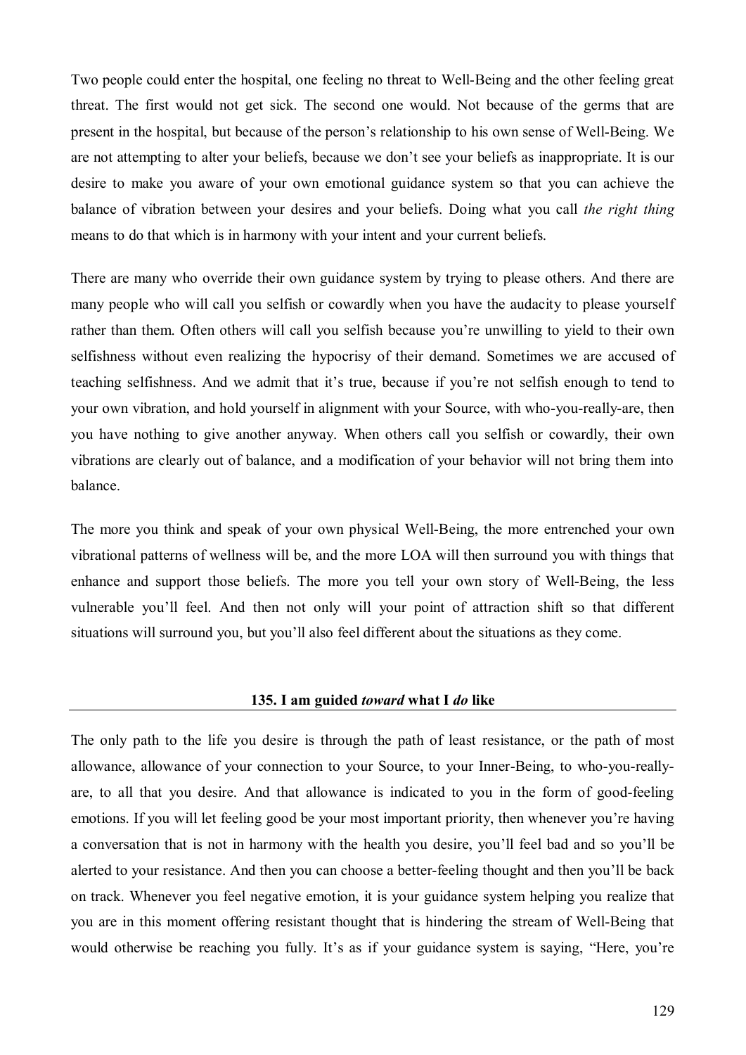Two people could enter the hospital, one feeling no threat to Well-Being and the other feeling great threat. The first would not get sick. The second one would. Not because of the germs that are present in the hospital, but because of the person's relationship to his own sense of Well-Being. We are not attempting to alter your beliefs, because we don't see your beliefs as inappropriate. It is our desire to make you aware of your own emotional guidance system so that you can achieve the balance of vibration between your desires and your beliefs. Doing what you call *the right thing* means to do that which is in harmony with your intent and your current beliefs.

There are many who override their own guidance system by trying to please others. And there are many people who will call you selfish or cowardly when you have the audacity to please yourself rather than them. Often others will call you selfish because you're unwilling to yield to their own selfishness without even realizing the hypocrisy of their demand. Sometimes we are accused of teaching selfishness. And we admit that it's true, because if you're not selfish enough to tend to your own vibration, and hold yourself in alignment with your Source, with who-you-really-are, then you have nothing to give another anyway. When others call you selfish or cowardly, their own vibrations are clearly out of balance, and a modification of your behavior will not bring them into balance.

The more you think and speak of your own physical Well-Being, the more entrenched your own vibrational patterns of wellness will be, and the more LOA will then surround you with things that enhance and support those beliefs. The more you tell your own story of Well-Being, the less vulnerable you'll feel. And then not only will your point of attraction shift so that different situations will surround you, but you'll also feel different about the situations as they come.

## 135. I am guided *toward* what I *do* like

The only path to the life you desire is through the path of least resistance, or the path of most allowance, allowance of your connection to your Source, to your Inner-Being, to who-you-really-are, to all that you desire. And that allowance is indicated to you in the form of good-feeling emotions. If you will let feeling good be your most important priority, then whenever you're having a conversation that is not in harmony with the health you desire, you'll feel bad and so you'll be alerted to your resistance. And then you can choose a better-feeling thought and then you'll be back on track. Whenever you feel negative emotion, it is your guidance system helping you realize that you are in this moment offering resistant thought that is hindering the stream of Well-Being that would otherwise be reaching you fully. It's as if your guidance system is saying, "Here, you're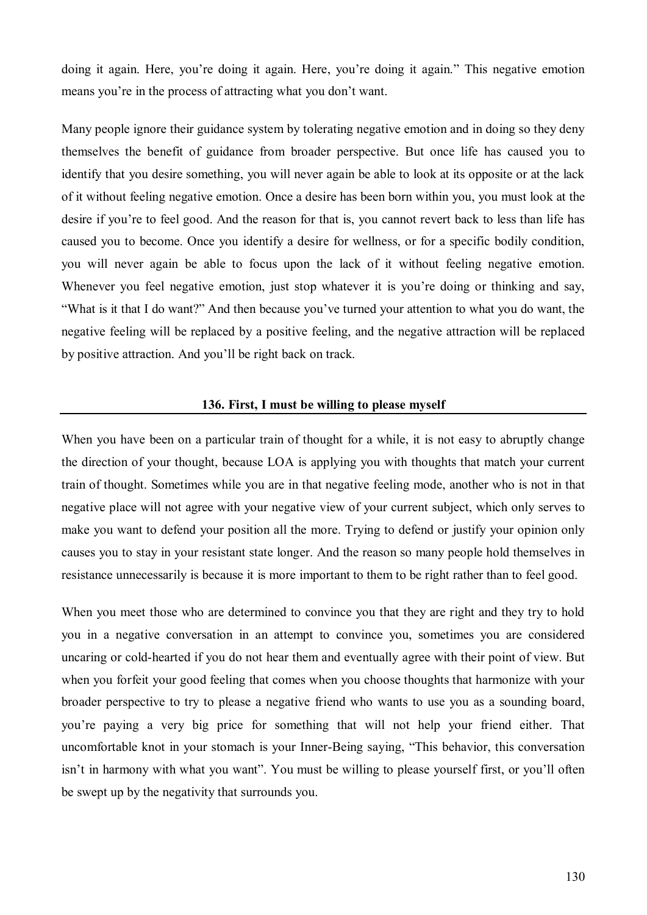doing it again. Here, you're doing it again. Here, you're doing it again." This negative emotion means you're in the process of attracting what you don't want.

Many people ignore their guidance system by tolerating negative emotion and in doing so they deny themselves the benefit of guidance from broader perspective. But once life has caused you to identify that you desire something, you will never again be able to look at its opposite or at the lack of it without feeling negative emotion. Once a desire has been born within you, you must look at the desire if you're to feel good. And the reason for that is, you cannot revert back to less than life has caused you to become. Once you identify a desire for wellness, or for a specific bodily condition, you will never again be able to focus upon the lack of it without feeling negative emotion. Whenever you feel negative emotion, just stop whatever it is you're doing or thinking and say, "What is it that I do want?" And then because you've turned your attention to what you do want, the negative feeling will be replaced by a positive feeling, and the negative attraction will be replaced by positive attraction. And you'll be right back on track.

## 136. First, I must be willing to please myself

When you have been on a particular train of thought for a while, it is not easy to abruptly change the direction of your thought, because LOA is applying you with thoughts that match your current train of thought. Sometimes while you are in that negative feeling mode, another who is not in that negative place will not agree with your negative view of your current subject, which only serves to make you want to defend your position all the more. Trying to defend or justify your opinion only causes you to stay in your resistant state longer. And the reason so many people hold themselves in resistance unnecessarily is because it is more important to them to be right rather than to feel good.

When you meet those who are determined to convince you that they are right and they try to hold you in a negative conversation in an attempt to convince you, sometimes you are considered uncaring or cold-hearted if you do not hear them and eventually agree with their point of view. But when you forfeit your good feeling that comes when you choose thoughts that harmonize with your broader perspective to try to please a negative friend who wants to use you as a sounding board, you're paying a very big price for something that will not help your friend either. That uncomfortable knot in your stomach is your Inner-Being saying, "This behavior, this conversation isn't in harmony with what you want". You must be willing to please yourself first, or you'll often be swept up by the negativity that surrounds you.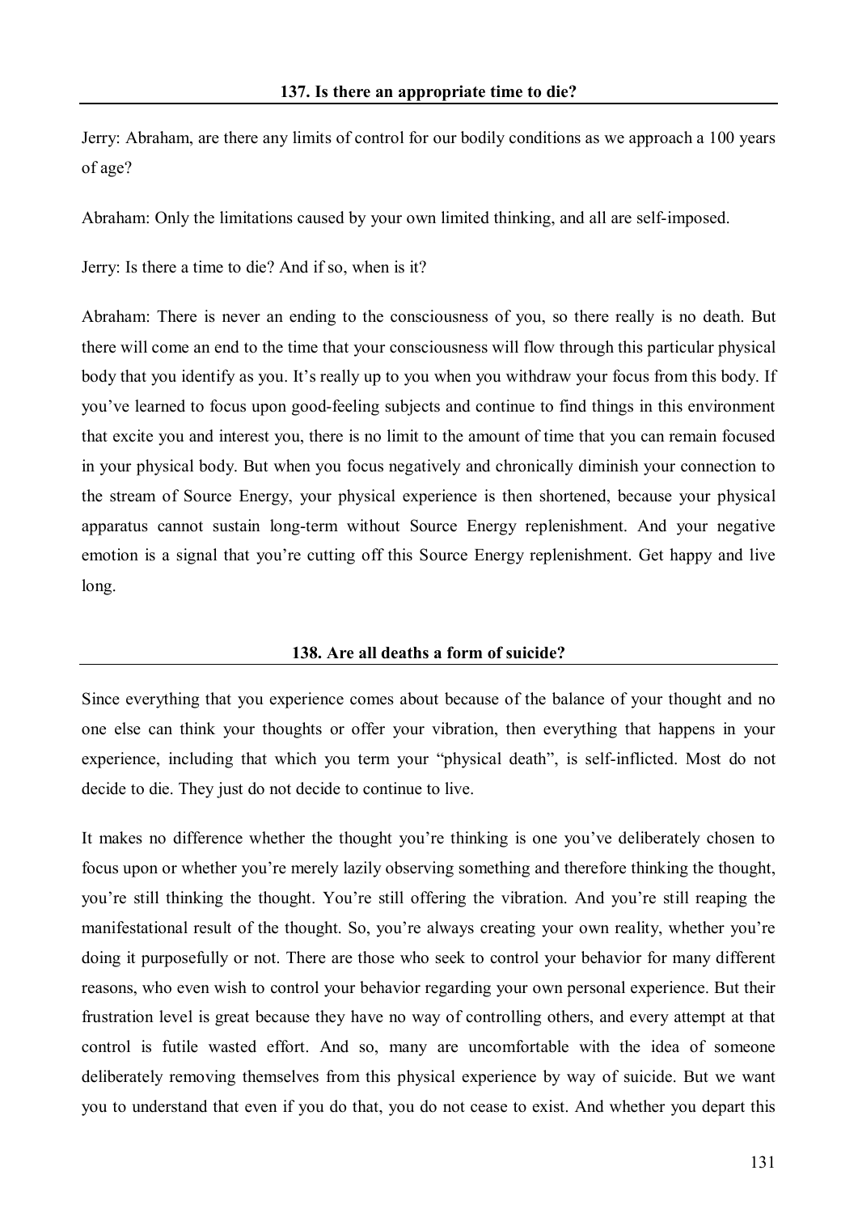## 137. Is there an appropriate time to die?

Jerry: Abraham, are there any limits of control for our bodily conditions as we approach a 100 years of age?

Abraham: Only the limitations caused by your own limited thinking, and all are self-imposed.

Jerry: Is there a time to die? And if so, when is it?

Abraham: There is never an ending to the consciousness of you, so there really is no death. But there will come an end to the time that your consciousness will flow through this particular physical body that you identify as you. It's really up to you when you withdraw your focus from this body. If you've learned to focus upon good-feeling subjects and continue to find things in this environment that excite you and interest you, there is no limit to the amount of time that you can remain focused in your physical body. But when you focus negatively and chronically diminish your connection to the stream of Source Energy, your physical experience is then shortened, because your physical apparatus cannot sustain long-term without Source Energy replenishment. And your negative emotion is a signal that you're cutting off this Source Energy replenishment. Get happy and live long.

## 138. Are all deaths a form of suicide?

Since everything that you experience comes about because of the balance of your thought and no one else can think your thoughts or offer your vibration, then everything that happens in your experience, including that which you term your "physical death", is self-inflicted. Most do not decide to die. They just do not decide to continue to live.

It makes no difference whether the thought you're thinking is one you've deliberately chosen to focus upon or whether you're merely lazily observing something and therefore thinking the thought, you're still thinking the thought. You're still offering the vibration. And you're still reaping the manifestational result of the thought. So, you're always creating your own reality, whether you're doing it purposefully or not. There are those who seek to control your behavior for many different reasons, who even wish to control your behavior regarding your own personal experience. But their frustration level is great because they have no way of controlling others, and every attempt at that control is futile wasted effort. And so, many are uncomfortable with the idea of someone deliberately removing themselves from this physical experience by way of suicide. But we want you to understand that even if you do that, you do not cease to exist. And whether you depart this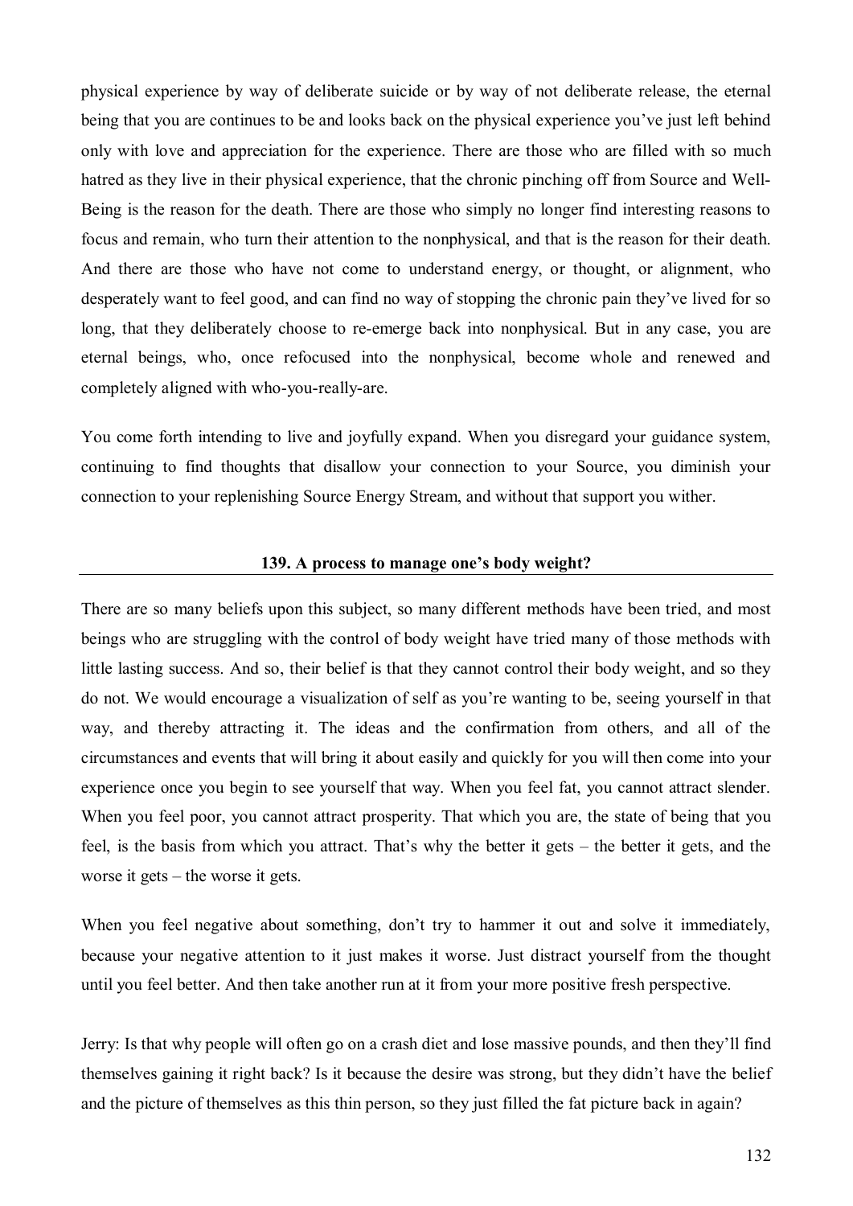physical experience by way of deliberate suicide or by way of not deliberate release, the eternal being that you are continues to be and looks back on the physical experience you've just left behind only with love and appreciation for the experience. There are those who are filled with so much hatred as they live in their physical experience, that the chronic pinching off from Source and Well-Being is the reason for the death. There are those who simply no longer find interesting reasons to focus and remain, who turn their attention to the nonphysical, and that is the reason for their death. And there are those who have not come to understand energy, or thought, or alignment, who desperately want to feel good, and can find no way of stopping the chronic pain they've lived for so long, that they deliberately choose to re-emerge back into nonphysical. But in any case, you are eternal beings, who, once refocused into the nonphysical, become whole and renewed and completely aligned with who-you-really-are.

You come forth intending to live and joyfully expand. When you disregard your guidance system, continuing to find thoughts that disallow your connection to your Source, you diminish your connection to your replenishing Source Energy Stream, and without that support you wither.

## 139. A process to manage one's body weight?

There are so many beliefs upon this subject, so many different methods have been tried, and most beings who are struggling with the control of body weight have tried many of those methods with little lasting success. And so, their belief is that they cannot control their body weight, and so they do not. We would encourage a visualization of self as you're wanting to be, seeing yourself in that way, and thereby attracting it. The ideas and the confirmation from others, and all of the circumstances and events that will bring it about easily and quickly for you will then come into your experience once you begin to see yourself that way. When you feel fat, you cannot attract slender. When you feel poor, you cannot attract prosperity. That which you are, the state of being that you feel, is the basis from which you attract. That's why the better it gets – the better it gets, and the worse it gets – the worse it gets.

When you feel negative about something, don't try to hammer it out and solve it immediately, because your negative attention to it just makes it worse. Just distract yourself from the thought until you feel better. And then take another run at it from your more positive fresh perspective.

Jerry: Is that why people will often go on a crash diet and lose massive pounds, and then they'll find themselves gaining it right back? Is it because the desire was strong, but they didn't have the belief and the picture of themselves as this thin person, so they just filled the fat picture back in again?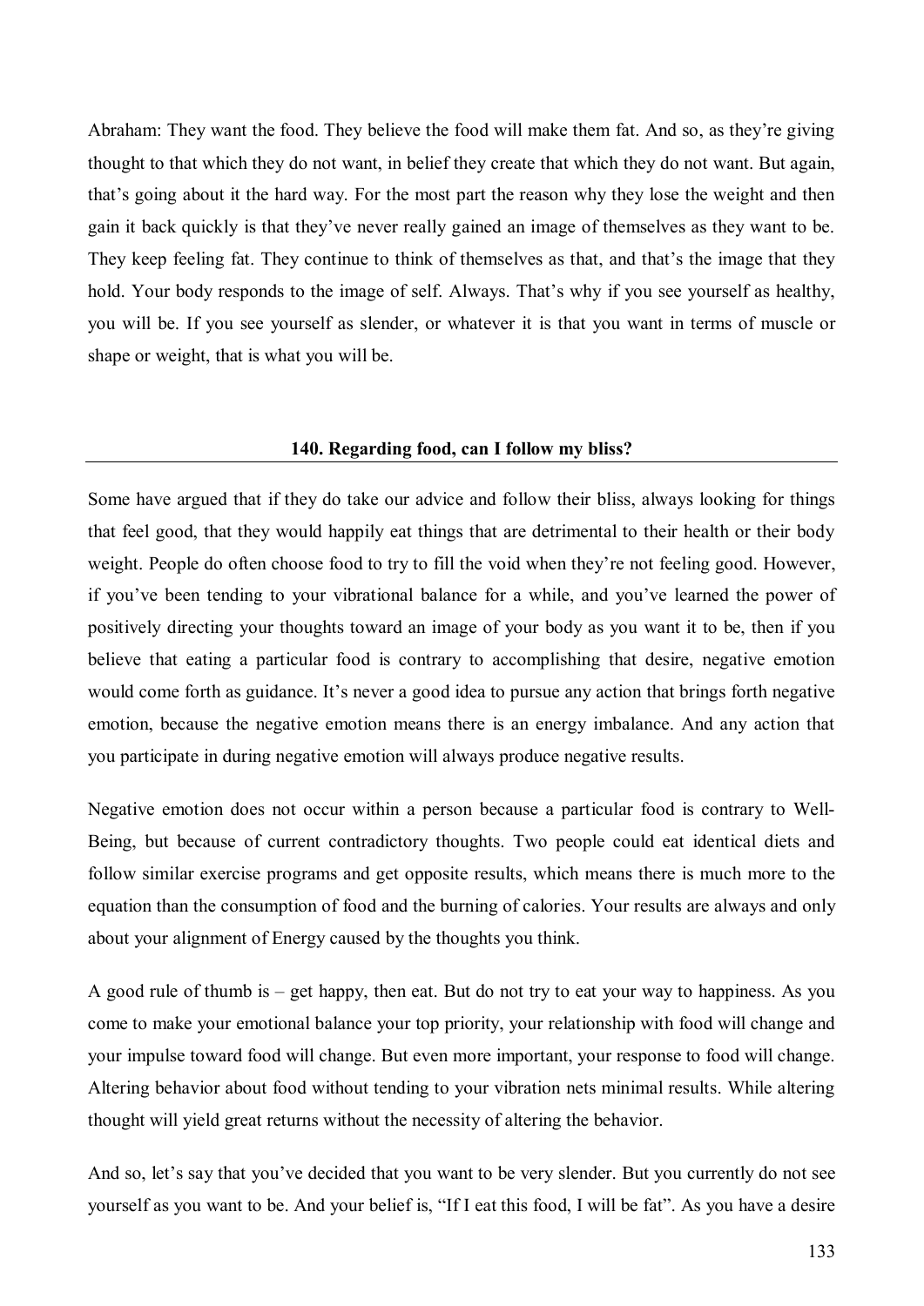Abraham: They want the food. They believe the food will make them fat. And so, as they're giving thought to that which they do not want, in belief they create that which they do not want. But again, that's going about it the hard way. For the most part the reason why they lose the weight and then gain it back quickly is that they've never really gained an image of themselves as they want to be. They keep feeling fat. They continue to think of themselves as that, and that's the image that they hold. Your body responds to the image of self. Always. That's why if you see yourself as healthy, you will be. If you see yourself as slender, or whatever it is that you want in terms of muscle or shape or weight, that is what you will be.

### 140. Regarding food, can I follow my bliss?

Some have argued that if they do take our advice and follow their bliss, always looking for things that feel good, that they would happily eat things that are detrimental to their health or their body weight. People do often choose food to try to fill the void when they're not feeling good. However, if you've been tending to your vibrational balance for a while, and you've learned the power of positively directing your thoughts toward an image of your body as you want it to be, then if you believe that eating a particular food is contrary to accomplishing that desire, negative emotion would come forth as guidance. It's never a good idea to pursue any action that brings forth negative emotion, because the negative emotion means there is an energy imbalance. And any action that you participate in during negative emotion will always produce negative results.

Negative emotion does not occur within a person because a particular food is contrary to Well-Being, but because of current contradictory thoughts. Two people could eat identical diets and follow similar exercise programs and get opposite results, which means there is much more to the equation than the consumption of food and the burning of calories. Your results are always and only about your alignment of Energy caused by the thoughts you think.

A good rule of thumb is – get happy, then eat. But do not try to eat your way to happiness. As you come to make your emotional balance your top priority, your relationship with food will change and your impulse toward food will change. But even more important, your response to food will change. Altering behavior about food without tending to your vibration nets minimal results. While altering thought will yield great returns without the necessity of altering the behavior.

And so, let's say that you've decided that you want to be very slender. But you currently do not see yourself as you want to be. And your belief is, "If I eat this food, I will be fat". As you have a desire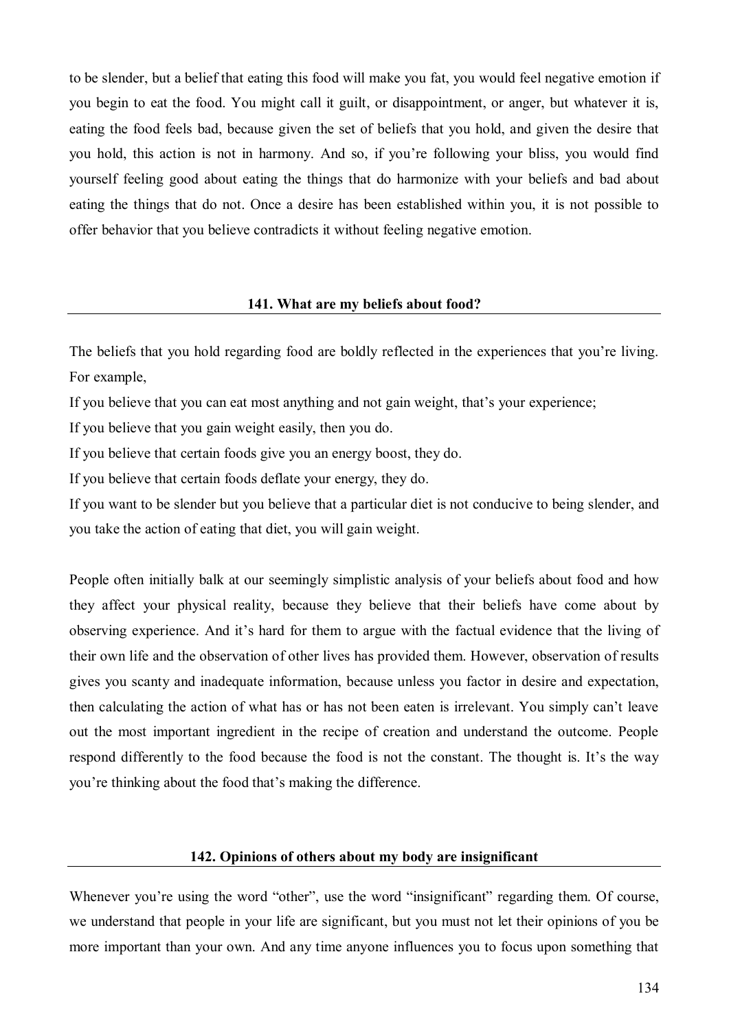to be slender, but a belief that eating this food will make you fat, you would feel negative emotion if you begin to eat the food. You might call it guilt, or disappointment, or anger, but whatever it is, eating the food feels bad, because given the set of beliefs that you hold, and given the desire that you hold, this action is not in harmony. And so, if you're following your bliss, you would find yourself feeling good about eating the things that do harmonize with your beliefs and bad about eating the things that do not. Once a desire has been established within you, it is not possible to offer behavior that you believe contradicts it without feeling negative emotion.

## 141. What are my beliefs about food?

The beliefs that you hold regarding food are boldly reflected in the experiences that you're living. For example,

If you believe that you can eat most anything and not gain weight, that's your experience;

If you believe that you gain weight easily, then you do.

If you believe that certain foods give you an energy boost, they do.

If you believe that certain foods deflate your energy, they do.

If you want to be slender but you believe that a particular diet is not conducive to being slender, and you take the action of eating that diet, you will gain weight.

People often initially balk at our seemingly simplistic analysis of your beliefs about food and how they affect your physical reality, because they believe that their beliefs have come about by observing experience. And it's hard for them to argue with the factual evidence that the living of their own life and the observation of other lives has provided them. However, observation of results gives you scanty and inadequate information, because unless you factor in desire and expectation, then calculating the action of what has or has not been eaten is irrelevant. You simply can't leave out the most important ingredient in the recipe of creation and understand the outcome. People respond differently to the food because the food is not the constant. The thought is. It's the way you're thinking about the food that's making the difference.

## 142. Opinions of others about my body are insignificant

Whenever you're using the word "other", use the word "insignificant" regarding them. Of course, we understand that people in your life are significant, but you must not let their opinions of you be more important than your own. And any time anyone influences you to focus upon something that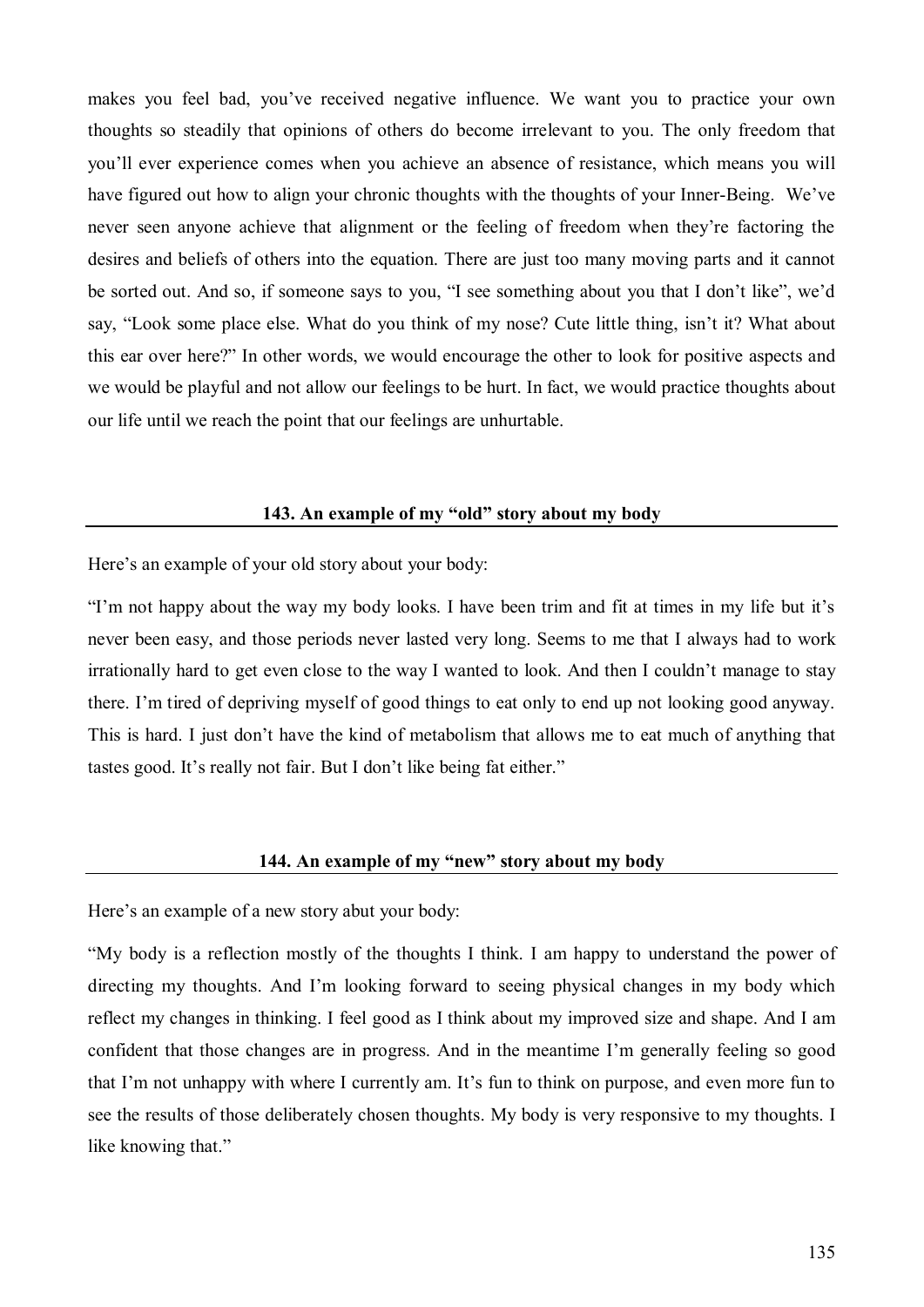makes you feel bad, you've received negative influence. We want you to practice your own thoughts so steadily that opinions of others do become irrelevant to you. The only freedom that you'll ever experience comes when you achieve an absence of resistance, which means you will have figured out how to align your chronic thoughts with the thoughts of your Inner-Being. We've never seen anyone achieve that alignment or the feeling of freedom when they're factoring the desires and beliefs of others into the equation. There are just too many moving parts and it cannot be sorted out. And so, if someone says to you, "I see something about you that I don't like", we'd say, "Look some place else. What do you think of my nose? Cute little thing, isn't it? What about this ear over here?" In other words, we would encourage the other to look for positive aspects and we would be playful and not allow our feelings to be hurt. In fact, we would practice thoughts about our life until we reach the point that our feelings are unhurtable.

### 143. An example of my "old" story about my body

Here's an example of your old story about your body:

"I'm not happy about the way my body looks. I have been trim and fit at times in my life but it's never been easy, and those periods never lasted very long. Seems to me that I always had to work irrationally hard to get even close to the way I wanted to look. And then I couldn't manage to stay there. I'm tired of depriving myself of good things to eat only to end up not looking good anyway. This is hard. I just don't have the kind of metabolism that allows me to eat much of anything that tastes good. It's really not fair. But I don't like being fat either."

### 144. An example of my "new" story about my body

Here's an example of a new story abut your body:

"My body is a reflection mostly of the thoughts I think. I am happy to understand the power of directing my thoughts. And I'm looking forward to seeing physical changes in my body which reflect my changes in thinking. I feel good as I think about my improved size and shape. And I am confident that those changes are in progress. And in the meantime I'm generally feeling so good that I'm not unhappy with where I currently am. It's fun to think on purpose, and even more fun to see the results of those deliberately chosen thoughts. My body is very responsive to my thoughts. I like knowing that."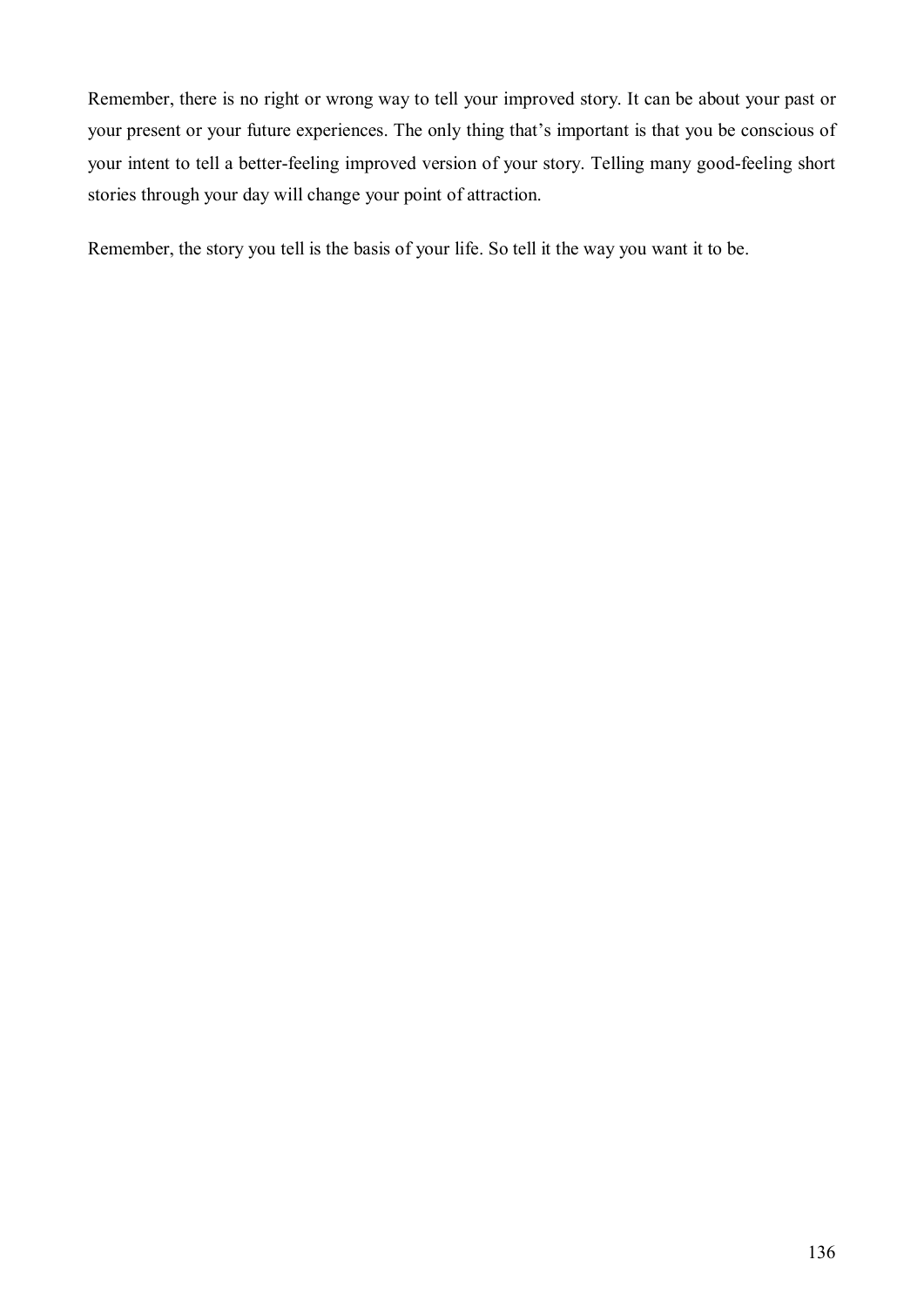Remember, there is no right or wrong way to tell your improved story. It can be about your past or your present or your future experiences. The only thing that's important is that you be conscious of your intent to tell a better-feeling improved version of your story. Telling many good-feeling short stories through your day will change your point of attraction.

Remember, the story you tell is the basis of your life. So tell it the way you want it to be.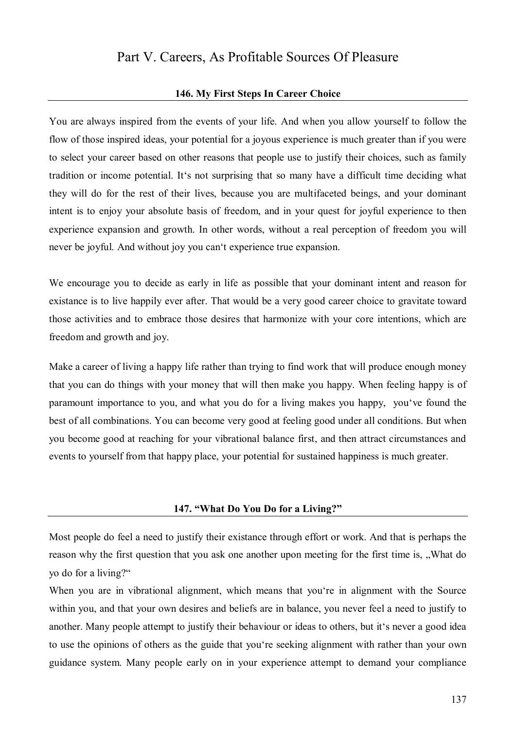# Part V. Careers, As Profitable Sources Of Pleasure

## 146. My First Steps In Career Choice

You are always inspired from the events of your life. And when you allow yourself to follow the flow of those inspired ideas, your potential for a joyous experience is much greater than if you were to select your career based on other reasons that people use to justify their choices, such as family tradition or income potential. It‘s not surprising that so many have a difficult time deciding what they will do for the rest of their lives, because you are multifaceted beings, and your dominant intent is to enjoy your absolute basis of freedom, and in your quest for joyful experience to then experience expansion and growth. In other words, without a real perception of freedom you will never be joyful. And without joy you can‘t experience true expansion.

We encourage you to decide as early in life as possible that your dominant intent and reason for existance is to live happily ever after. That would be a very good career choice to gravitate toward those activities and to embrace those desires that harmonize with your core intentions, which are freedom and growth and joy.

Make a career of living a happy life rather than trying to find work that will produce enough money that you can do things with your money that will then make you happy. When feeling happy is of paramount importance to you, and what you do for a living makes you happy, you‘ve found the best of all combinations. You can become very good at feeling good under all conditions. But when you become good at reaching for your vibrational balance first, and then attract circumstances and events to yourself from that happy place, your potential for sustained happiness is much greater.

## 147. “What Do You Do for a Living?”

Most people do feel a need to justify their existance through effort or work. And that is perhaps the reason why the first question that you ask one another upon meeting for the first time is, „What do yo do for a living?“

When you are in vibrational alignment, which means that you‘re in alignment with the Source within you, and that your own desires and beliefs are in balance, you never feel a need to justify to another. Many people attempt to justify their behaviour or ideas to others, but it‘s never a good idea to use the opinions of others as the guide that you‘re seeking alignment with rather than your own guidance system. Many people early on in your experience attempt to demand your compliance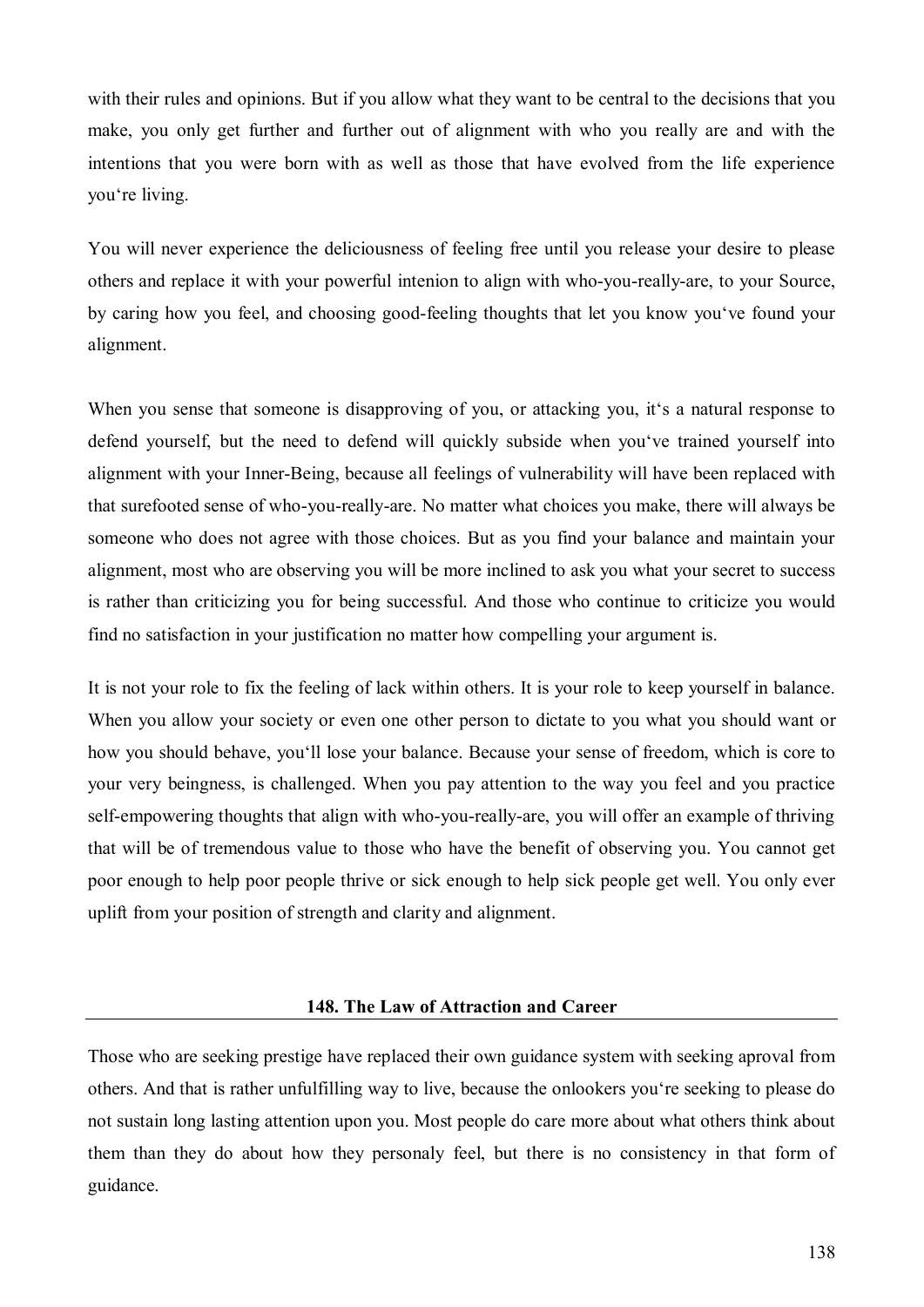with their rules and opinions. But if you allow what they want to be central to the decisions that you make, you only get further and further out of alignment with who you really are and with the intentions that you were born with as well as those that have evolved from the life experience you‘re living.

You will never experience the deliciousness of feeling free until you release your desire to please others and replace it with your powerful intenion to align with who-you-really-are, to your Source, by caring how you feel, and choosing good-feeling thoughts that let you know you‘ve found your alignment.

When you sense that someone is disapproving of you, or attacking you, it‘s a natural response to defend yourself, but the need to defend will quickly subside when you‘ve trained yourself into alignment with your Inner-Being, because all feelings of vulnerability will have been replaced with that surefooted sense of who-you-really-are. No matter what choices you make, there will always be someone who does not agree with those choices. But as you find your balance and maintain your alignment, most who are observing you will be more inclined to ask you what your secret to success is rather than criticizing you for being successful. And those who continue to criticize you would find no satisfaction in your justification no matter how compelling your argument is.

It is not your role to fix the feeling of lack within others. It is your role to keep yourself in balance. When you allow your society or even one other person to dictate to you what you should want or how you should behave, you‘ll lose your balance. Because your sense of freedom, which is core to your very beingness, is challenged. When you pay attention to the way you feel and you practice self-empowering thoughts that align with who-you-really-are, you will offer an example of thriving that will be of tremendous value to those who have the benefit of observing you. You cannot get poor enough to help poor people thrive or sick enough to help sick people get well. You only ever uplift from your position of strength and clarity and alignment.

## 148. The Law of Attraction and Career

Those who are seeking prestige have replaced their own guidance system with seeking aproval from others. And that is rather unfulfilling way to live, because the onlookers you‘re seeking to please do not sustain long lasting attention upon you. Most people do care more about what others think about them than they do about how they personaly feel, but there is no consistency in that form of guidance.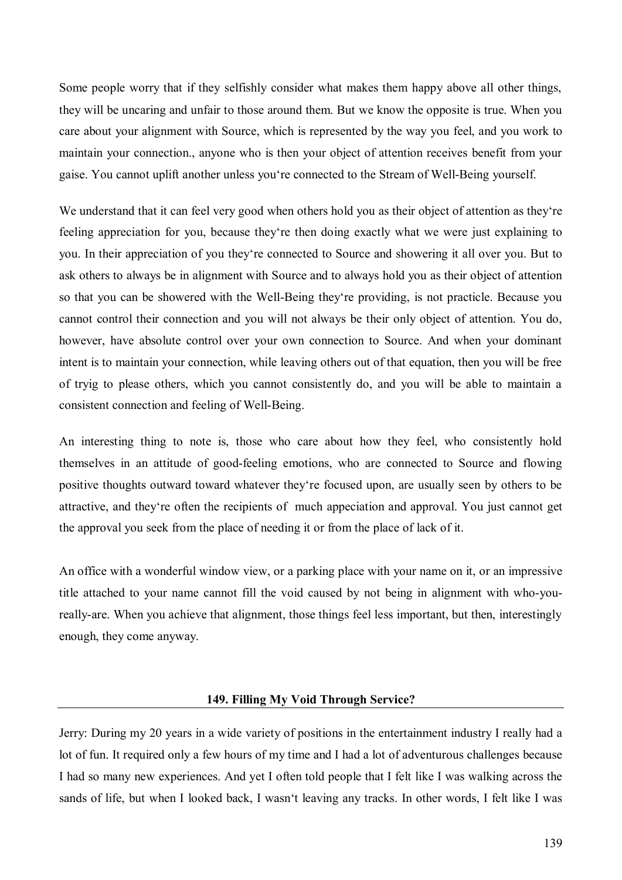Some people worry that if they selfishly consider what makes them happy above all other things, they will be uncaring and unfair to those around them. But we know the opposite is true. When you care about your alignment with Source, which is represented by the way you feel, and you work to maintain your connection., anyone who is then your object of attention receives benefit from your gaise. You cannot uplift another unless you‗re connected to the Stream of Well-Being yourself.

We understand that it can feel very good when others hold you as their object of attention as they‗re feeling appreciation for you, because they‗re then doing exactly what we were just explaining to you. In their appreciation of you they‗re connected to Source and showering it all over you. But to ask others to always be in alignment with Source and to always hold you as their object of attention so that you can be showered with the Well-Being they‗re providing, is not practicle. Because you cannot control their connection and you will not always be their only object of attention. You do, however, have absolute control over your own connection to Source. And when your dominant intent is to maintain your connection, while leaving others out of that equation, then you will be free of tryig to please others, which you cannot consistently do, and you will be able to maintain a consistent connection and feeling of Well-Being.

An interesting thing to note is, those who care about how they feel, who consistently hold themselves in an attitude of good-feeling emotions, who are connected to Source and flowing positive thoughts outward toward whatever they‗re focused upon, are usually seen by others to be attractive, and they‗re often the recipients of much appeciation and approval. You just cannot get the approval you seek from the place of needing it or from the place of lack of it.

An office with a wonderful window view, or a parking place with your name on it, or an impressive title attached to your name cannot fill the void caused by not being in alignment with who-you-really-are. When you achieve that alignment, those things feel less important, but then, interestingly enough, they come anyway.

## 149. Filling My Void Through Service?

Jerry: During my 20 years in a wide variety of positions in the entertainment industry I really had a lot of fun. It required only a few hours of my time and I had a lot of adventurous challenges because I had so many new experiences. And yet I often told people that I felt like I was walking across the sands of life, but when I looked back, I wasn‗t leaving any tracks. In other words, I felt like I was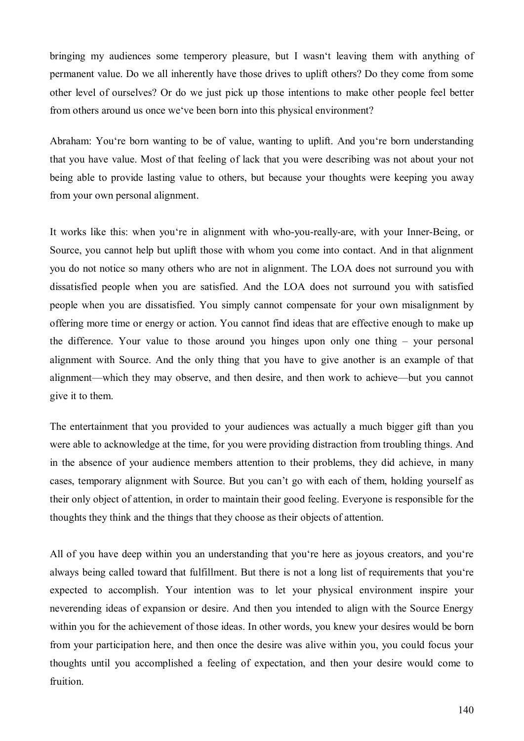bringing my audiences some temperory pleasure, but I wasn‘t leaving them with anything of permanent value. Do we all inherently have those drives to uplift others? Do they come from some other level of ourselves? Or do we just pick up those intentions to make other people feel better from others around us once we‘ve been born into this physical environment?

Abraham: You‘re born wanting to be of value, wanting to uplift. And you‘re born understanding that you have value. Most of that feeling of lack that you were describing was not about your not being able to provide lasting value to others, but because your thoughts were keeping you away from your own personal alignment.

It works like this: when you‘re in alignment with who-you-really-are, with your Inner-Being, or Source, you cannot help but uplift those with whom you come into contact. And in that alignment you do not notice so many others who are not in alignment. The LOA does not surround you with dissatisfied people when you are satisfied. And the LOA does not surround you with satisfied people when you are dissatisfied. You simply cannot compensate for your own misalignment by offering more time or energy or action. You cannot find ideas that are effective enough to make up the difference. Your value to those around you hinges upon only one thing – your personal alignment with Source. And the only thing that you have to give another is an example of that alignment—which they may observe, and then desire, and then work to achieve—but you cannot give it to them.

The entertainment that you provided to your audiences was actually a much bigger gift than you were able to acknowledge at the time, for you were providing distraction from troubling things. And in the absence of your audience members attention to their problems, they did achieve, in many cases, temporary alignment with Source. But you can’t go with each of them, holding yourself as their only object of attention, in order to maintain their good feeling. Everyone is responsible for the thoughts they think and the things that they choose as their objects of attention.

All of you have deep within you an understanding that you‘re here as joyous creators, and you‘re always being called toward that fulfillment. But there is not a long list of requirements that you‘re expected to accomplish. Your intention was to let your physical environment inspire your neverending ideas of expansion or desire. And then you intended to align with the Source Energy within you for the achievement of those ideas. In other words, you knew your desires would be born from your participation here, and then once the desire was alive within you, you could focus your thoughts until you accomplished a feeling of expectation, and then your desire would come to fruition.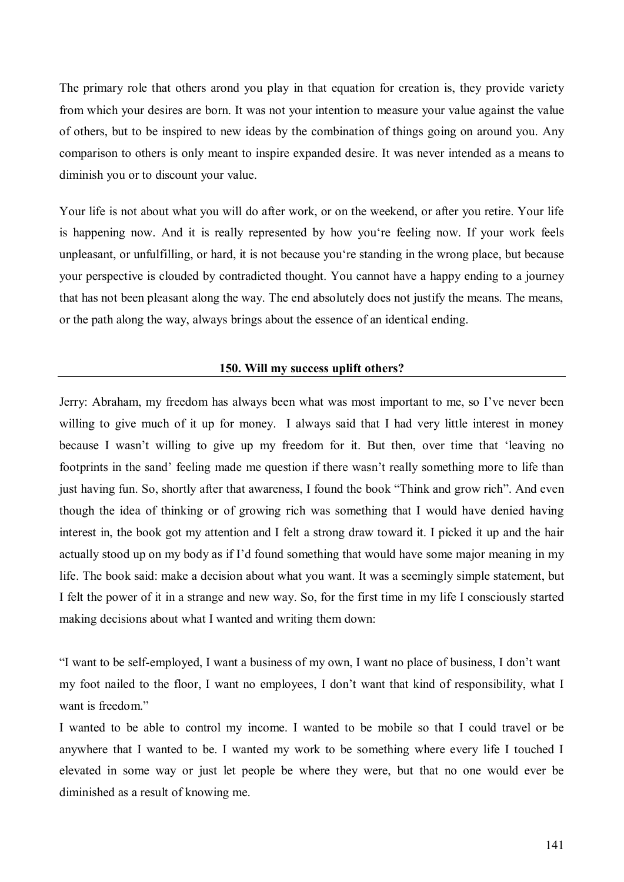The primary role that others arond you play in that equation for creation is, they provide variety from which your desires are born. It was not your intention to measure your value against the value of others, but to be inspired to new ideas by the combination of things going on around you. Any comparison to others is only meant to inspire expanded desire. It was never intended as a means to diminish you or to discount your value.

Your life is not about what you will do after work, or on the weekend, or after you retire. Your life is happening now. And it is really represented by how you‘re feeling now. If your work feels unpleasant, or unfulfilling, or hard, it is not because you‘re standing in the wrong place, but because your perspective is clouded by contradicted thought. You cannot have a happy ending to a journey that has not been pleasant along the way. The end absolutely does not justify the means. The means, or the path along the way, always brings about the essence of an identical ending.

## 150. Will my success uplift others?

Jerry: Abraham, my freedom has always been what was most important to me, so I’ve never been willing to give much of it up for money. I always said that I had very little interest in money because I wasn’t willing to give up my freedom for it. But then, over time that ‘leaving no footprints in the sand’ feeling made me question if there wasn’t really something more to life than just having fun. So, shortly after that awareness, I found the book “Think and grow rich”. And even though the idea of thinking or of growing rich was something that I would have denied having interest in, the book got my attention and I felt a strong draw toward it. I picked it up and the hair actually stood up on my body as if I’d found something that would have some major meaning in my life. The book said: make a decision about what you want. It was a seemingly simple statement, but I felt the power of it in a strange and new way. So, for the first time in my life I consciously started making decisions about what I wanted and writing them down:

“I want to be self-employed, I want a business of my own, I want no place of business, I don’t want my foot nailed to the floor, I want no employees, I don’t want that kind of responsibility, what I want is freedom.”

I wanted to be able to control my income. I wanted to be mobile so that I could travel or be anywhere that I wanted to be. I wanted my work to be something where every life I touched I elevated in some way or just let people be where they were, but that no one would ever be diminished as a result of knowing me.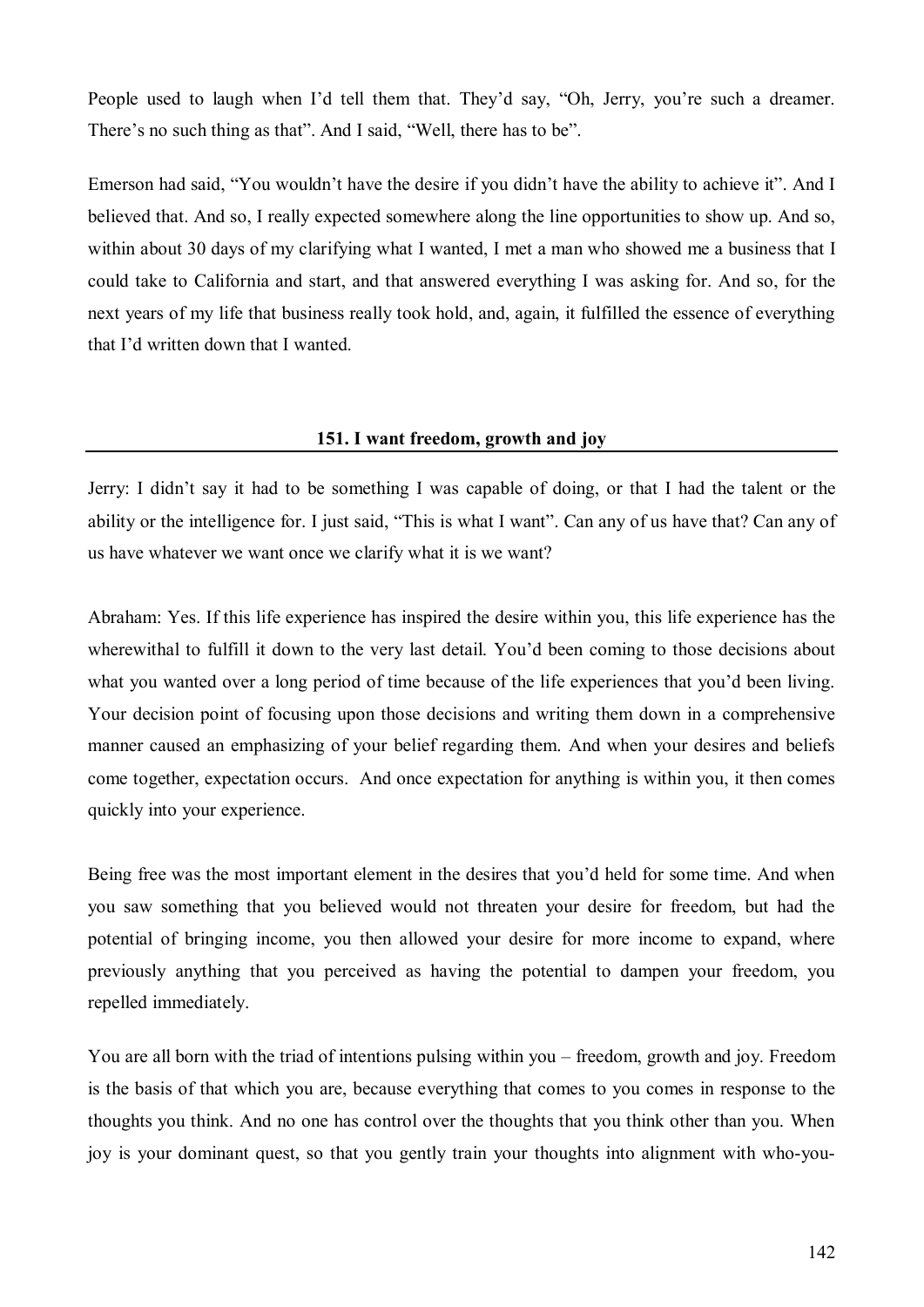People used to laugh when I'd tell them that. They'd say, "Oh, Jerry, you're such a dreamer. There's no such thing as that". And I said, "Well, there has to be".

Emerson had said, "You wouldn't have the desire if you didn't have the ability to achieve it". And I believed that. And so, I really expected somewhere along the line opportunities to show up. And so, within about 30 days of my clarifying what I wanted, I met a man who showed me a business that I could take to California and start, and that answered everything I was asking for. And so, for the next years of my life that business really took hold, and, again, it fulfilled the essence of everything that I'd written down that I wanted.

## 151. I want freedom, growth and joy

Jerry: I didn't say it had to be something I was capable of doing, or that I had the talent or the ability or the intelligence for. I just said, "This is what I want". Can any of us have that? Can any of us have whatever we want once we clarify what it is we want?

Abraham: Yes. If this life experience has inspired the desire within you, this life experience has the wherewithal to fulfill it down to the very last detail. You'd been coming to those decisions about what you wanted over a long period of time because of the life experiences that you'd been living. Your decision point of focusing upon those decisions and writing them down in a comprehensive manner caused an emphasizing of your belief regarding them. And when your desires and beliefs come together, expectation occurs. And once expectation for anything is within you, it then comes quickly into your experience.

Being free was the most important element in the desires that you'd held for some time. And when you saw something that you believed would not threaten your desire for freedom, but had the potential of bringing income, you then allowed your desire for more income to expand, where previously anything that you perceived as having the potential to dampen your freedom, you repelled immediately.

You are all born with the triad of intentions pulsing within you – freedom, growth and joy. Freedom is the basis of that which you are, because everything that comes to you comes in response to the thoughts you think. And no one has control over the thoughts that you think other than you. When joy is your dominant quest, so that you gently train your thoughts into alignment with who-you-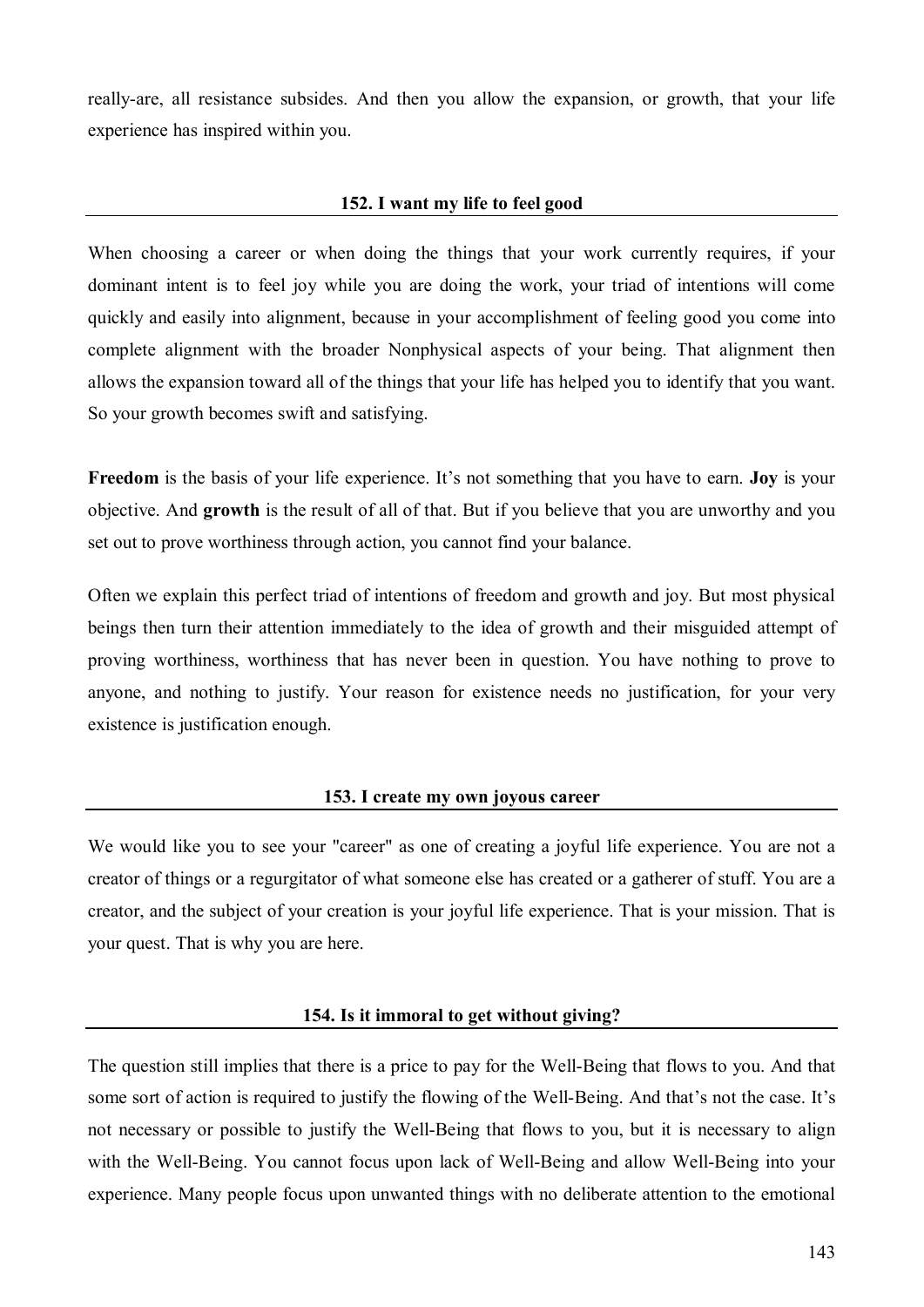really-are, all resistance subsides. And then you allow the expansion, or growth, that your life experience has inspired within you.

## 152. I want my life to feel good

When choosing a career or when doing the things that your work currently requires, if your dominant intent is to feel joy while you are doing the work, your triad of intentions will come quickly and easily into alignment, because in your accomplishment of feeling good you come into complete alignment with the broader Nonphysical aspects of your being. That alignment then allows the expansion toward all of the things that your life has helped you to identify that you want. So your growth becomes swift and satisfying.

**Freedom** is the basis of your life experience. It's not something that you have to earn. **Joy** is your objective. And **growth** is the result of all of that. But if you believe that you are unworthy and you set out to prove worthiness through action, you cannot find your balance.

Often we explain this perfect triad of intentions of freedom and growth and joy. But most physical beings then turn their attention immediately to the idea of growth and their misguided attempt of proving worthiness, worthiness that has never been in question. You have nothing to prove to anyone, and nothing to justify. Your reason for existence needs no justification, for your very existence is justification enough.

## 153. I create my own joyous career

We would like you to see your "career" as one of creating a joyful life experience. You are not a creator of things or a regurgitator of what someone else has created or a gatherer of stuff. You are a creator, and the subject of your creation is your joyful life experience. That is your mission. That is your quest. That is why you are here.

## 154. Is it immoral to get without giving?

The question still implies that there is a price to pay for the Well-Being that flows to you. And that some sort of action is required to justify the flowing of the Well-Being. And that's not the case. It's not necessary or possible to justify the Well-Being that flows to you, but it is necessary to align with the Well-Being. You cannot focus upon lack of Well-Being and allow Well-Being into your experience. Many people focus upon unwanted things with no deliberate attention to the emotional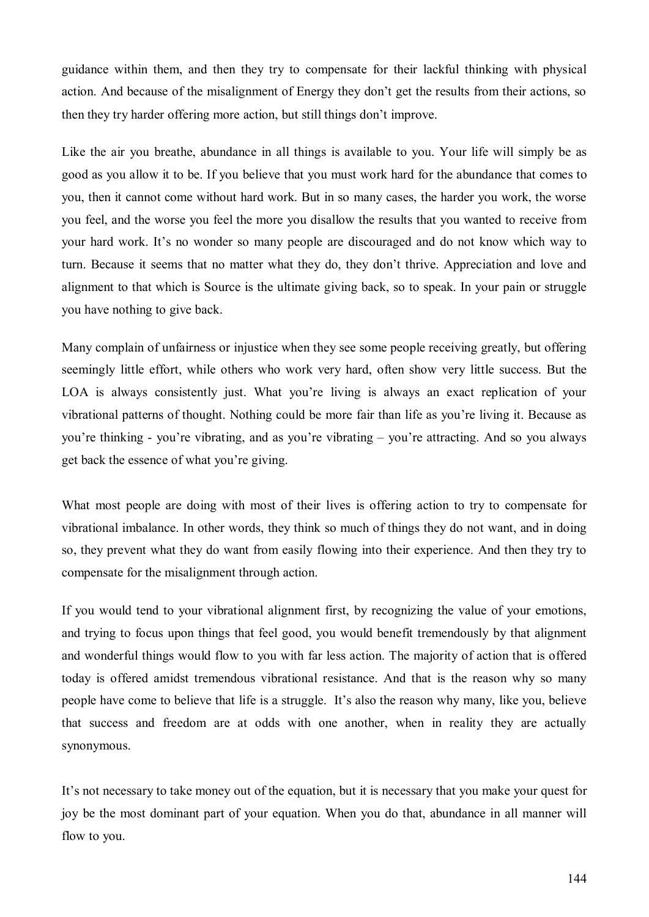guidance within them, and then they try to compensate for their lackful thinking with physical action. And because of the misalignment of Energy they don't get the results from their actions, so then they try harder offering more action, but still things don't improve.

Like the air you breathe, abundance in all things is available to you. Your life will simply be as good as you allow it to be. If you believe that you must work hard for the abundance that comes to you, then it cannot come without hard work. But in so many cases, the harder you work, the worse you feel, and the worse you feel the more you disallow the results that you wanted to receive from your hard work. It's no wonder so many people are discouraged and do not know which way to turn. Because it seems that no matter what they do, they don't thrive. Appreciation and love and alignment to that which is Source is the ultimate giving back, so to speak. In your pain or struggle you have nothing to give back.

Many complain of unfairness or injustice when they see some people receiving greatly, but offering seemingly little effort, while others who work very hard, often show very little success. But the LOA is always consistently just. What you're living is always an exact replication of your vibrational patterns of thought. Nothing could be more fair than life as you're living it. Because as you're thinking - you're vibrating, and as you're vibrating – you're attracting. And so you always get back the essence of what you're giving.

What most people are doing with most of their lives is offering action to try to compensate for vibrational imbalance. In other words, they think so much of things they do not want, and in doing so, they prevent what they do want from easily flowing into their experience. And then they try to compensate for the misalignment through action.

If you would tend to your vibrational alignment first, by recognizing the value of your emotions, and trying to focus upon things that feel good, you would benefit tremendously by that alignment and wonderful things would flow to you with far less action. The majority of action that is offered today is offered amidst tremendous vibrational resistance. And that is the reason why so many people have come to believe that life is a struggle. It's also the reason why many, like you, believe that success and freedom are at odds with one another, when in reality they are actually synonymous.

It's not necessary to take money out of the equation, but it is necessary that you make your quest for joy be the most dominant part of your equation. When you do that, abundance in all manner will flow to you.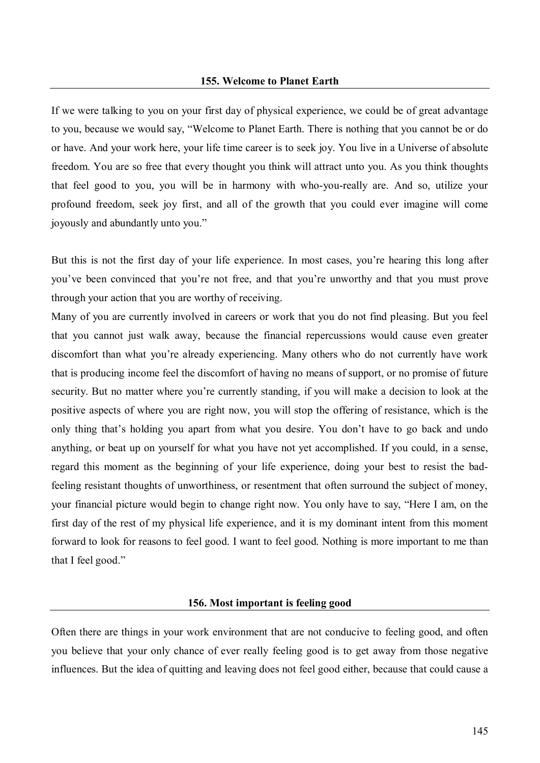## 155. Welcome to Planet Earth

If we were talking to you on your first day of physical experience, we could be of great advantage to you, because we would say, "Welcome to Planet Earth. There is nothing that you cannot be or do or have. And your work here, your life time career is to seek joy. You live in a Universe of absolute freedom. You are so free that every thought you think will attract unto you. As you think thoughts that feel good to you, you will be in harmony with who-you-really are. And so, utilize your profound freedom, seek joy first, and all of the growth that you could ever imagine will come joyously and abundantly unto you."

But this is not the first day of your life experience. In most cases, you're hearing this long after you've been convinced that you're not free, and that you're unworthy and that you must prove through your action that you are worthy of receiving.

Many of you are currently involved in careers or work that you do not find pleasing. But you feel that you cannot just walk away, because the financial repercussions would cause even greater discomfort than what you're already experiencing. Many others who do not currently have work that is producing income feel the discomfort of having no means of support, or no promise of future security. But no matter where you're currently standing, if you will make a decision to look at the positive aspects of where you are right now, you will stop the offering of resistance, which is the only thing that's holding you apart from what you desire. You don't have to go back and undo anything, or beat up on yourself for what you have not yet accomplished. If you could, in a sense, regard this moment as the beginning of your life experience, doing your best to resist the bad-feeling resistant thoughts of unworthiness, or resentment that often surround the subject of money, your financial picture would begin to change right now. You only have to say, "Here I am, on the first day of the rest of my physical life experience, and it is my dominant intent from this moment forward to look for reasons to feel good. I want to feel good. Nothing is more important to me than that I feel good."

## 156. Most important is feeling good

Often there are things in your work environment that are not conducive to feeling good, and often you believe that your only chance of ever really feeling good is to get away from those negative influences. But the idea of quitting and leaving does not feel good either, because that could cause a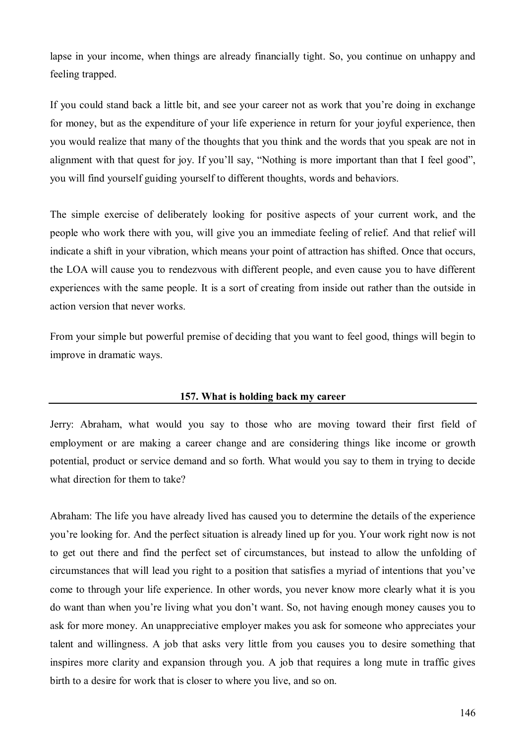lapse in your income, when things are already financially tight. So, you continue on unhappy and feeling trapped.

If you could stand back a little bit, and see your career not as work that you're doing in exchange for money, but as the expenditure of your life experience in return for your joyful experience, then you would realize that many of the thoughts that you think and the words that you speak are not in alignment with that quest for joy. If you'll say, "Nothing is more important than that I feel good", you will find yourself guiding yourself to different thoughts, words and behaviors.

The simple exercise of deliberately looking for positive aspects of your current work, and the people who work there with you, will give you an immediate feeling of relief. And that relief will indicate a shift in your vibration, which means your point of attraction has shifted. Once that occurs, the LOA will cause you to rendezvous with different people, and even cause you to have different experiences with the same people. It is a sort of creating from inside out rather than the outside in action version that never works.

From your simple but powerful premise of deciding that you want to feel good, things will begin to improve in dramatic ways.

## 157. What is holding back my career

Jerry: Abraham, what would you say to those who are moving toward their first field of employment or are making a career change and are considering things like income or growth potential, product or service demand and so forth. What would you say to them in trying to decide what direction for them to take?

Abraham: The life you have already lived has caused you to determine the details of the experience you're looking for. And the perfect situation is already lined up for you. Your work right now is not to get out there and find the perfect set of circumstances, but instead to allow the unfolding of circumstances that will lead you right to a position that satisfies a myriad of intentions that you've come to through your life experience. In other words, you never know more clearly what it is you do want than when you're living what you don't want. So, not having enough money causes you to ask for more money. An unappreciative employer makes you ask for someone who appreciates your talent and willingness. A job that asks very little from you causes you to desire something that inspires more clarity and expansion through you. A job that requires a long mute in traffic gives birth to a desire for work that is closer to where you live, and so on.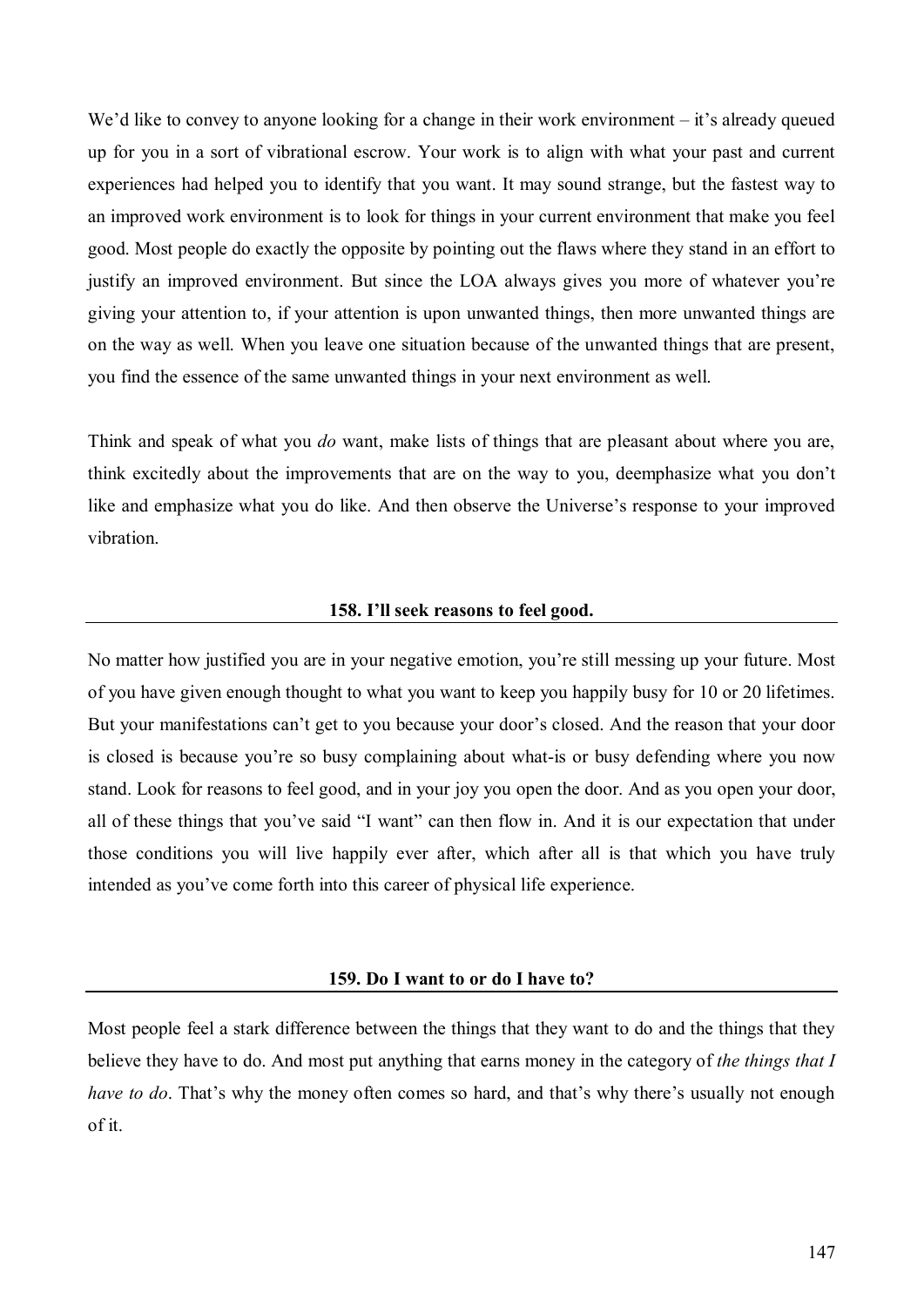We'd like to convey to anyone looking for a change in their work environment – it's already queued up for you in a sort of vibrational escrow. Your work is to align with what your past and current experiences had helped you to identify that you want. It may sound strange, but the fastest way to an improved work environment is to look for things in your current environment that make you feel good. Most people do exactly the opposite by pointing out the flaws where they stand in an effort to justify an improved environment. But since the LOA always gives you more of whatever you're giving your attention to, if your attention is upon unwanted things, then more unwanted things are on the way as well. When you leave one situation because of the unwanted things that are present, you find the essence of the same unwanted things in your next environment as well.

Think and speak of what you *do* want, make lists of things that are pleasant about where you are, think excitedly about the improvements that are on the way to you, deemphasize what you don't like and emphasize what you do like. And then observe the Universe's response to your improved vibration.

## 158. I'll seek reasons to feel good.

No matter how justified you are in your negative emotion, you're still messing up your future. Most of you have given enough thought to what you want to keep you happily busy for 10 or 20 lifetimes. But your manifestations can't get to you because your door's closed. And the reason that your door is closed is because you're so busy complaining about what-is or busy defending where you now stand. Look for reasons to feel good, and in your joy you open the door. And as you open your door, all of these things that you've said "I want" can then flow in. And it is our expectation that under those conditions you will live happily ever after, which after all is that which you have truly intended as you've come forth into this career of physical life experience.

## 159. Do I want to or do I have to?

Most people feel a stark difference between the things that they want to do and the things that they believe they have to do. And most put anything that earns money in the category of *the things that I have to do*. That's why the money often comes so hard, and that's why there's usually not enough of it.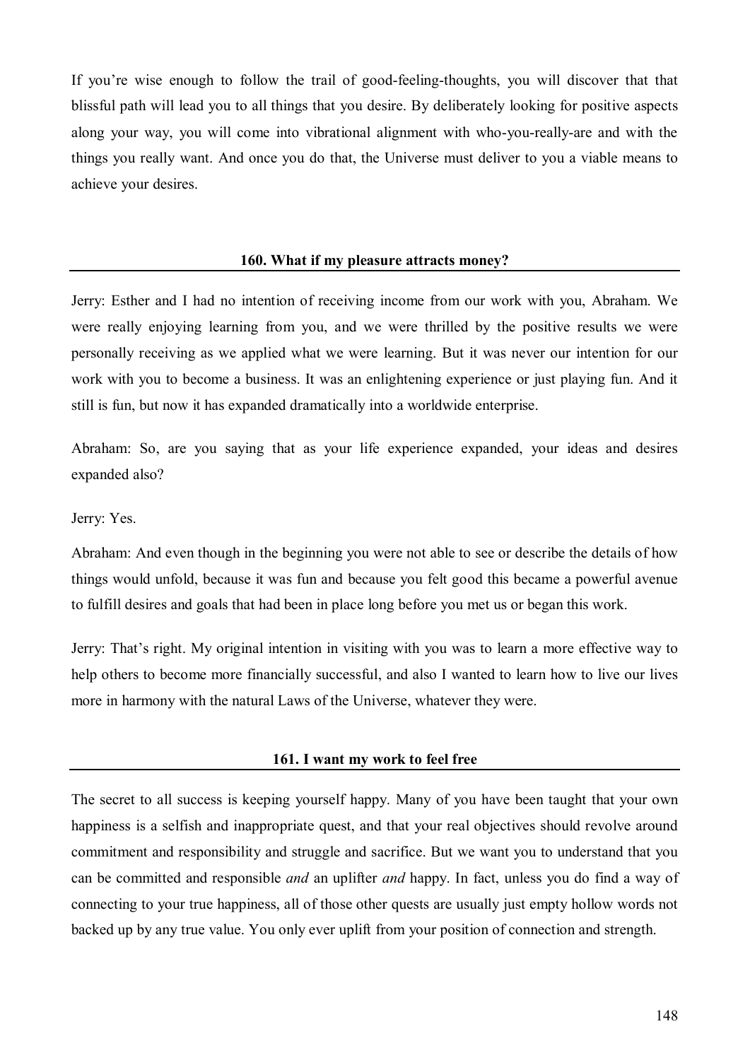If you're wise enough to follow the trail of good-feeling-thoughts, you will discover that that blissful path will lead you to all things that you desire. By deliberately looking for positive aspects along your way, you will come into vibrational alignment with who-you-really-are and with the things you really want. And once you do that, the Universe must deliver to you a viable means to achieve your desires.

### 160. What if my pleasure attracts money?

Jerry: Esther and I had no intention of receiving income from our work with you, Abraham. We were really enjoying learning from you, and we were thrilled by the positive results we were personally receiving as we applied what we were learning. But it was never our intention for our work with you to become a business. It was an enlightening experience or just playing fun. And it still is fun, but now it has expanded dramatically into a worldwide enterprise.

Abraham: So, are you saying that as your life experience expanded, your ideas and desires expanded also?

Jerry: Yes.

Abraham: And even though in the beginning you were not able to see or describe the details of how things would unfold, because it was fun and because you felt good this became a powerful avenue to fulfill desires and goals that had been in place long before you met us or began this work.

Jerry: That's right. My original intention in visiting with you was to learn a more effective way to help others to become more financially successful, and also I wanted to learn how to live our lives more in harmony with the natural Laws of the Universe, whatever they were.

### 161. I want my work to feel free

The secret to all success is keeping yourself happy. Many of you have been taught that your own happiness is a selfish and inappropriate quest, and that your real objectives should revolve around commitment and responsibility and struggle and sacrifice. But we want you to understand that you can be committed and responsible *and* an uplifter *and* happy. In fact, unless you do find a way of connecting to your true happiness, all of those other quests are usually just empty hollow words not backed up by any true value. You only ever uplift from your position of connection and strength.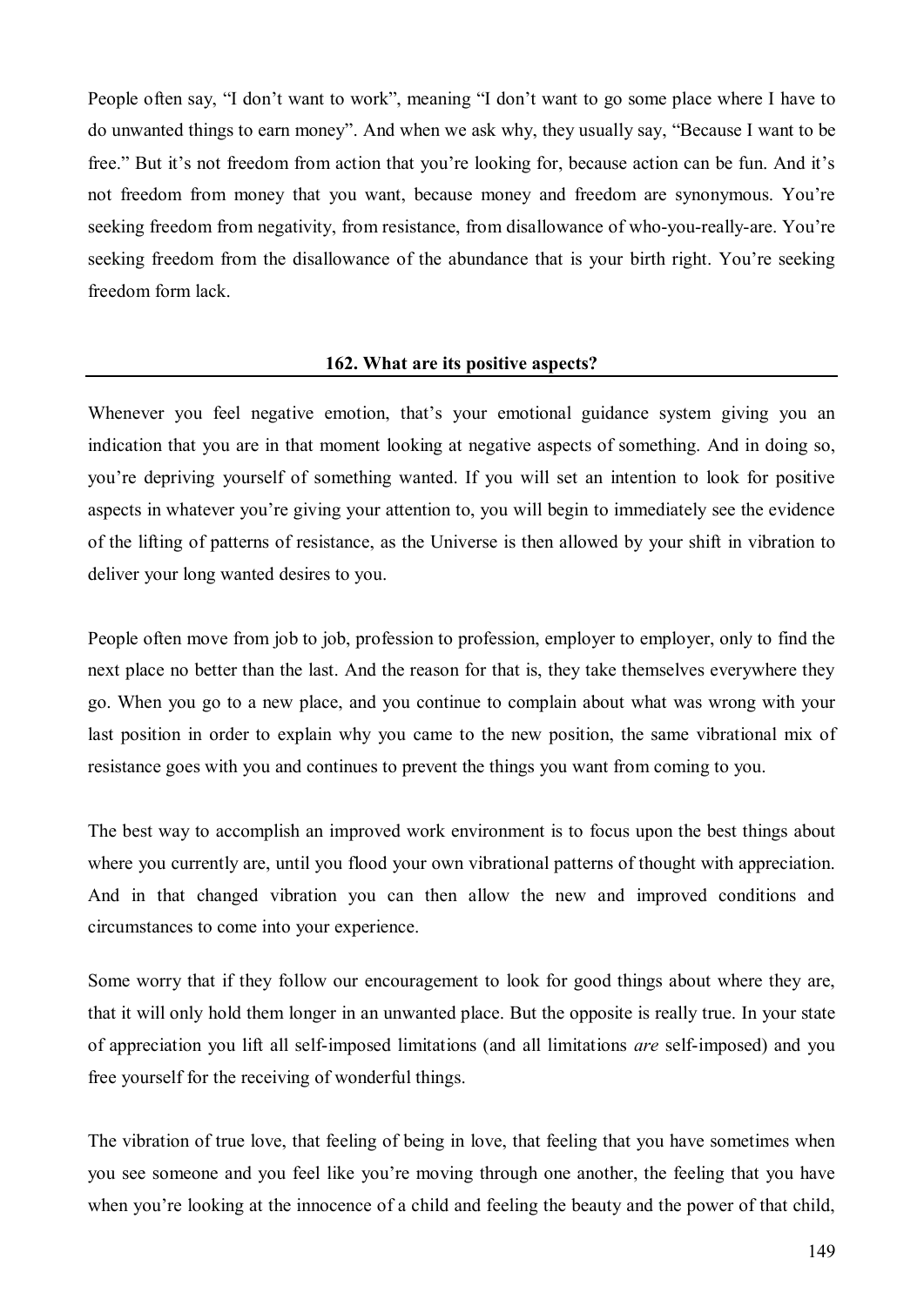People often say, “I don’t want to work”, meaning “I don’t want to go some place where I have to do unwanted things to earn money”. And when we ask why, they usually say, “Because I want to be free.” But it’s not freedom from action that you’re looking for, because action can be fun. And it’s not freedom from money that you want, because money and freedom are synonymous. You’re seeking freedom from negativity, from resistance, from disallowance of who-you-really-are. You’re seeking freedom from the disallowance of the abundance that is your birth right. You’re seeking freedom form lack.

### 162. What are its positive aspects?

Whenever you feel negative emotion, that’s your emotional guidance system giving you an indication that you are in that moment looking at negative aspects of something. And in doing so, you’re depriving yourself of something wanted. If you will set an intention to look for positive aspects in whatever you’re giving your attention to, you will begin to immediately see the evidence of the lifting of patterns of resistance, as the Universe is then allowed by your shift in vibration to deliver your long wanted desires to you.

People often move from job to job, profession to profession, employer to employer, only to find the next place no better than the last. And the reason for that is, they take themselves everywhere they go. When you go to a new place, and you continue to complain about what was wrong with your last position in order to explain why you came to the new position, the same vibrational mix of resistance goes with you and continues to prevent the things you want from coming to you.

The best way to accomplish an improved work environment is to focus upon the best things about where you currently are, until you flood your own vibrational patterns of thought with appreciation. And in that changed vibration you can then allow the new and improved conditions and circumstances to come into your experience.

Some worry that if they follow our encouragement to look for good things about where they are, that it will only hold them longer in an unwanted place. But the opposite is really true. In your state of appreciation you lift all self-imposed limitations (and all limitations *are* self-imposed) and you free yourself for the receiving of wonderful things.

The vibration of true love, that feeling of being in love, that feeling that you have sometimes when you see someone and you feel like you’re moving through one another, the feeling that you have when you’re looking at the innocence of a child and feeling the beauty and the power of that child,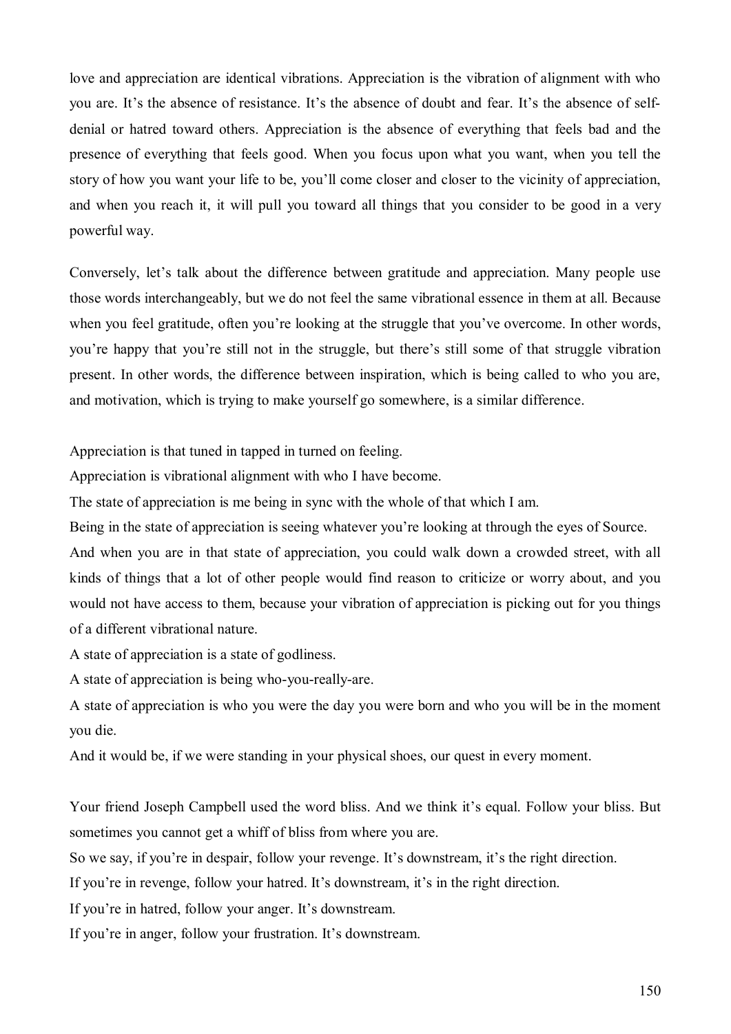love and appreciation are identical vibrations. Appreciation is the vibration of alignment with who you are. It's the absence of resistance. It's the absence of doubt and fear. It's the absence of self-denial or hatred toward others. Appreciation is the absence of everything that feels bad and the presence of everything that feels good. When you focus upon what you want, when you tell the story of how you want your life to be, you'll come closer and closer to the vicinity of appreciation, and when you reach it, it will pull you toward all things that you consider to be good in a very powerful way.

Conversely, let's talk about the difference between gratitude and appreciation. Many people use those words interchangeably, but we do not feel the same vibrational essence in them at all. Because when you feel gratitude, often you're looking at the struggle that you've overcome. In other words, you're happy that you're still not in the struggle, but there's still some of that struggle vibration present. In other words, the difference between inspiration, which is being called to who you are, and motivation, which is trying to make yourself go somewhere, is a similar difference.

Appreciation is that tuned in tapped in turned on feeling.

Appreciation is vibrational alignment with who I have become.

The state of appreciation is me being in sync with the whole of that which I am.

Being in the state of appreciation is seeing whatever you're looking at through the eyes of Source.

And when you are in that state of appreciation, you could walk down a crowded street, with all kinds of things that a lot of other people would find reason to criticize or worry about, and you would not have access to them, because your vibration of appreciation is picking out for you things of a different vibrational nature.

A state of appreciation is a state of godliness.

A state of appreciation is being who-you-really-are.

A state of appreciation is who you were the day you were born and who you will be in the moment you die.

And it would be, if we were standing in your physical shoes, our quest in every moment.

Your friend Joseph Campbell used the word bliss. And we think it's equal. Follow your bliss. But sometimes you cannot get a whiff of bliss from where you are.

So we say, if you're in despair, follow your revenge. It's downstream, it's the right direction.

If you're in revenge, follow your hatred. It's downstream, it's in the right direction.

If you're in hatred, follow your anger. It's downstream.

If you're in anger, follow your frustration. It's downstream.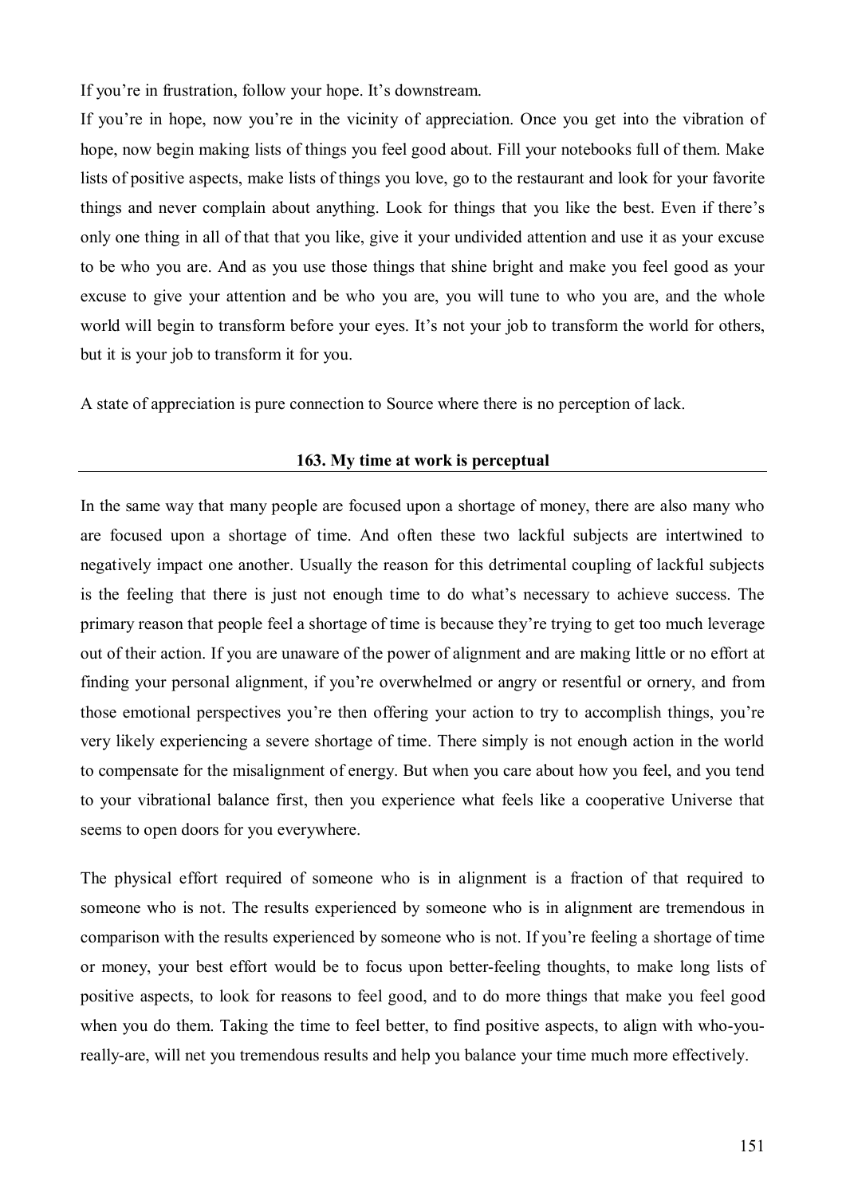If you're in frustration, follow your hope. It's downstream.

If you're in hope, now you're in the vicinity of appreciation. Once you get into the vibration of hope, now begin making lists of things you feel good about. Fill your notebooks full of them. Make lists of positive aspects, make lists of things you love, go to the restaurant and look for your favorite things and never complain about anything. Look for things that you like the best. Even if there's only one thing in all of that that you like, give it your undivided attention and use it as your excuse to be who you are. And as you use those things that shine bright and make you feel good as your excuse to give your attention and be who you are, you will tune to who you are, and the whole world will begin to transform before your eyes. It's not your job to transform the world for others, but it is your job to transform it for you.

A state of appreciation is pure connection to Source where there is no perception of lack.

## 163. My time at work is perceptual

In the same way that many people are focused upon a shortage of money, there are also many who are focused upon a shortage of time. And often these two lackful subjects are intertwined to negatively impact one another. Usually the reason for this detrimental coupling of lackful subjects is the feeling that there is just not enough time to do what's necessary to achieve success. The primary reason that people feel a shortage of time is because they're trying to get too much leverage out of their action. If you are unaware of the power of alignment and are making little or no effort at finding your personal alignment, if you're overwhelmed or angry or resentful or ornery, and from those emotional perspectives you're then offering your action to try to accomplish things, you're very likely experiencing a severe shortage of time. There simply is not enough action in the world to compensate for the misalignment of energy. But when you care about how you feel, and you tend to your vibrational balance first, then you experience what feels like a cooperative Universe that seems to open doors for you everywhere.

The physical effort required of someone who is in alignment is a fraction of that required to someone who is not. The results experienced by someone who is in alignment are tremendous in comparison with the results experienced by someone who is not. If you're feeling a shortage of time or money, your best effort would be to focus upon better-feeling thoughts, to make long lists of positive aspects, to look for reasons to feel good, and to do more things that make you feel good when you do them. Taking the time to feel better, to find positive aspects, to align with who-you-really-are, will net you tremendous results and help you balance your time much more effectively.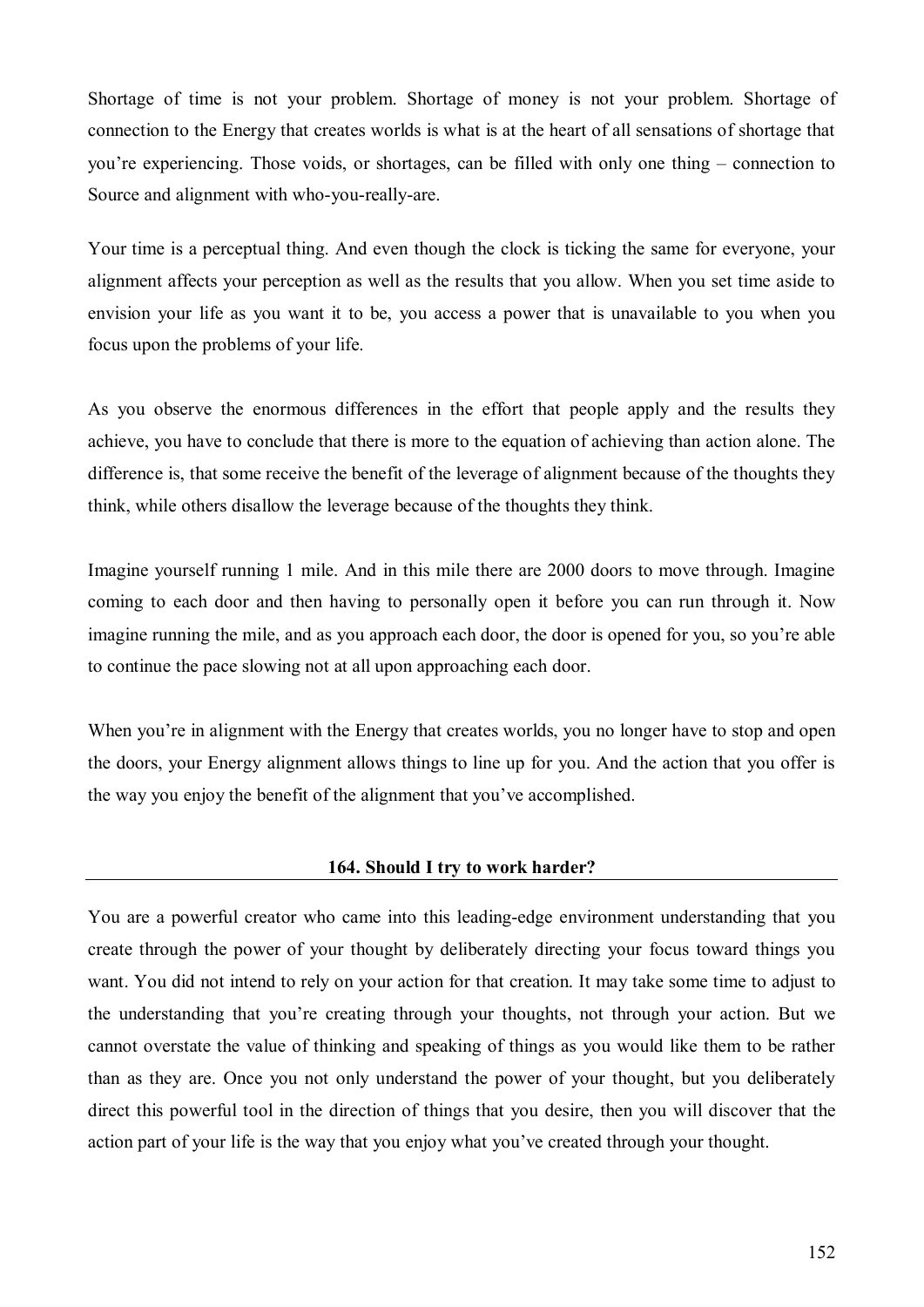Shortage of time is not your problem. Shortage of money is not your problem. Shortage of connection to the Energy that creates worlds is what is at the heart of all sensations of shortage that you're experiencing. Those voids, or shortages, can be filled with only one thing – connection to Source and alignment with who-you-really-are.

Your time is a perceptual thing. And even though the clock is ticking the same for everyone, your alignment affects your perception as well as the results that you allow. When you set time aside to envision your life as you want it to be, you access a power that is unavailable to you when you focus upon the problems of your life.

As you observe the enormous differences in the effort that people apply and the results they achieve, you have to conclude that there is more to the equation of achieving than action alone. The difference is, that some receive the benefit of the leverage of alignment because of the thoughts they think, while others disallow the leverage because of the thoughts they think.

Imagine yourself running 1 mile. And in this mile there are 2000 doors to move through. Imagine coming to each door and then having to personally open it before you can run through it. Now imagine running the mile, and as you approach each door, the door is opened for you, so you're able to continue the pace slowing not at all upon approaching each door.

When you're in alignment with the Energy that creates worlds, you no longer have to stop and open the doors, your Energy alignment allows things to line up for you. And the action that you offer is the way you enjoy the benefit of the alignment that you've accomplished.

## 164. Should I try to work harder?

You are a powerful creator who came into this leading-edge environment understanding that you create through the power of your thought by deliberately directing your focus toward things you want. You did not intend to rely on your action for that creation. It may take some time to adjust to the understanding that you're creating through your thoughts, not through your action. But we cannot overstate the value of thinking and speaking of things as you would like them to be rather than as they are. Once you not only understand the power of your thought, but you deliberately direct this powerful tool in the direction of things that you desire, then you will discover that the action part of your life is the way that you enjoy what you've created through your thought.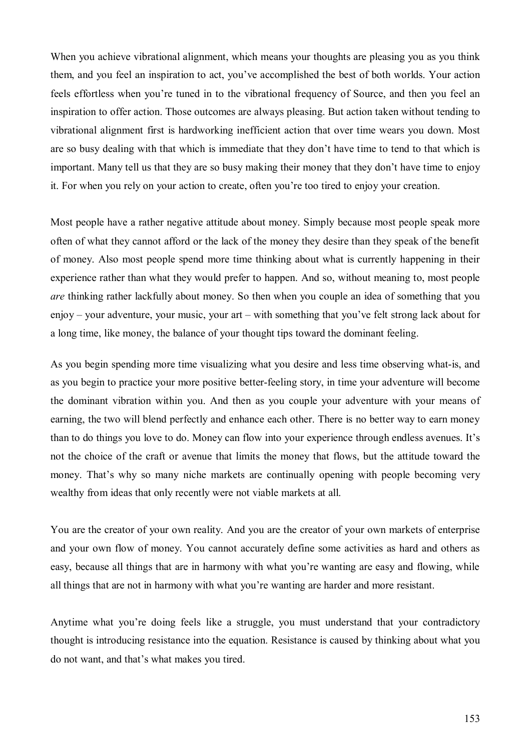When you achieve vibrational alignment, which means your thoughts are pleasing you as you think them, and you feel an inspiration to act, you've accomplished the best of both worlds. Your action feels effortless when you're tuned in to the vibrational frequency of Source, and then you feel an inspiration to offer action. Those outcomes are always pleasing. But action taken without tending to vibrational alignment first is hardworking inefficient action that over time wears you down. Most are so busy dealing with that which is immediate that they don't have time to tend to that which is important. Many tell us that they are so busy making their money that they don't have time to enjoy it. For when you rely on your action to create, often you're too tired to enjoy your creation.

Most people have a rather negative attitude about money. Simply because most people speak more often of what they cannot afford or the lack of the money they desire than they speak of the benefit of money. Also most people spend more time thinking about what is currently happening in their experience rather than what they would prefer to happen. And so, without meaning to, most people *are* thinking rather lackfully about money. So then when you couple an idea of something that you enjoy – your adventure, your music, your art – with something that you've felt strong lack about for a long time, like money, the balance of your thought tips toward the dominant feeling.

As you begin spending more time visualizing what you desire and less time observing what-is, and as you begin to practice your more positive better-feeling story, in time your adventure will become the dominant vibration within you. And then as you couple your adventure with your means of earning, the two will blend perfectly and enhance each other. There is no better way to earn money than to do things you love to do. Money can flow into your experience through endless avenues. It's not the choice of the craft or avenue that limits the money that flows, but the attitude toward the money. That's why so many niche markets are continually opening with people becoming very wealthy from ideas that only recently were not viable markets at all.

You are the creator of your own reality. And you are the creator of your own markets of enterprise and your own flow of money. You cannot accurately define some activities as hard and others as easy, because all things that are in harmony with what you're wanting are easy and flowing, while all things that are not in harmony with what you're wanting are harder and more resistant.

Anytime what you're doing feels like a struggle, you must understand that your contradictory thought is introducing resistance into the equation. Resistance is caused by thinking about what you do not want, and that's what makes you tired.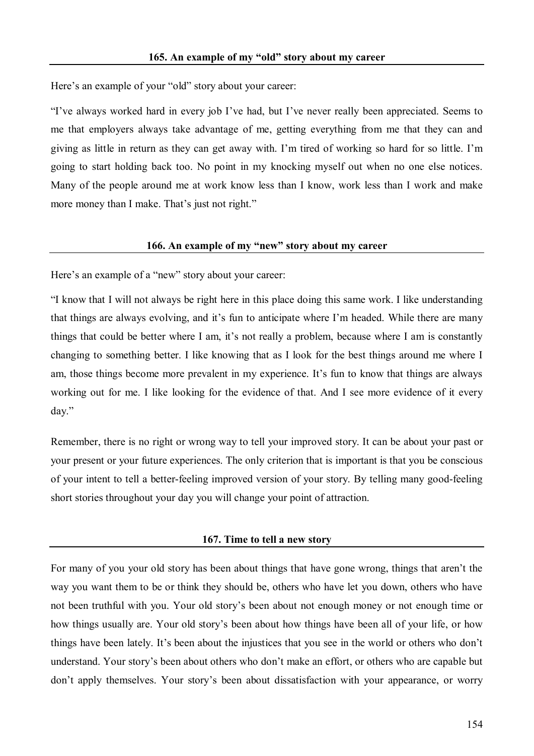## 165. An example of my "old" story about my career

Here's an example of your "old" story about your career:

"I've always worked hard in every job I've had, but I've never really been appreciated. Seems to me that employers always take advantage of me, getting everything from me that they can and giving as little in return as they can get away with. I'm tired of working so hard for so little. I'm going to start holding back too. No point in my knocking myself out when no one else notices. Many of the people around me at work know less than I know, work less than I work and make more money than I make. That's just not right."

## 166. An example of my "new" story about my career

Here's an example of a "new" story about your career:

"I know that I will not always be right here in this place doing this same work. I like understanding that things are always evolving, and it's fun to anticipate where I'm headed. While there are many things that could be better where I am, it's not really a problem, because where I am is constantly changing to something better. I like knowing that as I look for the best things around me where I am, those things become more prevalent in my experience. It's fun to know that things are always working out for me. I like looking for the evidence of that. And I see more evidence of it every day."

Remember, there is no right or wrong way to tell your improved story. It can be about your past or your present or your future experiences. The only criterion that is important is that you be conscious of your intent to tell a better-feeling improved version of your story. By telling many good-feeling short stories throughout your day you will change your point of attraction.

## 167. Time to tell a new story

For many of you your old story has been about things that have gone wrong, things that aren't the way you want them to be or think they should be, others who have let you down, others who have not been truthful with you. Your old story's been about not enough money or not enough time or how things usually are. Your old story's been about how things have been all of your life, or how things have been lately. It's been about the injustices that you see in the world or others who don't understand. Your story's been about others who don't make an effort, or others who are capable but don't apply themselves. Your story's been about dissatisfaction with your appearance, or worry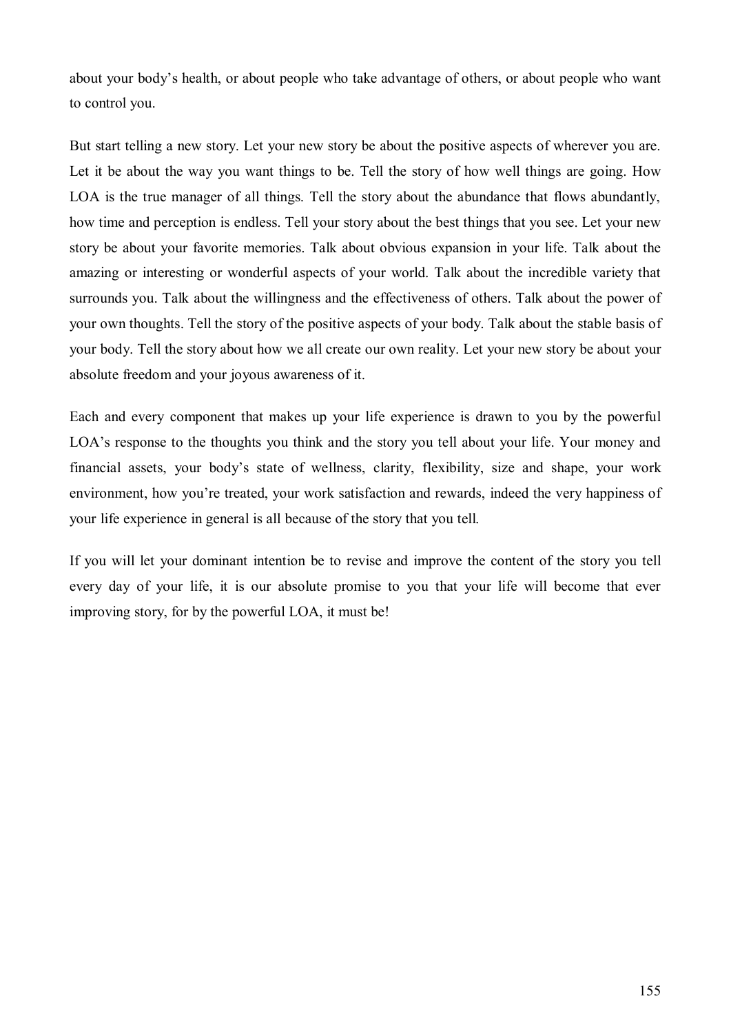about your body's health, or about people who take advantage of others, or about people who want to control you.

But start telling a new story. Let your new story be about the positive aspects of wherever you are. Let it be about the way you want things to be. Tell the story of how well things are going. How LOA is the true manager of all things. Tell the story about the abundance that flows abundantly, how time and perception is endless. Tell your story about the best things that you see. Let your new story be about your favorite memories. Talk about obvious expansion in your life. Talk about the amazing or interesting or wonderful aspects of your world. Talk about the incredible variety that surrounds you. Talk about the willingness and the effectiveness of others. Talk about the power of your own thoughts. Tell the story of the positive aspects of your body. Talk about the stable basis of your body. Tell the story about how we all create our own reality. Let your new story be about your absolute freedom and your joyous awareness of it.

Each and every component that makes up your life experience is drawn to you by the powerful LOA's response to the thoughts you think and the story you tell about your life. Your money and financial assets, your body's state of wellness, clarity, flexibility, size and shape, your work environment, how you're treated, your work satisfaction and rewards, indeed the very happiness of your life experience in general is all because of the story that you tell.

If you will let your dominant intention be to revise and improve the content of the story you tell every day of your life, it is our absolute promise to you that your life will become that ever improving story, for by the powerful LOA, it must be!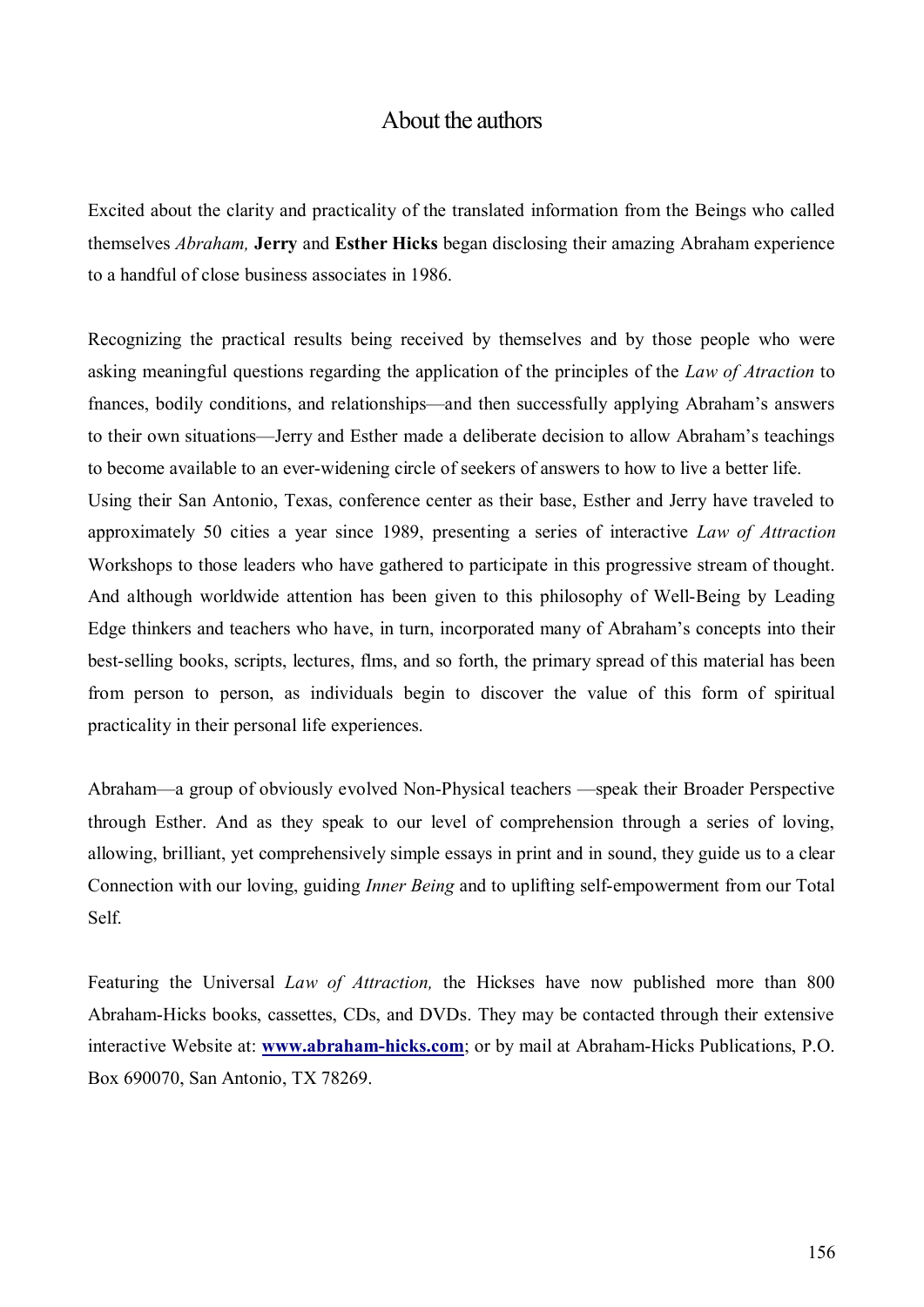# About the authors

Excited about the clarity and practicality of the translated information from the Beings who called themselves *Abraham,* **Jerry** and **Esther Hicks** began disclosing their amazing Abraham experience to a handful of close business associates in 1986.

Recognizing the practical results being received by themselves and by those people who were asking meaningful questions regarding the application of the principles of the *Law of Atraction* to fnances, bodily conditions, and relationships—and then successfully applying Abraham's answers to their own situations—Jerry and Esther made a deliberate decision to allow Abraham's teachings to become available to an ever-widening circle of seekers of answers to how to live a better life.
Using their San Antonio, Texas, conference center as their base, Esther and Jerry have traveled to approximately 50 cities a year since 1989, presenting a series of interactive *Law of Attraction* Workshops to those leaders who have gathered to participate in this progressive stream of thought. And although worldwide attention has been given to this philosophy of Well-Being by Leading Edge thinkers and teachers who have, in turn, incorporated many of Abraham's concepts into their best-selling books, scripts, lectures, flms, and so forth, the primary spread of this material has been from person to person, as individuals begin to discover the value of this form of spiritual practicality in their personal life experiences.

Abraham—a group of obviously evolved Non-Physical teachers —speak their Broader Perspective through Esther. And as they speak to our level of comprehension through a series of loving, allowing, brilliant, yet comprehensively simple essays in print and in sound, they guide us to a clear Connection with our loving, guiding *Inner Being* and to uplifting self-empowerment from our Total Self.

Featuring the Universal *Law of Attraction,* the Hickses have now published more than 800 Abraham-Hicks books, cassettes, CDs, and DVDs. They may be contacted through their extensive interactive Website at: **www.abraham-hicks.com**; or by mail at Abraham-Hicks Publications, P.O. Box 690070, San Antonio, TX 78269.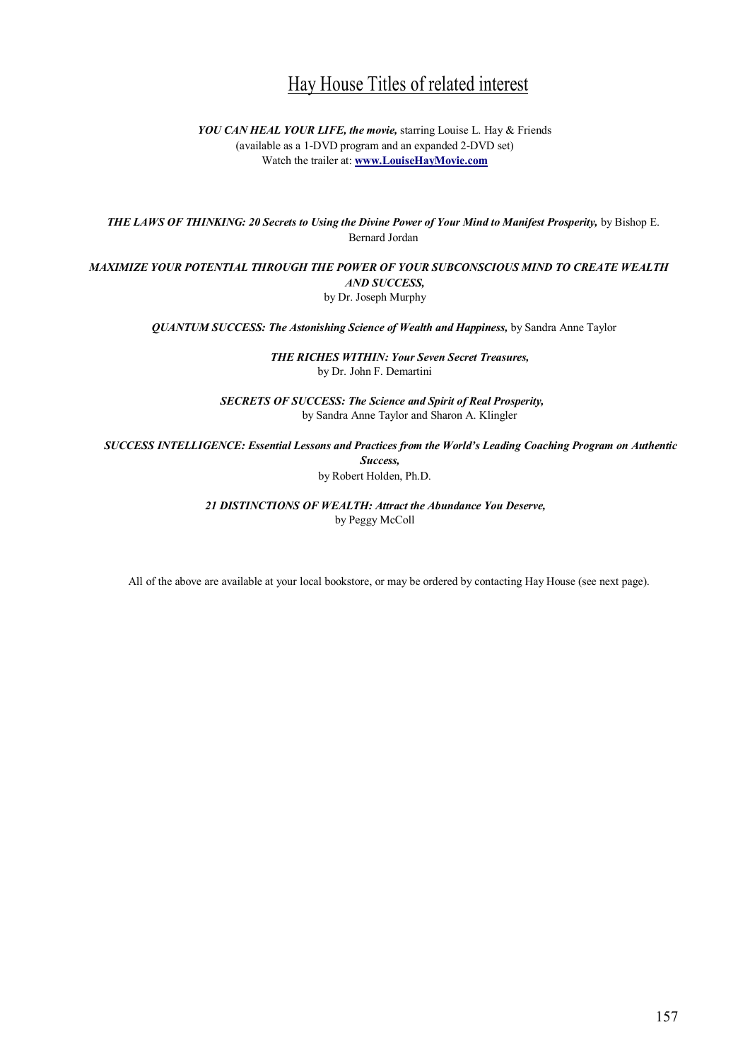# Hay House Titles of related interest

***YOU CAN HEAL YOUR LIFE, the movie,*** starring Louise L. Hay & Friends
(available as a 1-DVD program and an expanded 2-DVD set)
Watch the trailer at: **www.LouiseHayMovie.com**

***THE LAWS OF THINKING: 20 Secrets to Using the Divine Power of Your Mind to Manifest Prosperity,*** by Bishop E. Bernard Jordan

***MAXIMIZE YOUR POTENTIAL THROUGH THE POWER OF YOUR SUBCONSCIOUS MIND TO CREATE WEALTH AND SUCCESS,***
by Dr. Joseph Murphy

***QUANTUM SUCCESS: The Astonishing Science of Wealth and Happiness,*** by Sandra Anne Taylor

***THE RICHES WITHIN: Your Seven Secret Treasures,***
by Dr. John F. Demartini

***SECRETS OF SUCCESS: The Science and Spirit of Real Prosperity,***
by Sandra Anne Taylor and Sharon A. Klingler

***SUCCESS INTELLIGENCE: Essential Lessons and Practices from the World's Leading Coaching Program on Authentic Success,***
by Robert Holden, Ph.D.

***21 DISTINCTIONS OF WEALTH: Attract the Abundance You Deserve,***
by Peggy McColl

All of the above are available at your local bookstore, or may be ordered by contacting Hay House (see next page).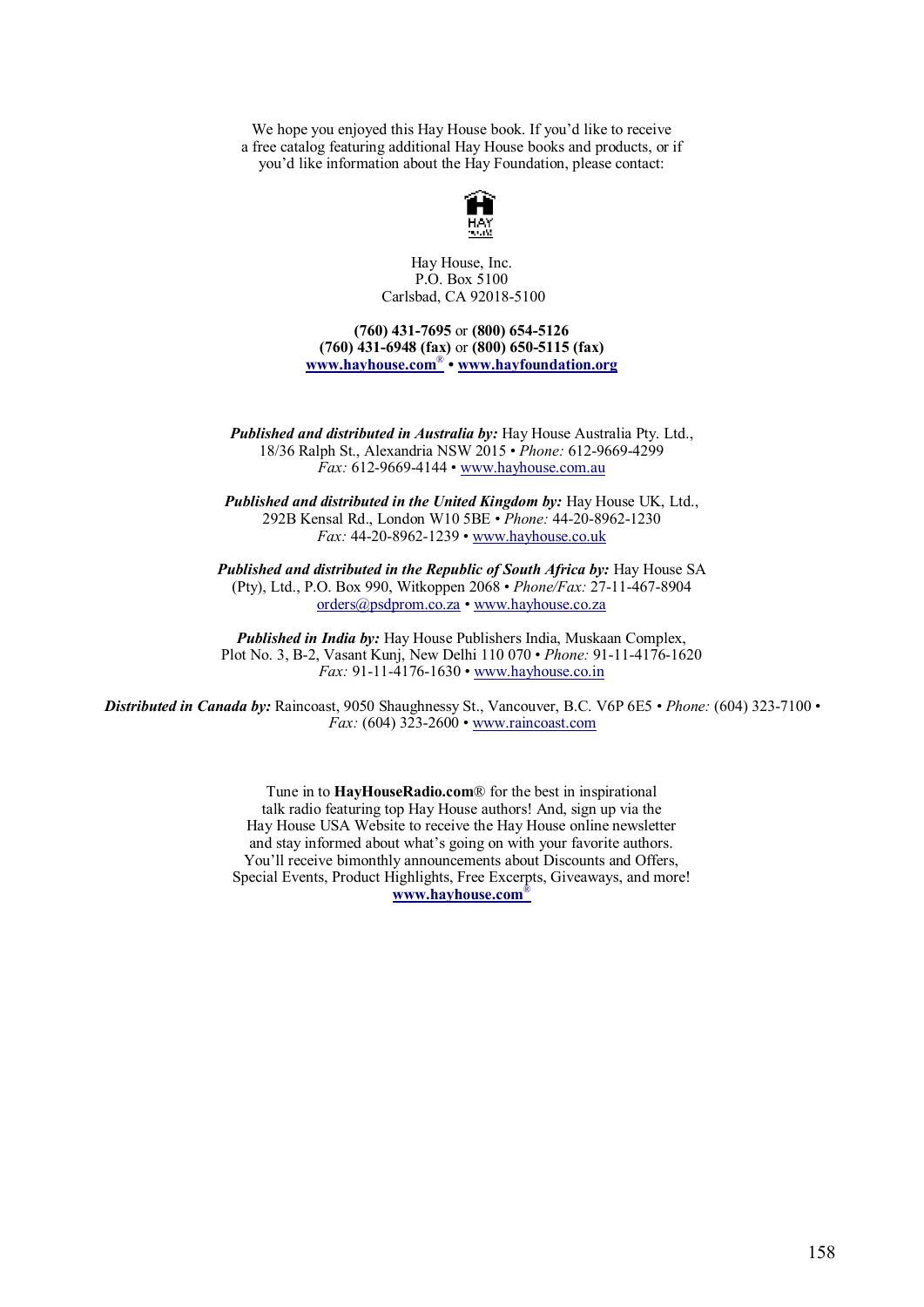We hope you enjoyed this Hay House book. If you'd like to receive a free catalog featuring additional Hay House books and products, or if you'd like information about the Hay Foundation, please contact:

Hay House, Inc.
P.O. Box 5100
Carlsbad, CA 92018-5100

**(760) 431-7695** or **(800) 654-5126**
**(760) 431-6948 (fax)** or **(800) 650-5115 (fax)**
**www.hayhouse.com® • www.hayfoundation.org**

***Published and distributed in Australia by:*** Hay House Australia Pty. Ltd., 18/36 Ralph St., Alexandria NSW 2015 • *Phone:* 612-9669-4299 *Fax:* 612-9669-4144 • www.hayhouse.com.au

***Published and distributed in the United Kingdom by:*** Hay House UK, Ltd., 292B Kensal Rd., London W10 5BE • *Phone:* 44-20-8962-1230 *Fax:* 44-20-8962-1239 • www.hayhouse.co.uk

***Published and distributed in the Republic of South Africa by:*** Hay House SA (Pty), Ltd., P.O. Box 990, Witkoppen 2068 • *Phone/Fax:* 27-11-467-8904 orders@psdprom.co.za • www.hayhouse.co.za

***Published in India by:*** Hay House Publishers India, Muskaan Complex, Plot No. 3, B-2, Vasant Kunj, New Delhi 110 070 • *Phone:* 91-11-4176-1620 *Fax:* 91-11-4176-1630 • www.hayhouse.co.in

***Distributed in Canada by:*** Raincoast, 9050 Shaughnessy St., Vancouver, B.C. V6P 6E5 • *Phone:* (604) 323-7100 • *Fax:* (604) 323-2600 • www.raincoast.com

Tune in to **HayHouseRadio.com**® for the best in inspirational talk radio featuring top Hay House authors! And, sign up via the Hay House USA Website to receive the Hay House online newsletter and stay informed about what's going on with your favorite authors. You'll receive bimonthly announcements about Discounts and Offers, Special Events, Product Highlights, Free Excerpts, Giveaways, and more!
**www.hayhouse.com®**